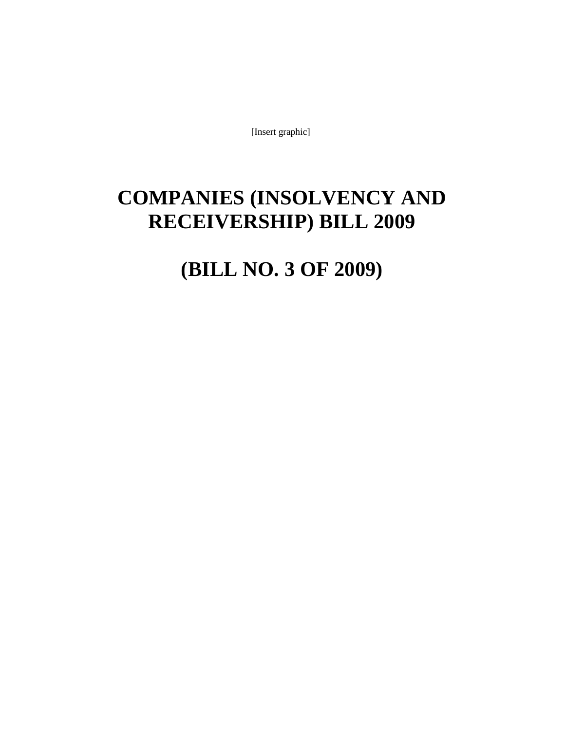[Insert graphic]

# COMPANIES (INSOLVENCY AND RECEIVERSHIP) BILL 2009

# (BILL NO. 3 OF 2009)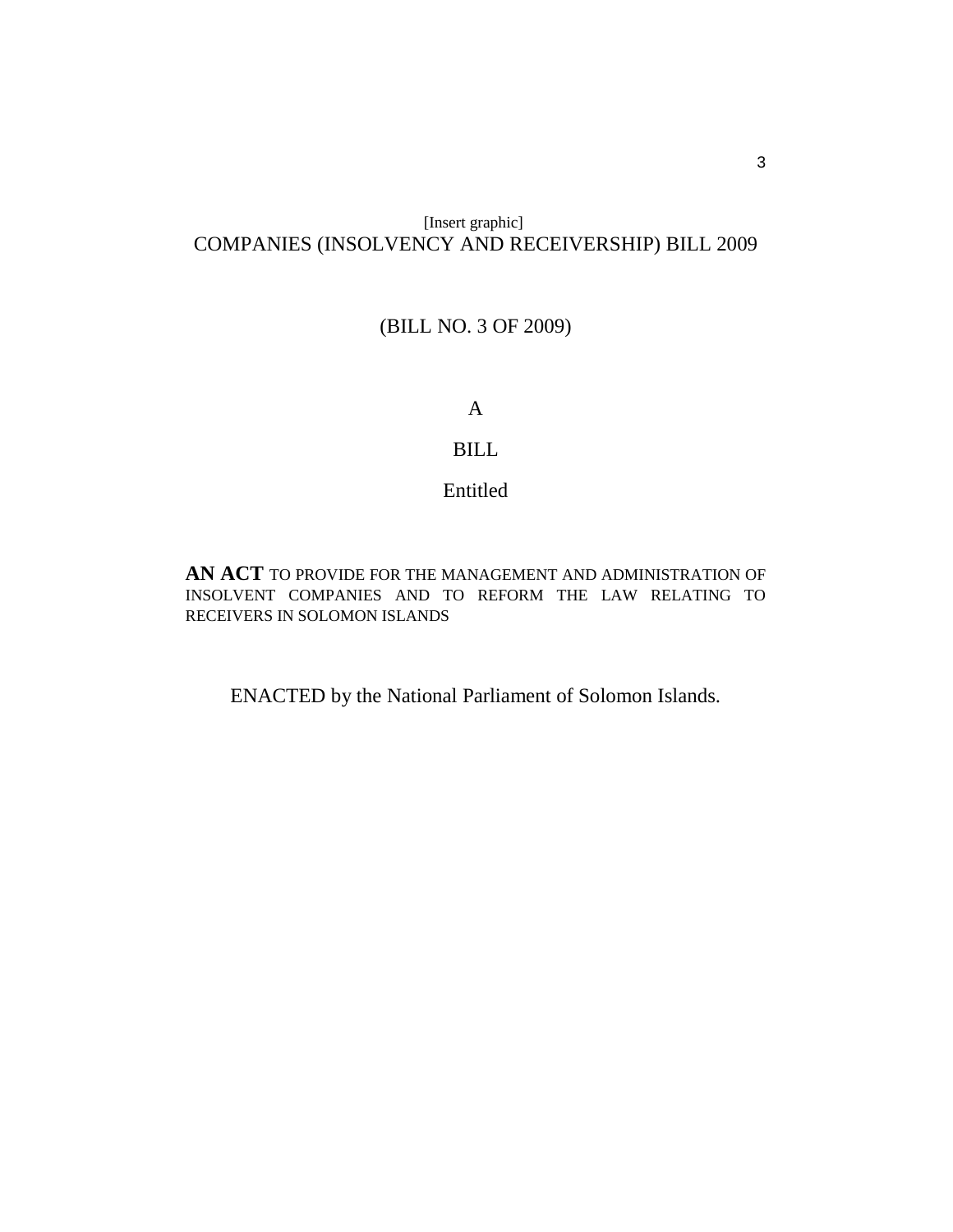[Insert graphic]

# COMPANIES (INSOLVENCY AND RECEIVERSHIP) BILL 2009

(BILL NO. 3 OF 2009)

A

BILL

Entitled

**AN ACT** TO PROVIDE FOR THE MANAGEMENT AND ADMINISTRATION OF INSOLVENT COMPANIES AND TO REFORM THE LAW RELATING TO RECEIVERS IN SOLOMON ISLANDS

ENACTED by the National Parliament of Solomon Islands.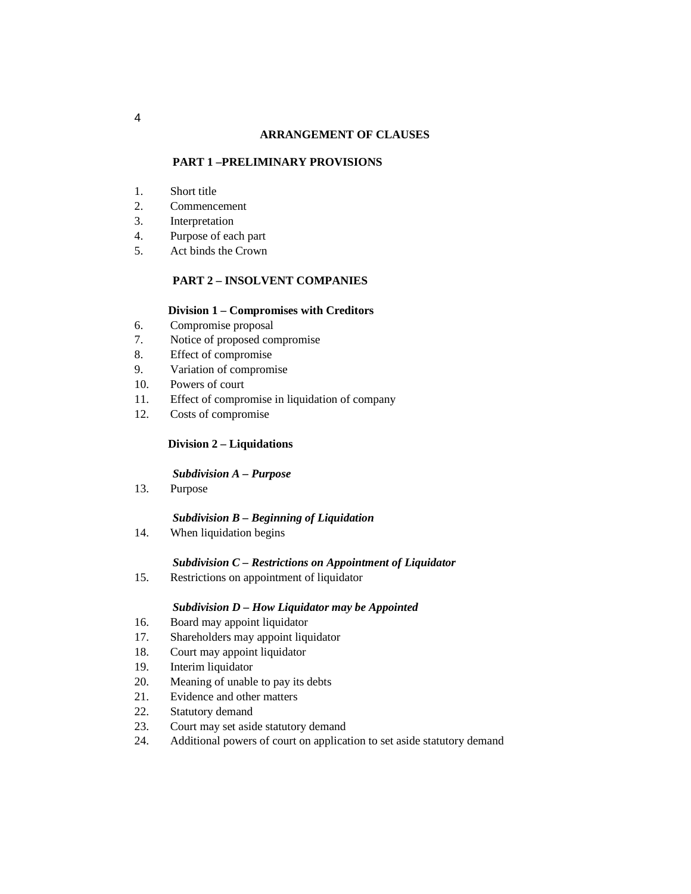# ARRANGEMENT OF CLAUSES

## PART 1 –PRELIMINARY PROVISIONS

1. Short title
2. Commencement
3. Interpretation
4. Purpose of each part
5. Act binds the Crown

## PART 2 – INSOLVENT COMPANIES

### Division 1 – Compromises with Creditors

6. Compromise proposal
7. Notice of proposed compromise
8. Effect of compromise
9. Variation of compromise
10. Powers of court
11. Effect of compromise in liquidation of company
12. Costs of compromise

### Division 2 – Liquidations

#### *Subdivision A – Purpose*

13. Purpose

#### *Subdivision B – Beginning of Liquidation*

14. When liquidation begins

#### *Subdivision C – Restrictions on Appointment of Liquidator*

15. Restrictions on appointment of liquidator

#### *Subdivision D – How Liquidator may be Appointed*

16. Board may appoint liquidator
17. Shareholders may appoint liquidator
18. Court may appoint liquidator
19. Interim liquidator
20. Meaning of unable to pay its debts
21. Evidence and other matters
22. Statutory demand
23. Court may set aside statutory demand
24. Additional powers of court on application to set aside statutory demand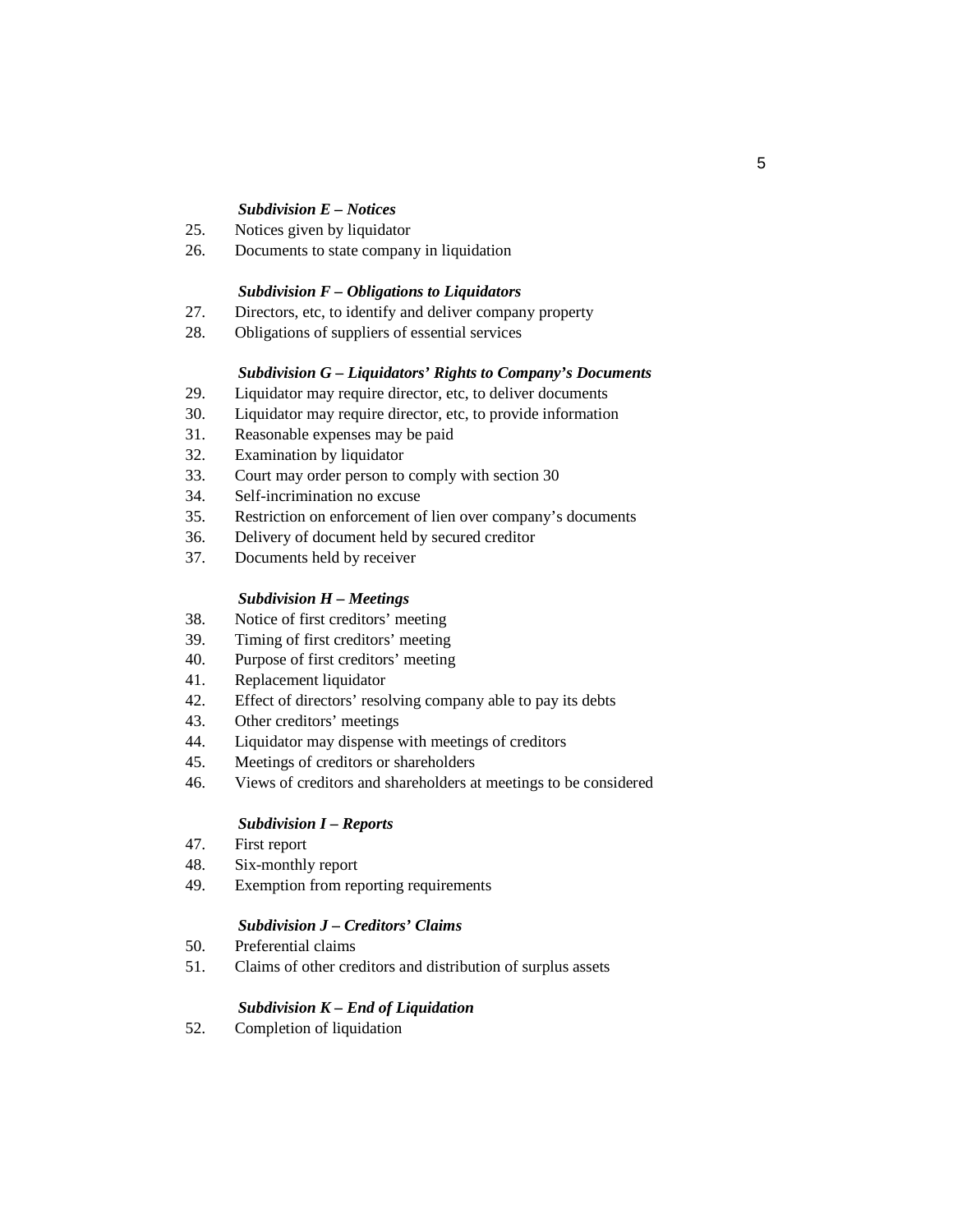***Subdivision E – Notices***

25. Notices given by liquidator
26. Documents to state company in liquidation

***Subdivision F – Obligations to Liquidators***

27. Directors, etc, to identify and deliver company property
28. Obligations of suppliers of essential services

***Subdivision G – Liquidators' Rights to Company's Documents***

29. Liquidator may require director, etc, to deliver documents
30. Liquidator may require director, etc, to provide information
31. Reasonable expenses may be paid
32. Examination by liquidator
33. Court may order person to comply with section 30
34. Self-incrimination no excuse
35. Restriction on enforcement of lien over company's documents
36. Delivery of document held by secured creditor
37. Documents held by receiver

***Subdivision H – Meetings***

38. Notice of first creditors' meeting
39. Timing of first creditors' meeting
40. Purpose of first creditors' meeting
41. Replacement liquidator
42. Effect of directors' resolving company able to pay its debts
43. Other creditors' meetings
44. Liquidator may dispense with meetings of creditors
45. Meetings of creditors or shareholders
46. Views of creditors and shareholders at meetings to be considered

***Subdivision I – Reports***

47. First report
48. Six-monthly report
49. Exemption from reporting requirements

***Subdivision J – Creditors' Claims***

50. Preferential claims
51. Claims of other creditors and distribution of surplus assets

***Subdivision K – End of Liquidation***

52. Completion of liquidation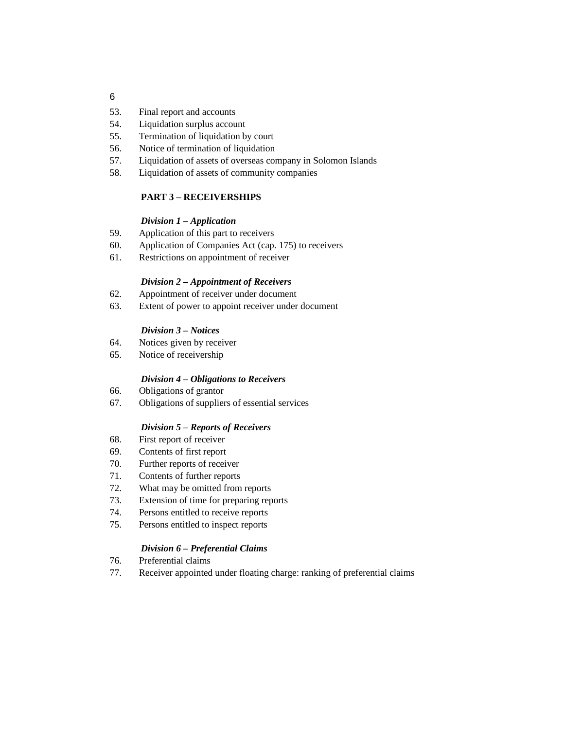53. Final report and accounts
54. Liquidation surplus account
55. Termination of liquidation by court
56. Notice of termination of liquidation
57. Liquidation of assets of overseas company in Solomon Islands
58. Liquidation of assets of community companies

**PART 3 – RECEIVERSHIPS**

***Division 1 – Application***

59. Application of this part to receivers
60. Application of Companies Act (cap. 175) to receivers
61. Restrictions on appointment of receiver

***Division 2 – Appointment of Receivers***

62. Appointment of receiver under document
63. Extent of power to appoint receiver under document

***Division 3 – Notices***

64. Notices given by receiver
65. Notice of receivership

***Division 4 – Obligations to Receivers***

66. Obligations of grantor
67. Obligations of suppliers of essential services

***Division 5 – Reports of Receivers***

68. First report of receiver
69. Contents of first report
70. Further reports of receiver
71. Contents of further reports
72. What may be omitted from reports
73. Extension of time for preparing reports
74. Persons entitled to receive reports
75. Persons entitled to inspect reports

***Division 6 – Preferential Claims***

76. Preferential claims
77. Receiver appointed under floating charge: ranking of preferential claims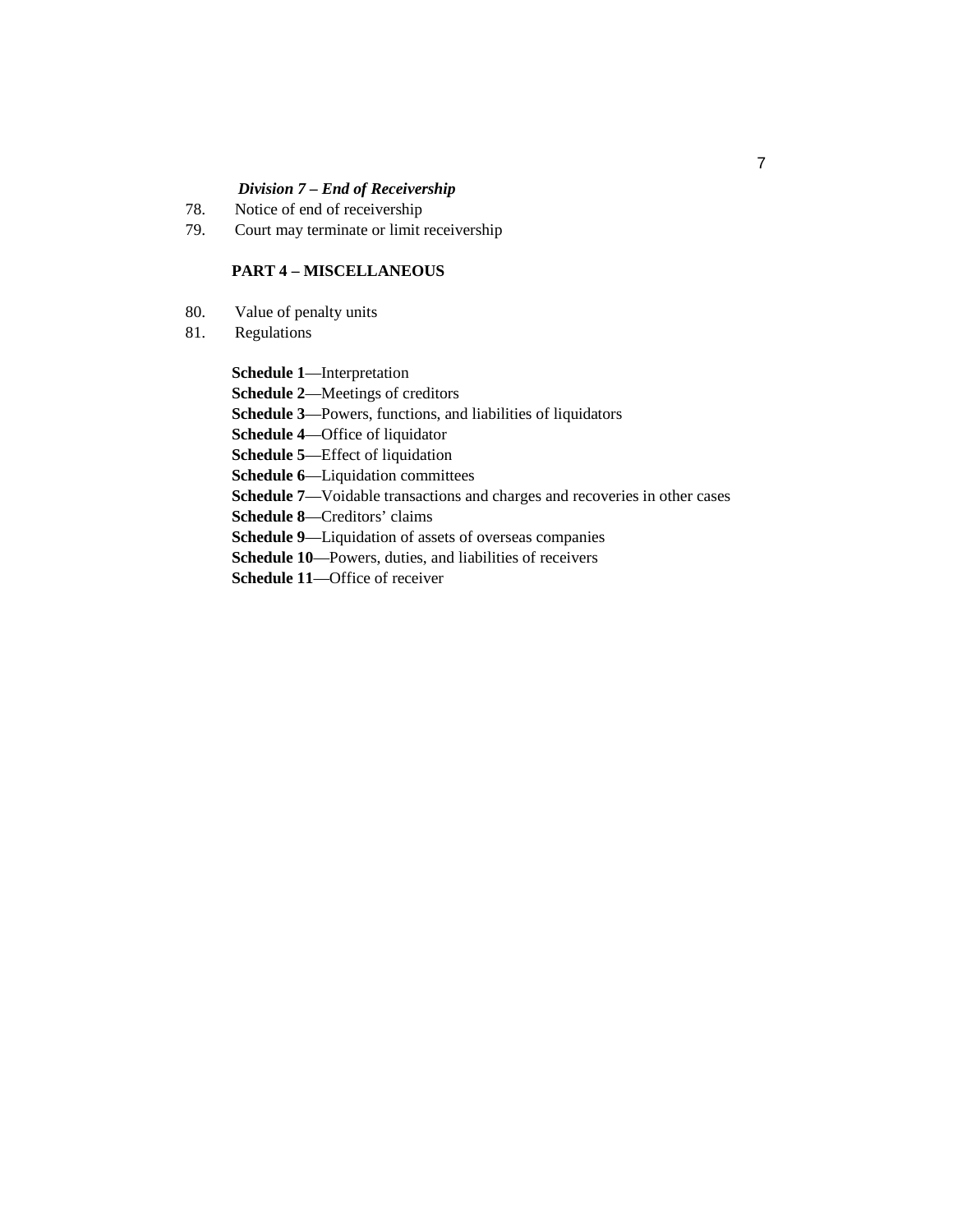*Division 7 – End of Receivership*

78. Notice of end of receivership
79. Court may terminate or limit receivership

**PART 4 – MISCELLANEOUS**

80. Value of penalty units
81. Regulations

**Schedule 1**—Interpretation
**Schedule 2**—Meetings of creditors
**Schedule 3**—Powers, functions, and liabilities of liquidators
**Schedule 4**—Office of liquidator
**Schedule 5**—Effect of liquidation
**Schedule 6**—Liquidation committees
**Schedule 7**—Voidable transactions and charges and recoveries in other cases
**Schedule 8**—Creditors' claims
**Schedule 9**—Liquidation of assets of overseas companies
**Schedule 10**—Powers, duties, and liabilities of receivers
**Schedule 11**—Office of receiver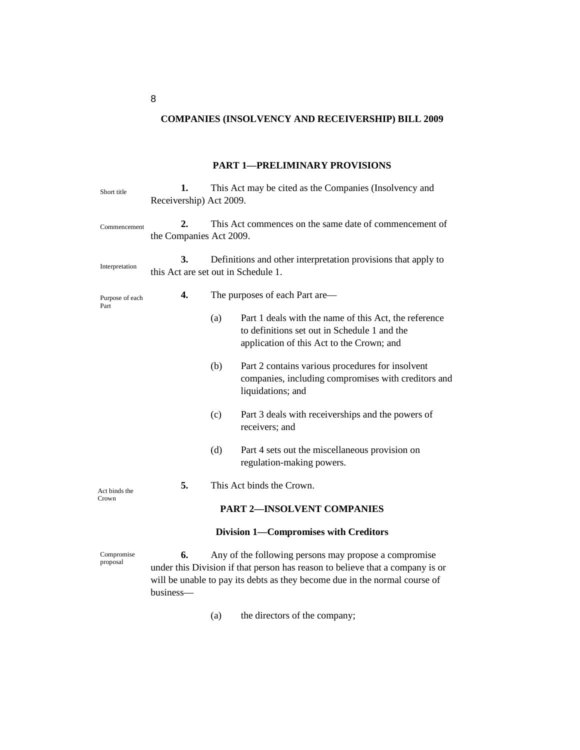# COMPANIES (INSOLVENCY AND RECEIVERSHIP) BILL 2009

## PART 1—PRELIMINARY PROVISIONS

Short title

**1.** This Act may be cited as the Companies (Insolvency and Receivership) Act 2009.

Commencement

**2.** This Act commences on the same date of commencement of the Companies Act 2009.

Interpretation

**3.** Definitions and other interpretation provisions that apply to this Act are set out in Schedule 1.

Purpose of each Part

**4.** The purposes of each Part are—

(a) Part 1 deals with the name of this Act, the reference to definitions set out in Schedule 1 and the application of this Act to the Crown; and

(b) Part 2 contains various procedures for insolvent companies, including compromises with creditors and liquidations; and

(c) Part 3 deals with receiverships and the powers of receivers; and

(d) Part 4 sets out the miscellaneous provision on regulation-making powers.

Act binds the Crown

**5.** This Act binds the Crown.

## PART 2—INSOLVENT COMPANIES

### Division 1—Compromises with Creditors

Compromise proposal

**6.** Any of the following persons may propose a compromise under this Division if that person has reason to believe that a company is or will be unable to pay its debts as they become due in the normal course of business—

(a) the directors of the company;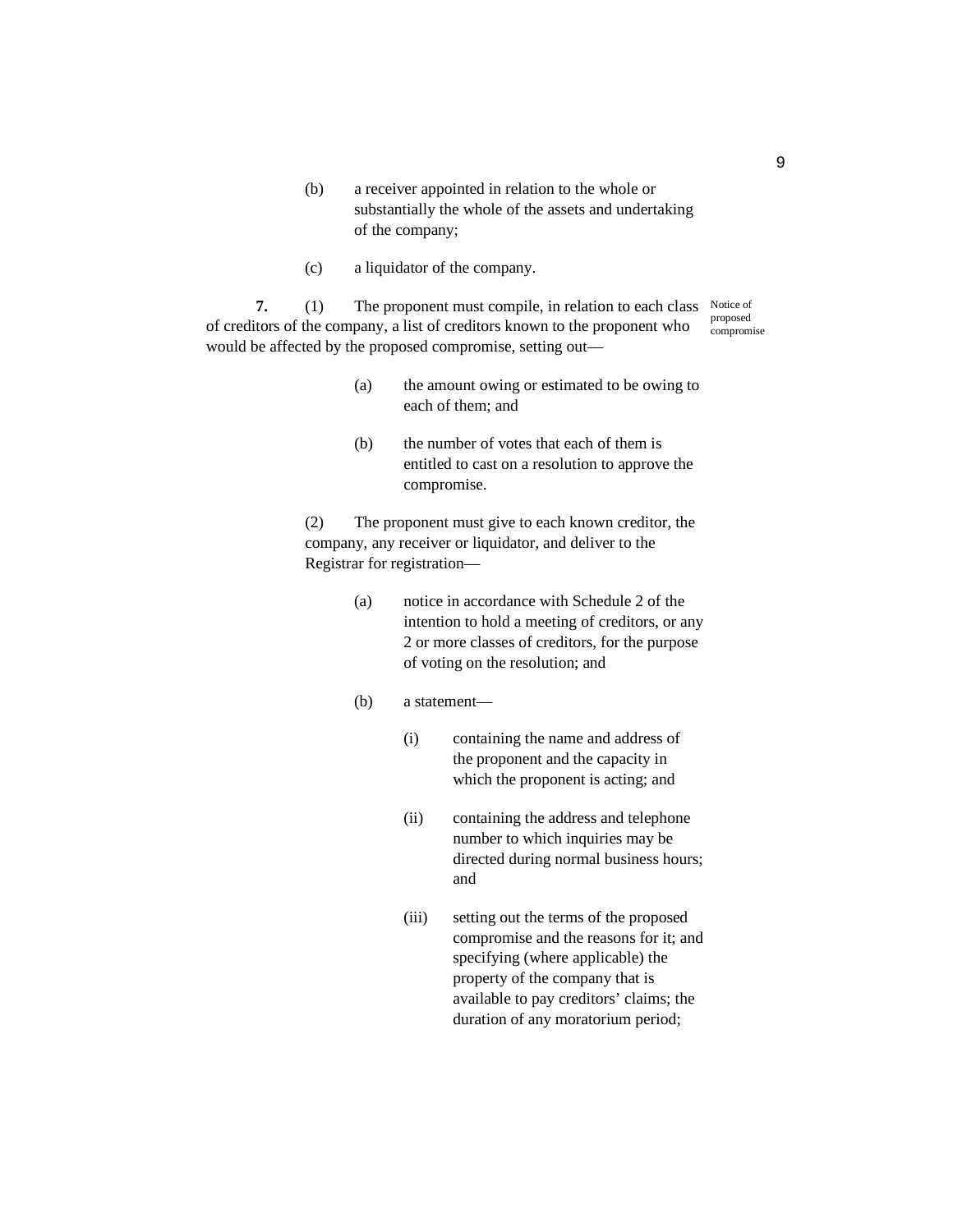(b) a receiver appointed in relation to the whole or substantially the whole of the assets and undertaking of the company;

(c) a liquidator of the company.

**7.** (1) The proponent must compile, in relation to each class of creditors of the company, a list of creditors known to the proponent who would be affected by the proposed compromise, setting out—

Notice of proposed compromise

(a) the amount owing or estimated to be owing to each of them; and

(b) the number of votes that each of them is entitled to cast on a resolution to approve the compromise.

(2) The proponent must give to each known creditor, the company, any receiver or liquidator, and deliver to the Registrar for registration—

(a) notice in accordance with Schedule 2 of the intention to hold a meeting of creditors, or any 2 or more classes of creditors, for the purpose of voting on the resolution; and

(b) a statement—

(i) containing the name and address of the proponent and the capacity in which the proponent is acting; and

(ii) containing the address and telephone number to which inquiries may be directed during normal business hours; and

(iii) setting out the terms of the proposed compromise and the reasons for it; and specifying (where applicable) the property of the company that is available to pay creditors' claims; the duration of any moratorium period;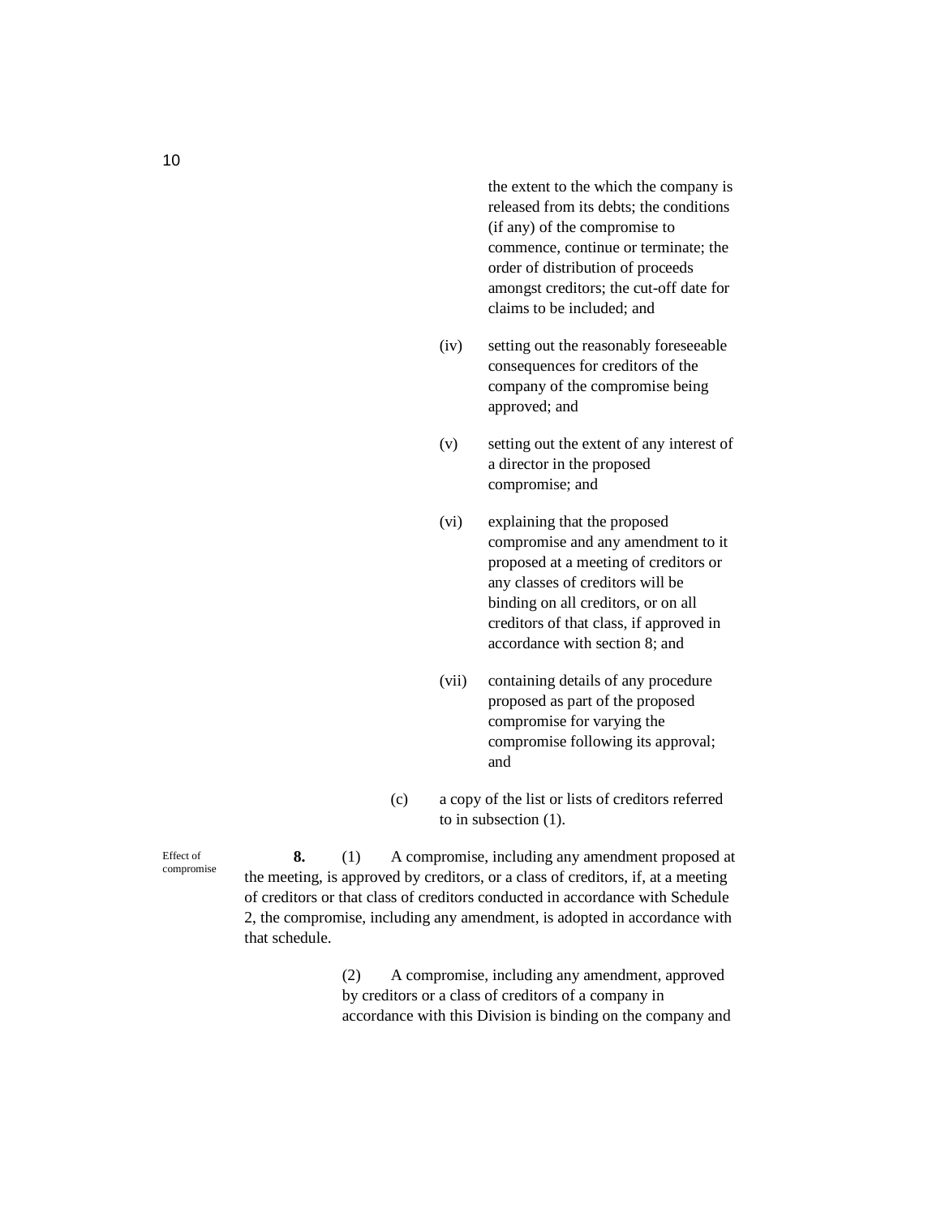the extent to the which the company is released from its debts; the conditions (if any) of the compromise to commence, continue or terminate; the order of distribution of proceeds amongst creditors; the cut-off date for claims to be included; and

(iv) setting out the reasonably foreseeable consequences for creditors of the company of the compromise being approved; and

(v) setting out the extent of any interest of a director in the proposed compromise; and

(vi) explaining that the proposed compromise and any amendment to it proposed at a meeting of creditors or any classes of creditors will be binding on all creditors, or on all creditors of that class, if approved in accordance with section 8; and

(vii) containing details of any procedure proposed as part of the proposed compromise for varying the compromise following its approval; and

(c) a copy of the list or lists of creditors referred to in subsection (1).

Effect of compromise

**8.** (1) A compromise, including any amendment proposed at the meeting, is approved by creditors, or a class of creditors, if, at a meeting of creditors or that class of creditors conducted in accordance with Schedule 2, the compromise, including any amendment, is adopted in accordance with that schedule.

(2) A compromise, including any amendment, approved by creditors or a class of creditors of a company in accordance with this Division is binding on the company and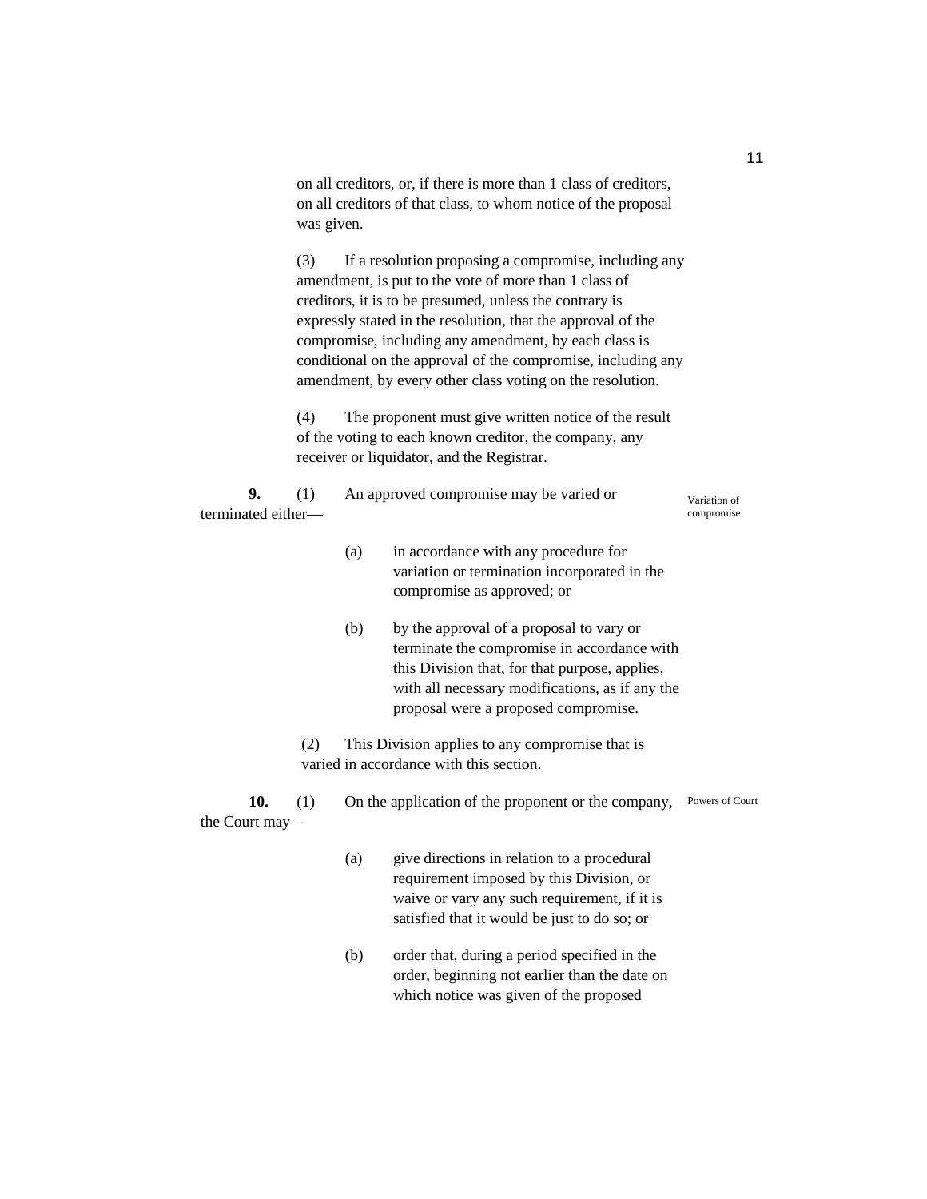on all creditors, or, if there is more than 1 class of creditors, on all creditors of that class, to whom notice of the proposal was given.

(3) If a resolution proposing a compromise, including any amendment, is put to the vote of more than 1 class of creditors, it is to be presumed, unless the contrary is expressly stated in the resolution, that the approval of the compromise, including any amendment, by each class is conditional on the approval of the compromise, including any amendment, by every other class voting on the resolution.

(4) The proponent must give written notice of the result of the voting to each known creditor, the company, any receiver or liquidator, and the Registrar.

*Variation of compromise*

**9.** (1) An approved compromise may be varied or terminated either—

(a) in accordance with any procedure for variation or termination incorporated in the compromise as approved; or

(b) by the approval of a proposal to vary or terminate the compromise in accordance with this Division that, for that purpose, applies, with all necessary modifications, as if any the proposal were a proposed compromise.

(2) This Division applies to any compromise that is varied in accordance with this section.

*Powers of Court*

**10.** (1) On the application of the proponent or the company, the Court may—

(a) give directions in relation to a procedural requirement imposed by this Division, or waive or vary any such requirement, if it is satisfied that it would be just to do so; or

(b) order that, during a period specified in the order, beginning not earlier than the date on which notice was given of the proposed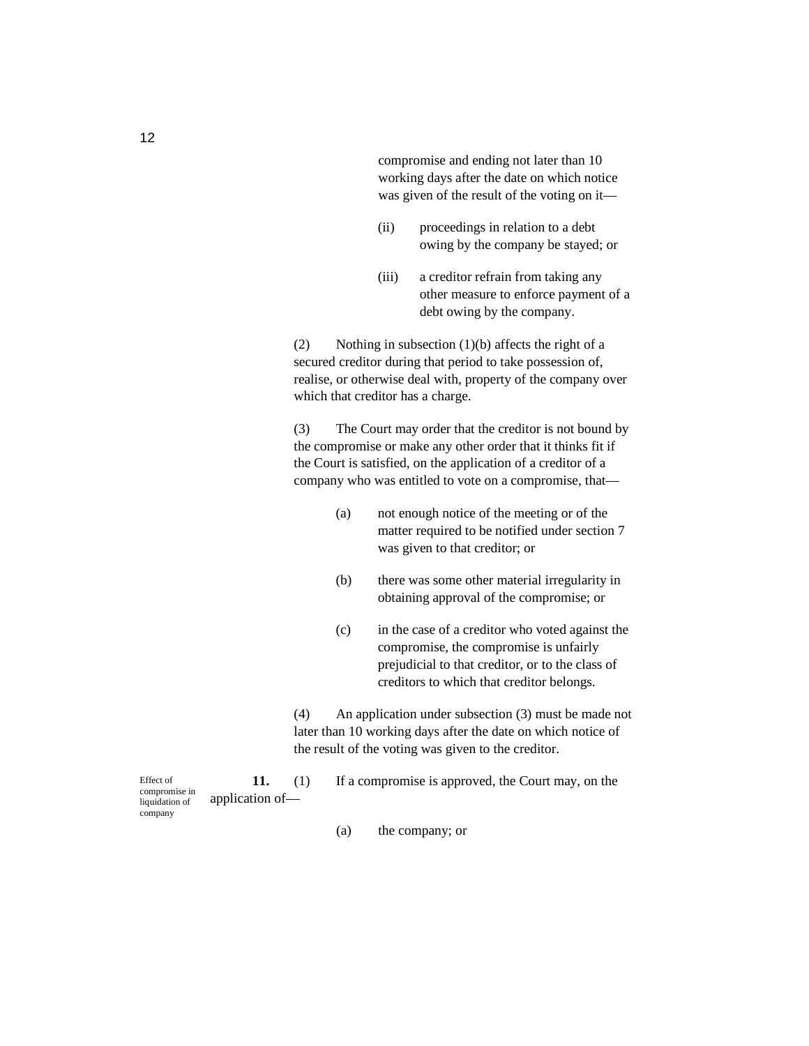compromise and ending not later than 10 working days after the date on which notice was given of the result of the voting on it—

(ii) proceedings in relation to a debt owing by the company be stayed; or

(iii) a creditor refrain from taking any other measure to enforce payment of a debt owing by the company.

(2) Nothing in subsection (1)(b) affects the right of a secured creditor during that period to take possession of, realise, or otherwise deal with, property of the company over which that creditor has a charge.

(3) The Court may order that the creditor is not bound by the compromise or make any other order that it thinks fit if the Court is satisfied, on the application of a creditor of a company who was entitled to vote on a compromise, that—

(a) not enough notice of the meeting or of the matter required to be notified under section 7 was given to that creditor; or

(b) there was some other material irregularity in obtaining approval of the compromise; or

(c) in the case of a creditor who voted against the compromise, the compromise is unfairly prejudicial to that creditor, or to the class of creditors to which that creditor belongs.

(4) An application under subsection (3) must be made not later than 10 working days after the date on which notice of the result of the voting was given to the creditor.

Effect of compromise in liquidation of company

**11.** (1) If a compromise is approved, the Court may, on the application of—

(a) the company; or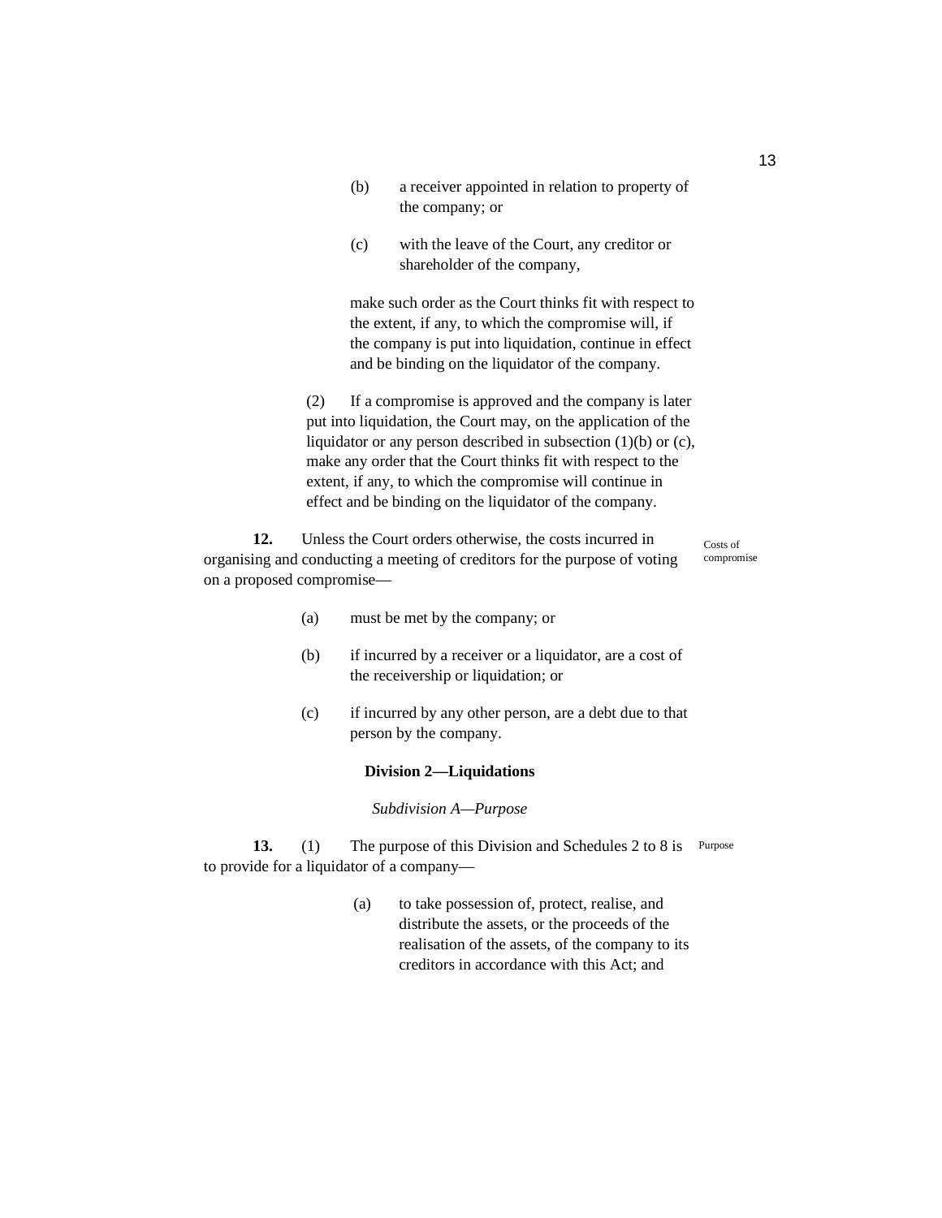(b) a receiver appointed in relation to property of the company; or

(c) with the leave of the Court, any creditor or shareholder of the company,

make such order as the Court thinks fit with respect to the extent, if any, to which the compromise will, if the company is put into liquidation, continue in effect and be binding on the liquidator of the company.

(2) If a compromise is approved and the company is later put into liquidation, the Court may, on the application of the liquidator or any person described in subsection (1)(b) or (c), make any order that the Court thinks fit with respect to the extent, if any, to which the compromise will continue in effect and be binding on the liquidator of the company.

**12.** Unless the Court orders otherwise, the costs incurred in organising and conducting a meeting of creditors for the purpose of voting on a proposed compromise—

Costs of compromise

(a) must be met by the company; or

(b) if incurred by a receiver or a liquidator, are a cost of the receivership or liquidation; or

(c) if incurred by any other person, are a debt due to that person by the company.

## Division 2—Liquidations

### *Subdivision A—Purpose*

**13.** (1) The purpose of this Division and Schedules 2 to 8 is to provide for a liquidator of a company—

Purpose

(a) to take possession of, protect, realise, and distribute the assets, or the proceeds of the realisation of the assets, of the company to its creditors in accordance with this Act; and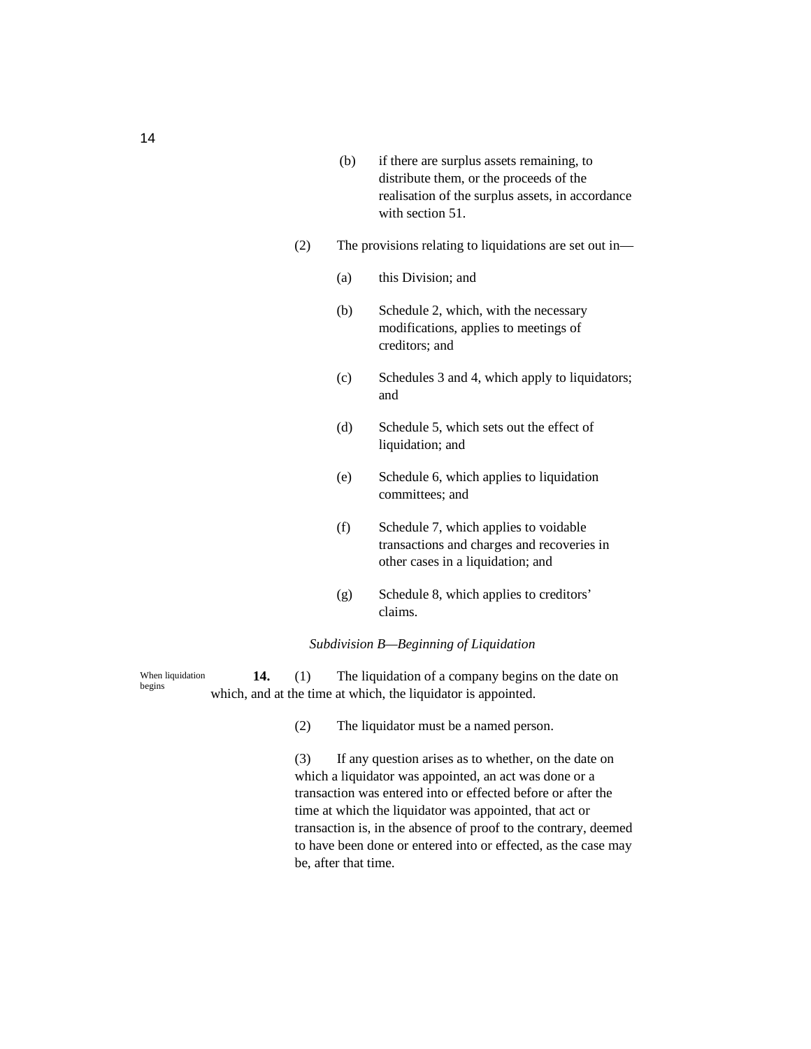(b) if there are surplus assets remaining, to distribute them, or the proceeds of the realisation of the surplus assets, in accordance with section 51.

(2) The provisions relating to liquidations are set out in—

(a) this Division; and

(b) Schedule 2, which, with the necessary modifications, applies to meetings of creditors; and

(c) Schedules 3 and 4, which apply to liquidators; and

(d) Schedule 5, which sets out the effect of liquidation; and

(e) Schedule 6, which applies to liquidation committees; and

(f) Schedule 7, which applies to voidable transactions and charges and recoveries in other cases in a liquidation; and

(g) Schedule 8, which applies to creditors' claims.

*Subdivision B—Beginning of Liquidation*

When liquidation begins

**14.** (1) The liquidation of a company begins on the date on which, and at the time at which, the liquidator is appointed.

(2) The liquidator must be a named person.

(3) If any question arises as to whether, on the date on which a liquidator was appointed, an act was done or a transaction was entered into or effected before or after the time at which the liquidator was appointed, that act or transaction is, in the absence of proof to the contrary, deemed to have been done or entered into or effected, as the case may be, after that time.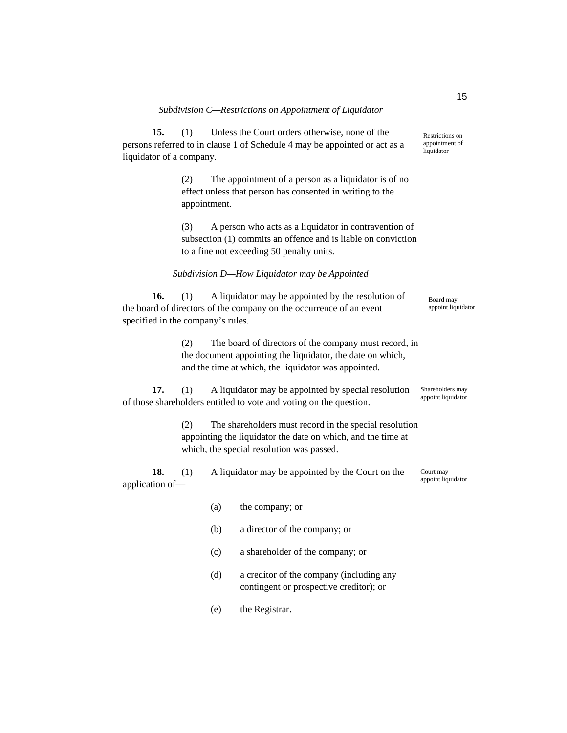*Subdivision C—Restrictions on Appointment of Liquidator*

**15.** (1) Unless the Court orders otherwise, none of the persons referred to in clause 1 of Schedule 4 may be appointed or act as a liquidator of a company.

Restrictions on appointment of liquidator

(2) The appointment of a person as a liquidator is of no effect unless that person has consented in writing to the appointment.

(3) A person who acts as a liquidator in contravention of subsection (1) commits an offence and is liable on conviction to a fine not exceeding 50 penalty units.

*Subdivision D—How Liquidator may be Appointed*

**16.** (1) A liquidator may be appointed by the resolution of the board of directors of the company on the occurrence of an event specified in the company's rules.

Board may appoint liquidator

(2) The board of directors of the company must record, in the document appointing the liquidator, the date on which, and the time at which, the liquidator was appointed.

**17.** (1) A liquidator may be appointed by special resolution of those shareholders entitled to vote and voting on the question.

Shareholders may appoint liquidator

(2) The shareholders must record in the special resolution appointing the liquidator the date on which, and the time at which, the special resolution was passed.

**18.** (1) A liquidator may be appointed by the Court on the application of—

Court may appoint liquidator

(a) the company; or

(b) a director of the company; or

(c) a shareholder of the company; or

(d) a creditor of the company (including any contingent or prospective creditor); or

(e) the Registrar.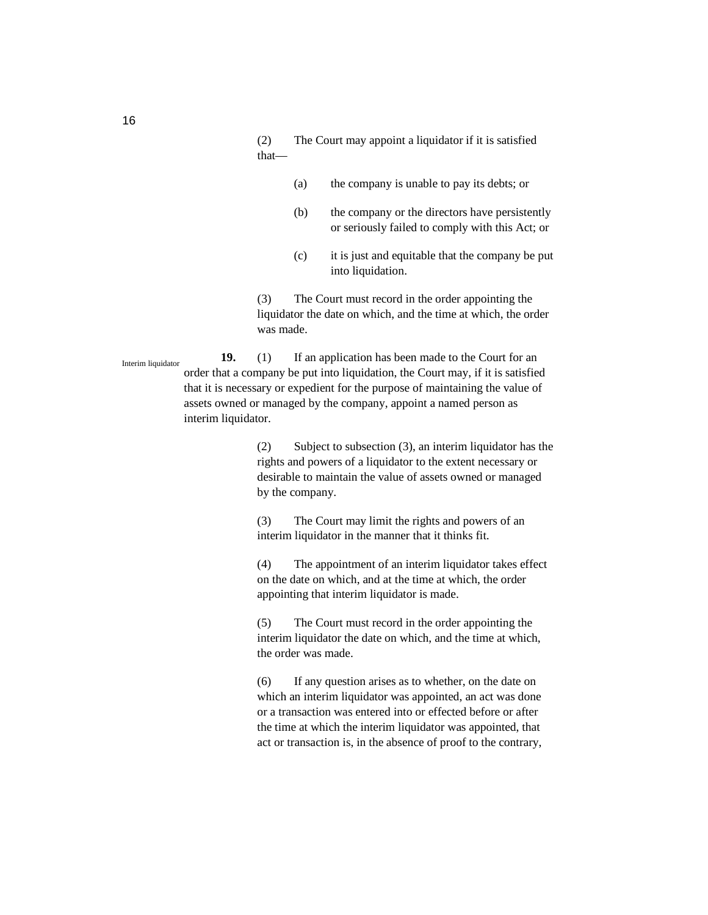(2) The Court may appoint a liquidator if it is satisfied that—

(a) the company is unable to pay its debts; or

(b) the company or the directors have persistently or seriously failed to comply with this Act; or

(c) it is just and equitable that the company be put into liquidation.

(3) The Court must record in the order appointing the liquidator the date on which, and the time at which, the order was made.

Interim liquidator

**19.** (1) If an application has been made to the Court for an order that a company be put into liquidation, the Court may, if it is satisfied that it is necessary or expedient for the purpose of maintaining the value of assets owned or managed by the company, appoint a named person as interim liquidator.

(2) Subject to subsection (3), an interim liquidator has the rights and powers of a liquidator to the extent necessary or desirable to maintain the value of assets owned or managed by the company.

(3) The Court may limit the rights and powers of an interim liquidator in the manner that it thinks fit.

(4) The appointment of an interim liquidator takes effect on the date on which, and at the time at which, the order appointing that interim liquidator is made.

(5) The Court must record in the order appointing the interim liquidator the date on which, and the time at which, the order was made.

(6) If any question arises as to whether, on the date on which an interim liquidator was appointed, an act was done or a transaction was entered into or effected before or after the time at which the interim liquidator was appointed, that act or transaction is, in the absence of proof to the contrary,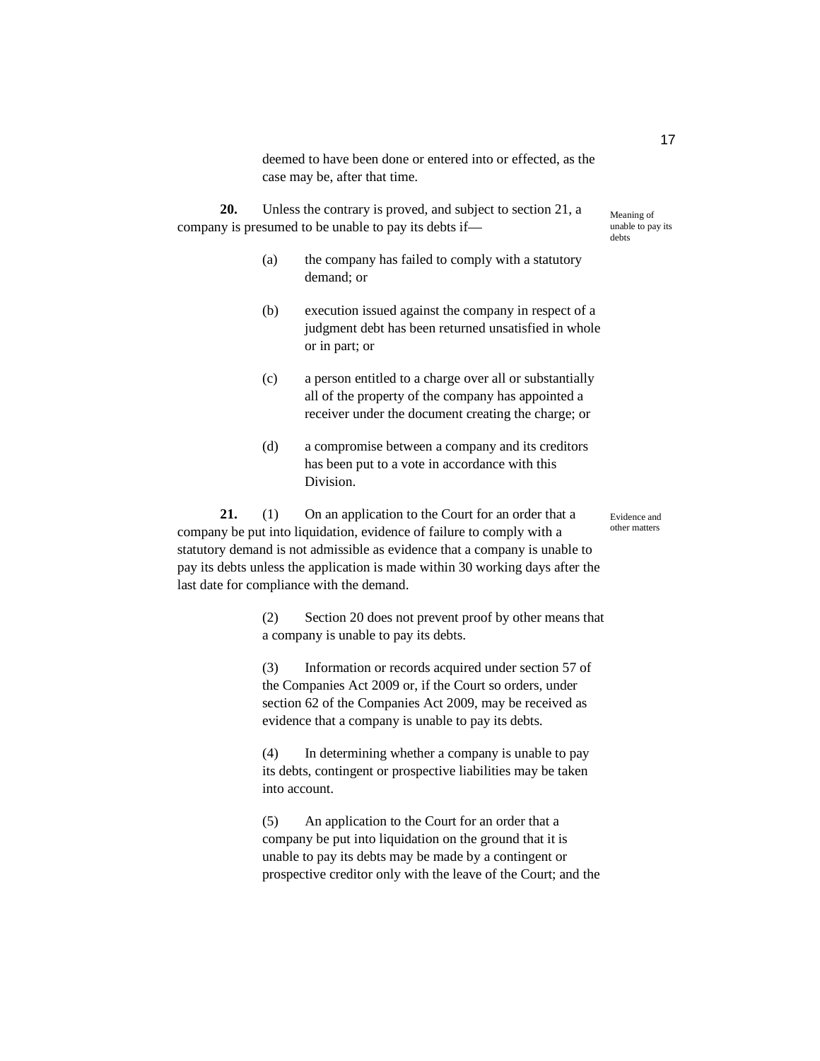deemed to have been done or entered into or effected, as the case may be, after that time.

**20.** Unless the contrary is proved, and subject to section 21, a company is presumed to be unable to pay its debts if— *Meaning of unable to pay its debts*

(a) the company has failed to comply with a statutory demand; or

(b) execution issued against the company in respect of a judgment debt has been returned unsatisfied in whole or in part; or

(c) a person entitled to a charge over all or substantially all of the property of the company has appointed a receiver under the document creating the charge; or

(d) a compromise between a company and its creditors has been put to a vote in accordance with this Division.

**21.** (1) On an application to the Court for an order that a company be put into liquidation, evidence of failure to comply with a statutory demand is not admissible as evidence that a company is unable to pay its debts unless the application is made within 30 working days after the last date for compliance with the demand. *Evidence and other matters*

(2) Section 20 does not prevent proof by other means that a company is unable to pay its debts.

(3) Information or records acquired under section 57 of the Companies Act 2009 or, if the Court so orders, under section 62 of the Companies Act 2009, may be received as evidence that a company is unable to pay its debts.

(4) In determining whether a company is unable to pay its debts, contingent or prospective liabilities may be taken into account.

(5) An application to the Court for an order that a company be put into liquidation on the ground that it is unable to pay its debts may be made by a contingent or prospective creditor only with the leave of the Court; and the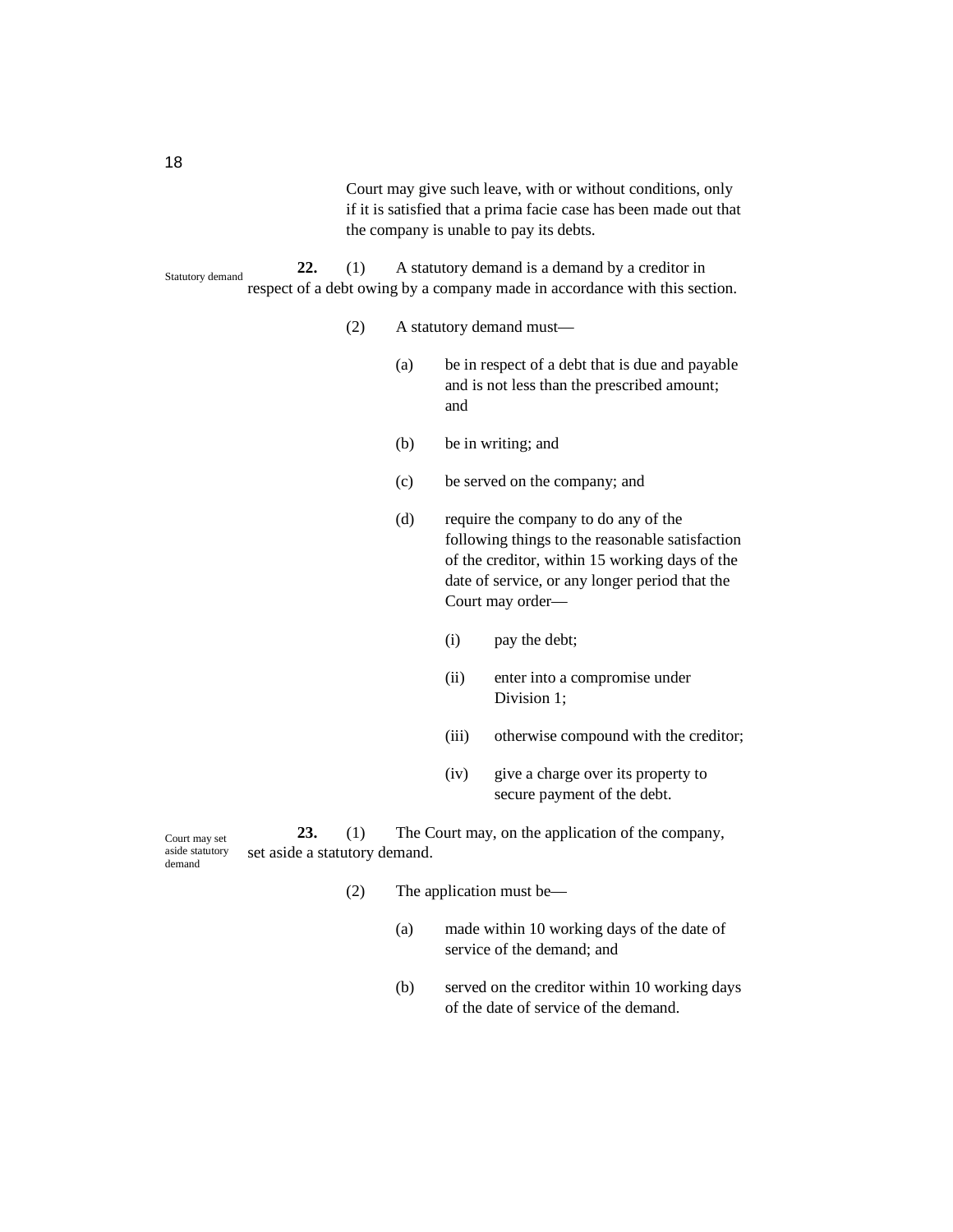Court may give such leave, with or without conditions, only if it is satisfied that a prima facie case has been made out that the company is unable to pay its debts.

Statutory demand

**22.** (1) A statutory demand is a demand by a creditor in respect of a debt owing by a company made in accordance with this section.

(2) A statutory demand must—

(a) be in respect of a debt that is due and payable and is not less than the prescribed amount; and

(b) be in writing; and

(c) be served on the company; and

(d) require the company to do any of the following things to the reasonable satisfaction of the creditor, within 15 working days of the date of service, or any longer period that the Court may order—

(i) pay the debt;

(ii) enter into a compromise under Division 1;

(iii) otherwise compound with the creditor;

(iv) give a charge over its property to secure payment of the debt.

Court may set aside statutory demand

**23.** (1) The Court may, on the application of the company, set aside a statutory demand.

(2) The application must be—

(a) made within 10 working days of the date of service of the demand; and

(b) served on the creditor within 10 working days of the date of service of the demand.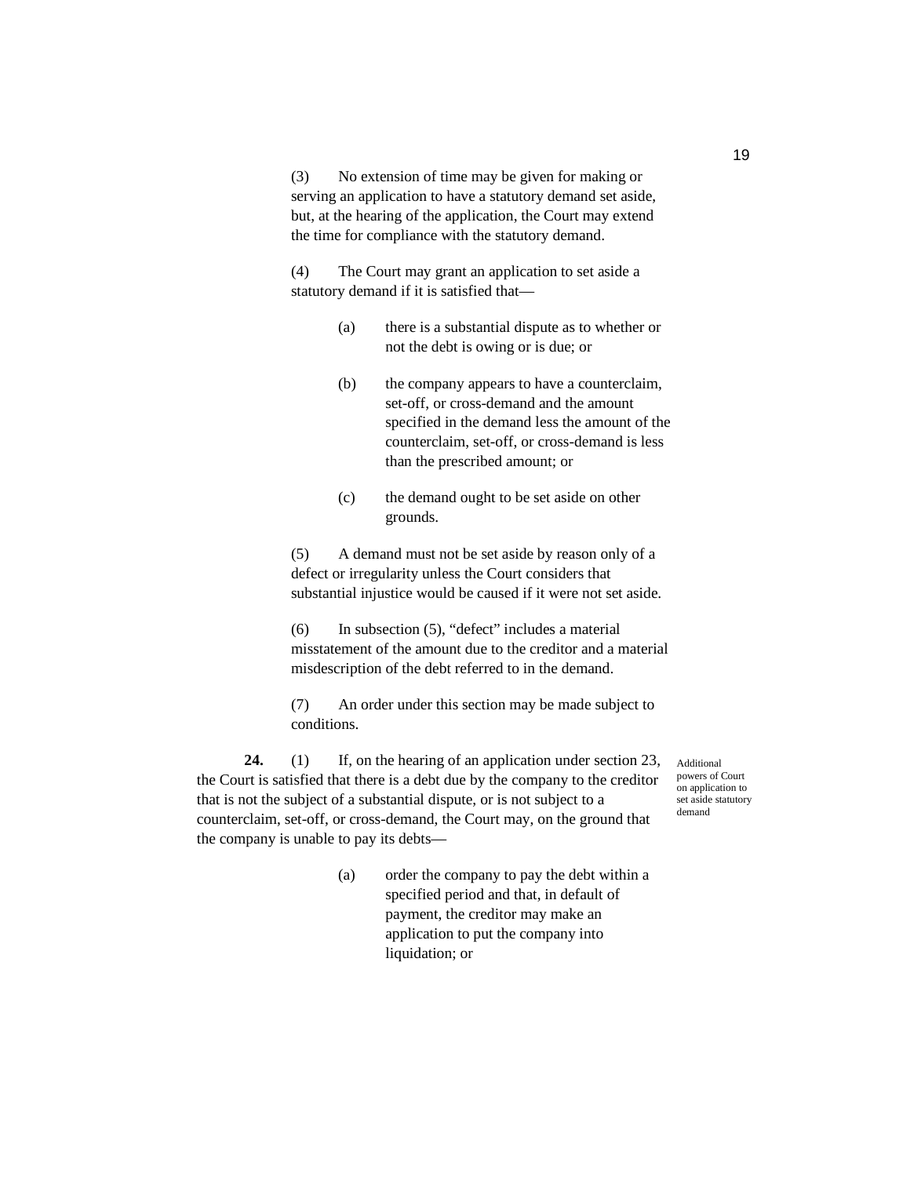(3) No extension of time may be given for making or serving an application to have a statutory demand set aside, but, at the hearing of the application, the Court may extend the time for compliance with the statutory demand.

(4) The Court may grant an application to set aside a statutory demand if it is satisfied that—

(a) there is a substantial dispute as to whether or not the debt is owing or is due; or

(b) the company appears to have a counterclaim, set-off, or cross-demand and the amount specified in the demand less the amount of the counterclaim, set-off, or cross-demand is less than the prescribed amount; or

(c) the demand ought to be set aside on other grounds.

(5) A demand must not be set aside by reason only of a defect or irregularity unless the Court considers that substantial injustice would be caused if it were not set aside.

(6) In subsection (5), "defect" includes a material misstatement of the amount due to the creditor and a material misdescription of the debt referred to in the demand.

(7) An order under this section may be made subject to conditions.

*Additional powers of Court on application to set aside statutory demand*

**24.** (1) If, on the hearing of an application under section 23, the Court is satisfied that there is a debt due by the company to the creditor that is not the subject of a substantial dispute, or is not subject to a counterclaim, set-off, or cross-demand, the Court may, on the ground that the company is unable to pay its debts—

(a) order the company to pay the debt within a specified period and that, in default of payment, the creditor may make an application to put the company into liquidation; or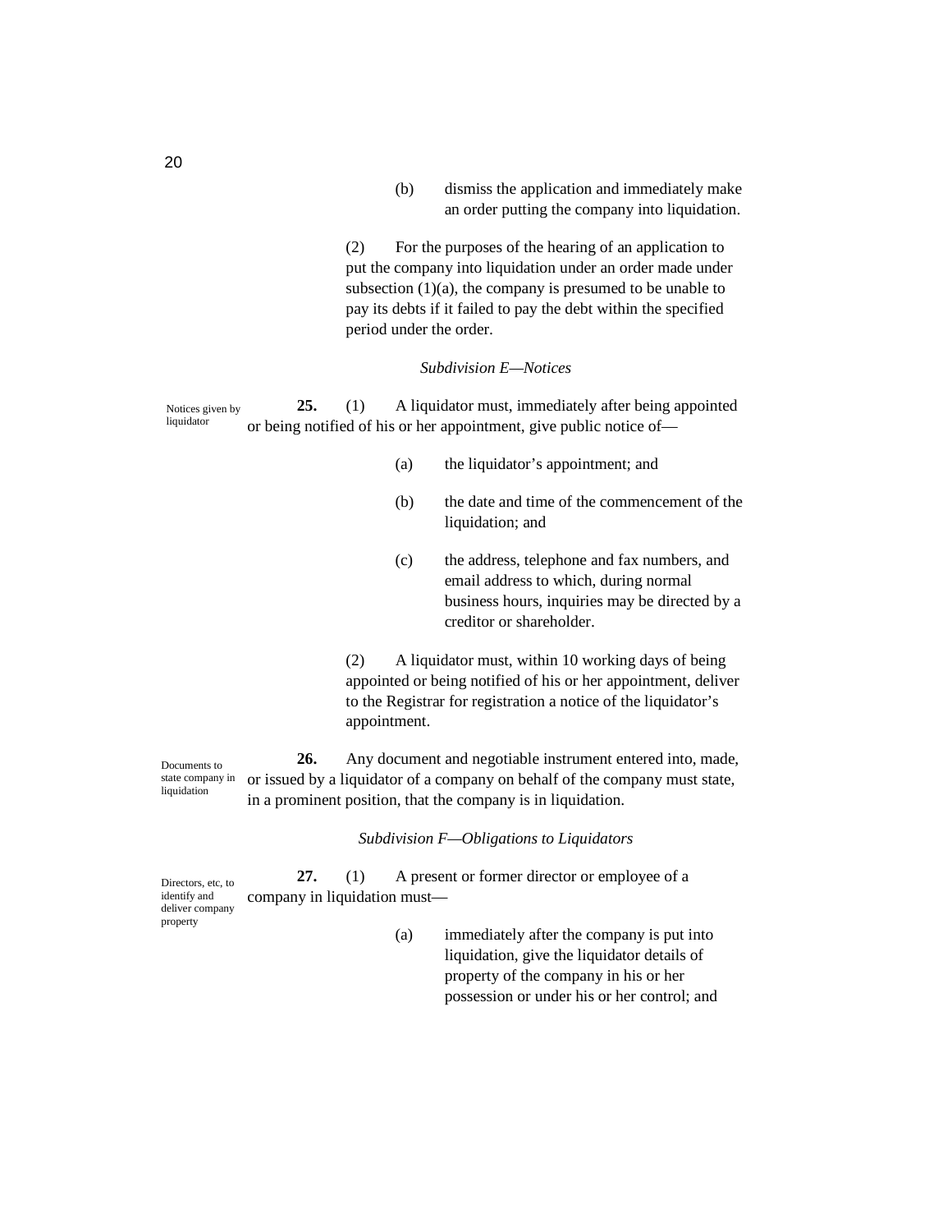(b) dismiss the application and immediately make an order putting the company into liquidation.

(2) For the purposes of the hearing of an application to put the company into liquidation under an order made under subsection (1)(a), the company is presumed to be unable to pay its debts if it failed to pay the debt within the specified period under the order.

*Subdivision E—Notices*

Notices given by liquidator

**25.** (1) A liquidator must, immediately after being appointed or being notified of his or her appointment, give public notice of—

(a) the liquidator's appointment; and

(b) the date and time of the commencement of the liquidation; and

(c) the address, telephone and fax numbers, and email address to which, during normal business hours, inquiries may be directed by a creditor or shareholder.

(2) A liquidator must, within 10 working days of being appointed or being notified of his or her appointment, deliver to the Registrar for registration a notice of the liquidator's appointment.

Documents to state company in liquidation

**26.** Any document and negotiable instrument entered into, made, or issued by a liquidator of a company on behalf of the company must state, in a prominent position, that the company is in liquidation.

*Subdivision F—Obligations to Liquidators*

Directors, etc, to identify and deliver company property

**27.** (1) A present or former director or employee of a company in liquidation must—

(a) immediately after the company is put into liquidation, give the liquidator details of property of the company in his or her possession or under his or her control; and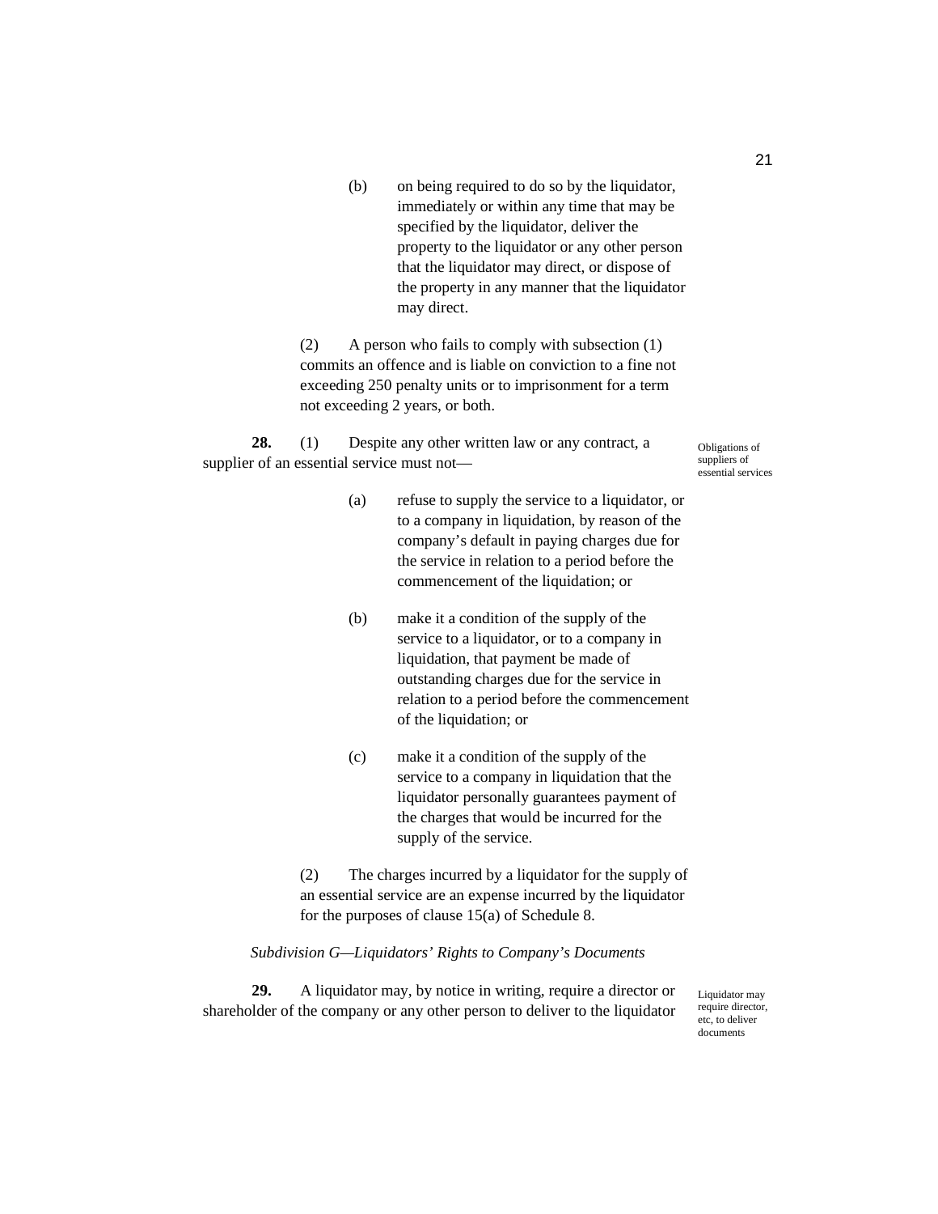(b) on being required to do so by the liquidator, immediately or within any time that may be specified by the liquidator, deliver the property to the liquidator or any other person that the liquidator may direct, or dispose of the property in any manner that the liquidator may direct.

(2) A person who fails to comply with subsection (1) commits an offence and is liable on conviction to a fine not exceeding 250 penalty units or to imprisonment for a term not exceeding 2 years, or both.

Obligations of suppliers of essential services

**28.** (1) Despite any other written law or any contract, a supplier of an essential service must not—

(a) refuse to supply the service to a liquidator, or to a company in liquidation, by reason of the company's default in paying charges due for the service in relation to a period before the commencement of the liquidation; or

(b) make it a condition of the supply of the service to a liquidator, or to a company in liquidation, that payment be made of outstanding charges due for the service in relation to a period before the commencement of the liquidation; or

(c) make it a condition of the supply of the service to a company in liquidation that the liquidator personally guarantees payment of the charges that would be incurred for the supply of the service.

(2) The charges incurred by a liquidator for the supply of an essential service are an expense incurred by the liquidator for the purposes of clause 15(a) of Schedule 8.

*Subdivision G—Liquidators' Rights to Company's Documents*

Liquidator may require director, etc, to deliver documents

**29.** A liquidator may, by notice in writing, require a director or shareholder of the company or any other person to deliver to the liquidator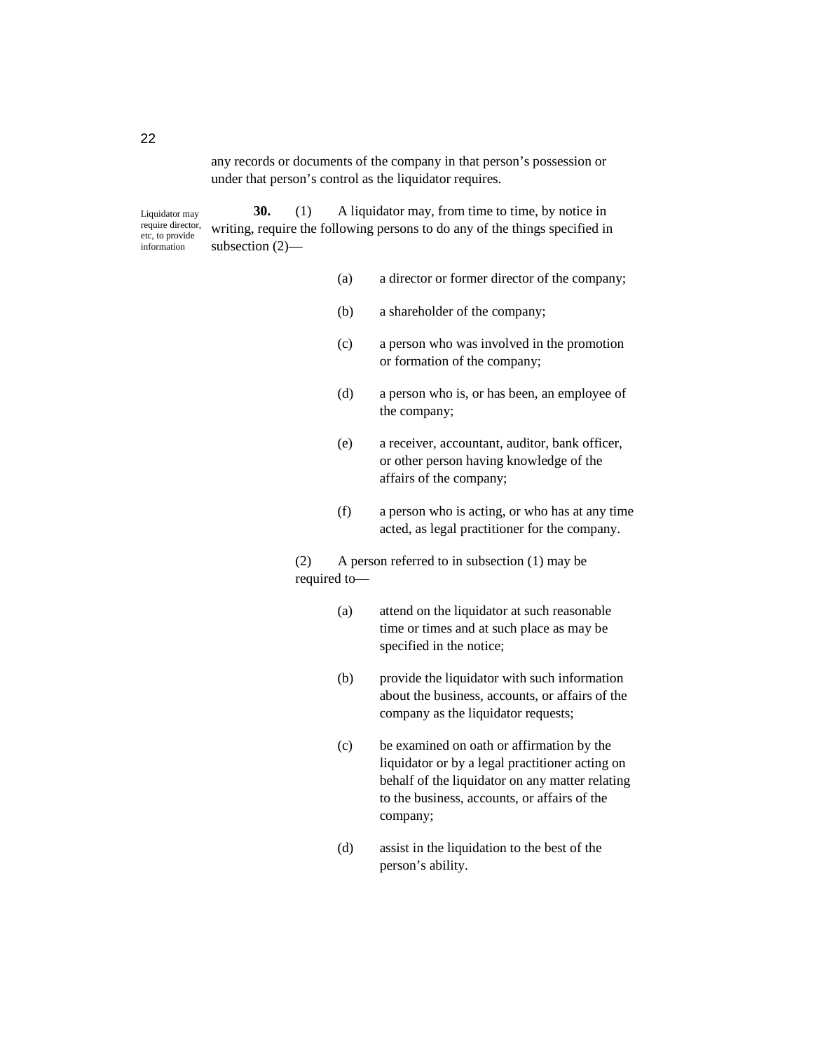any records or documents of the company in that person's possession or under that person's control as the liquidator requires.

Liquidator may require director, etc, to provide information

**30.** (1) A liquidator may, from time to time, by notice in writing, require the following persons to do any of the things specified in subsection (2)—

(a) a director or former director of the company;

(b) a shareholder of the company;

(c) a person who was involved in the promotion or formation of the company;

(d) a person who is, or has been, an employee of the company;

(e) a receiver, accountant, auditor, bank officer, or other person having knowledge of the affairs of the company;

(f) a person who is acting, or who has at any time acted, as legal practitioner for the company.

(2) A person referred to in subsection (1) may be required to—

(a) attend on the liquidator at such reasonable time or times and at such place as may be specified in the notice;

(b) provide the liquidator with such information about the business, accounts, or affairs of the company as the liquidator requests;

(c) be examined on oath or affirmation by the liquidator or by a legal practitioner acting on behalf of the liquidator on any matter relating to the business, accounts, or affairs of the company;

(d) assist in the liquidation to the best of the person's ability.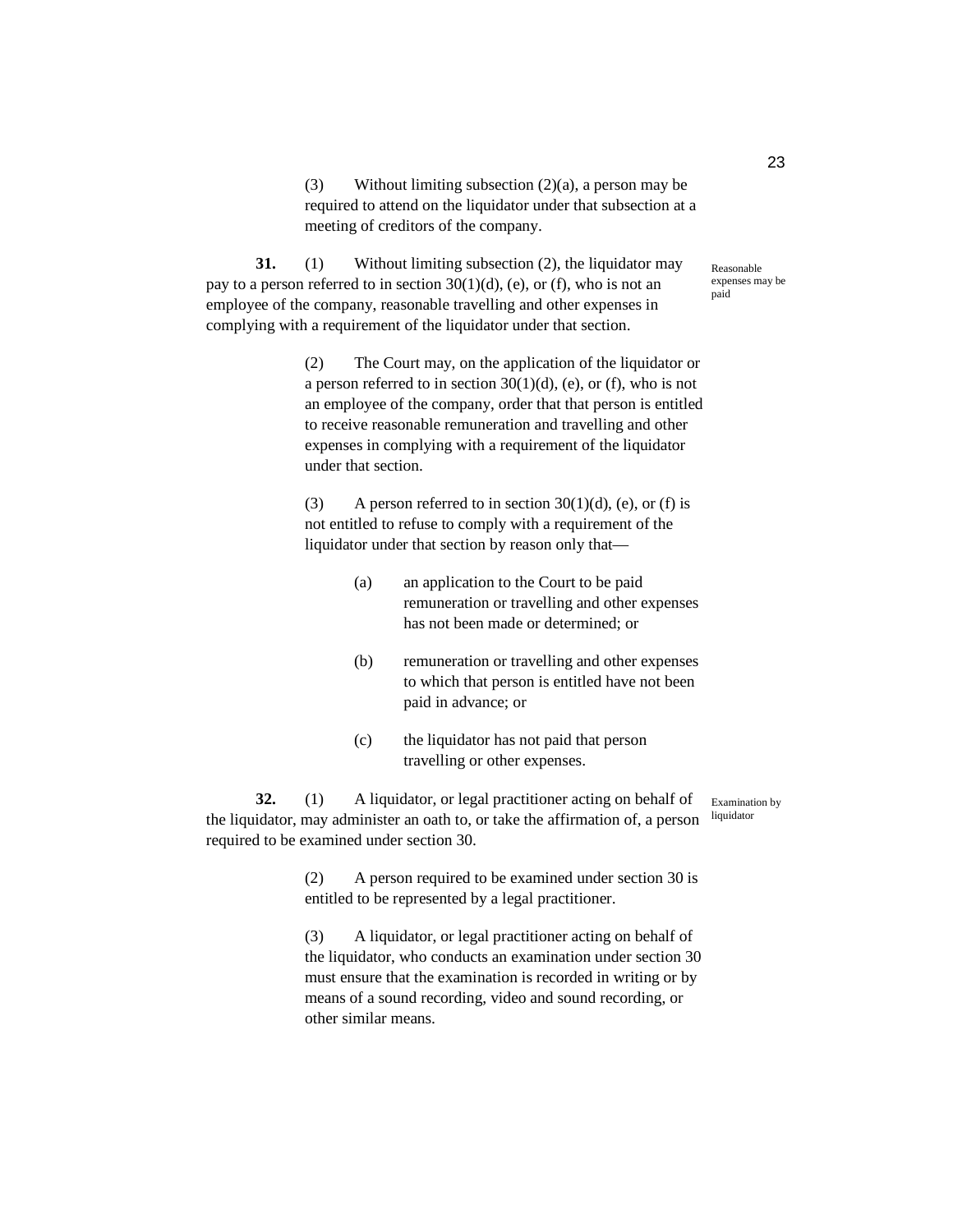(3) Without limiting subsection (2)(a), a person may be required to attend on the liquidator under that subsection at a meeting of creditors of the company.

Reasonable expenses may be paid

**31.** (1) Without limiting subsection (2), the liquidator may pay to a person referred to in section 30(1)(d), (e), or (f), who is not an employee of the company, reasonable travelling and other expenses in complying with a requirement of the liquidator under that section.

(2) The Court may, on the application of the liquidator or a person referred to in section 30(1)(d), (e), or (f), who is not an employee of the company, order that that person is entitled to receive reasonable remuneration and travelling and other expenses in complying with a requirement of the liquidator under that section.

(3) A person referred to in section 30(1)(d), (e), or (f) is not entitled to refuse to comply with a requirement of the liquidator under that section by reason only that—

(a) an application to the Court to be paid remuneration or travelling and other expenses has not been made or determined; or

(b) remuneration or travelling and other expenses to which that person is entitled have not been paid in advance; or

(c) the liquidator has not paid that person travelling or other expenses.

Examination by liquidator

**32.** (1) A liquidator, or legal practitioner acting on behalf of the liquidator, may administer an oath to, or take the affirmation of, a person required to be examined under section 30.

(2) A person required to be examined under section 30 is entitled to be represented by a legal practitioner.

(3) A liquidator, or legal practitioner acting on behalf of the liquidator, who conducts an examination under section 30 must ensure that the examination is recorded in writing or by means of a sound recording, video and sound recording, or other similar means.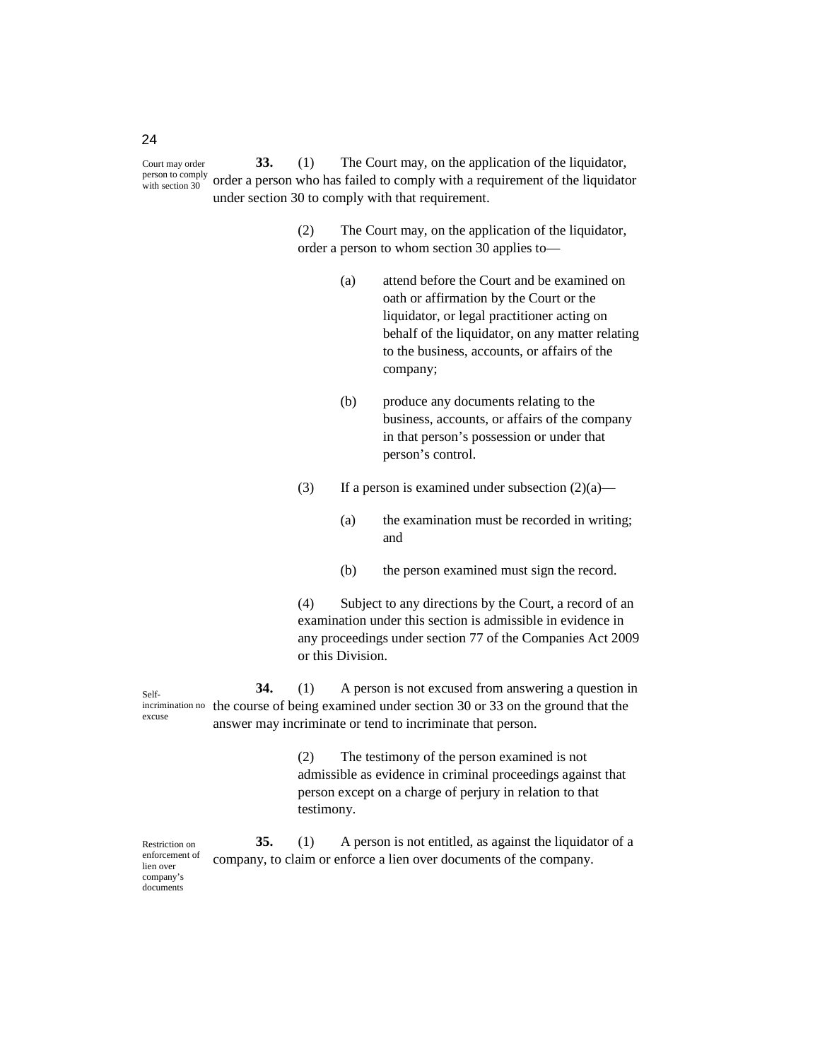*Court may order person to comply with section 30*

**33.** (1) The Court may, on the application of the liquidator, order a person who has failed to comply with a requirement of the liquidator under section 30 to comply with that requirement.

(2) The Court may, on the application of the liquidator, order a person to whom section 30 applies to—

(a) attend before the Court and be examined on oath or affirmation by the Court or the liquidator, or legal practitioner acting on behalf of the liquidator, on any matter relating to the business, accounts, or affairs of the company;

(b) produce any documents relating to the business, accounts, or affairs of the company in that person's possession or under that person's control.

(3) If a person is examined under subsection (2)(a)—

(a) the examination must be recorded in writing; and

(b) the person examined must sign the record.

(4) Subject to any directions by the Court, a record of an examination under this section is admissible in evidence in any proceedings under section 77 of the Companies Act 2009 or this Division.

*Self-incrimination no excuse*

**34.** (1) A person is not excused from answering a question in the course of being examined under section 30 or 33 on the ground that the answer may incriminate or tend to incriminate that person.

(2) The testimony of the person examined is not admissible as evidence in criminal proceedings against that person except on a charge of perjury in relation to that testimony.

*Restriction on enforcement of lien over company's documents*

**35.** (1) A person is not entitled, as against the liquidator of a company, to claim or enforce a lien over documents of the company.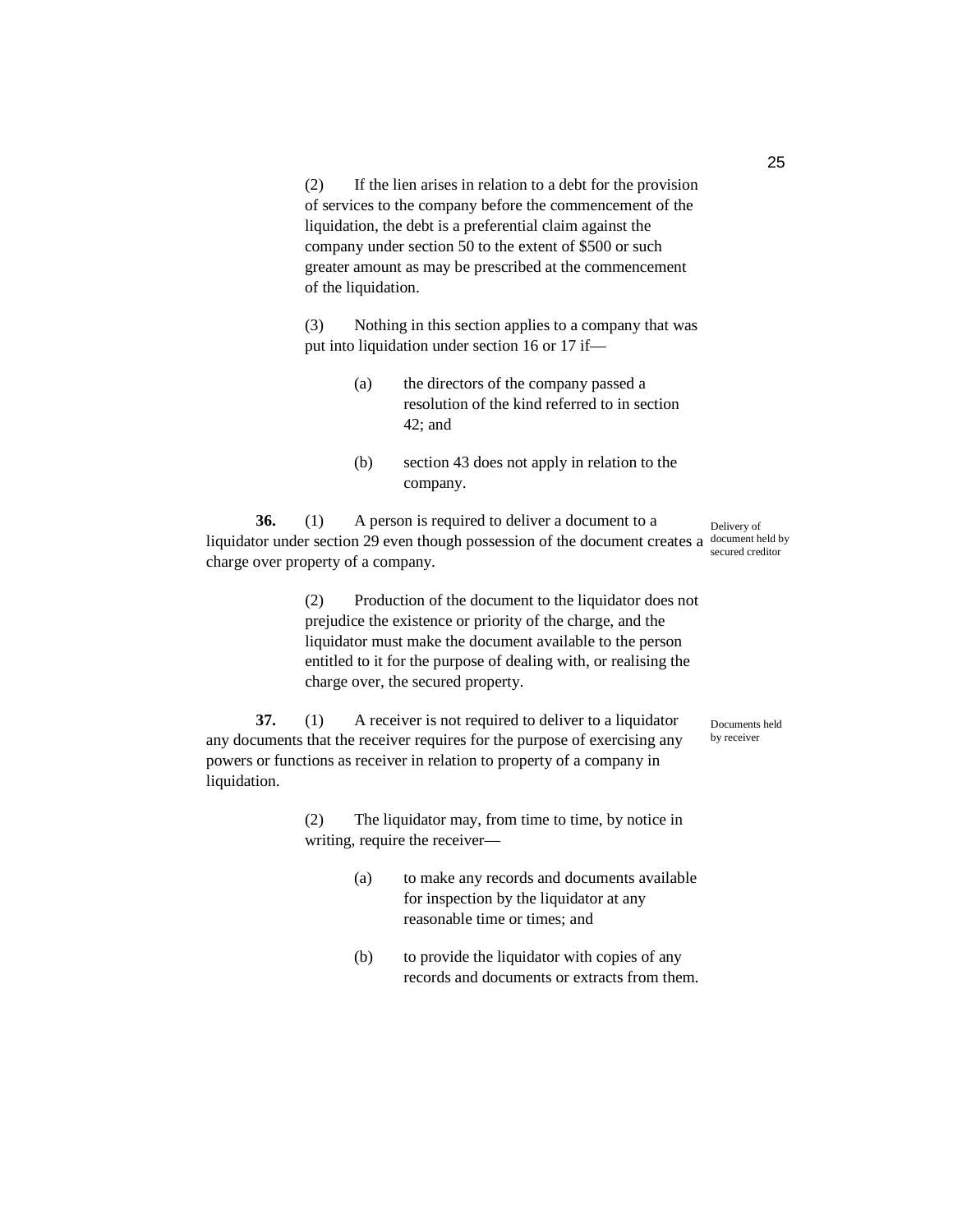(2) If the lien arises in relation to a debt for the provision of services to the company before the commencement of the liquidation, the debt is a preferential claim against the company under section 50 to the extent of $500 or such greater amount as may be prescribed at the commencement of the liquidation.

(3) Nothing in this section applies to a company that was put into liquidation under section 16 or 17 if—

(a) the directors of the company passed a resolution of the kind referred to in section 42; and

(b) section 43 does not apply in relation to the company.

*Delivery of document held by secured creditor*

**36.** (1) A person is required to deliver a document to a liquidator under section 29 even though possession of the document creates a charge over property of a company.

(2) Production of the document to the liquidator does not prejudice the existence or priority of the charge, and the liquidator must make the document available to the person entitled to it for the purpose of dealing with, or realising the charge over, the secured property.

*Documents held by receiver*

**37.** (1) A receiver is not required to deliver to a liquidator any documents that the receiver requires for the purpose of exercising any powers or functions as receiver in relation to property of a company in liquidation.

(2) The liquidator may, from time to time, by notice in writing, require the receiver—

(a) to make any records and documents available for inspection by the liquidator at any reasonable time or times; and

(b) to provide the liquidator with copies of any records and documents or extracts from them.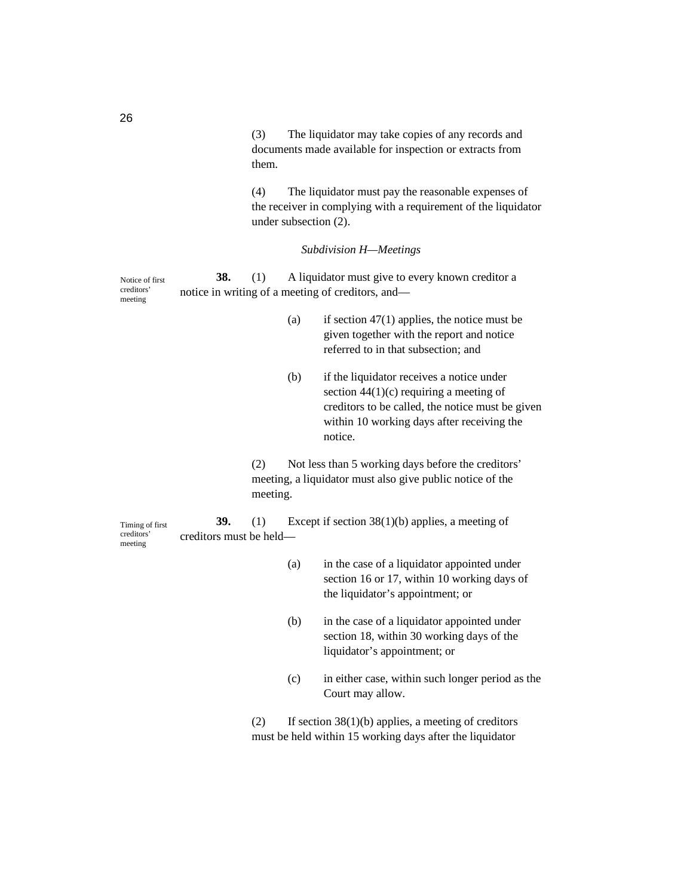(3) The liquidator may take copies of any records and documents made available for inspection or extracts from them.

(4) The liquidator must pay the reasonable expenses of the receiver in complying with a requirement of the liquidator under subsection (2).

*Subdivision H—Meetings*

Notice of first creditors' meeting

**38.** (1) A liquidator must give to every known creditor a notice in writing of a meeting of creditors, and—

(a) if section 47(1) applies, the notice must be given together with the report and notice referred to in that subsection; and

(b) if the liquidator receives a notice under section 44(1)(c) requiring a meeting of creditors to be called, the notice must be given within 10 working days after receiving the notice.

(2) Not less than 5 working days before the creditors' meeting, a liquidator must also give public notice of the meeting.

Timing of first creditors' meeting

**39.** (1) Except if section 38(1)(b) applies, a meeting of creditors must be held—

(a) in the case of a liquidator appointed under section 16 or 17, within 10 working days of the liquidator's appointment; or

(b) in the case of a liquidator appointed under section 18, within 30 working days of the liquidator's appointment; or

(c) in either case, within such longer period as the Court may allow.

(2) If section 38(1)(b) applies, a meeting of creditors must be held within 15 working days after the liquidator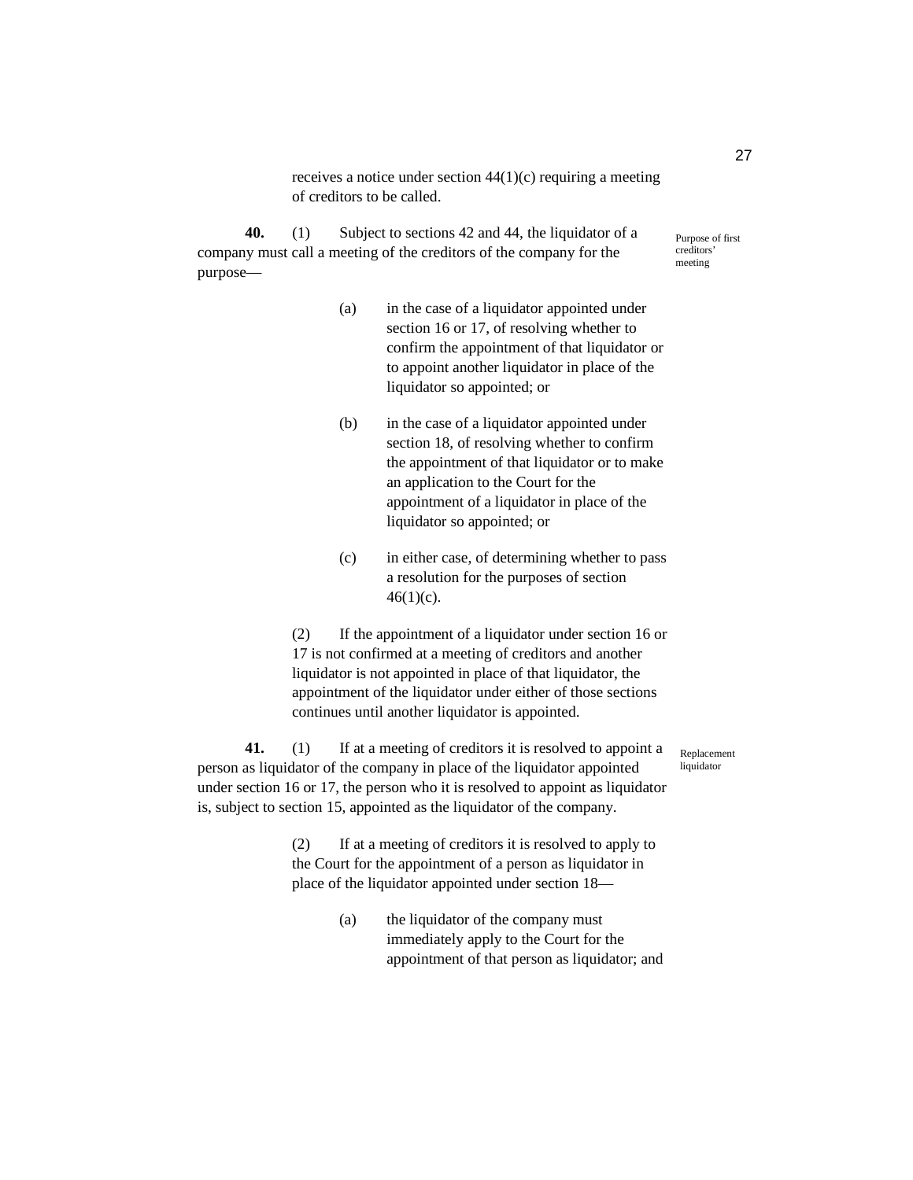receives a notice under section 44(1)(c) requiring a meeting of creditors to be called.

**40.** (1) Subject to sections 42 and 44, the liquidator of a company must call a meeting of the creditors of the company for the purpose—

Purpose of first creditors' meeting

(a) in the case of a liquidator appointed under section 16 or 17, of resolving whether to confirm the appointment of that liquidator or to appoint another liquidator in place of the liquidator so appointed; or

(b) in the case of a liquidator appointed under section 18, of resolving whether to confirm the appointment of that liquidator or to make an application to the Court for the appointment of a liquidator in place of the liquidator so appointed; or

(c) in either case, of determining whether to pass a resolution for the purposes of section 46(1)(c).

(2) If the appointment of a liquidator under section 16 or 17 is not confirmed at a meeting of creditors and another liquidator is not appointed in place of that liquidator, the appointment of the liquidator under either of those sections continues until another liquidator is appointed.

**41.** (1) If at a meeting of creditors it is resolved to appoint a person as liquidator of the company in place of the liquidator appointed under section 16 or 17, the person who it is resolved to appoint as liquidator is, subject to section 15, appointed as the liquidator of the company.

Replacement liquidator

(2) If at a meeting of creditors it is resolved to apply to the Court for the appointment of a person as liquidator in place of the liquidator appointed under section 18—

(a) the liquidator of the company must immediately apply to the Court for the appointment of that person as liquidator; and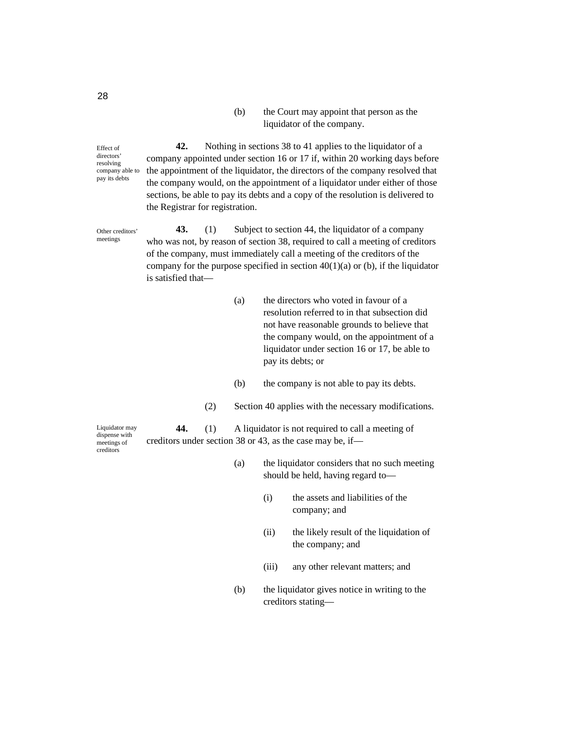(b) the Court may appoint that person as the liquidator of the company.

*Effect of directors' resolving company able to pay its debts*

**42.** Nothing in sections 38 to 41 applies to the liquidator of a company appointed under section 16 or 17 if, within 20 working days before the appointment of the liquidator, the directors of the company resolved that the company would, on the appointment of a liquidator under either of those sections, be able to pay its debts and a copy of the resolution is delivered to the Registrar for registration.

*Other creditors' meetings*

**43.** (1) Subject to section 44, the liquidator of a company who was not, by reason of section 38, required to call a meeting of creditors of the company, must immediately call a meeting of the creditors of the company for the purpose specified in section 40(1)(a) or (b), if the liquidator is satisfied that—

(a) the directors who voted in favour of a resolution referred to in that subsection did not have reasonable grounds to believe that the company would, on the appointment of a liquidator under section 16 or 17, be able to pay its debts; or

(b) the company is not able to pay its debts.

(2) Section 40 applies with the necessary modifications.

*Liquidator may dispense with meetings of creditors*

**44.** (1) A liquidator is not required to call a meeting of creditors under section 38 or 43, as the case may be, if—

(a) the liquidator considers that no such meeting should be held, having regard to—

(i) the assets and liabilities of the company; and

(ii) the likely result of the liquidation of the company; and

(iii) any other relevant matters; and

(b) the liquidator gives notice in writing to the creditors stating—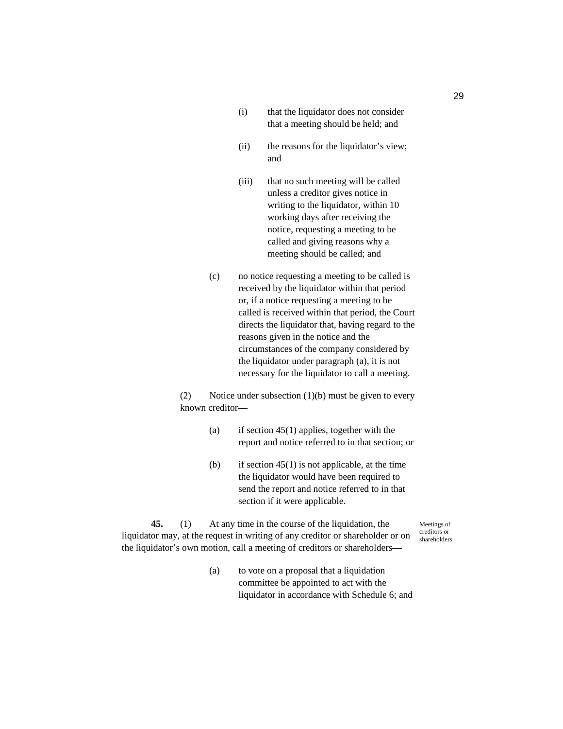(i) that the liquidator does not consider that a meeting should be held; and

(ii) the reasons for the liquidator's view; and

(iii) that no such meeting will be called unless a creditor gives notice in writing to the liquidator, within 10 working days after receiving the notice, requesting a meeting to be called and giving reasons why a meeting should be called; and

(c) no notice requesting a meeting to be called is received by the liquidator within that period or, if a notice requesting a meeting to be called is received within that period, the Court directs the liquidator that, having regard to the reasons given in the notice and the circumstances of the company considered by the liquidator under paragraph (a), it is not necessary for the liquidator to call a meeting.

(2) Notice under subsection (1)(b) must be given to every known creditor—

(a) if section 45(1) applies, together with the report and notice referred to in that section; or

(b) if section 45(1) is not applicable, at the time the liquidator would have been required to send the report and notice referred to in that section if it were applicable.

*Meetings of creditors or shareholders*

**45.** (1) At any time in the course of the liquidation, the liquidator may, at the request in writing of any creditor or shareholder or on the liquidator's own motion, call a meeting of creditors or shareholders—

(a) to vote on a proposal that a liquidation committee be appointed to act with the liquidator in accordance with Schedule 6; and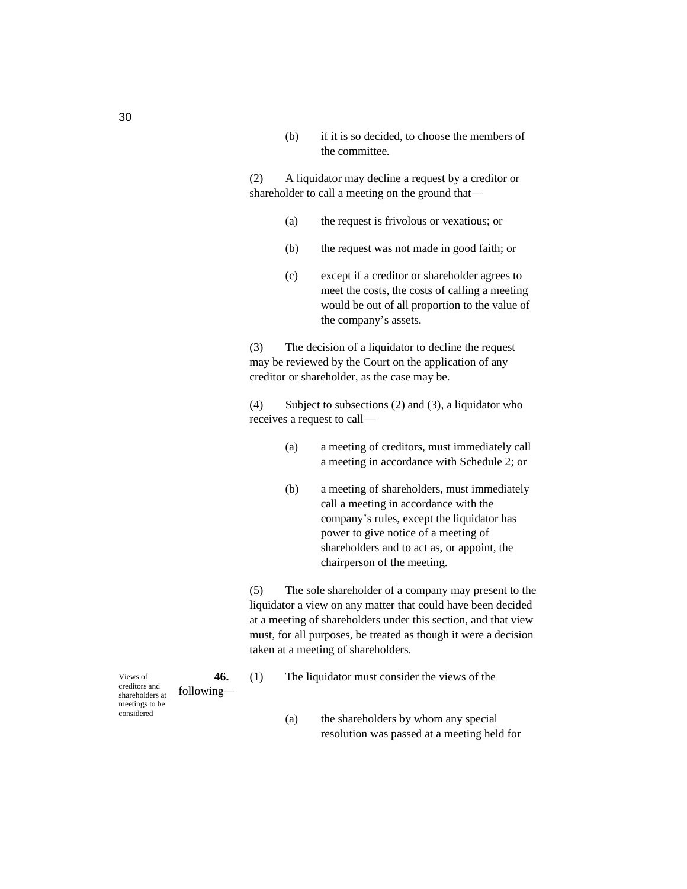(b) if it is so decided, to choose the members of the committee.

(2) A liquidator may decline a request by a creditor or shareholder to call a meeting on the ground that—

(a) the request is frivolous or vexatious; or

(b) the request was not made in good faith; or

(c) except if a creditor or shareholder agrees to meet the costs, the costs of calling a meeting would be out of all proportion to the value of the company's assets.

(3) The decision of a liquidator to decline the request may be reviewed by the Court on the application of any creditor or shareholder, as the case may be.

(4) Subject to subsections (2) and (3), a liquidator who receives a request to call—

(a) a meeting of creditors, must immediately call a meeting in accordance with Schedule 2; or

(b) a meeting of shareholders, must immediately call a meeting in accordance with the company's rules, except the liquidator has power to give notice of a meeting of shareholders and to act as, or appoint, the chairperson of the meeting.

(5) The sole shareholder of a company may present to the liquidator a view on any matter that could have been decided at a meeting of shareholders under this section, and that view must, for all purposes, be treated as though it were a decision taken at a meeting of shareholders.

Views of creditors and shareholders at meetings to be considered

**46.** (1) The liquidator must consider the views of the following—

(a) the shareholders by whom any special resolution was passed at a meeting held for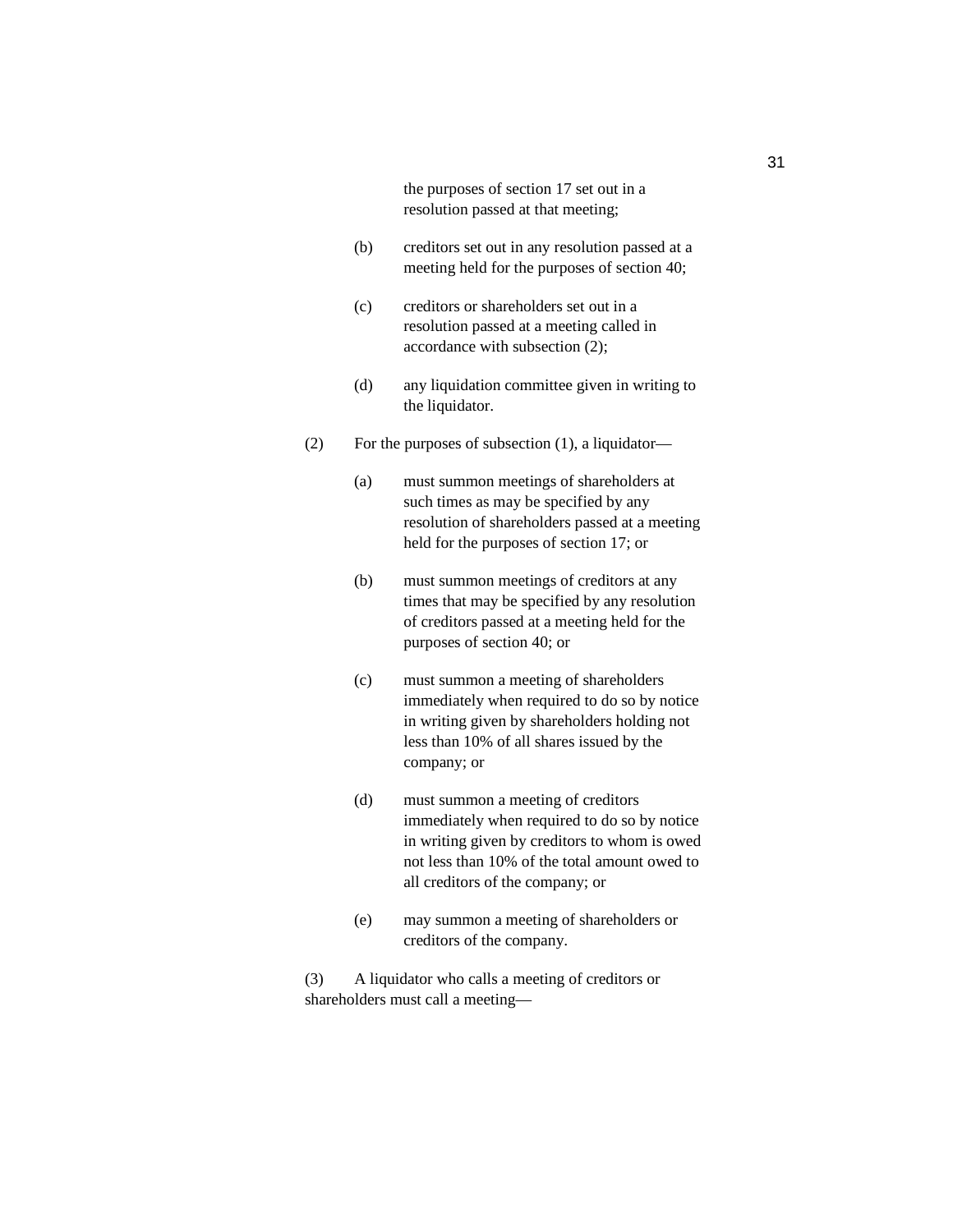the purposes of section 17 set out in a resolution passed at that meeting;

(b) creditors set out in any resolution passed at a meeting held for the purposes of section 40;

(c) creditors or shareholders set out in a resolution passed at a meeting called in accordance with subsection (2);

(d) any liquidation committee given in writing to the liquidator.

(2) For the purposes of subsection (1), a liquidator—

(a) must summon meetings of shareholders at such times as may be specified by any resolution of shareholders passed at a meeting held for the purposes of section 17; or

(b) must summon meetings of creditors at any times that may be specified by any resolution of creditors passed at a meeting held for the purposes of section 40; or

(c) must summon a meeting of shareholders immediately when required to do so by notice in writing given by shareholders holding not less than 10% of all shares issued by the company; or

(d) must summon a meeting of creditors immediately when required to do so by notice in writing given by creditors to whom is owed not less than 10% of the total amount owed to all creditors of the company; or

(e) may summon a meeting of shareholders or creditors of the company.

(3) A liquidator who calls a meeting of creditors or shareholders must call a meeting—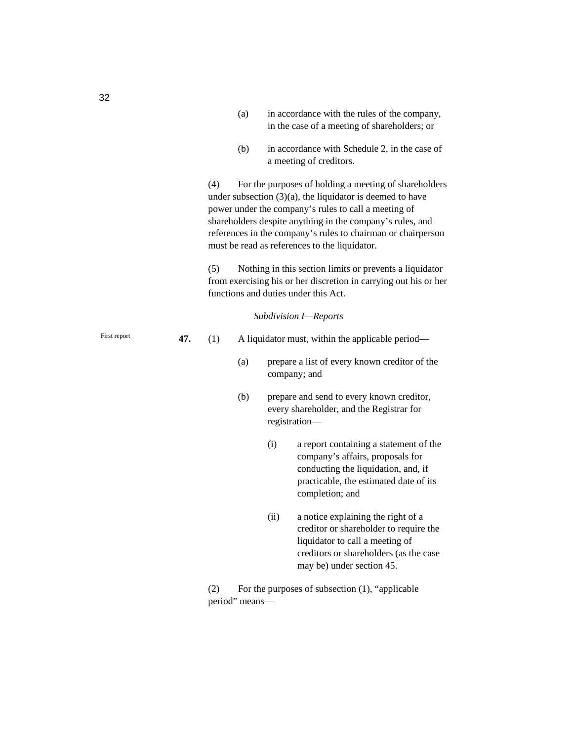(a) in accordance with the rules of the company, in the case of a meeting of shareholders; or

(b) in accordance with Schedule 2, in the case of a meeting of creditors.

(4) For the purposes of holding a meeting of shareholders under subsection (3)(a), the liquidator is deemed to have power under the company's rules to call a meeting of shareholders despite anything in the company's rules, and references in the company's rules to chairman or chairperson must be read as references to the liquidator.

(5) Nothing in this section limits or prevents a liquidator from exercising his or her discretion in carrying out his or her functions and duties under this Act.

*Subdivision I—Reports*

First report

**47.** (1) A liquidator must, within the applicable period—

(a) prepare a list of every known creditor of the company; and

(b) prepare and send to every known creditor, every shareholder, and the Registrar for registration—

(i) a report containing a statement of the company's affairs, proposals for conducting the liquidation, and, if practicable, the estimated date of its completion; and

(ii) a notice explaining the right of a creditor or shareholder to require the liquidator to call a meeting of creditors or shareholders (as the case may be) under section 45.

(2) For the purposes of subsection (1), "applicable period" means—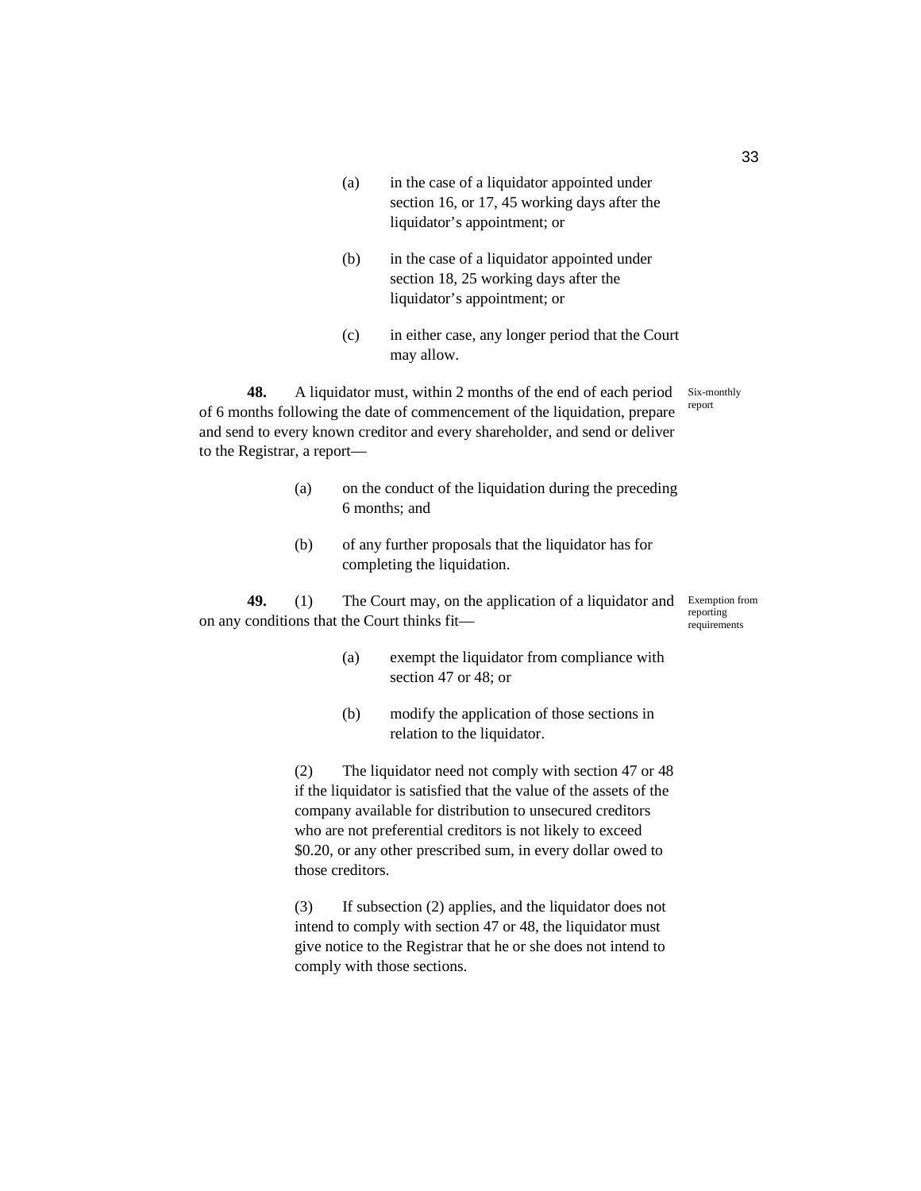(a) in the case of a liquidator appointed under section 16, or 17, 45 working days after the liquidator's appointment; or

(b) in the case of a liquidator appointed under section 18, 25 working days after the liquidator's appointment; or

(c) in either case, any longer period that the Court may allow.

**48.** A liquidator must, within 2 months of the end of each period of 6 months following the date of commencement of the liquidation, prepare and send to every known creditor and every shareholder, and send or deliver to the Registrar, a report— *Six-monthly report*

(a) on the conduct of the liquidation during the preceding 6 months; and

(b) of any further proposals that the liquidator has for completing the liquidation.

**49.** (1) The Court may, on the application of a liquidator and on any conditions that the Court thinks fit— *Exemption from reporting requirements*

(a) exempt the liquidator from compliance with section 47 or 48; or

(b) modify the application of those sections in relation to the liquidator.

(2) The liquidator need not comply with section 47 or 48 if the liquidator is satisfied that the value of the assets of the company available for distribution to unsecured creditors who are not preferential creditors is not likely to exceed $0.20, or any other prescribed sum, in every dollar owed to those creditors.

(3) If subsection (2) applies, and the liquidator does not intend to comply with section 47 or 48, the liquidator must give notice to the Registrar that he or she does not intend to comply with those sections.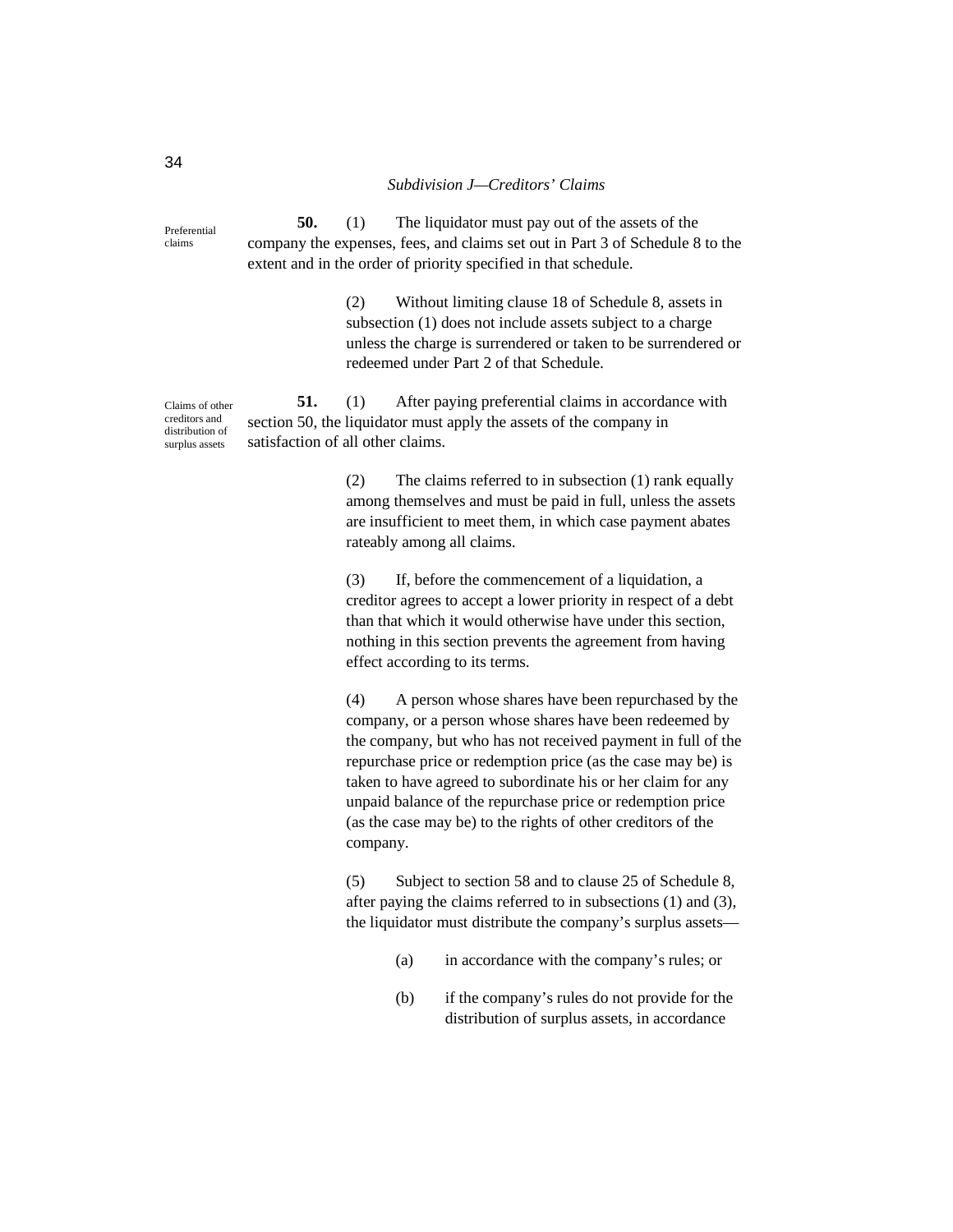### *Subdivision J—Creditors' Claims*

Preferential claims

**50.** (1) The liquidator must pay out of the assets of the company the expenses, fees, and claims set out in Part 3 of Schedule 8 to the extent and in the order of priority specified in that schedule.

(2) Without limiting clause 18 of Schedule 8, assets in subsection (1) does not include assets subject to a charge unless the charge is surrendered or taken to be surrendered or redeemed under Part 2 of that Schedule.

Claims of other creditors and distribution of surplus assets

**51.** (1) After paying preferential claims in accordance with section 50, the liquidator must apply the assets of the company in satisfaction of all other claims.

(2) The claims referred to in subsection (1) rank equally among themselves and must be paid in full, unless the assets are insufficient to meet them, in which case payment abates rateably among all claims.

(3) If, before the commencement of a liquidation, a creditor agrees to accept a lower priority in respect of a debt than that which it would otherwise have under this section, nothing in this section prevents the agreement from having effect according to its terms.

(4) A person whose shares have been repurchased by the company, or a person whose shares have been redeemed by the company, but who has not received payment in full of the repurchase price or redemption price (as the case may be) is taken to have agreed to subordinate his or her claim for any unpaid balance of the repurchase price or redemption price (as the case may be) to the rights of other creditors of the company.

(5) Subject to section 58 and to clause 25 of Schedule 8, after paying the claims referred to in subsections (1) and (3), the liquidator must distribute the company's surplus assets—

(a) in accordance with the company's rules; or

(b) if the company's rules do not provide for the distribution of surplus assets, in accordance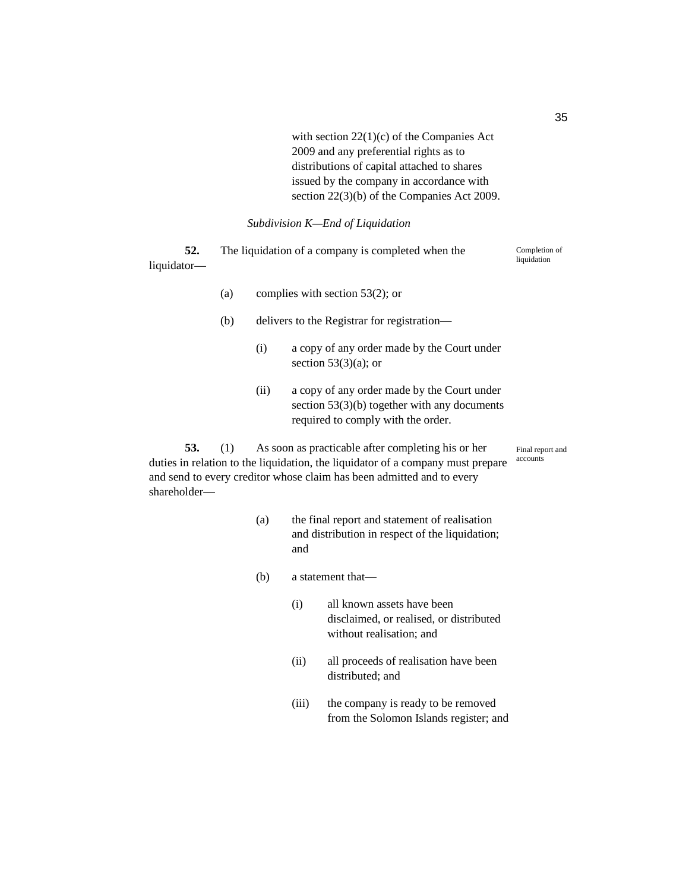with section 22(1)(c) of the Companies Act 2009 and any preferential rights as to distributions of capital attached to shares issued by the company in accordance with section 22(3)(b) of the Companies Act 2009.

*Subdivision K—End of Liquidation*

**52.** The liquidation of a company is completed when the liquidator—

Completion of liquidation

(a) complies with section 53(2); or

(b) delivers to the Registrar for registration—

(i) a copy of any order made by the Court under section 53(3)(a); or

(ii) a copy of any order made by the Court under section 53(3)(b) together with any documents required to comply with the order.

**53.** (1) As soon as practicable after completing his or her duties in relation to the liquidation, the liquidator of a company must prepare and send to every creditor whose claim has been admitted and to every shareholder—

Final report and accounts

(a) the final report and statement of realisation and distribution in respect of the liquidation; and

(b) a statement that—

(i) all known assets have been disclaimed, or realised, or distributed without realisation; and

(ii) all proceeds of realisation have been distributed; and

(iii) the company is ready to be removed from the Solomon Islands register; and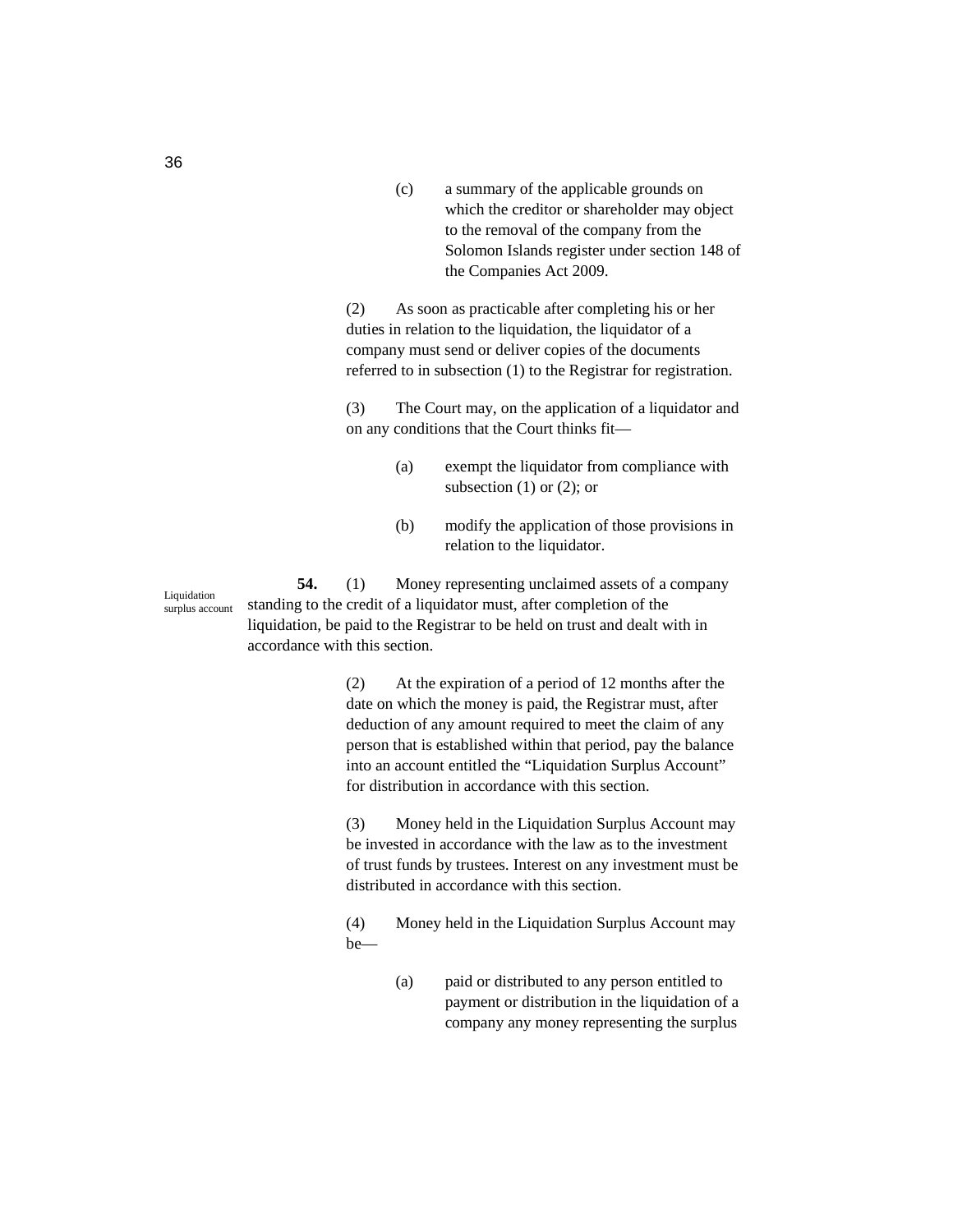(c) a summary of the applicable grounds on which the creditor or shareholder may object to the removal of the company from the Solomon Islands register under section 148 of the Companies Act 2009.

(2) As soon as practicable after completing his or her duties in relation to the liquidation, the liquidator of a company must send or deliver copies of the documents referred to in subsection (1) to the Registrar for registration.

(3) The Court may, on the application of a liquidator and on any conditions that the Court thinks fit—

(a) exempt the liquidator from compliance with subsection (1) or (2); or

(b) modify the application of those provisions in relation to the liquidator.

Liquidation surplus account

**54.** (1) Money representing unclaimed assets of a company standing to the credit of a liquidator must, after completion of the liquidation, be paid to the Registrar to be held on trust and dealt with in accordance with this section.

(2) At the expiration of a period of 12 months after the date on which the money is paid, the Registrar must, after deduction of any amount required to meet the claim of any person that is established within that period, pay the balance into an account entitled the "Liquidation Surplus Account" for distribution in accordance with this section.

(3) Money held in the Liquidation Surplus Account may be invested in accordance with the law as to the investment of trust funds by trustees. Interest on any investment must be distributed in accordance with this section.

(4) Money held in the Liquidation Surplus Account may be—

(a) paid or distributed to any person entitled to payment or distribution in the liquidation of a company any money representing the surplus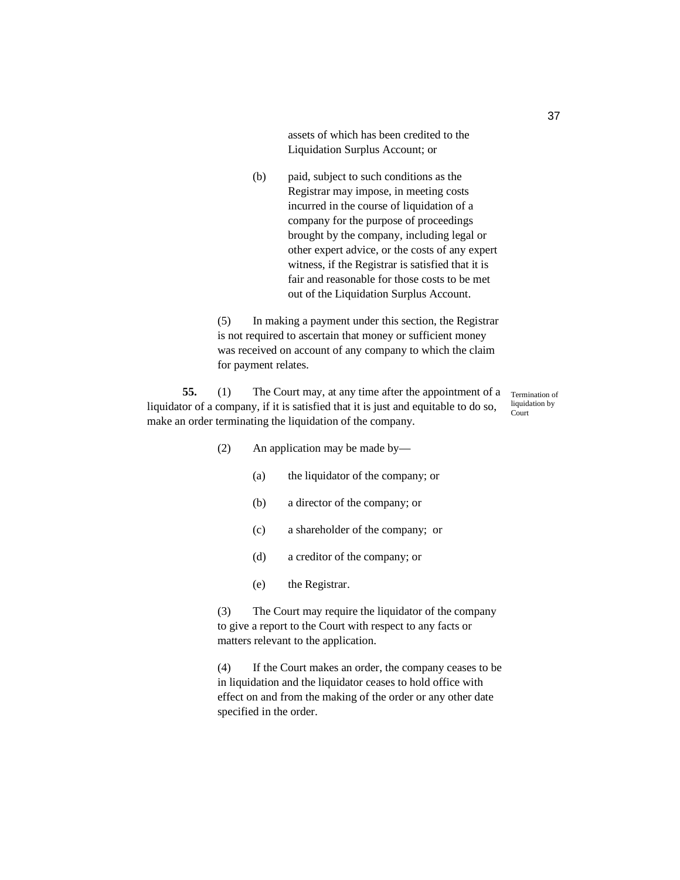assets of which has been credited to the Liquidation Surplus Account; or

(b) paid, subject to such conditions as the Registrar may impose, in meeting costs incurred in the course of liquidation of a company for the purpose of proceedings brought by the company, including legal or other expert advice, or the costs of any expert witness, if the Registrar is satisfied that it is fair and reasonable for those costs to be met out of the Liquidation Surplus Account.

(5) In making a payment under this section, the Registrar is not required to ascertain that money or sufficient money was received on account of any company to which the claim for payment relates.

Termination of liquidation by Court

**55.** (1) The Court may, at any time after the appointment of a liquidator of a company, if it is satisfied that it is just and equitable to do so, make an order terminating the liquidation of the company.

(2) An application may be made by—

(a) the liquidator of the company; or

(b) a director of the company; or

(c) a shareholder of the company; or

(d) a creditor of the company; or

(e) the Registrar.

(3) The Court may require the liquidator of the company to give a report to the Court with respect to any facts or matters relevant to the application.

(4) If the Court makes an order, the company ceases to be in liquidation and the liquidator ceases to hold office with effect on and from the making of the order or any other date specified in the order.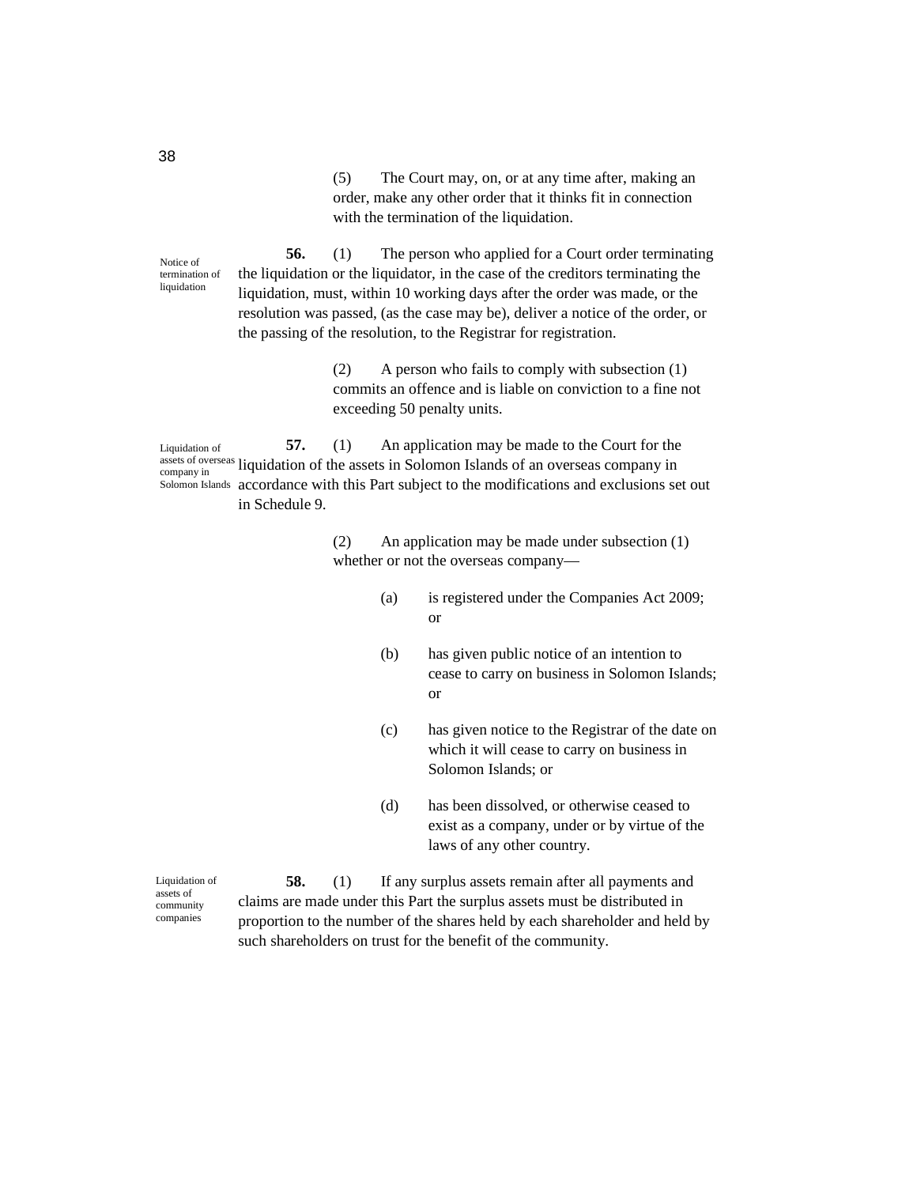(5) The Court may, on, or at any time after, making an order, make any other order that it thinks fit in connection with the termination of the liquidation.

Notice of termination of liquidation

**56.** (1) The person who applied for a Court order terminating the liquidation or the liquidator, in the case of the creditors terminating the liquidation, must, within 10 working days after the order was made, or the resolution was passed, (as the case may be), deliver a notice of the order, or the passing of the resolution, to the Registrar for registration.

(2) A person who fails to comply with subsection (1) commits an offence and is liable on conviction to a fine not exceeding 50 penalty units.

Liquidation of assets of overseas company in Solomon Islands

**57.** (1) An application may be made to the Court for the liquidation of the assets in Solomon Islands of an overseas company in accordance with this Part subject to the modifications and exclusions set out in Schedule 9.

(2) An application may be made under subsection (1) whether or not the overseas company—

(a) is registered under the Companies Act 2009; or

(b) has given public notice of an intention to cease to carry on business in Solomon Islands; or

(c) has given notice to the Registrar of the date on which it will cease to carry on business in Solomon Islands; or

(d) has been dissolved, or otherwise ceased to exist as a company, under or by virtue of the laws of any other country.

Liquidation of assets of community companies

**58.** (1) If any surplus assets remain after all payments and claims are made under this Part the surplus assets must be distributed in proportion to the number of the shares held by each shareholder and held by such shareholders on trust for the benefit of the community.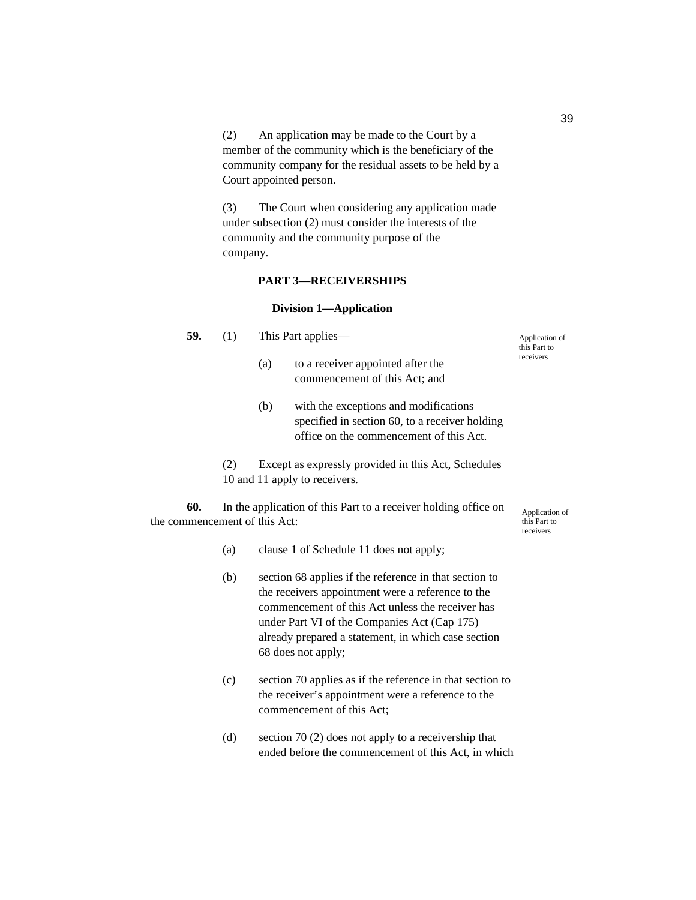(2) An application may be made to the Court by a member of the community which is the beneficiary of the community company for the residual assets to be held by a Court appointed person.

(3) The Court when considering any application made under subsection (2) must consider the interests of the community and the community purpose of the company.

## PART 3—RECEIVERSHIPS

### Division 1—Application

**59.** (1) This Part applies—

*Application of this Part to receivers*

(a) to a receiver appointed after the commencement of this Act; and

(b) with the exceptions and modifications specified in section 60, to a receiver holding office on the commencement of this Act.

(2) Except as expressly provided in this Act, Schedules 10 and 11 apply to receivers.

**60.** In the application of this Part to a receiver holding office on the commencement of this Act:

*Application of this Part to receivers*

(a) clause 1 of Schedule 11 does not apply;

(b) section 68 applies if the reference in that section to the receivers appointment were a reference to the commencement of this Act unless the receiver has under Part VI of the Companies Act (Cap 175) already prepared a statement, in which case section 68 does not apply;

(c) section 70 applies as if the reference in that section to the receiver's appointment were a reference to the commencement of this Act;

(d) section 70 (2) does not apply to a receivership that ended before the commencement of this Act, in which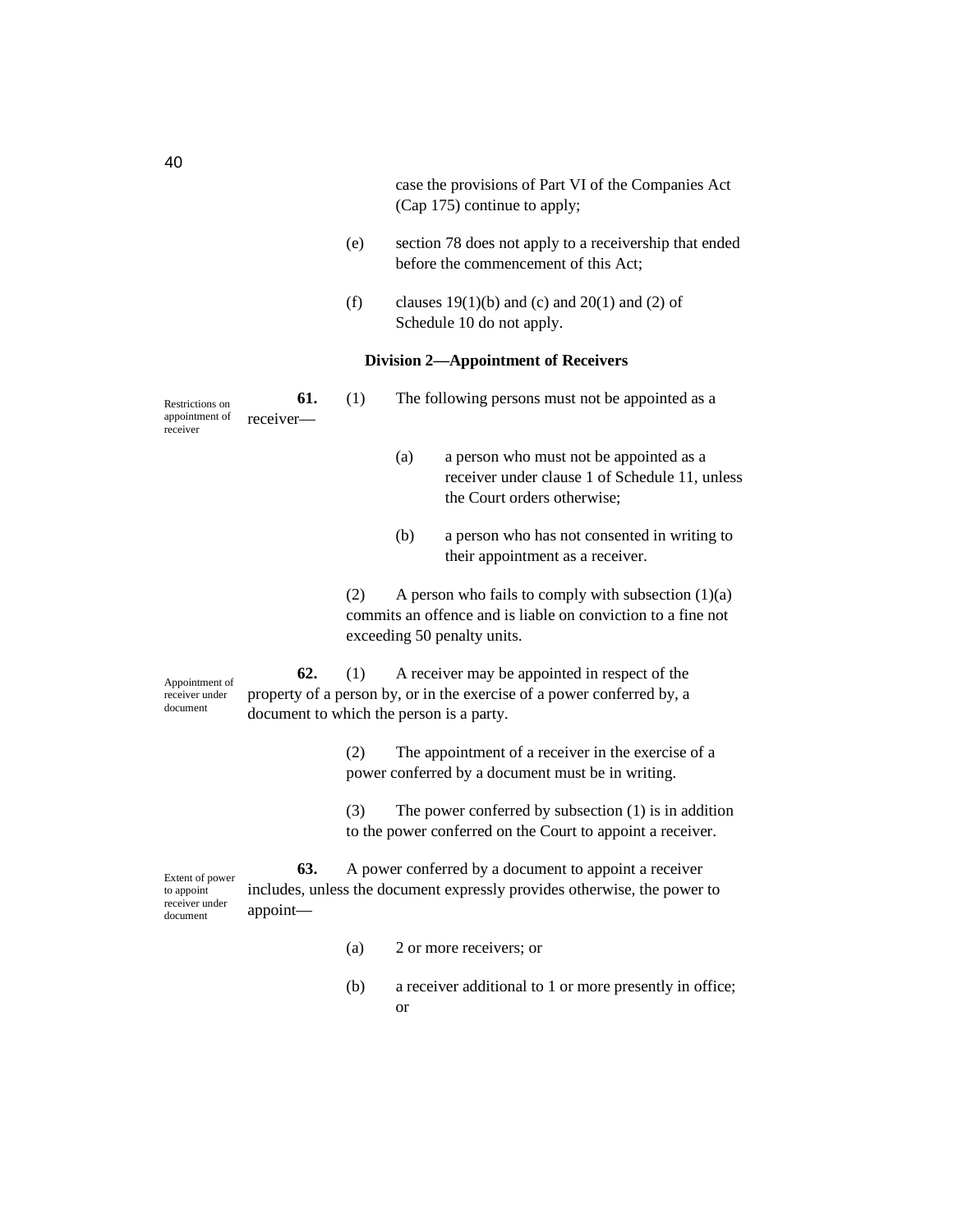case the provisions of Part VI of the Companies Act (Cap 175) continue to apply;

(e) section 78 does not apply to a receivership that ended before the commencement of this Act;

(f) clauses 19(1)(b) and (c) and 20(1) and (2) of Schedule 10 do not apply.

### Division 2—Appointment of Receivers

*Restrictions on appointment of receiver*

**61.** (1) The following persons must not be appointed as a receiver—

(a) a person who must not be appointed as a receiver under clause 1 of Schedule 11, unless the Court orders otherwise;

(b) a person who has not consented in writing to their appointment as a receiver.

(2) A person who fails to comply with subsection (1)(a) commits an offence and is liable on conviction to a fine not exceeding 50 penalty units.

*Appointment of receiver under document*

**62.** (1) A receiver may be appointed in respect of the property of a person by, or in the exercise of a power conferred by, a document to which the person is a party.

(2) The appointment of a receiver in the exercise of a power conferred by a document must be in writing.

(3) The power conferred by subsection (1) is in addition to the power conferred on the Court to appoint a receiver.

*Extent of power to appoint receiver under document*

**63.** A power conferred by a document to appoint a receiver includes, unless the document expressly provides otherwise, the power to appoint—

(a) 2 or more receivers; or

(b) a receiver additional to 1 or more presently in office; or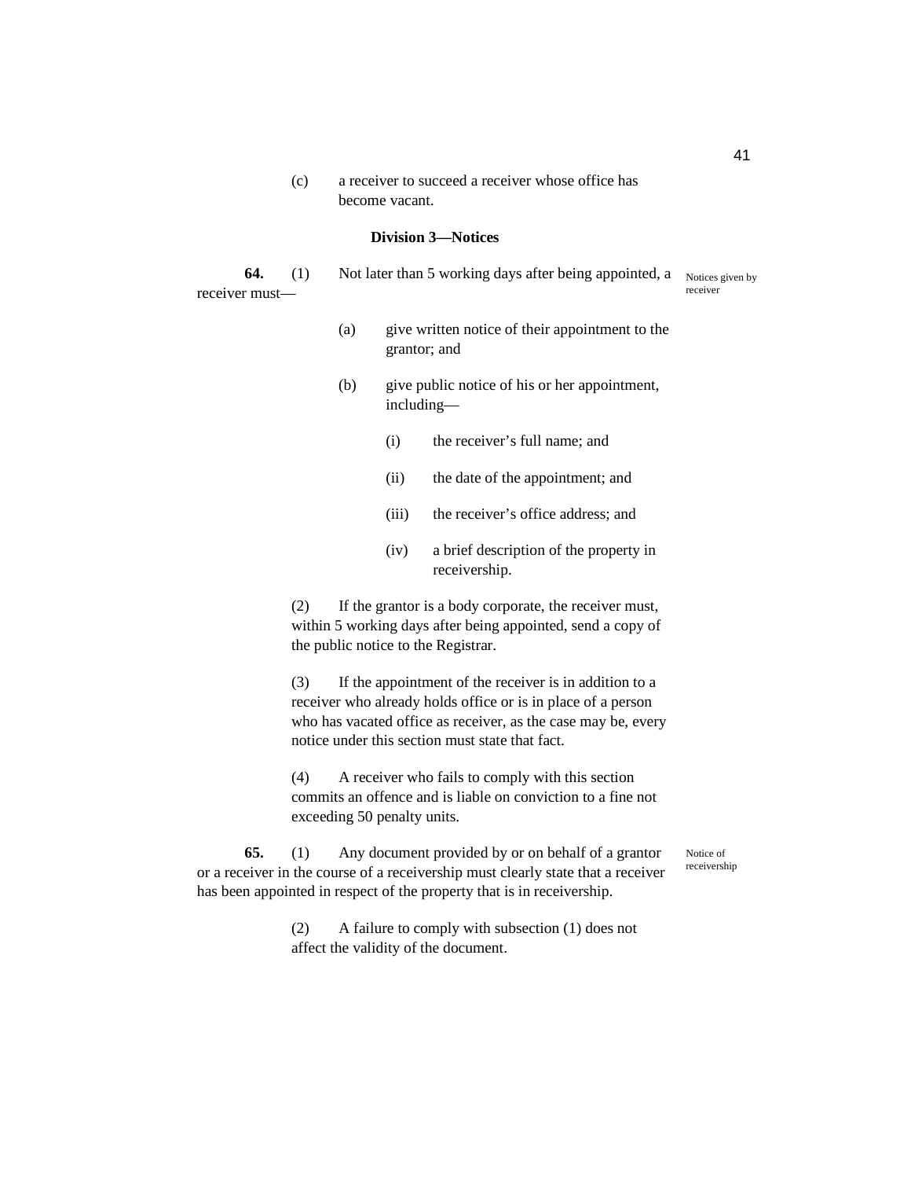(c) a receiver to succeed a receiver whose office has become vacant.

### Division 3—Notices

**64.** (1) Not later than 5 working days after being appointed, a receiver must—

*Notices given by receiver*

(a) give written notice of their appointment to the grantor; and

(b) give public notice of his or her appointment, including—

(i) the receiver's full name; and

(ii) the date of the appointment; and

(iii) the receiver's office address; and

(iv) a brief description of the property in receivership.

(2) If the grantor is a body corporate, the receiver must, within 5 working days after being appointed, send a copy of the public notice to the Registrar.

(3) If the appointment of the receiver is in addition to a receiver who already holds office or is in place of a person who has vacated office as receiver, as the case may be, every notice under this section must state that fact.

(4) A receiver who fails to comply with this section commits an offence and is liable on conviction to a fine not exceeding 50 penalty units.

**65.** (1) Any document provided by or on behalf of a grantor or a receiver in the course of a receivership must clearly state that a receiver has been appointed in respect of the property that is in receivership.

*Notice of receivership*

(2) A failure to comply with subsection (1) does not affect the validity of the document.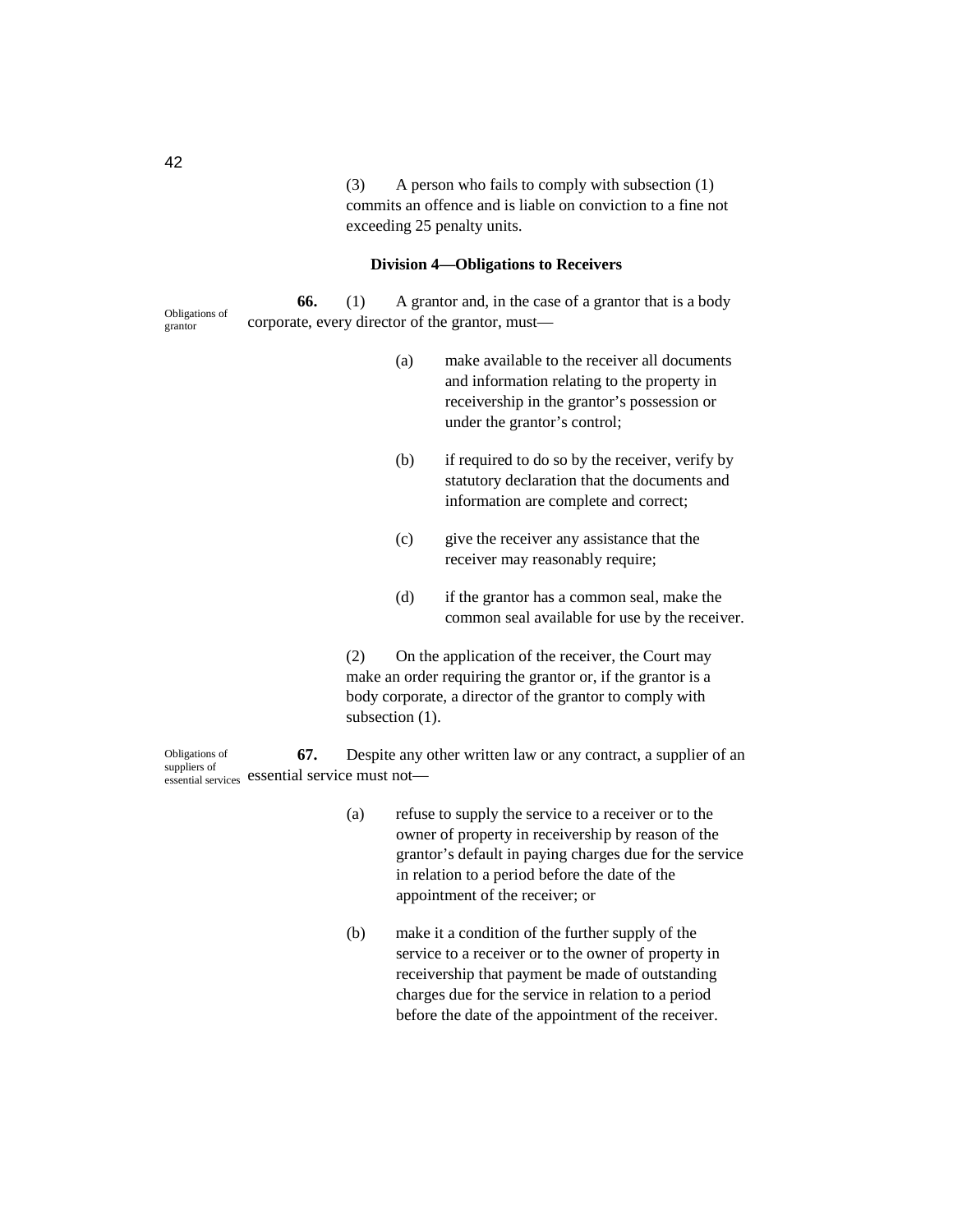(3) A person who fails to comply with subsection (1) commits an offence and is liable on conviction to a fine not exceeding 25 penalty units.

### Division 4—Obligations to Receivers

*Obligations of grantor*

**66.** (1) A grantor and, in the case of a grantor that is a body corporate, every director of the grantor, must—

(a) make available to the receiver all documents and information relating to the property in receivership in the grantor's possession or under the grantor's control;

(b) if required to do so by the receiver, verify by statutory declaration that the documents and information are complete and correct;

(c) give the receiver any assistance that the receiver may reasonably require;

(d) if the grantor has a common seal, make the common seal available for use by the receiver.

(2) On the application of the receiver, the Court may make an order requiring the grantor or, if the grantor is a body corporate, a director of the grantor to comply with subsection (1).

*Obligations of suppliers of essential services*

**67.** Despite any other written law or any contract, a supplier of an essential service must not—

(a) refuse to supply the service to a receiver or to the owner of property in receivership by reason of the grantor's default in paying charges due for the service in relation to a period before the date of the appointment of the receiver; or

(b) make it a condition of the further supply of the service to a receiver or to the owner of property in receivership that payment be made of outstanding charges due for the service in relation to a period before the date of the appointment of the receiver.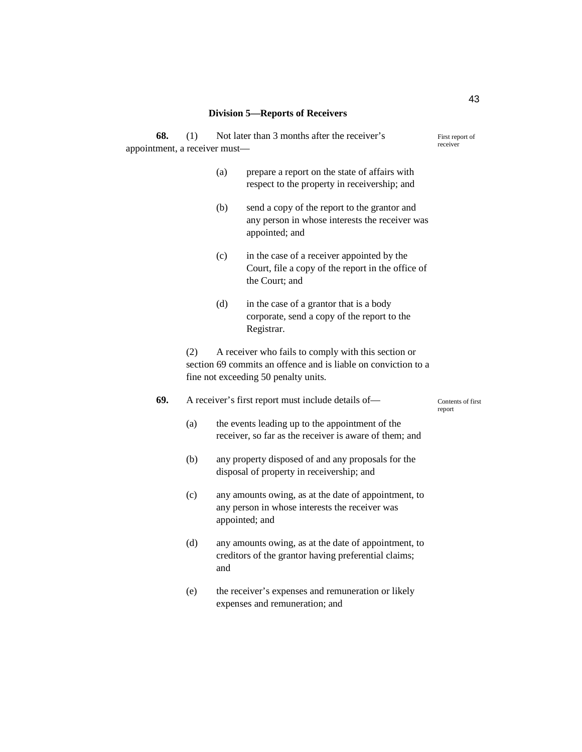### Division 5—Reports of Receivers

**68.** (1) Not later than 3 months after the receiver's appointment, a receiver must—

*First report of receiver*

(a) prepare a report on the state of affairs with respect to the property in receivership; and

(b) send a copy of the report to the grantor and any person in whose interests the receiver was appointed; and

(c) in the case of a receiver appointed by the Court, file a copy of the report in the office of the Court; and

(d) in the case of a grantor that is a body corporate, send a copy of the report to the Registrar.

(2) A receiver who fails to comply with this section or section 69 commits an offence and is liable on conviction to a fine not exceeding 50 penalty units.

**69.** A receiver's first report must include details of—

*Contents of first report*

(a) the events leading up to the appointment of the receiver, so far as the receiver is aware of them; and

(b) any property disposed of and any proposals for the disposal of property in receivership; and

(c) any amounts owing, as at the date of appointment, to any person in whose interests the receiver was appointed; and

(d) any amounts owing, as at the date of appointment, to creditors of the grantor having preferential claims; and

(e) the receiver's expenses and remuneration or likely expenses and remuneration; and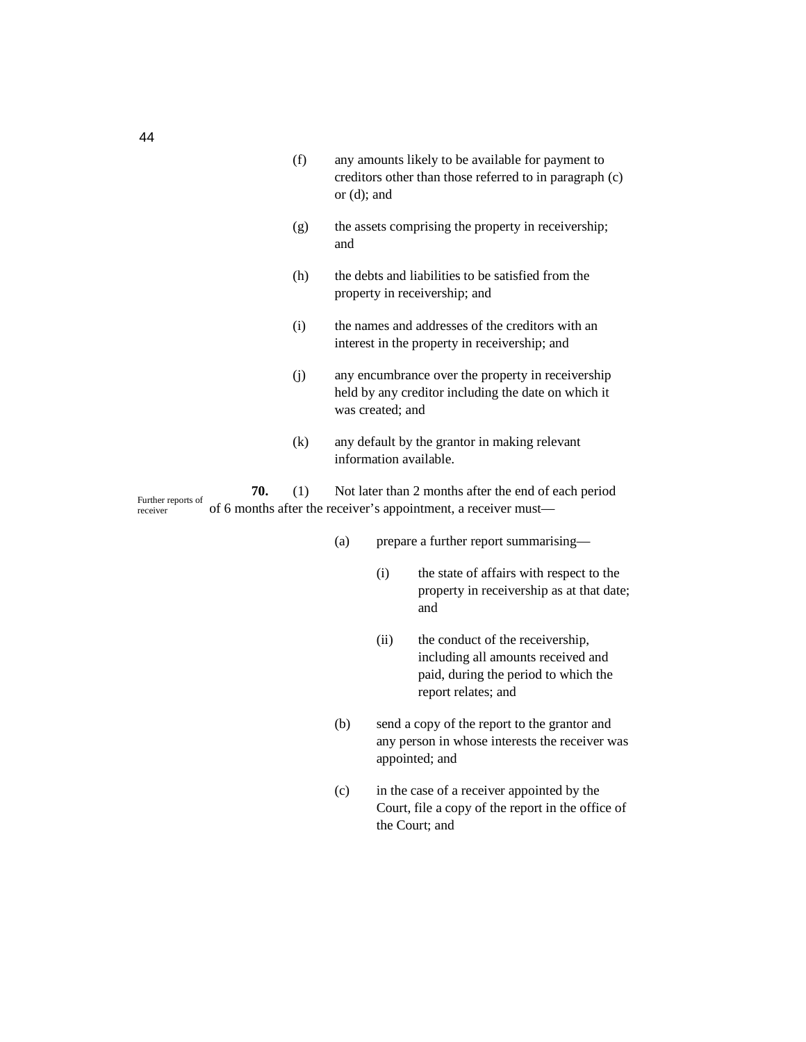(f) any amounts likely to be available for payment to creditors other than those referred to in paragraph (c) or (d); and

(g) the assets comprising the property in receivership; and

(h) the debts and liabilities to be satisfied from the property in receivership; and

(i) the names and addresses of the creditors with an interest in the property in receivership; and

(j) any encumbrance over the property in receivership held by any creditor including the date on which it was created; and

(k) any default by the grantor in making relevant information available.

*Further reports of receiver*

**70.** (1) Not later than 2 months after the end of each period of 6 months after the receiver's appointment, a receiver must—

(a) prepare a further report summarising—

(i) the state of affairs with respect to the property in receivership as at that date; and

(ii) the conduct of the receivership, including all amounts received and paid, during the period to which the report relates; and

(b) send a copy of the report to the grantor and any person in whose interests the receiver was appointed; and

(c) in the case of a receiver appointed by the Court, file a copy of the report in the office of the Court; and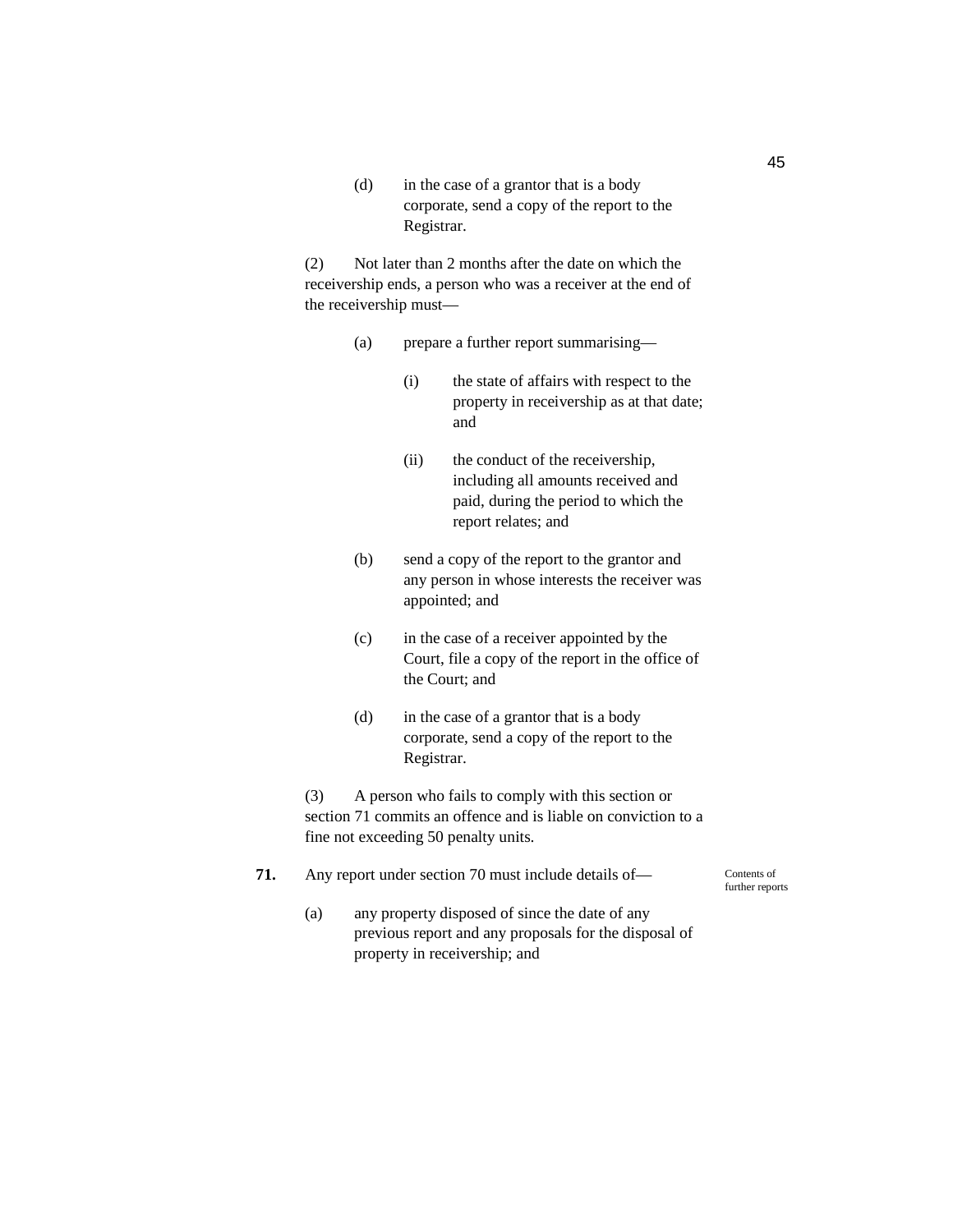(d) in the case of a grantor that is a body corporate, send a copy of the report to the Registrar.

(2) Not later than 2 months after the date on which the receivership ends, a person who was a receiver at the end of the receivership must—

(a) prepare a further report summarising—

(i) the state of affairs with respect to the property in receivership as at that date; and

(ii) the conduct of the receivership, including all amounts received and paid, during the period to which the report relates; and

(b) send a copy of the report to the grantor and any person in whose interests the receiver was appointed; and

(c) in the case of a receiver appointed by the Court, file a copy of the report in the office of the Court; and

(d) in the case of a grantor that is a body corporate, send a copy of the report to the Registrar.

(3) A person who fails to comply with this section or section 71 commits an offence and is liable on conviction to a fine not exceeding 50 penalty units.

**71.** Any report under section 70 must include details of—

*Contents of further reports*

(a) any property disposed of since the date of any previous report and any proposals for the disposal of property in receivership; and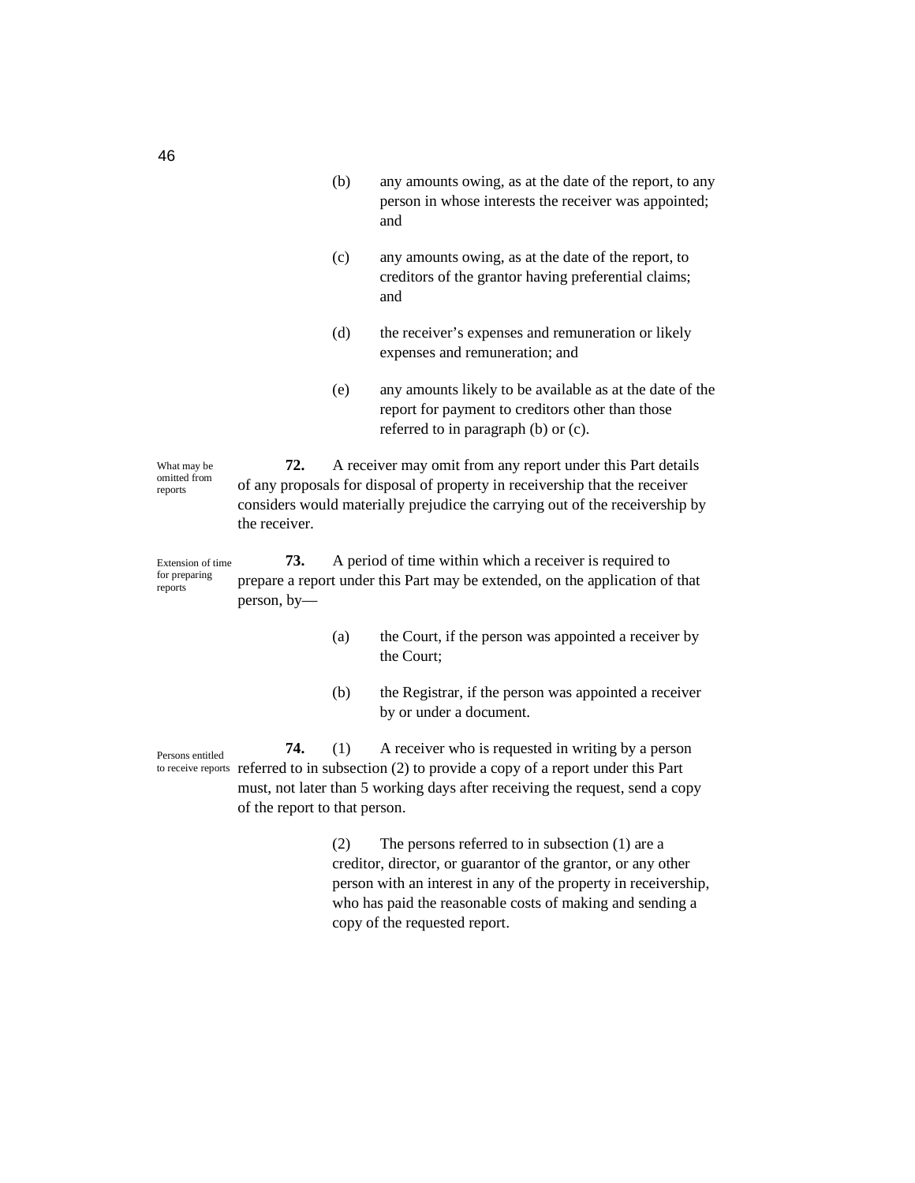(b) any amounts owing, as at the date of the report, to any person in whose interests the receiver was appointed; and

(c) any amounts owing, as at the date of the report, to creditors of the grantor having preferential claims; and

(d) the receiver's expenses and remuneration or likely expenses and remuneration; and

(e) any amounts likely to be available as at the date of the report for payment to creditors other than those referred to in paragraph (b) or (c).

*What may be omitted from reports*

**72.** A receiver may omit from any report under this Part details of any proposals for disposal of property in receivership that the receiver considers would materially prejudice the carrying out of the receivership by the receiver.

*Extension of time for preparing reports*

**73.** A period of time within which a receiver is required to prepare a report under this Part may be extended, on the application of that person, by—

(a) the Court, if the person was appointed a receiver by the Court;

(b) the Registrar, if the person was appointed a receiver by or under a document.

*Persons entitled to receive reports*

**74.** (1) A receiver who is requested in writing by a person referred to in subsection (2) to provide a copy of a report under this Part must, not later than 5 working days after receiving the request, send a copy of the report to that person.

(2) The persons referred to in subsection (1) are a creditor, director, or guarantor of the grantor, or any other person with an interest in any of the property in receivership, who has paid the reasonable costs of making and sending a copy of the requested report.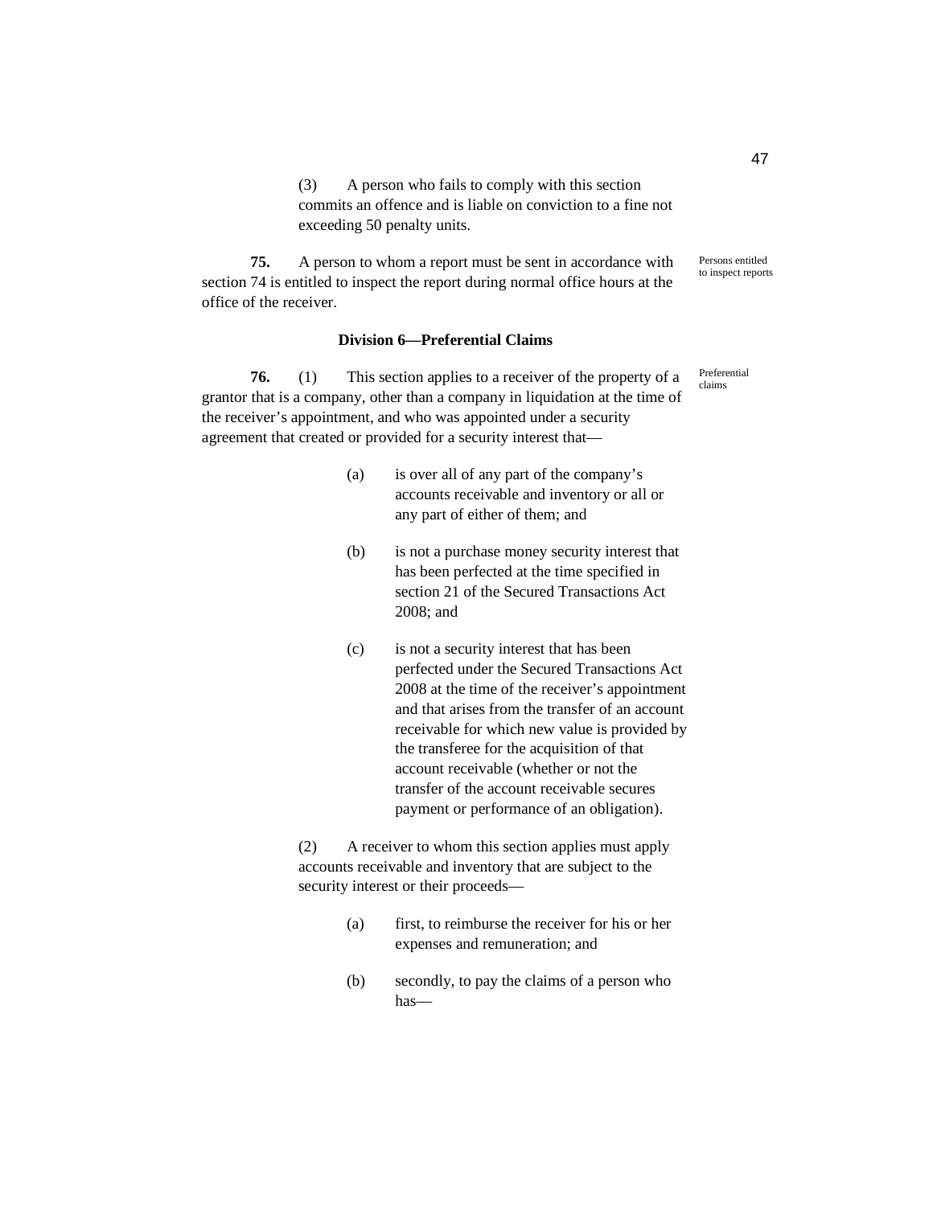(3) A person who fails to comply with this section commits an offence and is liable on conviction to a fine not exceeding 50 penalty units.

Persons entitled to inspect reports

**75.** A person to whom a report must be sent in accordance with section 74 is entitled to inspect the report during normal office hours at the office of the receiver.

**Division 6—Preferential Claims**

Preferential claims

**76.** (1) This section applies to a receiver of the property of a grantor that is a company, other than a company in liquidation at the time of the receiver's appointment, and who was appointed under a security agreement that created or provided for a security interest that—

(a) is over all of any part of the company's accounts receivable and inventory or all or any part of either of them; and

(b) is not a purchase money security interest that has been perfected at the time specified in section 21 of the Secured Transactions Act 2008; and

(c) is not a security interest that has been perfected under the Secured Transactions Act 2008 at the time of the receiver's appointment and that arises from the transfer of an account receivable for which new value is provided by the transferee for the acquisition of that account receivable (whether or not the transfer of the account receivable secures payment or performance of an obligation).

(2) A receiver to whom this section applies must apply accounts receivable and inventory that are subject to the security interest or their proceeds—

(a) first, to reimburse the receiver for his or her expenses and remuneration; and

(b) secondly, to pay the claims of a person who has—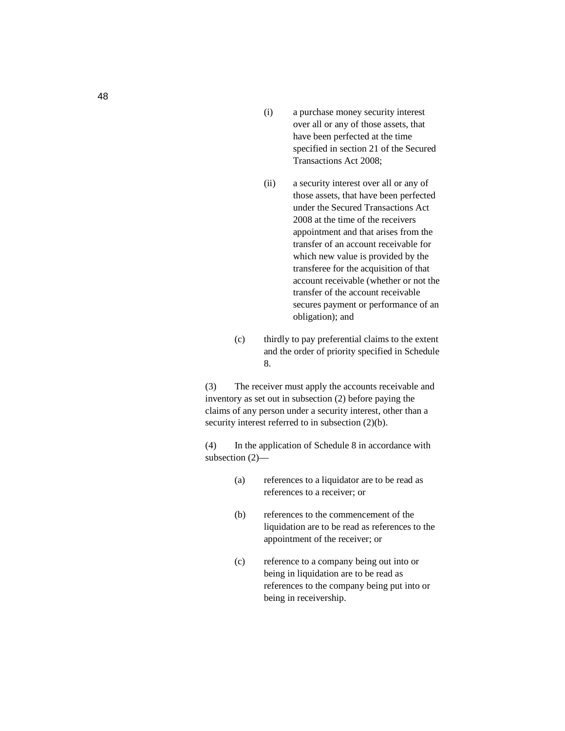(i) a purchase money security interest over all or any of those assets, that have been perfected at the time specified in section 21 of the Secured Transactions Act 2008;

(ii) a security interest over all or any of those assets, that have been perfected under the Secured Transactions Act 2008 at the time of the receivers appointment and that arises from the transfer of an account receivable for which new value is provided by the transferee for the acquisition of that account receivable (whether or not the transfer of the account receivable secures payment or performance of an obligation); and

(c) thirdly to pay preferential claims to the extent and the order of priority specified in Schedule 8.

(3) The receiver must apply the accounts receivable and inventory as set out in subsection (2) before paying the claims of any person under a security interest, other than a security interest referred to in subsection (2)(b).

(4) In the application of Schedule 8 in accordance with subsection (2)—

(a) references to a liquidator are to be read as references to a receiver; or

(b) references to the commencement of the liquidation are to be read as references to the appointment of the receiver; or

(c) reference to a company being out into or being in liquidation are to be read as references to the company being put into or being in receivership.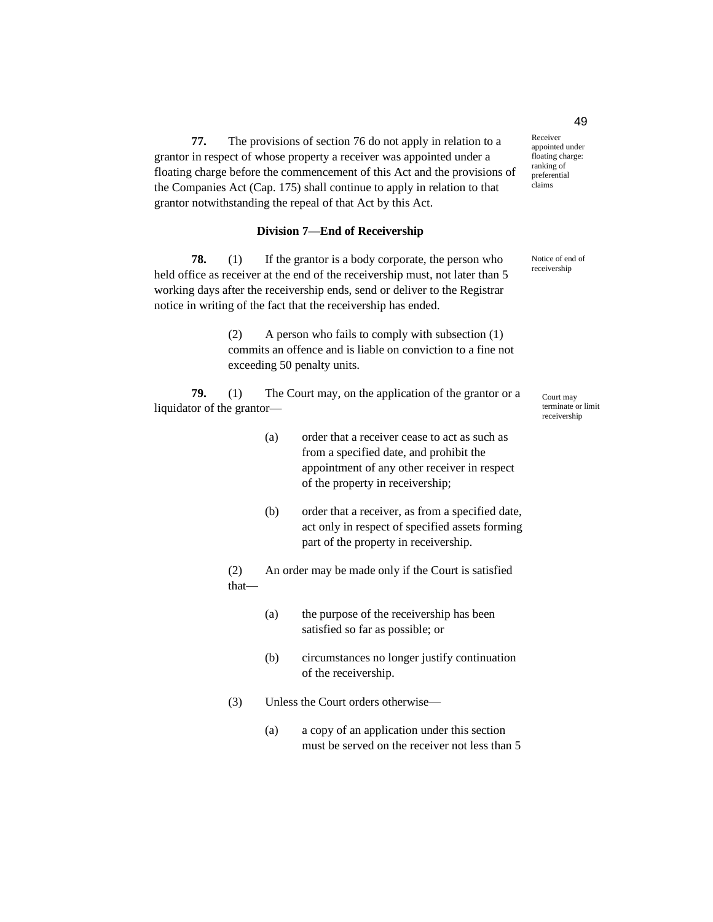**77.** The provisions of section 76 do not apply in relation to a grantor in respect of whose property a receiver was appointed under a floating charge before the commencement of this Act and the provisions of the Companies Act (Cap. 175) shall continue to apply in relation to that grantor notwithstanding the repeal of that Act by this Act.

*Receiver appointed under floating charge: ranking of preferential claims*

### Division 7—End of Receivership

**78.** (1) If the grantor is a body corporate, the person who held office as receiver at the end of the receivership must, not later than 5 working days after the receivership ends, send or deliver to the Registrar notice in writing of the fact that the receivership has ended.

*Notice of end of receivership*

(2) A person who fails to comply with subsection (1) commits an offence and is liable on conviction to a fine not exceeding 50 penalty units.

**79.** (1) The Court may, on the application of the grantor or a liquidator of the grantor—

*Court may terminate or limit receivership*

(a) order that a receiver cease to act as such as from a specified date, and prohibit the appointment of any other receiver in respect of the property in receivership;

(b) order that a receiver, as from a specified date, act only in respect of specified assets forming part of the property in receivership.

(2) An order may be made only if the Court is satisfied that—

(a) the purpose of the receivership has been satisfied so far as possible; or

(b) circumstances no longer justify continuation of the receivership.

(3) Unless the Court orders otherwise—

(a) a copy of an application under this section must be served on the receiver not less than 5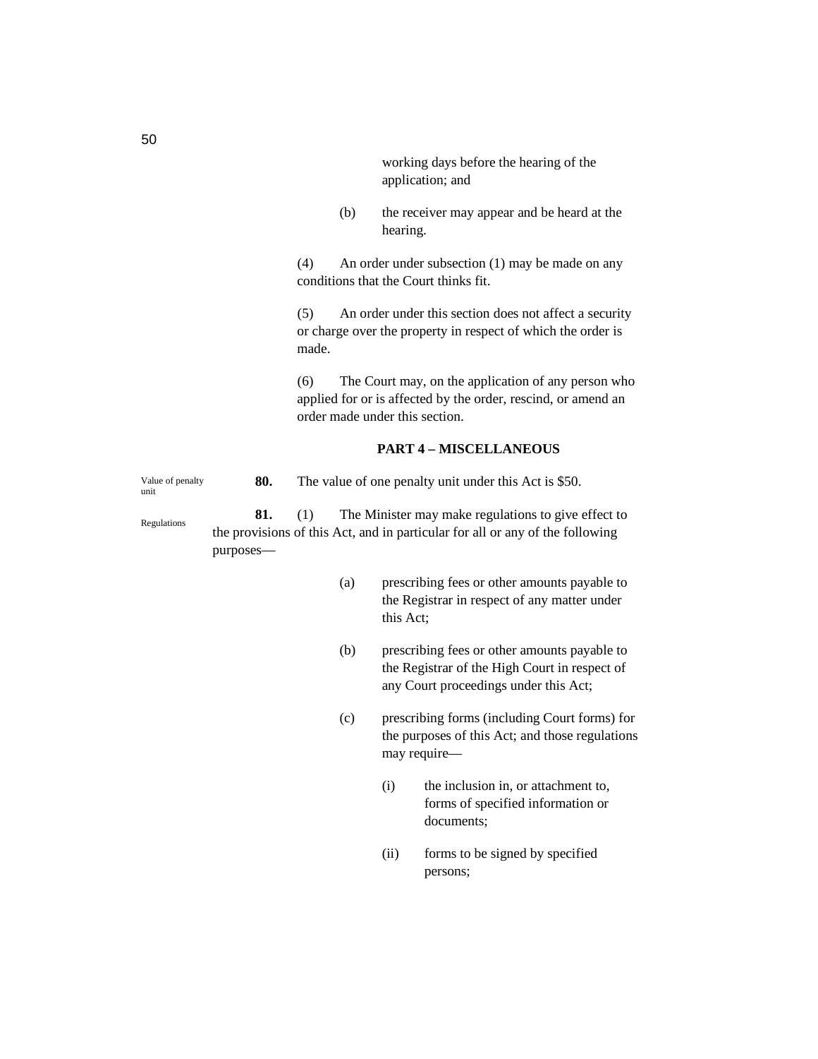working days before the hearing of the application; and

(b) the receiver may appear and be heard at the hearing.

(4) An order under subsection (1) may be made on any conditions that the Court thinks fit.

(5) An order under this section does not affect a security or charge over the property in respect of which the order is made.

(6) The Court may, on the application of any person who applied for or is affected by the order, rescind, or amend an order made under this section.

## PART 4 – MISCELLANEOUS

Value of penalty unit

**80.** The value of one penalty unit under this Act is $50.

Regulations

**81.** (1) The Minister may make regulations to give effect to the provisions of this Act, and in particular for all or any of the following purposes—

(a) prescribing fees or other amounts payable to the Registrar in respect of any matter under this Act;

(b) prescribing fees or other amounts payable to the Registrar of the High Court in respect of any Court proceedings under this Act;

(c) prescribing forms (including Court forms) for the purposes of this Act; and those regulations may require—

(i) the inclusion in, or attachment to, forms of specified information or documents;

(ii) forms to be signed by specified persons;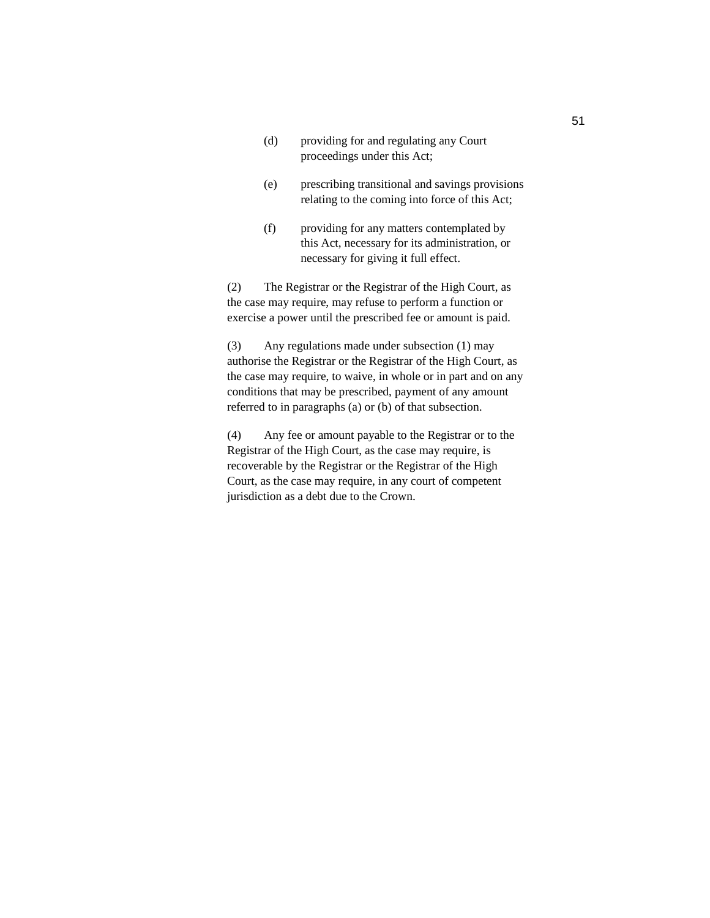(d) providing for and regulating any Court proceedings under this Act;

(e) prescribing transitional and savings provisions relating to the coming into force of this Act;

(f) providing for any matters contemplated by this Act, necessary for its administration, or necessary for giving it full effect.

(2) The Registrar or the Registrar of the High Court, as the case may require, may refuse to perform a function or exercise a power until the prescribed fee or amount is paid.

(3) Any regulations made under subsection (1) may authorise the Registrar or the Registrar of the High Court, as the case may require, to waive, in whole or in part and on any conditions that may be prescribed, payment of any amount referred to in paragraphs (a) or (b) of that subsection.

(4) Any fee or amount payable to the Registrar or to the Registrar of the High Court, as the case may require, is recoverable by the Registrar or the Registrar of the High Court, as the case may require, in any court of competent jurisdiction as a debt due to the Crown.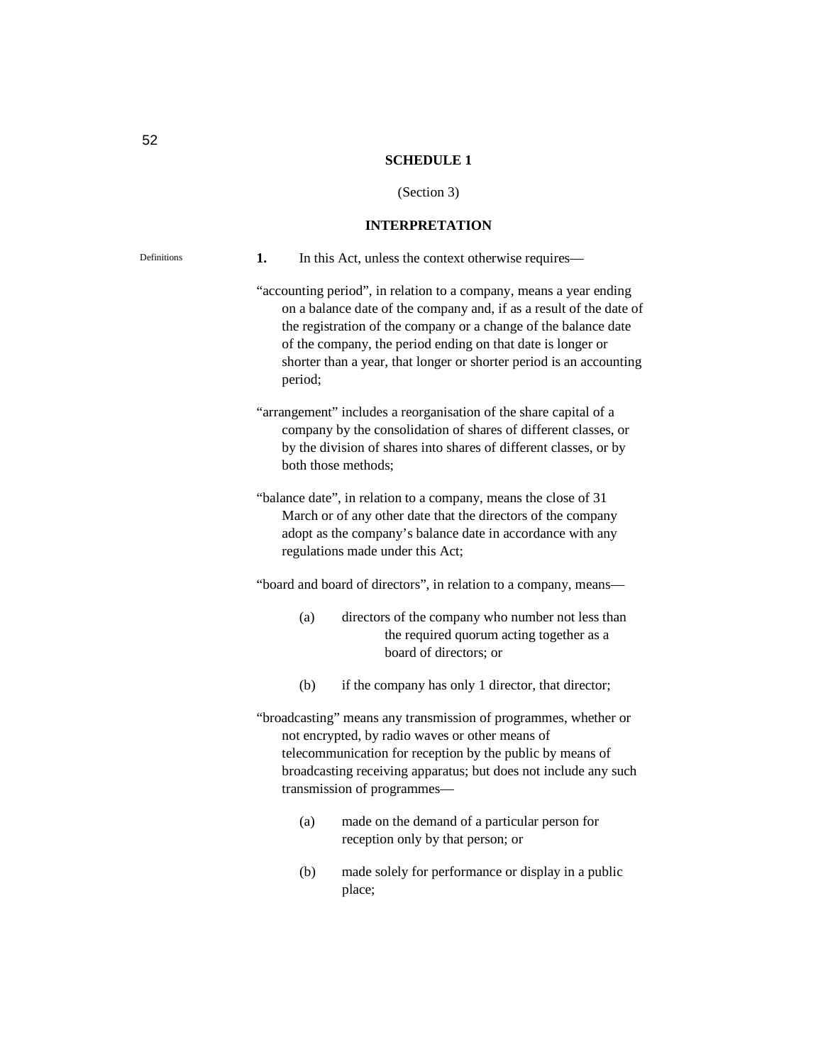## SCHEDULE 1

(Section 3)

## INTERPRETATION

Definitions

**1.** In this Act, unless the context otherwise requires—

“accounting period”, in relation to a company, means a year ending on a balance date of the company and, if as a result of the date of the registration of the company or a change of the balance date of the company, the period ending on that date is longer or shorter than a year, that longer or shorter period is an accounting period;

“arrangement” includes a reorganisation of the share capital of a company by the consolidation of shares of different classes, or by the division of shares into shares of different classes, or by both those methods;

“balance date”, in relation to a company, means the close of 31 March or of any other date that the directors of the company adopt as the company’s balance date in accordance with any regulations made under this Act;

“board and board of directors”, in relation to a company, means—

(a) directors of the company who number not less than the required quorum acting together as a board of directors; or

(b) if the company has only 1 director, that director;

“broadcasting” means any transmission of programmes, whether or not encrypted, by radio waves or other means of telecommunication for reception by the public by means of broadcasting receiving apparatus; but does not include any such transmission of programmes—

(a) made on the demand of a particular person for reception only by that person; or

(b) made solely for performance or display in a public place;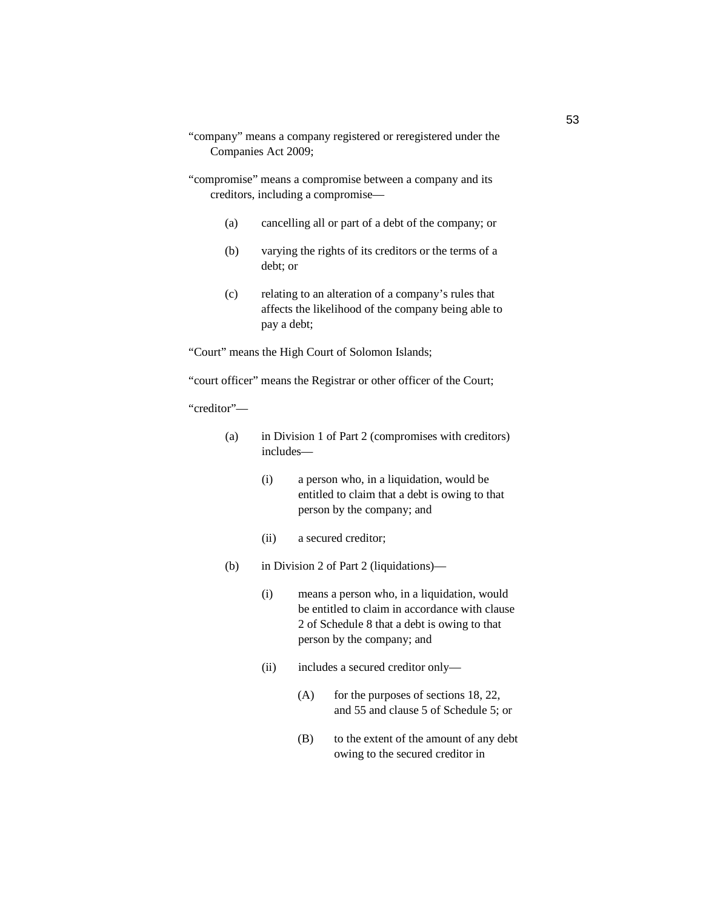"company" means a company registered or reregistered under the Companies Act 2009;

"compromise" means a compromise between a company and its creditors, including a compromise—

(a) cancelling all or part of a debt of the company; or

(b) varying the rights of its creditors or the terms of a debt; or

(c) relating to an alteration of a company's rules that affects the likelihood of the company being able to pay a debt;

"Court" means the High Court of Solomon Islands;

"court officer" means the Registrar or other officer of the Court;

"creditor"—

(a) in Division 1 of Part 2 (compromises with creditors) includes—

   (i) a person who, in a liquidation, would be entitled to claim that a debt is owing to that person by the company; and

   (ii) a secured creditor;

(b) in Division 2 of Part 2 (liquidations)—

   (i) means a person who, in a liquidation, would be entitled to claim in accordance with clause 2 of Schedule 8 that a debt is owing to that person by the company; and

   (ii) includes a secured creditor only—

      (A) for the purposes of sections 18, 22, and 55 and clause 5 of Schedule 5; or

      (B) to the extent of the amount of any debt owing to the secured creditor in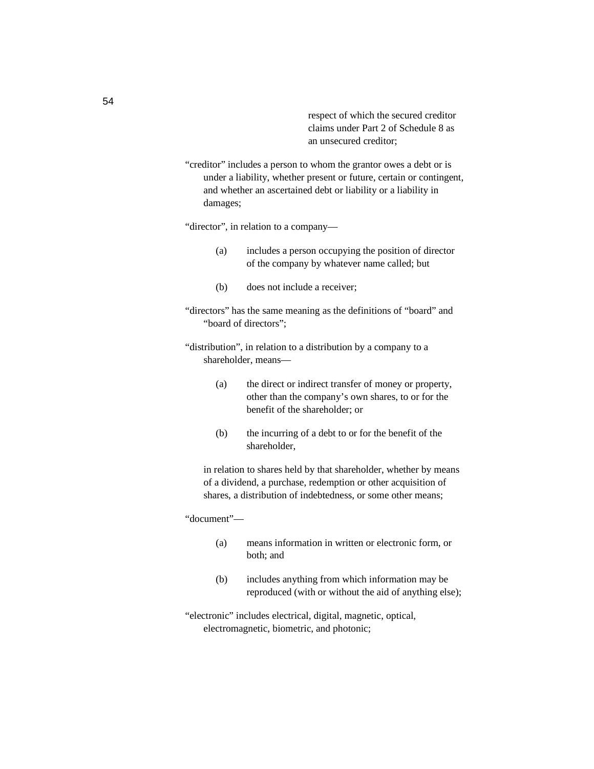respect of which the secured creditor claims under Part 2 of Schedule 8 as an unsecured creditor;

“creditor” includes a person to whom the grantor owes a debt or is under a liability, whether present or future, certain or contingent, and whether an ascertained debt or liability or a liability in damages;

“director”, in relation to a company—

(a) includes a person occupying the position of director of the company by whatever name called; but

(b) does not include a receiver;

“directors” has the same meaning as the definitions of “board” and “board of directors”;

“distribution”, in relation to a distribution by a company to a shareholder, means—

(a) the direct or indirect transfer of money or property, other than the company’s own shares, to or for the benefit of the shareholder; or

(b) the incurring of a debt to or for the benefit of the shareholder,

in relation to shares held by that shareholder, whether by means of a dividend, a purchase, redemption or other acquisition of shares, a distribution of indebtedness, or some other means;

“document”—

(a) means information in written or electronic form, or both; and

(b) includes anything from which information may be reproduced (with or without the aid of anything else);

“electronic” includes electrical, digital, magnetic, optical, electromagnetic, biometric, and photonic;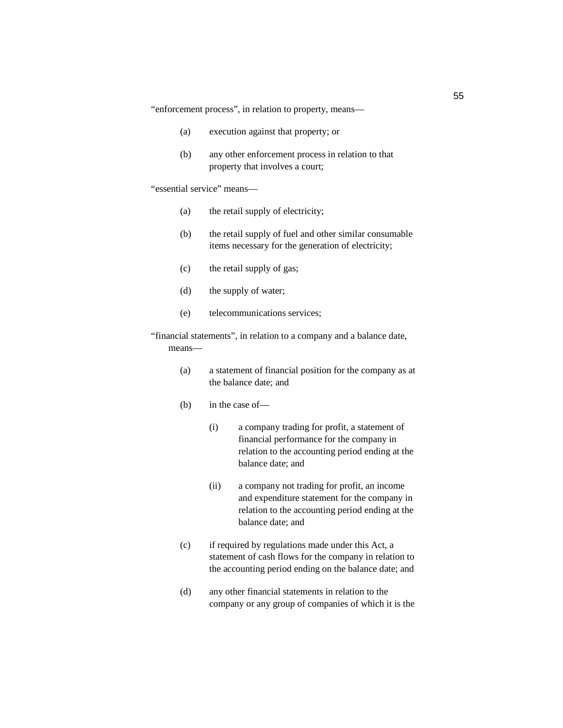“enforcement process”, in relation to property, means—

(a) execution against that property; or

(b) any other enforcement process in relation to that property that involves a court;

“essential service” means—

(a) the retail supply of electricity;

(b) the retail supply of fuel and other similar consumable items necessary for the generation of electricity;

(c) the retail supply of gas;

(d) the supply of water;

(e) telecommunications services;

“financial statements”, in relation to a company and a balance date, means—

(a) a statement of financial position for the company as at the balance date; and

(b) in the case of—

(i) a company trading for profit, a statement of financial performance for the company in relation to the accounting period ending at the balance date; and

(ii) a company not trading for profit, an income and expenditure statement for the company in relation to the accounting period ending at the balance date; and

(c) if required by regulations made under this Act, a statement of cash flows for the company in relation to the accounting period ending on the balance date; and

(d) any other financial statements in relation to the company or any group of companies of which it is the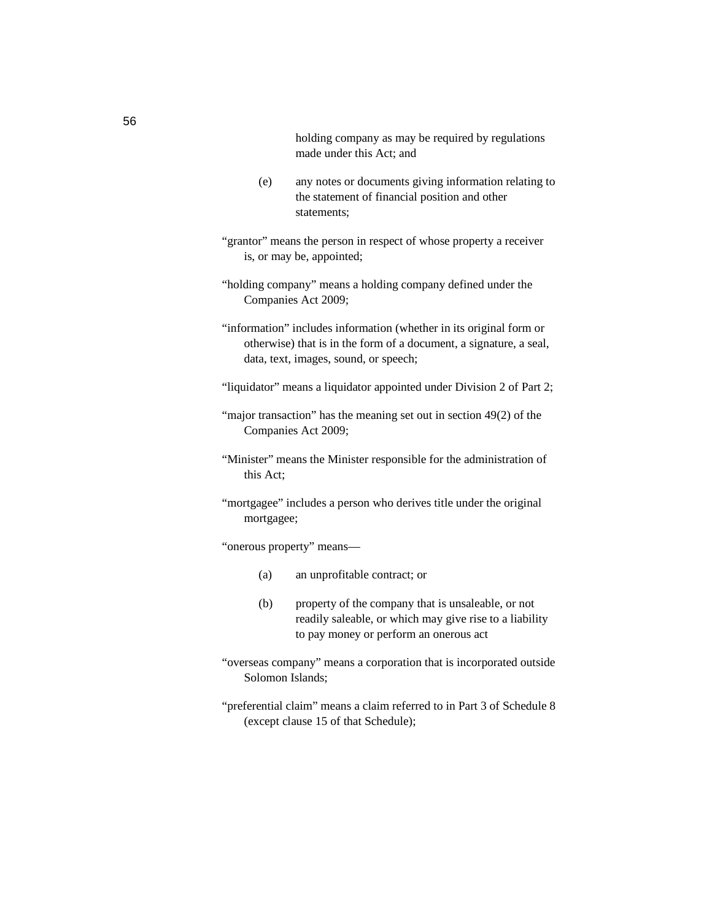holding company as may be required by regulations made under this Act; and

(e) any notes or documents giving information relating to the statement of financial position and other statements;

"grantor" means the person in respect of whose property a receiver is, or may be, appointed;

"holding company" means a holding company defined under the Companies Act 2009;

"information" includes information (whether in its original form or otherwise) that is in the form of a document, a signature, a seal, data, text, images, sound, or speech;

"liquidator" means a liquidator appointed under Division 2 of Part 2;

"major transaction" has the meaning set out in section 49(2) of the Companies Act 2009;

"Minister" means the Minister responsible for the administration of this Act;

"mortgagee" includes a person who derives title under the original mortgagee;

"onerous property" means—

(a) an unprofitable contract; or

(b) property of the company that is unsaleable, or not readily saleable, or which may give rise to a liability to pay money or perform an onerous act

"overseas company" means a corporation that is incorporated outside Solomon Islands;

"preferential claim" means a claim referred to in Part 3 of Schedule 8 (except clause 15 of that Schedule);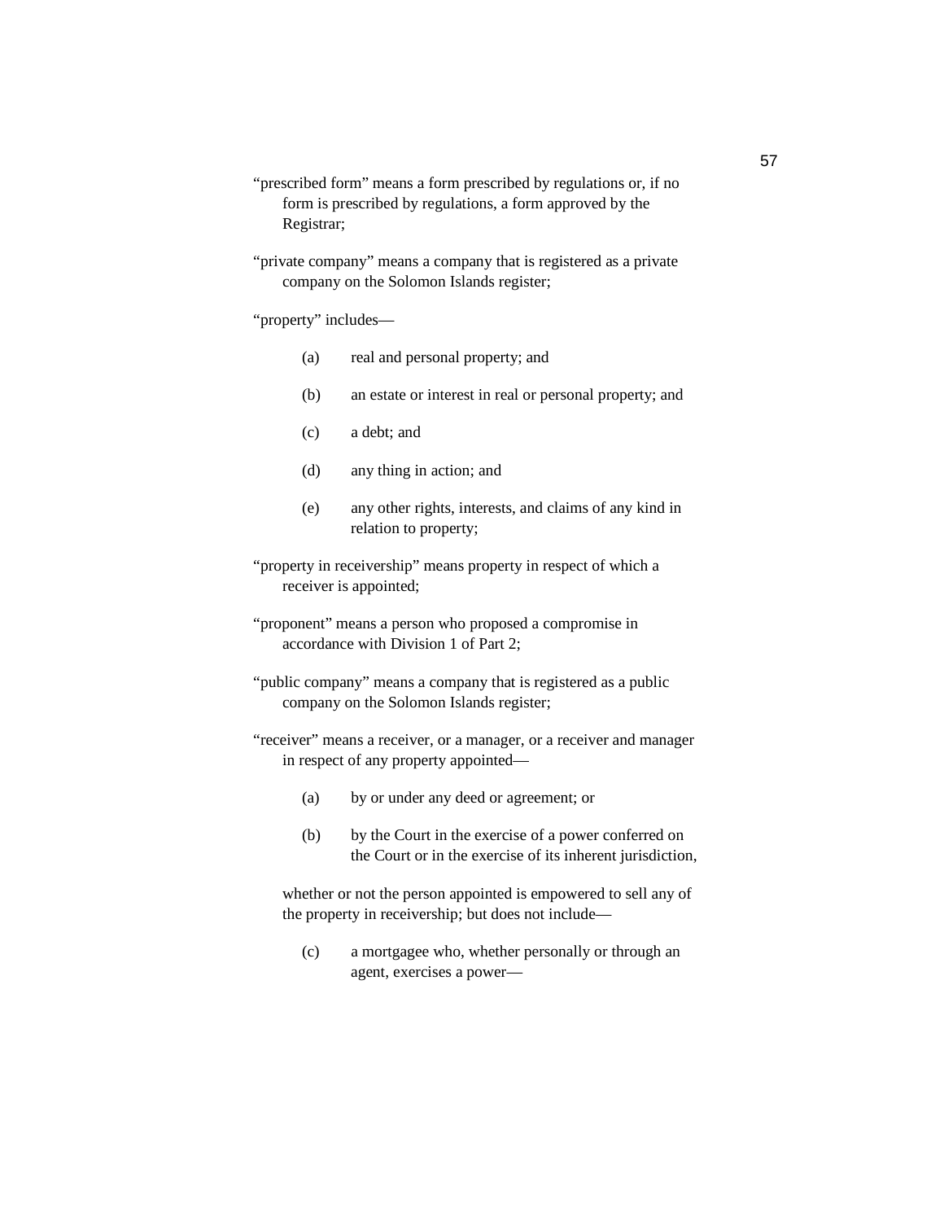"prescribed form" means a form prescribed by regulations or, if no form is prescribed by regulations, a form approved by the Registrar;

"private company" means a company that is registered as a private company on the Solomon Islands register;

"property" includes—

(a) real and personal property; and

(b) an estate or interest in real or personal property; and

(c) a debt; and

(d) any thing in action; and

(e) any other rights, interests, and claims of any kind in relation to property;

"property in receivership" means property in respect of which a receiver is appointed;

"proponent" means a person who proposed a compromise in accordance with Division 1 of Part 2;

"public company" means a company that is registered as a public company on the Solomon Islands register;

"receiver" means a receiver, or a manager, or a receiver and manager in respect of any property appointed—

(a) by or under any deed or agreement; or

(b) by the Court in the exercise of a power conferred on the Court or in the exercise of its inherent jurisdiction,

whether or not the person appointed is empowered to sell any of the property in receivership; but does not include—

(c) a mortgagee who, whether personally or through an agent, exercises a power—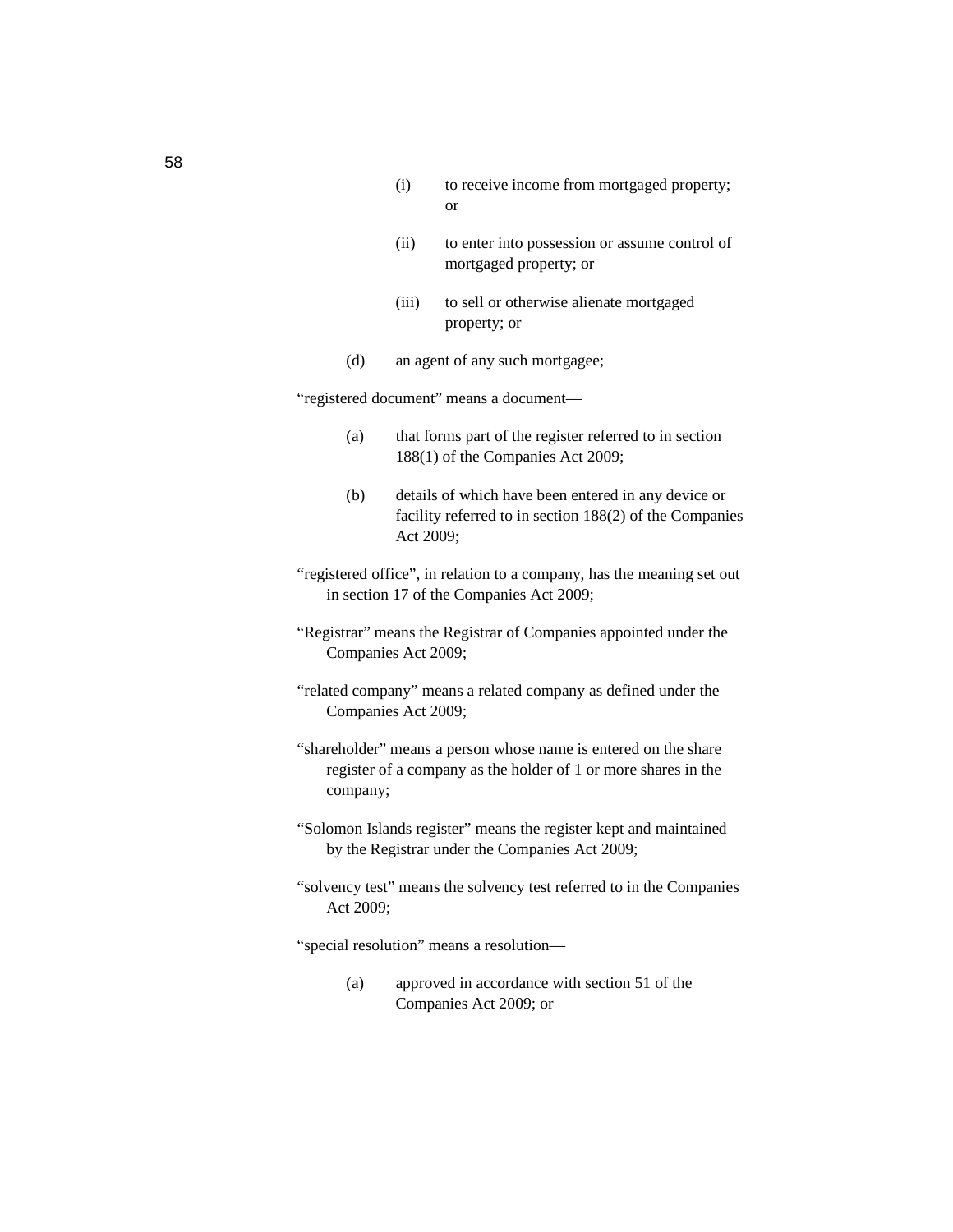(i) to receive income from mortgaged property; or

(ii) to enter into possession or assume control of mortgaged property; or

(iii) to sell or otherwise alienate mortgaged property; or

(d) an agent of any such mortgagee;

"registered document" means a document—

(a) that forms part of the register referred to in section 188(1) of the Companies Act 2009;

(b) details of which have been entered in any device or facility referred to in section 188(2) of the Companies Act 2009;

"registered office", in relation to a company, has the meaning set out in section 17 of the Companies Act 2009;

"Registrar" means the Registrar of Companies appointed under the Companies Act 2009;

"related company" means a related company as defined under the Companies Act 2009;

"shareholder" means a person whose name is entered on the share register of a company as the holder of 1 or more shares in the company;

"Solomon Islands register" means the register kept and maintained by the Registrar under the Companies Act 2009;

"solvency test" means the solvency test referred to in the Companies Act 2009;

"special resolution" means a resolution—

(a) approved in accordance with section 51 of the Companies Act 2009; or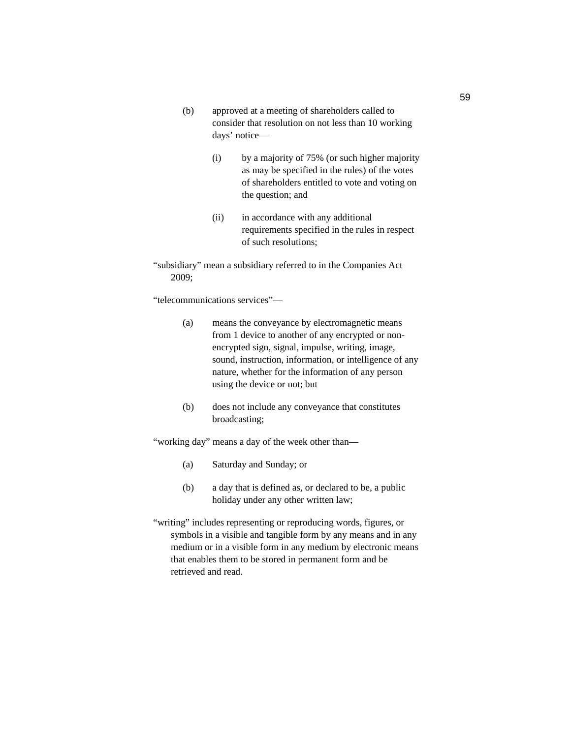(b) approved at a meeting of shareholders called to consider that resolution on not less than 10 working days' notice—

   (i) by a majority of 75% (or such higher majority as may be specified in the rules) of the votes of shareholders entitled to vote and voting on the question; and

   (ii) in accordance with any additional requirements specified in the rules in respect of such resolutions;

"subsidiary" mean a subsidiary referred to in the Companies Act 2009;

"telecommunications services"—

(a) means the conveyance by electromagnetic means from 1 device to another of any encrypted or non-encrypted sign, signal, impulse, writing, image, sound, instruction, information, or intelligence of any nature, whether for the information of any person using the device or not; but

(b) does not include any conveyance that constitutes broadcasting;

"working day" means a day of the week other than—

(a) Saturday and Sunday; or

(b) a day that is defined as, or declared to be, a public holiday under any other written law;

"writing" includes representing or reproducing words, figures, or symbols in a visible and tangible form by any means and in any medium or in a visible form in any medium by electronic means that enables them to be stored in permanent form and be retrieved and read.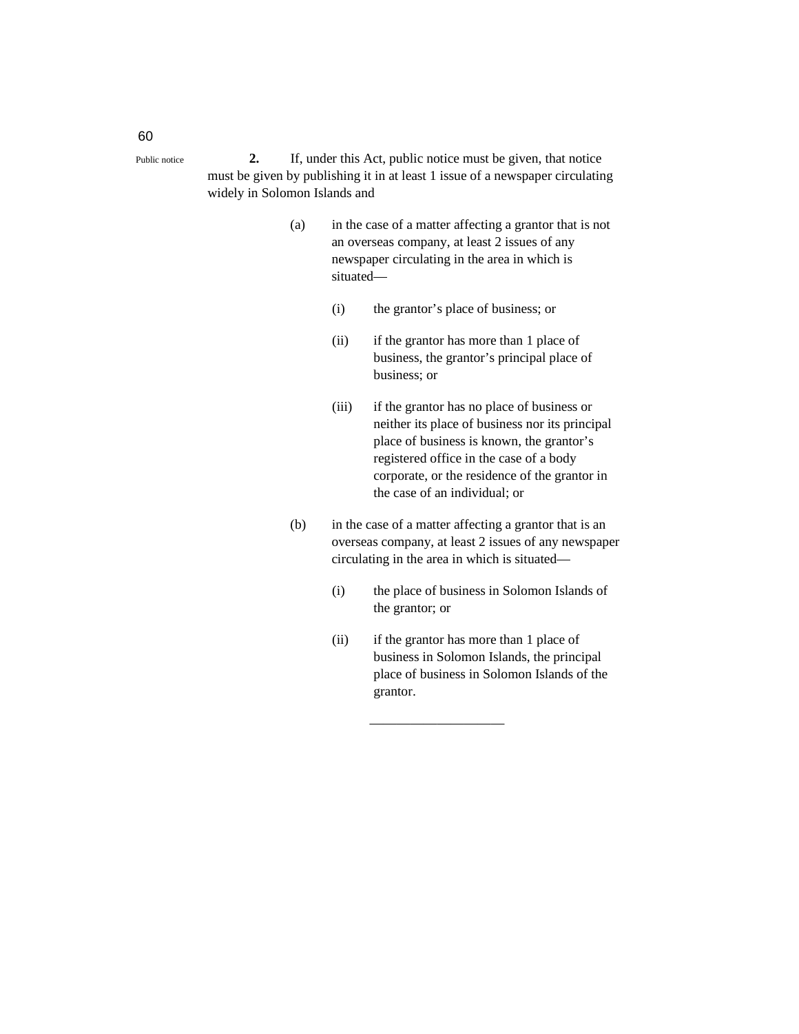Public notice

**2.** If, under this Act, public notice must be given, that notice must be given by publishing it in at least 1 issue of a newspaper circulating widely in Solomon Islands and

(a) in the case of a matter affecting a grantor that is not an overseas company, at least 2 issues of any newspaper circulating in the area in which is situated—

(i) the grantor's place of business; or

(ii) if the grantor has more than 1 place of business, the grantor's principal place of business; or

(iii) if the grantor has no place of business or neither its place of business nor its principal place of business is known, the grantor's registered office in the case of a body corporate, or the residence of the grantor in the case of an individual; or

(b) in the case of a matter affecting a grantor that is an overseas company, at least 2 issues of any newspaper circulating in the area in which is situated—

(i) the place of business in Solomon Islands of the grantor; or

(ii) if the grantor has more than 1 place of business in Solomon Islands, the principal place of business in Solomon Islands of the grantor.

---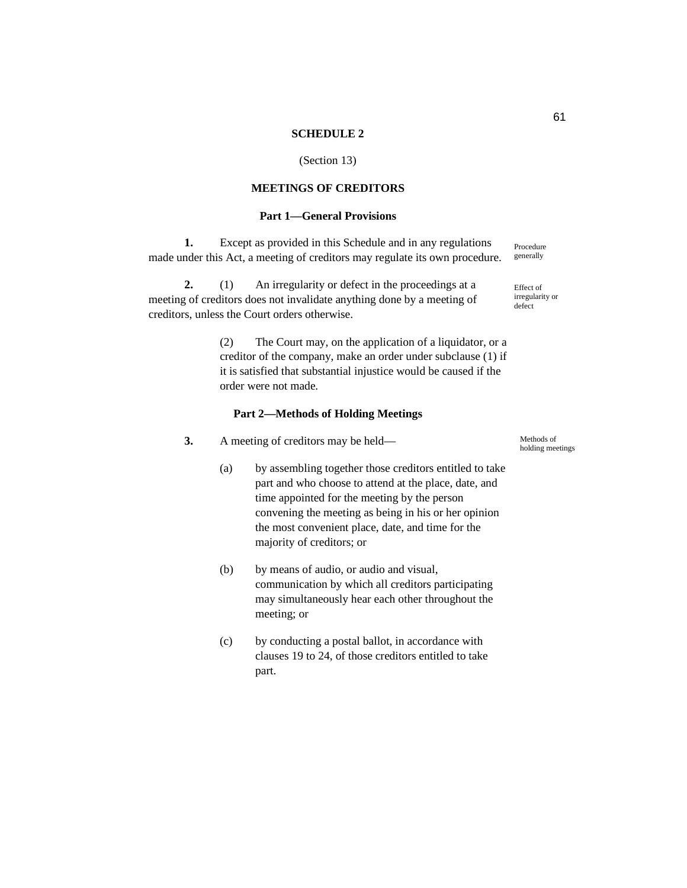# SCHEDULE 2

(Section 13)

## MEETINGS OF CREDITORS

### Part 1—General Provisions

*Procedure generally*

**1.** Except as provided in this Schedule and in any regulations made under this Act, a meeting of creditors may regulate its own procedure.

*Effect of irregularity or defect*

**2.** (1) An irregularity or defect in the proceedings at a meeting of creditors does not invalidate anything done by a meeting of creditors, unless the Court orders otherwise.

(2) The Court may, on the application of a liquidator, or a creditor of the company, make an order under subclause (1) if it is satisfied that substantial injustice would be caused if the order were not made.

### Part 2—Methods of Holding Meetings

*Methods of holding meetings*

**3.** A meeting of creditors may be held—

(a) by assembling together those creditors entitled to take part and who choose to attend at the place, date, and time appointed for the meeting by the person convening the meeting as being in his or her opinion the most convenient place, date, and time for the majority of creditors; or

(b) by means of audio, or audio and visual, communication by which all creditors participating may simultaneously hear each other throughout the meeting; or

(c) by conducting a postal ballot, in accordance with clauses 19 to 24, of those creditors entitled to take part.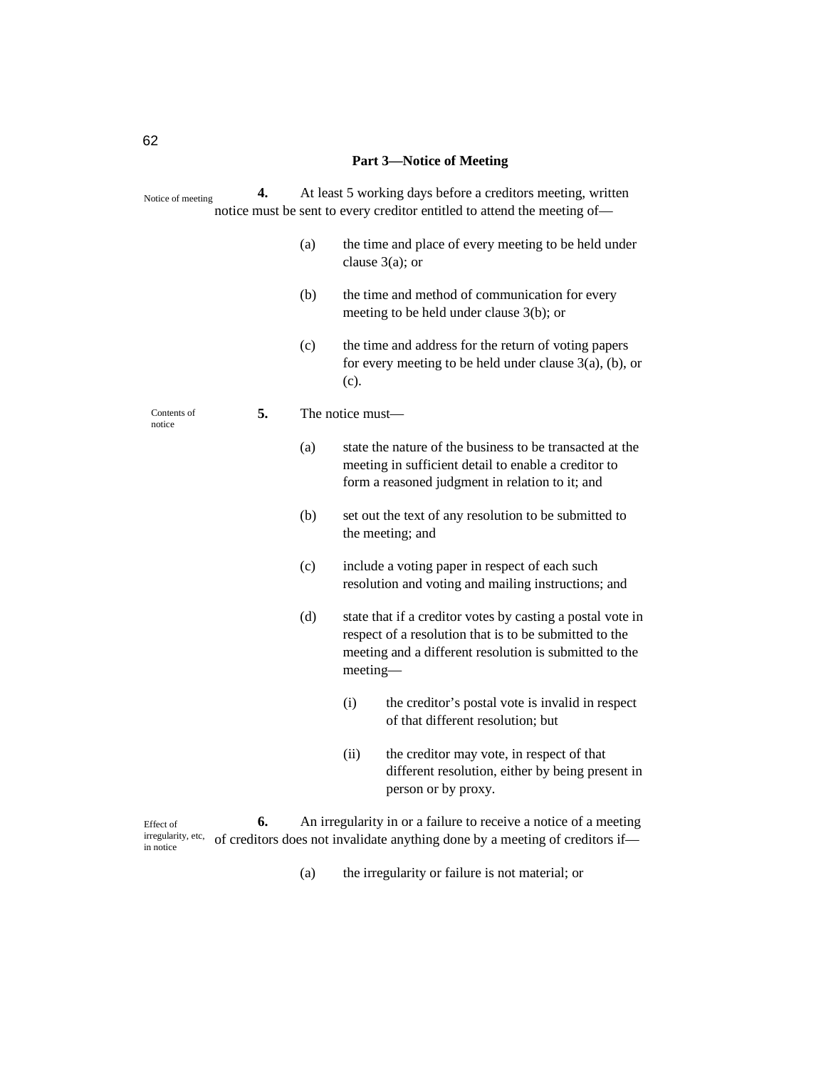## Part 3—Notice of Meeting

Notice of meeting

**4.** At least 5 working days before a creditors meeting, written notice must be sent to every creditor entitled to attend the meeting of—

(a) the time and place of every meeting to be held under clause 3(a); or

(b) the time and method of communication for every meeting to be held under clause 3(b); or

(c) the time and address for the return of voting papers for every meeting to be held under clause 3(a), (b), or (c).

Contents of notice

**5.** The notice must—

(a) state the nature of the business to be transacted at the meeting in sufficient detail to enable a creditor to form a reasoned judgment in relation to it; and

(b) set out the text of any resolution to be submitted to the meeting; and

(c) include a voting paper in respect of each such resolution and voting and mailing instructions; and

(d) state that if a creditor votes by casting a postal vote in respect of a resolution that is to be submitted to the meeting and a different resolution is submitted to the meeting—

(i) the creditor's postal vote is invalid in respect of that different resolution; but

(ii) the creditor may vote, in respect of that different resolution, either by being present in person or by proxy.

Effect of irregularity, etc, in notice

**6.** An irregularity in or a failure to receive a notice of a meeting of creditors does not invalidate anything done by a meeting of creditors if—

(a) the irregularity or failure is not material; or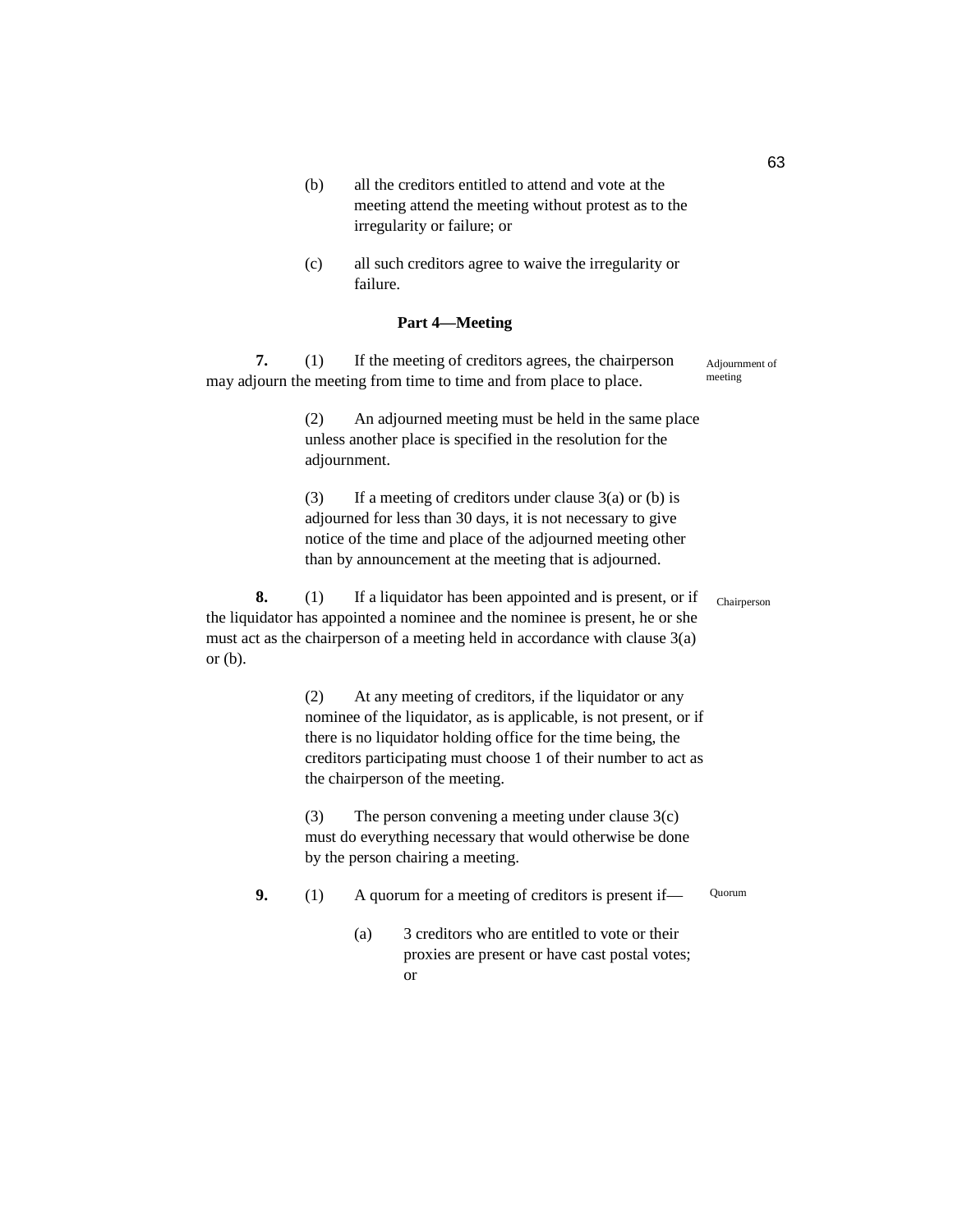(b) all the creditors entitled to attend and vote at the meeting attend the meeting without protest as to the irregularity or failure; or

(c) all such creditors agree to waive the irregularity or failure.

### Part 4—Meeting

**7.** (1) If the meeting of creditors agrees, the chairperson may adjourn the meeting from time to time and from place to place. *Adjournment of meeting*

(2) An adjourned meeting must be held in the same place unless another place is specified in the resolution for the adjournment.

(3) If a meeting of creditors under clause 3(a) or (b) is adjourned for less than 30 days, it is not necessary to give notice of the time and place of the adjourned meeting other than by announcement at the meeting that is adjourned.

**8.** (1) If a liquidator has been appointed and is present, or if the liquidator has appointed a nominee and the nominee is present, he or she must act as the chairperson of a meeting held in accordance with clause 3(a) or (b). *Chairperson*

(2) At any meeting of creditors, if the liquidator or any nominee of the liquidator, as is applicable, is not present, or if there is no liquidator holding office for the time being, the creditors participating must choose 1 of their number to act as the chairperson of the meeting.

(3) The person convening a meeting under clause 3(c) must do everything necessary that would otherwise be done by the person chairing a meeting.

**9.** (1) A quorum for a meeting of creditors is present if— *Quorum*

(a) 3 creditors who are entitled to vote or their proxies are present or have cast postal votes; or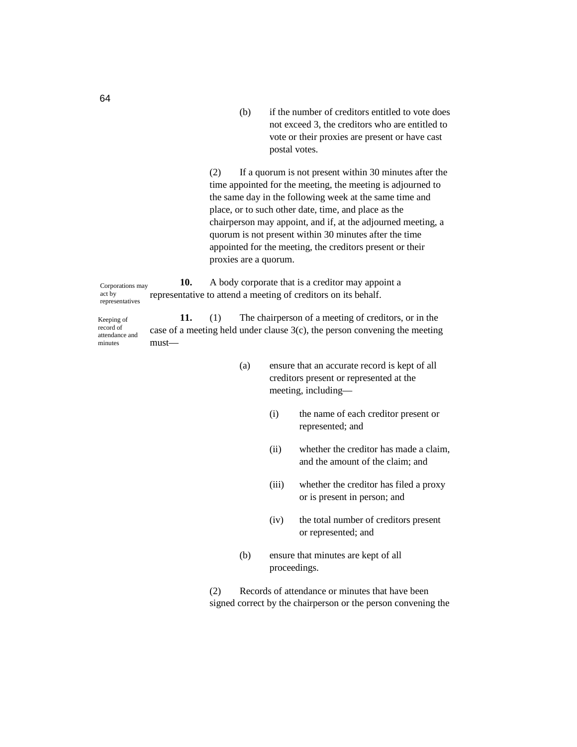(b) if the number of creditors entitled to vote does not exceed 3, the creditors who are entitled to vote or their proxies are present or have cast postal votes.

(2) If a quorum is not present within 30 minutes after the time appointed for the meeting, the meeting is adjourned to the same day in the following week at the same time and place, or to such other date, time, and place as the chairperson may appoint, and if, at the adjourned meeting, a quorum is not present within 30 minutes after the time appointed for the meeting, the creditors present or their proxies are a quorum.

*Corporations may act by representatives*

**10.** A body corporate that is a creditor may appoint a representative to attend a meeting of creditors on its behalf.

*Keeping of record of attendance and minutes*

**11.** (1) The chairperson of a meeting of creditors, or in the case of a meeting held under clause 3(c), the person convening the meeting must—

(a) ensure that an accurate record is kept of all creditors present or represented at the meeting, including—

(i) the name of each creditor present or represented; and

(ii) whether the creditor has made a claim, and the amount of the claim; and

(iii) whether the creditor has filed a proxy or is present in person; and

(iv) the total number of creditors present or represented; and

(b) ensure that minutes are kept of all proceedings.

(2) Records of attendance or minutes that have been signed correct by the chairperson or the person convening the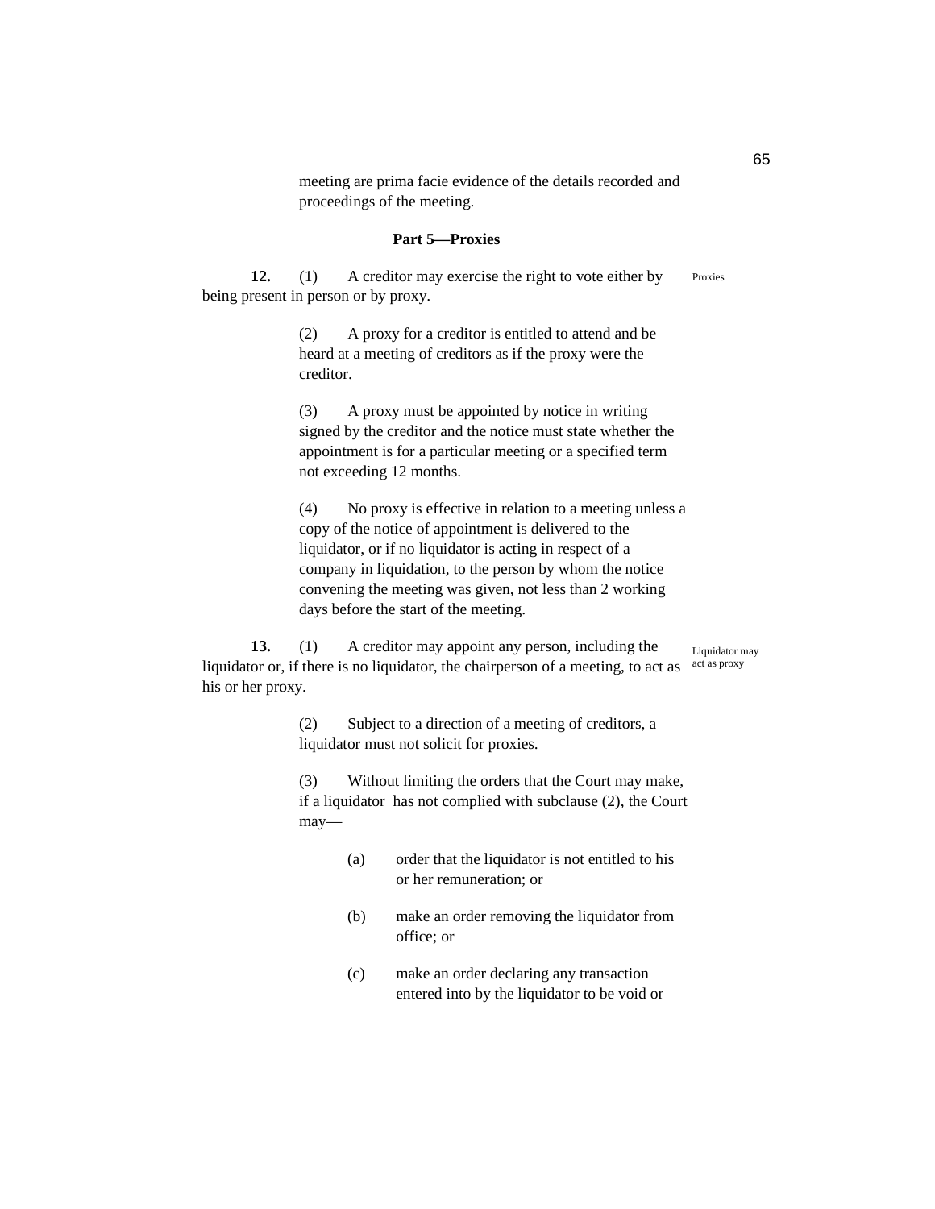meeting are prima facie evidence of the details recorded and proceedings of the meeting.

### Part 5—Proxies

**12.** (1) A creditor may exercise the right to vote either by being present in person or by proxy. *Proxies*

(2) A proxy for a creditor is entitled to attend and be heard at a meeting of creditors as if the proxy were the creditor.

(3) A proxy must be appointed by notice in writing signed by the creditor and the notice must state whether the appointment is for a particular meeting or a specified term not exceeding 12 months.

(4) No proxy is effective in relation to a meeting unless a copy of the notice of appointment is delivered to the liquidator, or if no liquidator is acting in respect of a company in liquidation, to the person by whom the notice convening the meeting was given, not less than 2 working days before the start of the meeting.

**13.** (1) A creditor may appoint any person, including the liquidator or, if there is no liquidator, the chairperson of a meeting, to act as his or her proxy. *Liquidator may act as proxy*

(2) Subject to a direction of a meeting of creditors, a liquidator must not solicit for proxies.

(3) Without limiting the orders that the Court may make, if a liquidator has not complied with subclause (2), the Court may—

(a) order that the liquidator is not entitled to his or her remuneration; or

(b) make an order removing the liquidator from office; or

(c) make an order declaring any transaction entered into by the liquidator to be void or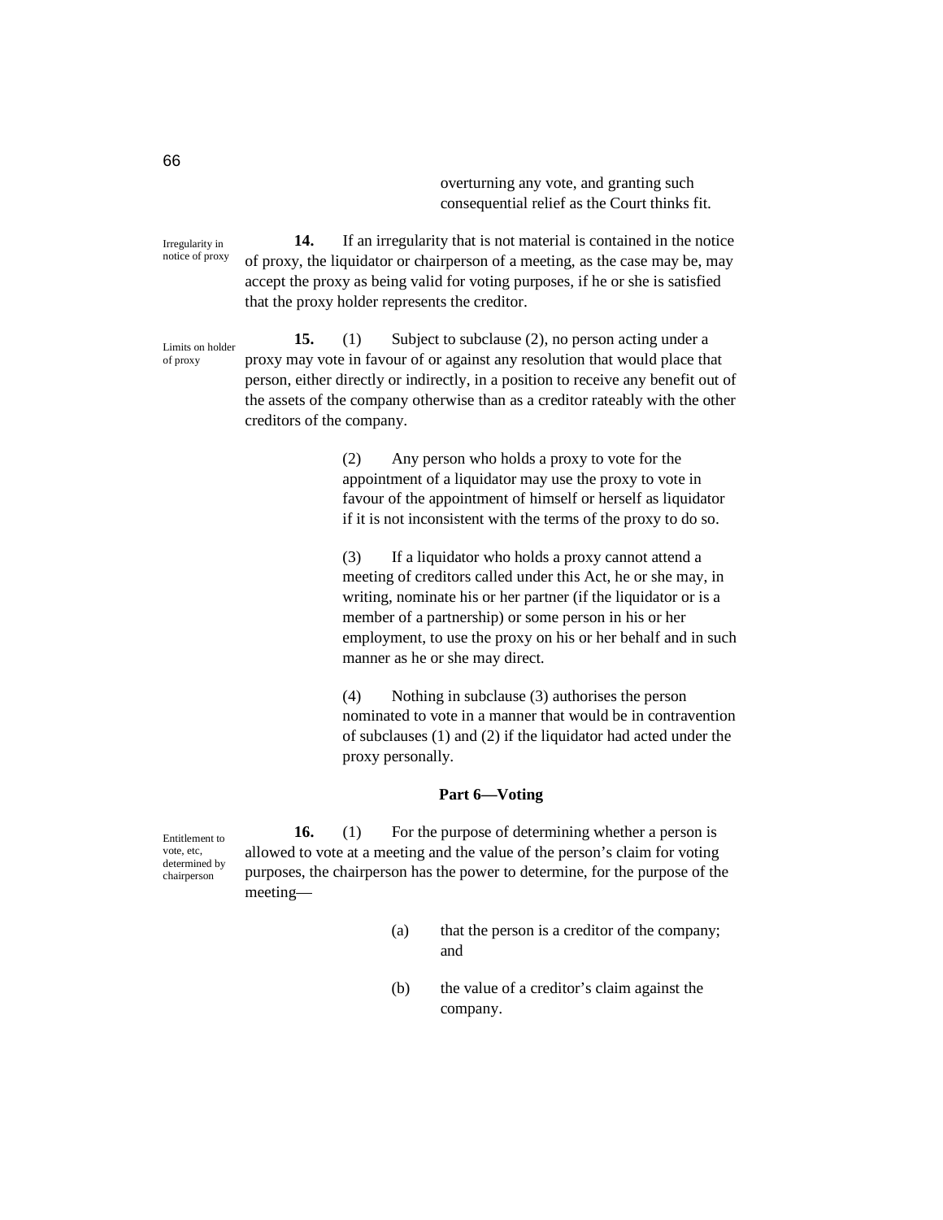overturning any vote, and granting such consequential relief as the Court thinks fit.

Irregularity in notice of proxy

**14.** If an irregularity that is not material is contained in the notice of proxy, the liquidator or chairperson of a meeting, as the case may be, may accept the proxy as being valid for voting purposes, if he or she is satisfied that the proxy holder represents the creditor.

Limits on holder of proxy

**15.** (1) Subject to subclause (2), no person acting under a proxy may vote in favour of or against any resolution that would place that person, either directly or indirectly, in a position to receive any benefit out of the assets of the company otherwise than as a creditor rateably with the other creditors of the company.

(2) Any person who holds a proxy to vote for the appointment of a liquidator may use the proxy to vote in favour of the appointment of himself or herself as liquidator if it is not inconsistent with the terms of the proxy to do so.

(3) If a liquidator who holds a proxy cannot attend a meeting of creditors called under this Act, he or she may, in writing, nominate his or her partner (if the liquidator or is a member of a partnership) or some person in his or her employment, to use the proxy on his or her behalf and in such manner as he or she may direct.

(4) Nothing in subclause (3) authorises the person nominated to vote in a manner that would be in contravention of subclauses (1) and (2) if the liquidator had acted under the proxy personally.

## Part 6—Voting

Entitlement to vote, etc, determined by chairperson

**16.** (1) For the purpose of determining whether a person is allowed to vote at a meeting and the value of the person's claim for voting purposes, the chairperson has the power to determine, for the purpose of the meeting—

(a) that the person is a creditor of the company; and

(b) the value of a creditor's claim against the company.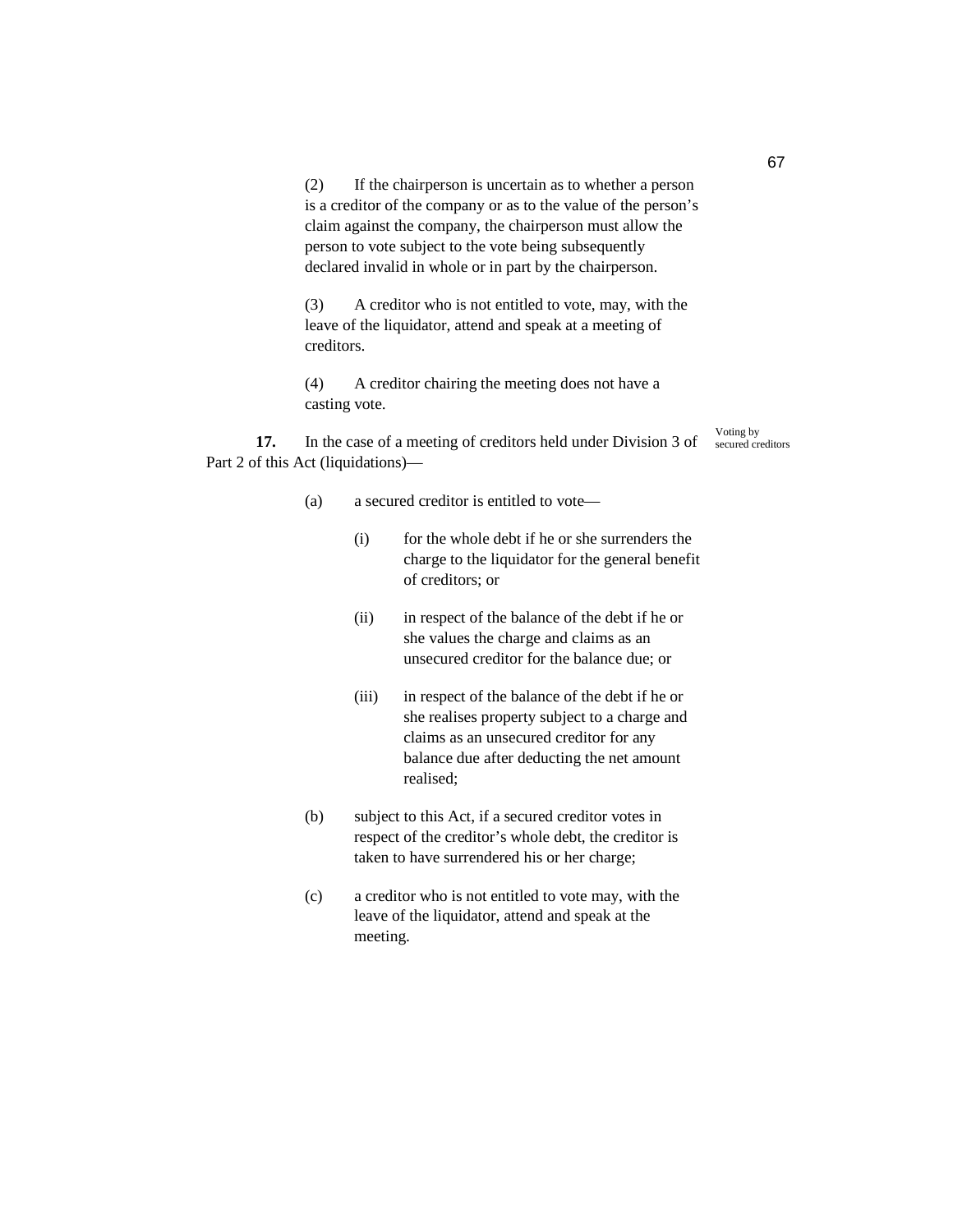(2) If the chairperson is uncertain as to whether a person is a creditor of the company or as to the value of the person's claim against the company, the chairperson must allow the person to vote subject to the vote being subsequently declared invalid in whole or in part by the chairperson.

(3) A creditor who is not entitled to vote, may, with the leave of the liquidator, attend and speak at a meeting of creditors.

(4) A creditor chairing the meeting does not have a casting vote.

Voting by secured creditors

**17.** In the case of a meeting of creditors held under Division 3 of Part 2 of this Act (liquidations)—

(a) a secured creditor is entitled to vote—

(i) for the whole debt if he or she surrenders the charge to the liquidator for the general benefit of creditors; or

(ii) in respect of the balance of the debt if he or she values the charge and claims as an unsecured creditor for the balance due; or

(iii) in respect of the balance of the debt if he or she realises property subject to a charge and claims as an unsecured creditor for any balance due after deducting the net amount realised;

(b) subject to this Act, if a secured creditor votes in respect of the creditor's whole debt, the creditor is taken to have surrendered his or her charge;

(c) a creditor who is not entitled to vote may, with the leave of the liquidator, attend and speak at the meeting.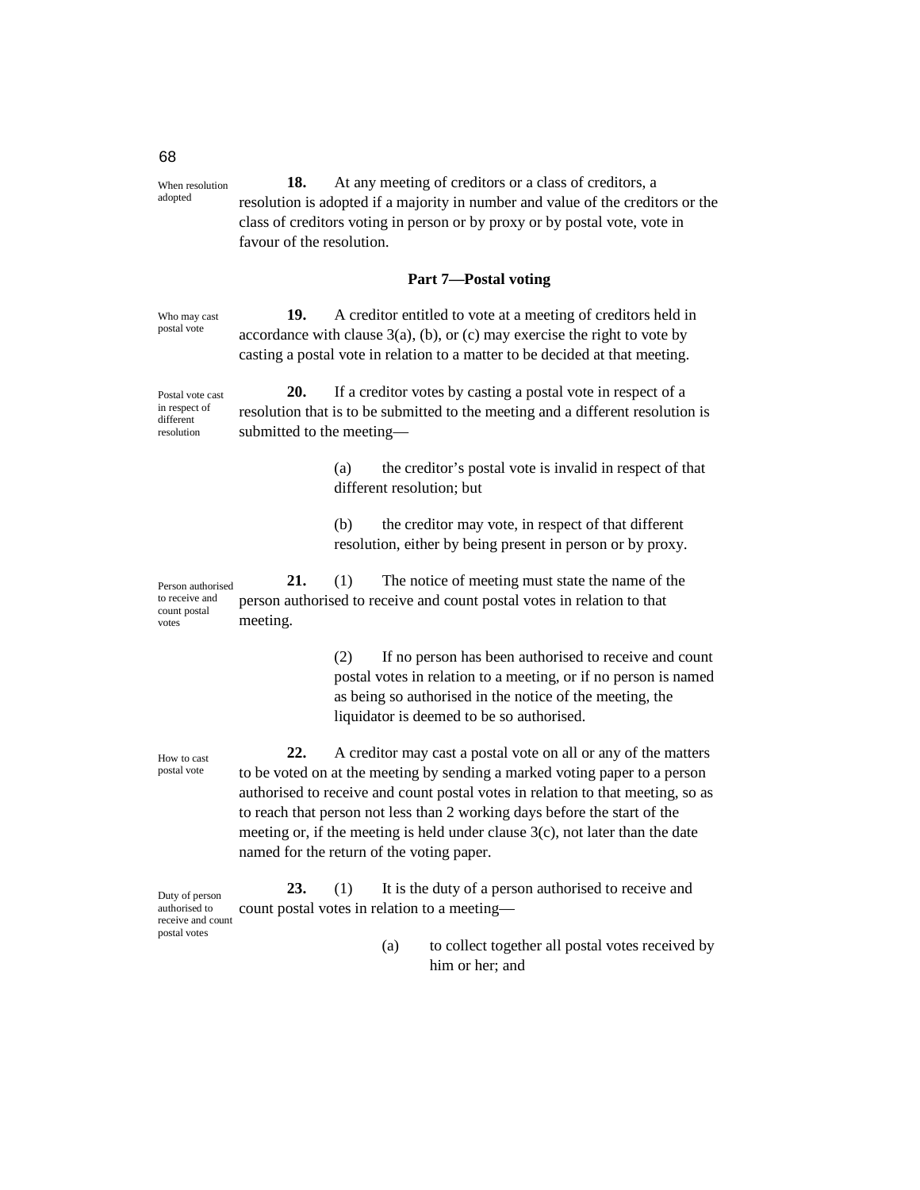When resolution adopted

**18.** At any meeting of creditors or a class of creditors, a resolution is adopted if a majority in number and value of the creditors or the class of creditors voting in person or by proxy or by postal vote, vote in favour of the resolution.

## Part 7—Postal voting

Who may cast postal vote

**19.** A creditor entitled to vote at a meeting of creditors held in accordance with clause 3(a), (b), or (c) may exercise the right to vote by casting a postal vote in relation to a matter to be decided at that meeting.

Postal vote cast in respect of different resolution

**20.** If a creditor votes by casting a postal vote in respect of a resolution that is to be submitted to the meeting and a different resolution is submitted to the meeting—

(a) the creditor's postal vote is invalid in respect of that different resolution; but

(b) the creditor may vote, in respect of that different resolution, either by being present in person or by proxy.

Person authorised to receive and count postal votes

**21.** (1) The notice of meeting must state the name of the person authorised to receive and count postal votes in relation to that meeting.

(2) If no person has been authorised to receive and count postal votes in relation to a meeting, or if no person is named as being so authorised in the notice of the meeting, the liquidator is deemed to be so authorised.

How to cast postal vote

**22.** A creditor may cast a postal vote on all or any of the matters to be voted on at the meeting by sending a marked voting paper to a person authorised to receive and count postal votes in relation to that meeting, so as to reach that person not less than 2 working days before the start of the meeting or, if the meeting is held under clause 3(c), not later than the date named for the return of the voting paper.

Duty of person authorised to receive and count postal votes

**23.** (1) It is the duty of a person authorised to receive and count postal votes in relation to a meeting—

(a) to collect together all postal votes received by him or her; and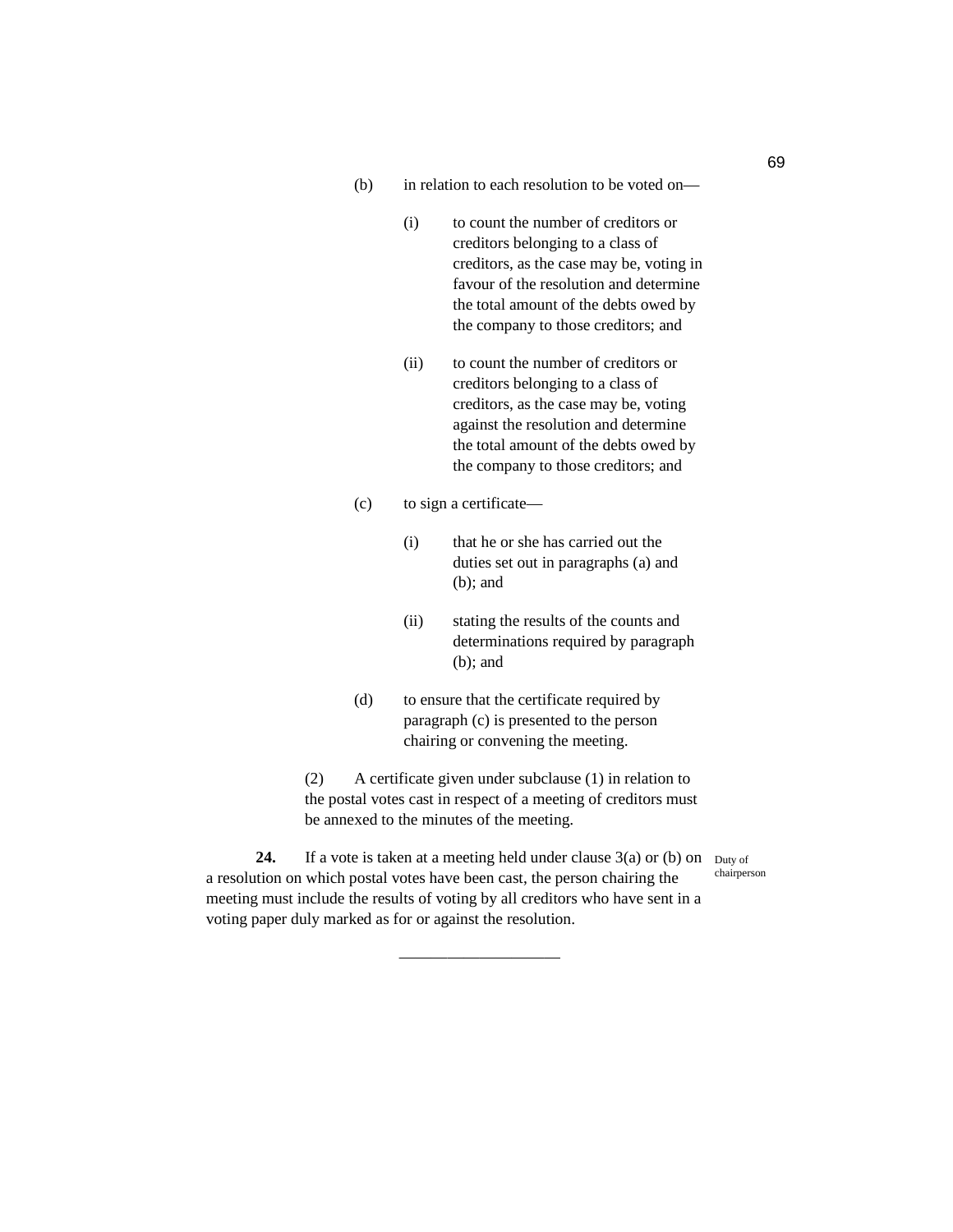(b) in relation to each resolution to be voted on—

   (i) to count the number of creditors or creditors belonging to a class of creditors, as the case may be, voting in favour of the resolution and determine the total amount of the debts owed by the company to those creditors; and

   (ii) to count the number of creditors or creditors belonging to a class of creditors, as the case may be, voting against the resolution and determine the total amount of the debts owed by the company to those creditors; and

(c) to sign a certificate—

   (i) that he or she has carried out the duties set out in paragraphs (a) and (b); and

   (ii) stating the results of the counts and determinations required by paragraph (b); and

(d) to ensure that the certificate required by paragraph (c) is presented to the person chairing or convening the meeting.

(2) A certificate given under subclause (1) in relation to the postal votes cast in respect of a meeting of creditors must be annexed to the minutes of the meeting.

*Duty of chairperson*

**24.** If a vote is taken at a meeting held under clause 3(a) or (b) on a resolution on which postal votes have been cast, the person chairing the meeting must include the results of voting by all creditors who have sent in a voting paper duly marked as for or against the resolution.

---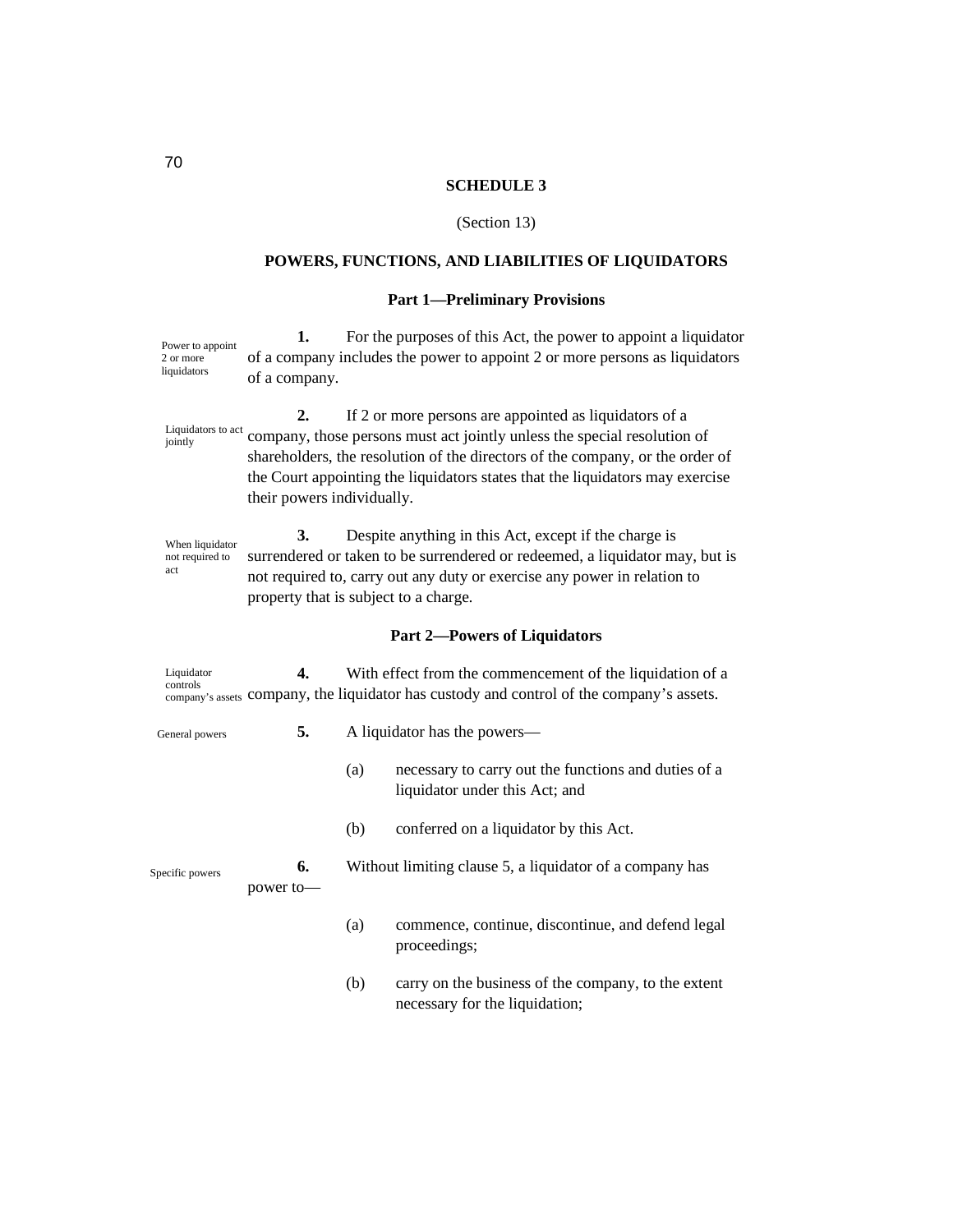## SCHEDULE 3

(Section 13)

## POWERS, FUNCTIONS, AND LIABILITIES OF LIQUIDATORS

### Part 1—Preliminary Provisions

*Power to appoint 2 or more liquidators*

**1.** For the purposes of this Act, the power to appoint a liquidator of a company includes the power to appoint 2 or more persons as liquidators of a company.

*Liquidators to act jointly*

**2.** If 2 or more persons are appointed as liquidators of a company, those persons must act jointly unless the special resolution of shareholders, the resolution of the directors of the company, or the order of the Court appointing the liquidators states that the liquidators may exercise their powers individually.

*When liquidator not required to act*

**3.** Despite anything in this Act, except if the charge is surrendered or taken to be surrendered or redeemed, a liquidator may, but is not required to, carry out any duty or exercise any power in relation to property that is subject to a charge.

### Part 2—Powers of Liquidators

*Liquidator controls company's assets*

**4.** With effect from the commencement of the liquidation of a company, the liquidator has custody and control of the company's assets.

*General powers*

**5.** A liquidator has the powers—

(a) necessary to carry out the functions and duties of a liquidator under this Act; and

(b) conferred on a liquidator by this Act.

*Specific powers*

**6.** Without limiting clause 5, a liquidator of a company has power to—

(a) commence, continue, discontinue, and defend legal proceedings;

(b) carry on the business of the company, to the extent necessary for the liquidation;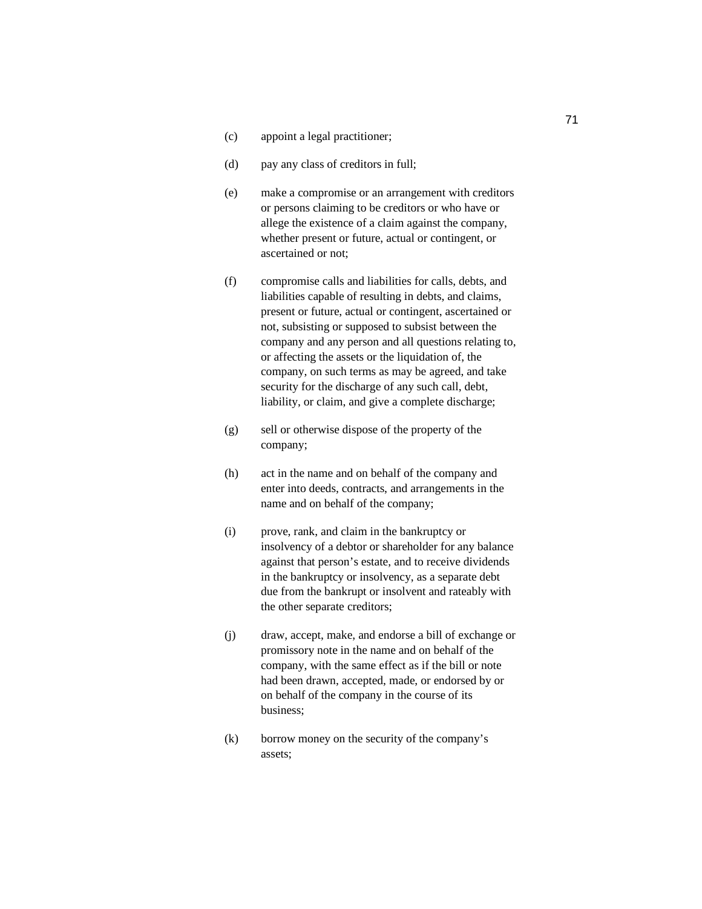(c) appoint a legal practitioner;

(d) pay any class of creditors in full;

(e) make a compromise or an arrangement with creditors or persons claiming to be creditors or who have or allege the existence of a claim against the company, whether present or future, actual or contingent, or ascertained or not;

(f) compromise calls and liabilities for calls, debts, and liabilities capable of resulting in debts, and claims, present or future, actual or contingent, ascertained or not, subsisting or supposed to subsist between the company and any person and all questions relating to, or affecting the assets or the liquidation of, the company, on such terms as may be agreed, and take security for the discharge of any such call, debt, liability, or claim, and give a complete discharge;

(g) sell or otherwise dispose of the property of the company;

(h) act in the name and on behalf of the company and enter into deeds, contracts, and arrangements in the name and on behalf of the company;

(i) prove, rank, and claim in the bankruptcy or insolvency of a debtor or shareholder for any balance against that person's estate, and to receive dividends in the bankruptcy or insolvency, as a separate debt due from the bankrupt or insolvent and rateably with the other separate creditors;

(j) draw, accept, make, and endorse a bill of exchange or promissory note in the name and on behalf of the company, with the same effect as if the bill or note had been drawn, accepted, made, or endorsed by or on behalf of the company in the course of its business;

(k) borrow money on the security of the company's assets;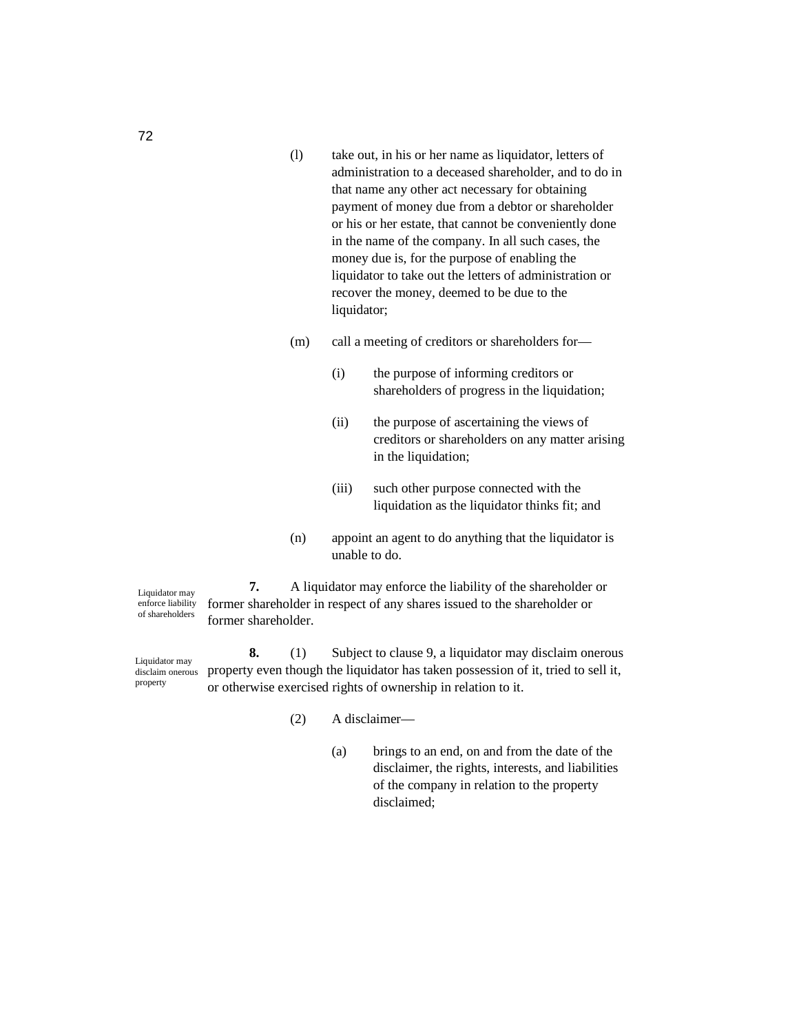(l) take out, in his or her name as liquidator, letters of administration to a deceased shareholder, and to do in that name any other act necessary for obtaining payment of money due from a debtor or shareholder or his or her estate, that cannot be conveniently done in the name of the company. In all such cases, the money due is, for the purpose of enabling the liquidator to take out the letters of administration or recover the money, deemed to be due to the liquidator;

(m) call a meeting of creditors or shareholders for—

(i) the purpose of informing creditors or shareholders of progress in the liquidation;

(ii) the purpose of ascertaining the views of creditors or shareholders on any matter arising in the liquidation;

(iii) such other purpose connected with the liquidation as the liquidator thinks fit; and

(n) appoint an agent to do anything that the liquidator is unable to do.

*Liquidator may enforce liability of shareholders*

**7.** A liquidator may enforce the liability of the shareholder or former shareholder in respect of any shares issued to the shareholder or former shareholder.

*Liquidator may disclaim onerous property*

**8.** (1) Subject to clause 9, a liquidator may disclaim onerous property even though the liquidator has taken possession of it, tried to sell it, or otherwise exercised rights of ownership in relation to it.

(2) A disclaimer—

(a) brings to an end, on and from the date of the disclaimer, the rights, interests, and liabilities of the company in relation to the property disclaimed;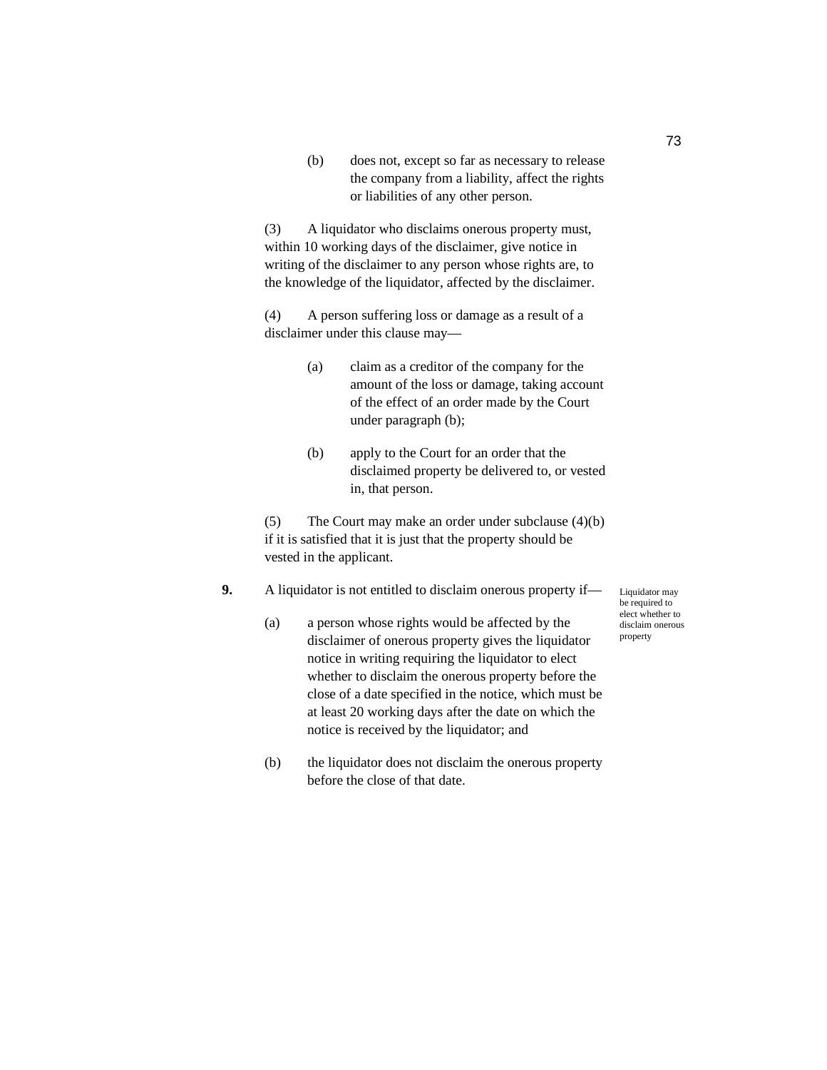(b) does not, except so far as necessary to release the company from a liability, affect the rights or liabilities of any other person.

(3) A liquidator who disclaims onerous property must, within 10 working days of the disclaimer, give notice in writing of the disclaimer to any person whose rights are, to the knowledge of the liquidator, affected by the disclaimer.

(4) A person suffering loss or damage as a result of a disclaimer under this clause may—

(a) claim as a creditor of the company for the amount of the loss or damage, taking account of the effect of an order made by the Court under paragraph (b);

(b) apply to the Court for an order that the disclaimed property be delivered to, or vested in, that person.

(5) The Court may make an order under subclause (4)(b) if it is satisfied that it is just that the property should be vested in the applicant.

**9.** A liquidator is not entitled to disclaim onerous property if—

*Liquidator may be required to elect whether to disclaim onerous property*

(a) a person whose rights would be affected by the disclaimer of onerous property gives the liquidator notice in writing requiring the liquidator to elect whether to disclaim the onerous property before the close of a date specified in the notice, which must be at least 20 working days after the date on which the notice is received by the liquidator; and

(b) the liquidator does not disclaim the onerous property before the close of that date.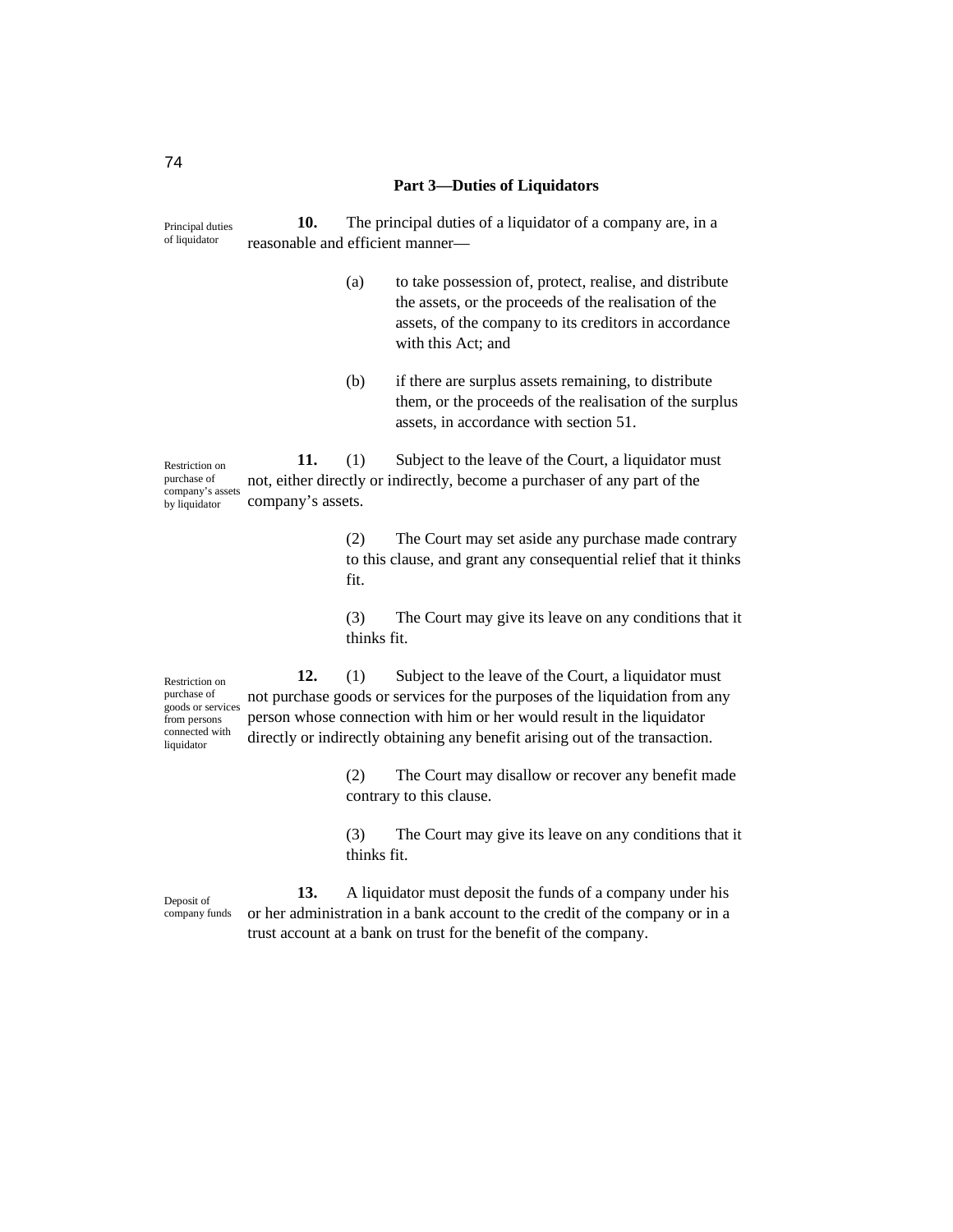## Part 3—Duties of Liquidators

*Principal duties of liquidator*

**10.** The principal duties of a liquidator of a company are, in a reasonable and efficient manner—

(a) to take possession of, protect, realise, and distribute the assets, or the proceeds of the realisation of the assets, of the company to its creditors in accordance with this Act; and

(b) if there are surplus assets remaining, to distribute them, or the proceeds of the realisation of the surplus assets, in accordance with section 51.

*Restriction on purchase of company's assets by liquidator*

**11.** (1) Subject to the leave of the Court, a liquidator must not, either directly or indirectly, become a purchaser of any part of the company's assets.

(2) The Court may set aside any purchase made contrary to this clause, and grant any consequential relief that it thinks fit.

(3) The Court may give its leave on any conditions that it thinks fit.

*Restriction on purchase of goods or services from persons connected with liquidator*

**12.** (1) Subject to the leave of the Court, a liquidator must not purchase goods or services for the purposes of the liquidation from any person whose connection with him or her would result in the liquidator directly or indirectly obtaining any benefit arising out of the transaction.

(2) The Court may disallow or recover any benefit made contrary to this clause.

(3) The Court may give its leave on any conditions that it thinks fit.

*Deposit of company funds*

**13.** A liquidator must deposit the funds of a company under his or her administration in a bank account to the credit of the company or in a trust account at a bank on trust for the benefit of the company.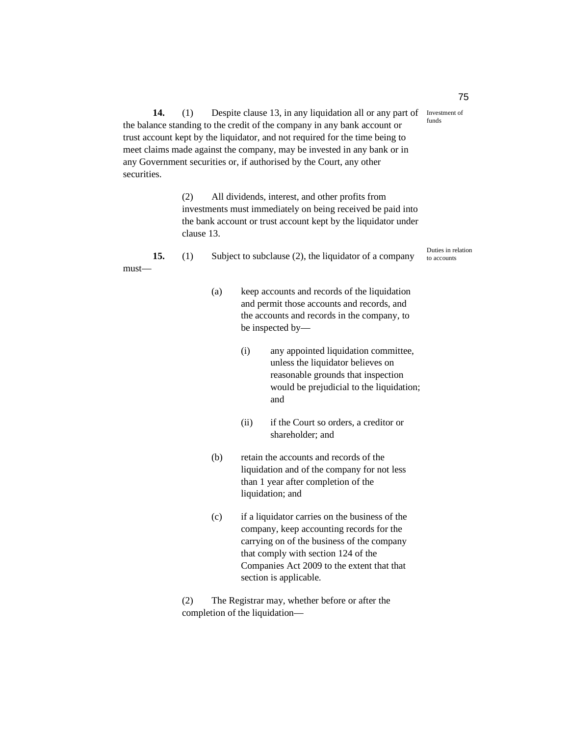**14.** (1) Despite clause 13, in any liquidation all or any part of the balance standing to the credit of the company in any bank account or trust account kept by the liquidator, and not required for the time being to meet claims made against the company, may be invested in any bank or in any Government securities or, if authorised by the Court, any other securities.

*Investment of funds*

(2) All dividends, interest, and other profits from investments must immediately on being received be paid into the bank account or trust account kept by the liquidator under clause 13.

**15.** (1) Subject to subclause (2), the liquidator of a company must—

*Duties in relation to accounts*

(a) keep accounts and records of the liquidation and permit those accounts and records, and the accounts and records in the company, to be inspected by—

(i) any appointed liquidation committee, unless the liquidator believes on reasonable grounds that inspection would be prejudicial to the liquidation; and

(ii) if the Court so orders, a creditor or shareholder; and

(b) retain the accounts and records of the liquidation and of the company for not less than 1 year after completion of the liquidation; and

(c) if a liquidator carries on the business of the company, keep accounting records for the carrying on of the business of the company that comply with section 124 of the Companies Act 2009 to the extent that that section is applicable.

(2) The Registrar may, whether before or after the completion of the liquidation—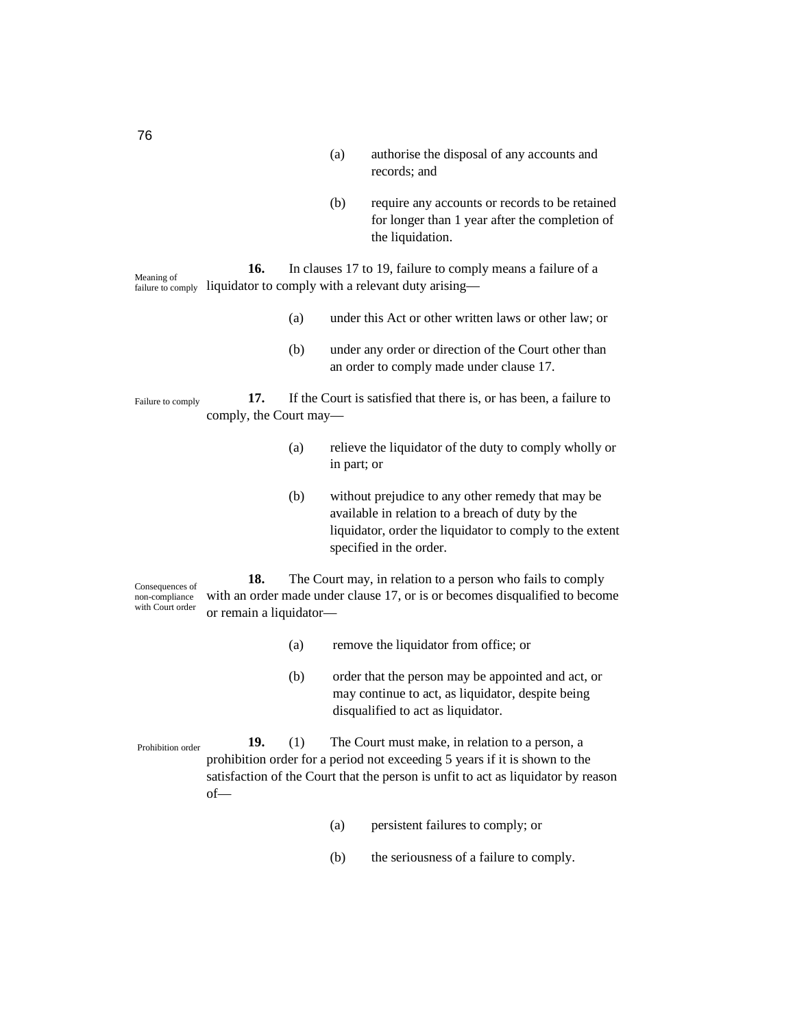(a) authorise the disposal of any accounts and records; and

(b) require any accounts or records to be retained for longer than 1 year after the completion of the liquidation.

*Meaning of failure to comply*

**16.** In clauses 17 to 19, failure to comply means a failure of a liquidator to comply with a relevant duty arising—

(a) under this Act or other written laws or other law; or

(b) under any order or direction of the Court other than an order to comply made under clause 17.

*Failure to comply*

**17.** If the Court is satisfied that there is, or has been, a failure to comply, the Court may—

(a) relieve the liquidator of the duty to comply wholly or in part; or

(b) without prejudice to any other remedy that may be available in relation to a breach of duty by the liquidator, order the liquidator to comply to the extent specified in the order.

*Consequences of non-compliance with Court order*

**18.** The Court may, in relation to a person who fails to comply with an order made under clause 17, or is or becomes disqualified to become or remain a liquidator—

(a) remove the liquidator from office; or

(b) order that the person may be appointed and act, or may continue to act, as liquidator, despite being disqualified to act as liquidator.

*Prohibition order*

**19.** (1) The Court must make, in relation to a person, a prohibition order for a period not exceeding 5 years if it is shown to the satisfaction of the Court that the person is unfit to act as liquidator by reason of—

(a) persistent failures to comply; or

(b) the seriousness of a failure to comply.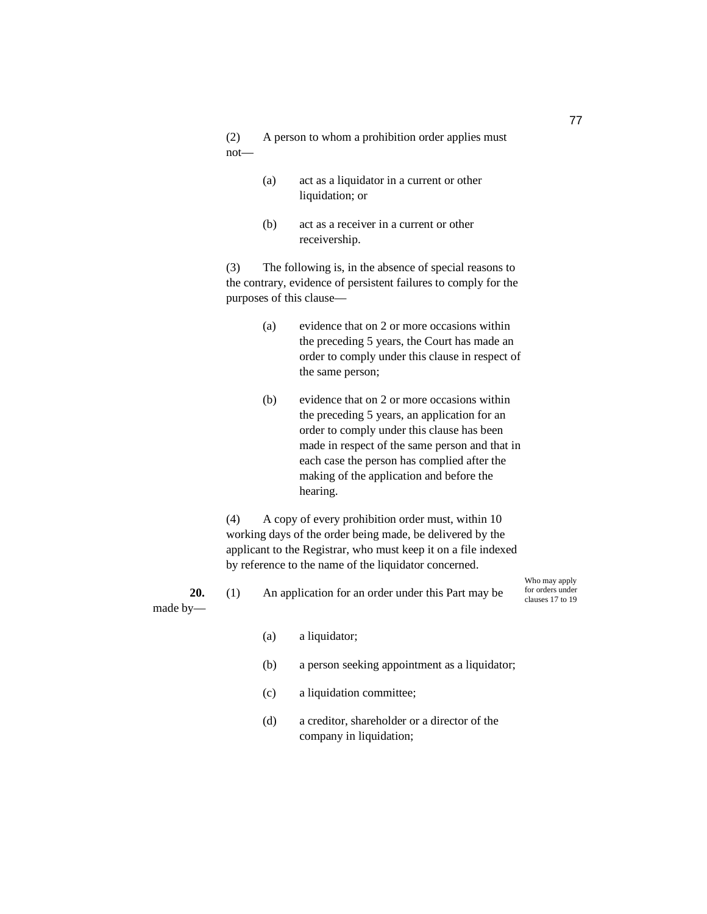(2) A person to whom a prohibition order applies must not—

(a) act as a liquidator in a current or other liquidation; or

(b) act as a receiver in a current or other receivership.

(3) The following is, in the absence of special reasons to the contrary, evidence of persistent failures to comply for the purposes of this clause—

(a) evidence that on 2 or more occasions within the preceding 5 years, the Court has made an order to comply under this clause in respect of the same person;

(b) evidence that on 2 or more occasions within the preceding 5 years, an application for an order to comply under this clause has been made in respect of the same person and that in each case the person has complied after the making of the application and before the hearing.

(4) A copy of every prohibition order must, within 10 working days of the order being made, be delivered by the applicant to the Registrar, who must keep it on a file indexed by reference to the name of the liquidator concerned.

**20.** (1) An application for an order under this Part may be made by—

*Who may apply for orders under clauses 17 to 19*

(a) a liquidator;

(b) a person seeking appointment as a liquidator;

(c) a liquidation committee;

(d) a creditor, shareholder or a director of the company in liquidation;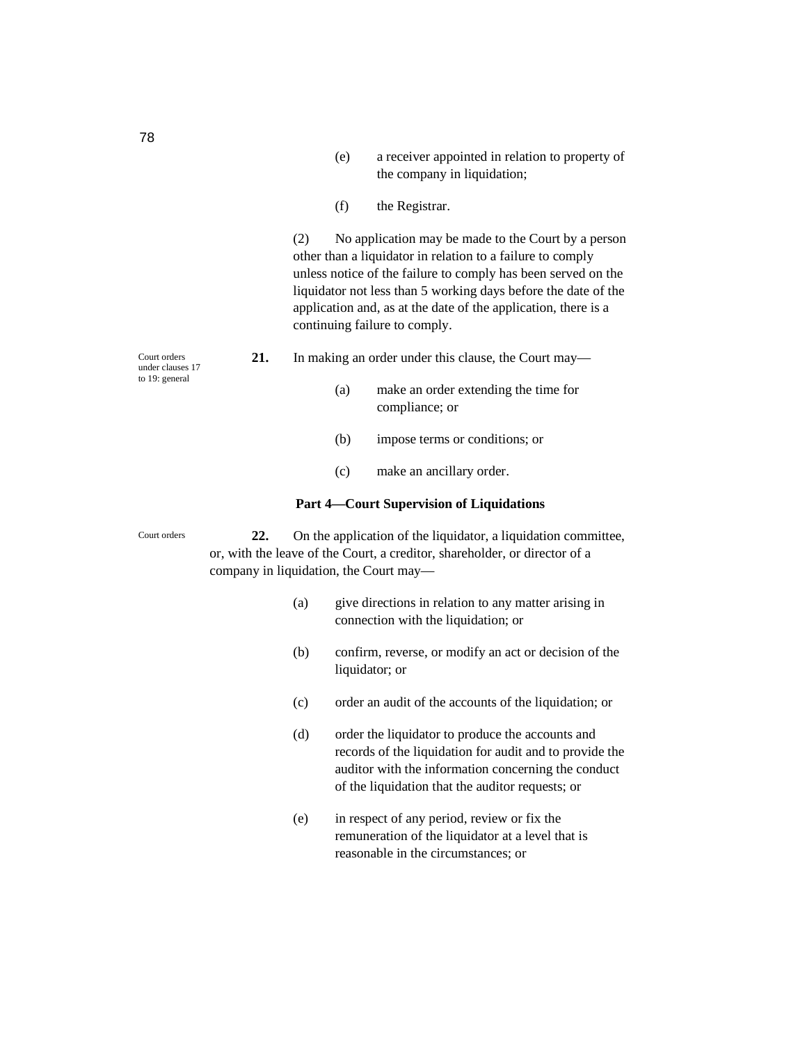(e) a receiver appointed in relation to property of the company in liquidation;

(f) the Registrar.

(2) No application may be made to the Court by a person other than a liquidator in relation to a failure to comply unless notice of the failure to comply has been served on the liquidator not less than 5 working days before the date of the application and, as at the date of the application, there is a continuing failure to comply.

Court orders under clauses 17 to 19: general

**21.** In making an order under this clause, the Court may—

(a) make an order extending the time for compliance; or

(b) impose terms or conditions; or

(c) make an ancillary order.

### Part 4—Court Supervision of Liquidations

Court orders

**22.** On the application of the liquidator, a liquidation committee, or, with the leave of the Court, a creditor, shareholder, or director of a company in liquidation, the Court may—

(a) give directions in relation to any matter arising in connection with the liquidation; or

(b) confirm, reverse, or modify an act or decision of the liquidator; or

(c) order an audit of the accounts of the liquidation; or

(d) order the liquidator to produce the accounts and records of the liquidation for audit and to provide the auditor with the information concerning the conduct of the liquidation that the auditor requests; or

(e) in respect of any period, review or fix the remuneration of the liquidator at a level that is reasonable in the circumstances; or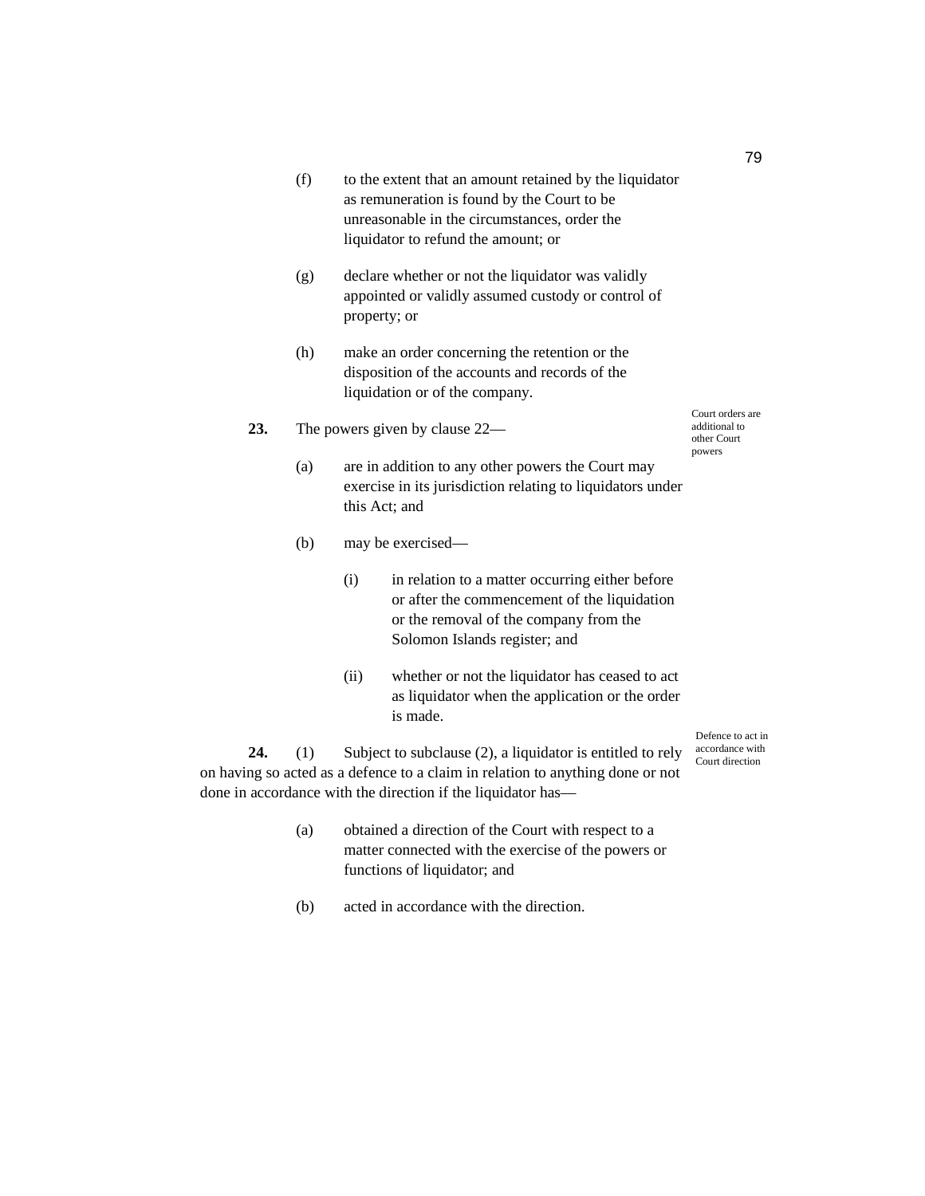(f) to the extent that an amount retained by the liquidator as remuneration is found by the Court to be unreasonable in the circumstances, order the liquidator to refund the amount; or

(g) declare whether or not the liquidator was validly appointed or validly assumed custody or control of property; or

(h) make an order concerning the retention or the disposition of the accounts and records of the liquidation or of the company.

Court orders are additional to other Court powers

**23.** The powers given by clause 22—

(a) are in addition to any other powers the Court may exercise in its jurisdiction relating to liquidators under this Act; and

(b) may be exercised—

(i) in relation to a matter occurring either before or after the commencement of the liquidation or the removal of the company from the Solomon Islands register; and

(ii) whether or not the liquidator has ceased to act as liquidator when the application or the order is made.

Defence to act in accordance with Court direction

**24.** (1) Subject to subclause (2), a liquidator is entitled to rely on having so acted as a defence to a claim in relation to anything done or not done in accordance with the direction if the liquidator has—

(a) obtained a direction of the Court with respect to a matter connected with the exercise of the powers or functions of liquidator; and

(b) acted in accordance with the direction.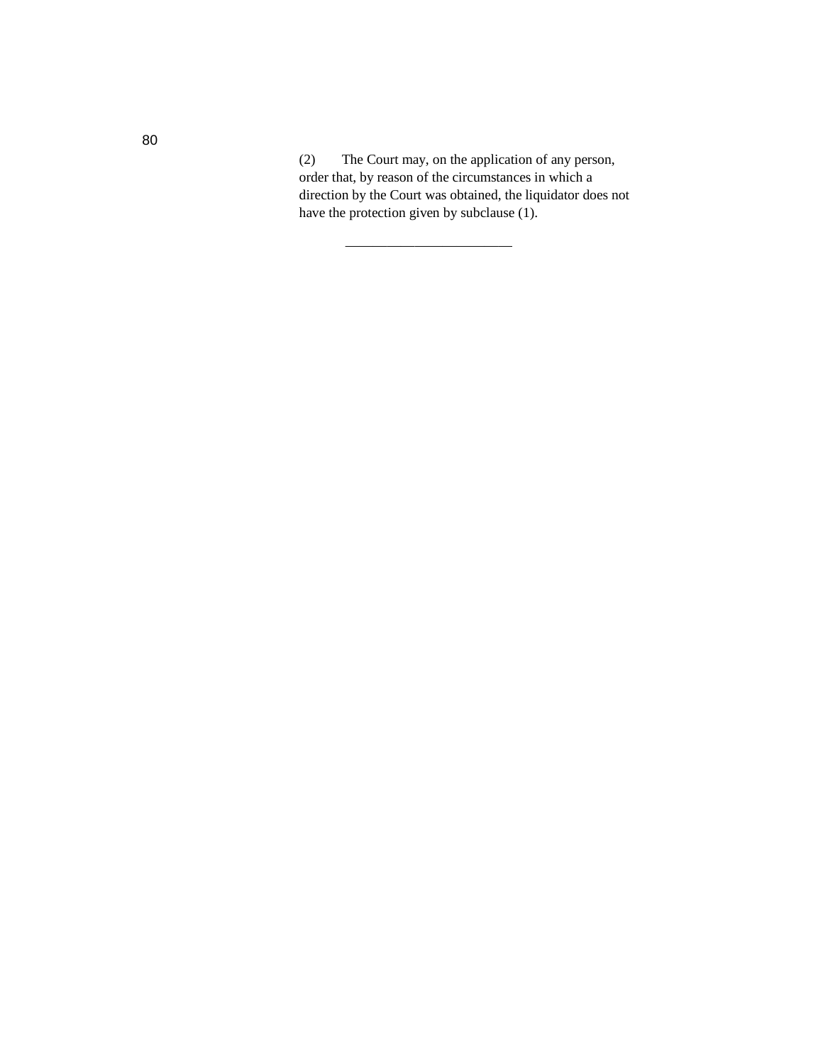(2) The Court may, on the application of any person, order that, by reason of the circumstances in which a direction by the Court was obtained, the liquidator does not have the protection given by subclause (1).

________________________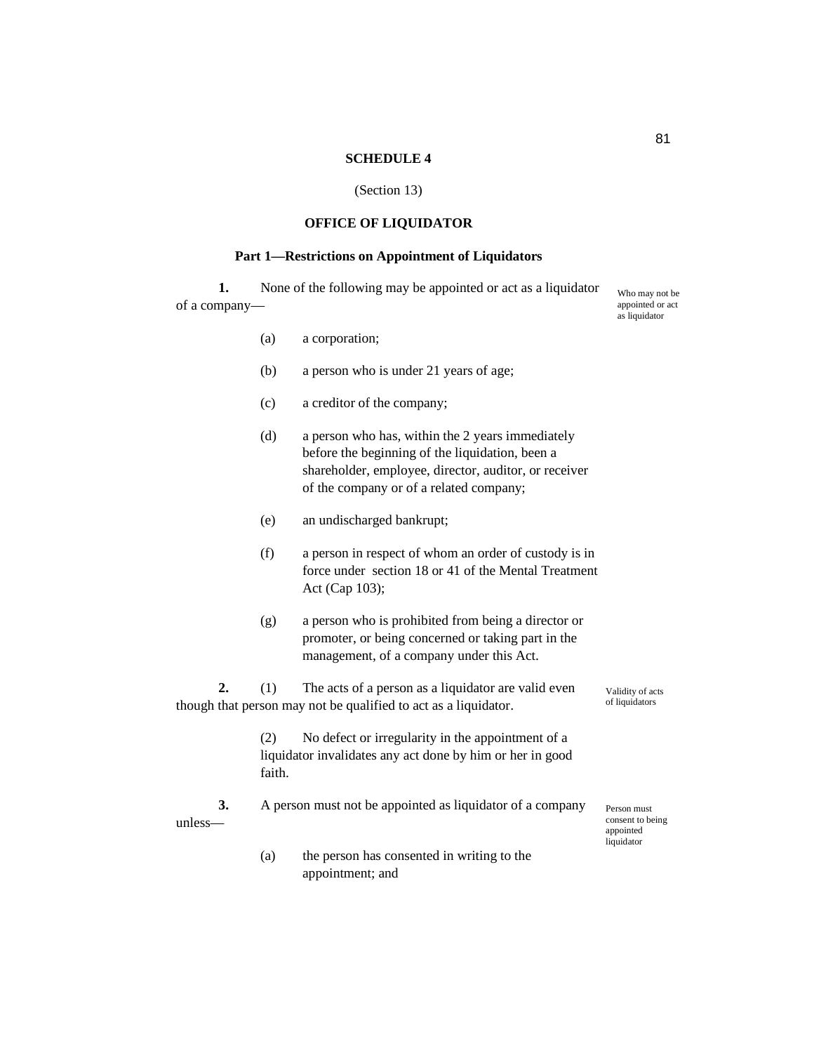# SCHEDULE 4

(Section 13)

## OFFICE OF LIQUIDATOR

### Part 1—Restrictions on Appointment of Liquidators

*Who may not be appointed or act as liquidator*

**1.** None of the following may be appointed or act as a liquidator of a company—

(a) a corporation;

(b) a person who is under 21 years of age;

(c) a creditor of the company;

(d) a person who has, within the 2 years immediately before the beginning of the liquidation, been a shareholder, employee, director, auditor, or receiver of the company or of a related company;

(e) an undischarged bankrupt;

(f) a person in respect of whom an order of custody is in force under section 18 or 41 of the Mental Treatment Act (Cap 103);

(g) a person who is prohibited from being a director or promoter, or being concerned or taking part in the management, of a company under this Act.

*Validity of acts of liquidators*

**2.** (1) The acts of a person as a liquidator are valid even though that person may not be qualified to act as a liquidator.

(2) No defect or irregularity in the appointment of a liquidator invalidates any act done by him or her in good faith.

*Person must consent to being appointed liquidator*

**3.** A person must not be appointed as liquidator of a company unless—

(a) the person has consented in writing to the appointment; and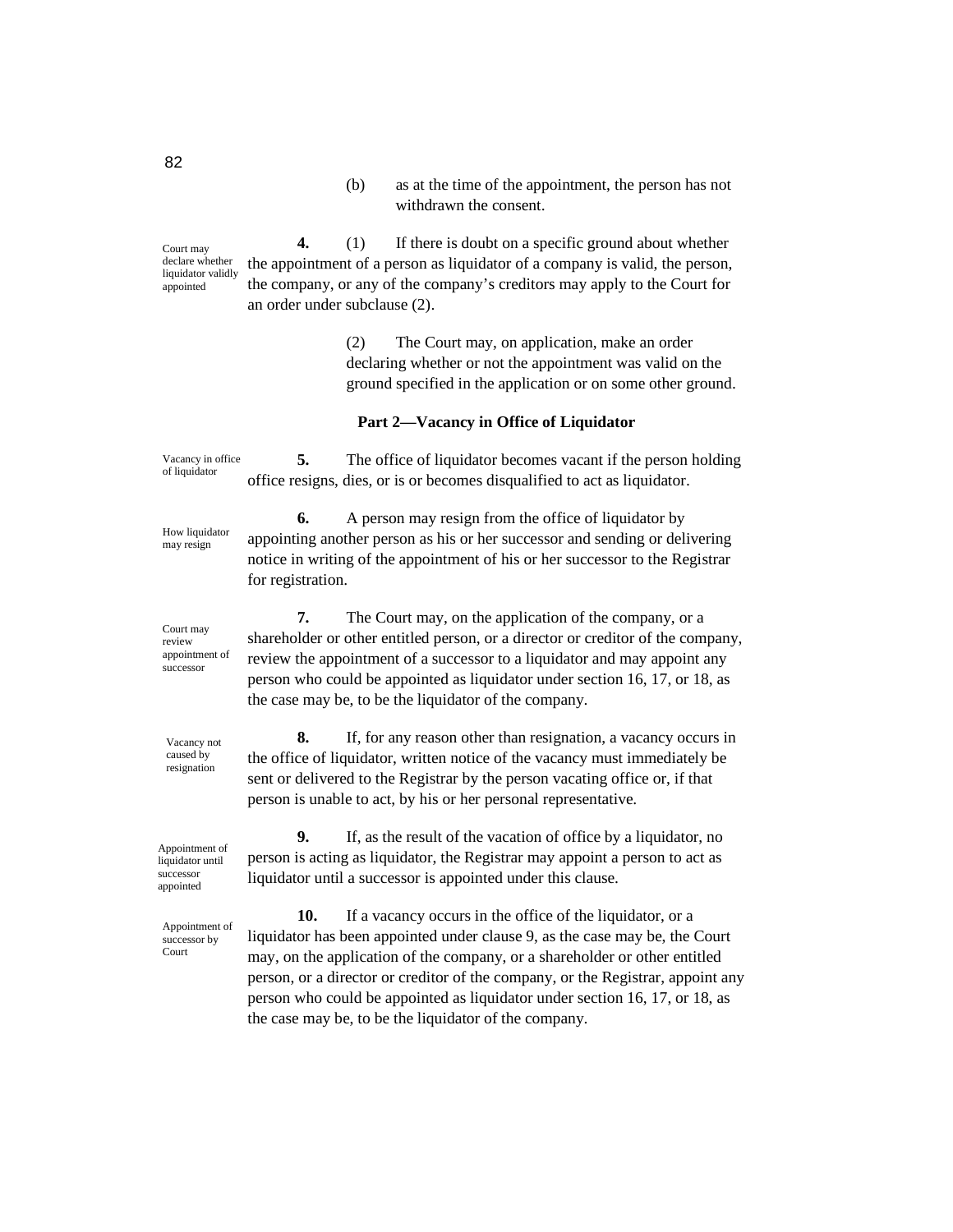(b) as at the time of the appointment, the person has not withdrawn the consent.

Court may declare whether liquidator validly appointed

**4.** (1) If there is doubt on a specific ground about whether the appointment of a person as liquidator of a company is valid, the person, the company, or any of the company's creditors may apply to the Court for an order under subclause (2).

(2) The Court may, on application, make an order declaring whether or not the appointment was valid on the ground specified in the application or on some other ground.

**Part 2—Vacancy in Office of Liquidator**

Vacancy in office of liquidator

**5.** The office of liquidator becomes vacant if the person holding office resigns, dies, or is or becomes disqualified to act as liquidator.

How liquidator may resign

**6.** A person may resign from the office of liquidator by appointing another person as his or her successor and sending or delivering notice in writing of the appointment of his or her successor to the Registrar for registration.

Court may review appointment of successor

**7.** The Court may, on the application of the company, or a shareholder or other entitled person, or a director or creditor of the company, review the appointment of a successor to a liquidator and may appoint any person who could be appointed as liquidator under section 16, 17, or 18, as the case may be, to be the liquidator of the company.

Vacancy not caused by resignation

**8.** If, for any reason other than resignation, a vacancy occurs in the office of liquidator, written notice of the vacancy must immediately be sent or delivered to the Registrar by the person vacating office or, if that person is unable to act, by his or her personal representative.

Appointment of liquidator until successor appointed

**9.** If, as the result of the vacation of office by a liquidator, no person is acting as liquidator, the Registrar may appoint a person to act as liquidator until a successor is appointed under this clause.

Appointment of successor by Court

**10.** If a vacancy occurs in the office of the liquidator, or a liquidator has been appointed under clause 9, as the case may be, the Court may, on the application of the company, or a shareholder or other entitled person, or a director or creditor of the company, or the Registrar, appoint any person who could be appointed as liquidator under section 16, 17, or 18, as the case may be, to be the liquidator of the company.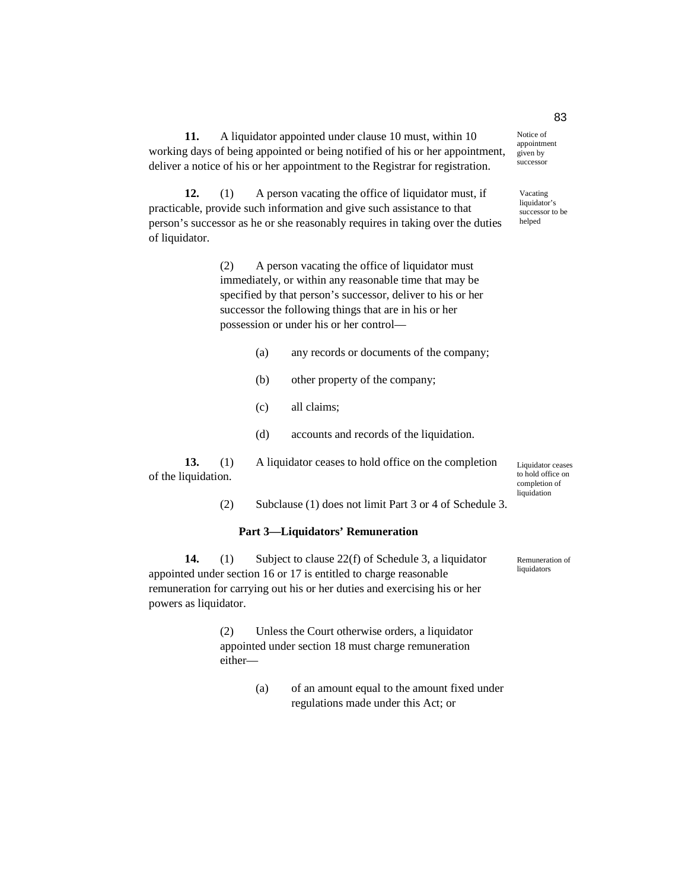**11.** A liquidator appointed under clause 10 must, within 10 working days of being appointed or being notified of his or her appointment, deliver a notice of his or her appointment to the Registrar for registration.

Notice of appointment given by successor

**12.** (1) A person vacating the office of liquidator must, if practicable, provide such information and give such assistance to that person's successor as he or she reasonably requires in taking over the duties of liquidator.

Vacating liquidator's successor to be helped

(2) A person vacating the office of liquidator must immediately, or within any reasonable time that may be specified by that person's successor, deliver to his or her successor the following things that are in his or her possession or under his or her control—

(a) any records or documents of the company;

(b) other property of the company;

(c) all claims;

(d) accounts and records of the liquidation.

**13.** (1) A liquidator ceases to hold office on the completion of the liquidation.

Liquidator ceases to hold office on completion of liquidation

(2) Subclause (1) does not limit Part 3 or 4 of Schedule 3.

### Part 3—Liquidators' Remuneration

**14.** (1) Subject to clause 22(f) of Schedule 3, a liquidator appointed under section 16 or 17 is entitled to charge reasonable remuneration for carrying out his or her duties and exercising his or her powers as liquidator.

Remuneration of liquidators

(2) Unless the Court otherwise orders, a liquidator appointed under section 18 must charge remuneration either—

(a) of an amount equal to the amount fixed under regulations made under this Act; or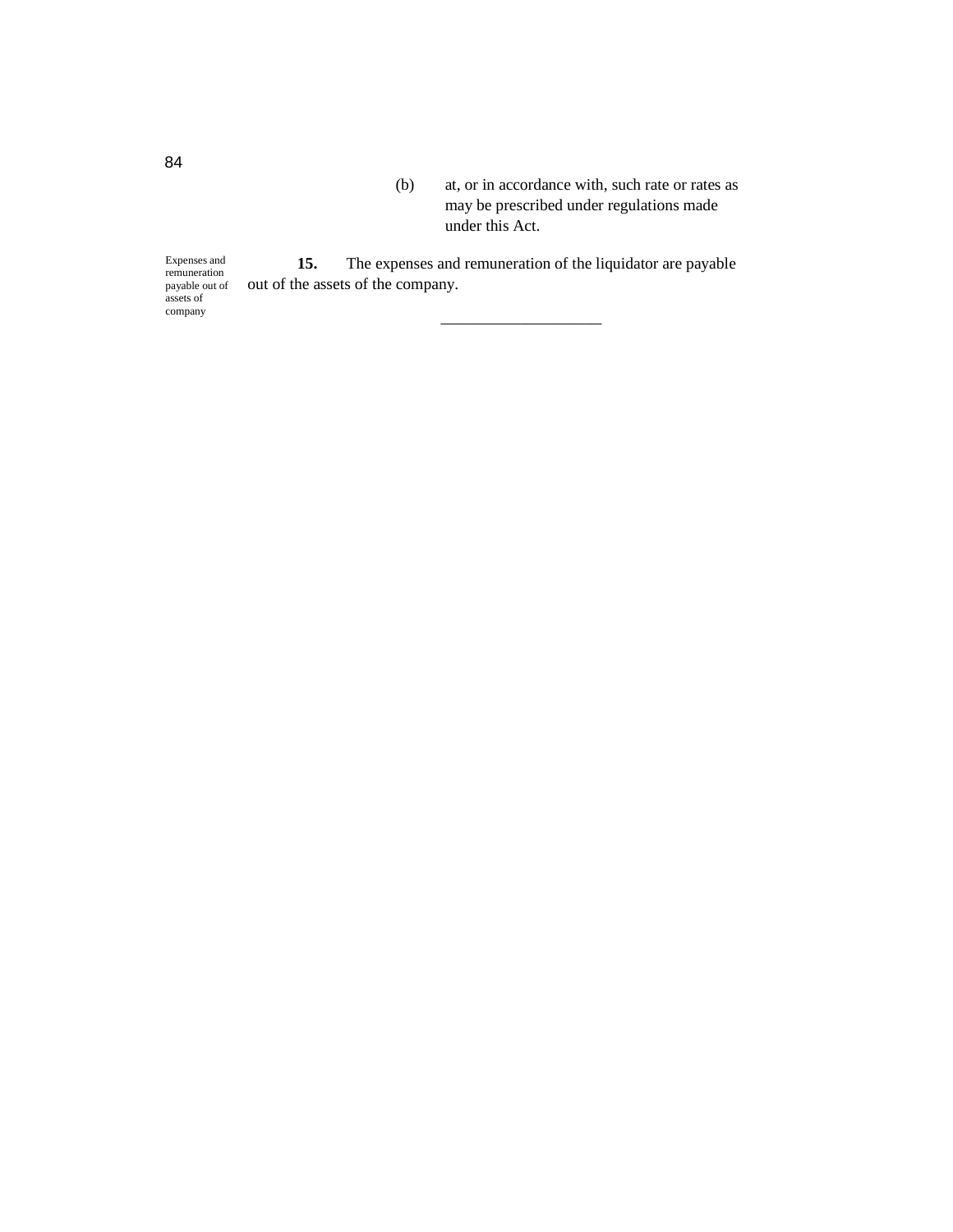(b) at, or in accordance with, such rate or rates as may be prescribed under regulations made under this Act.

Expenses and remuneration payable out of assets of company

**15.** The expenses and remuneration of the liquidator are payable out of the assets of the company.

____________________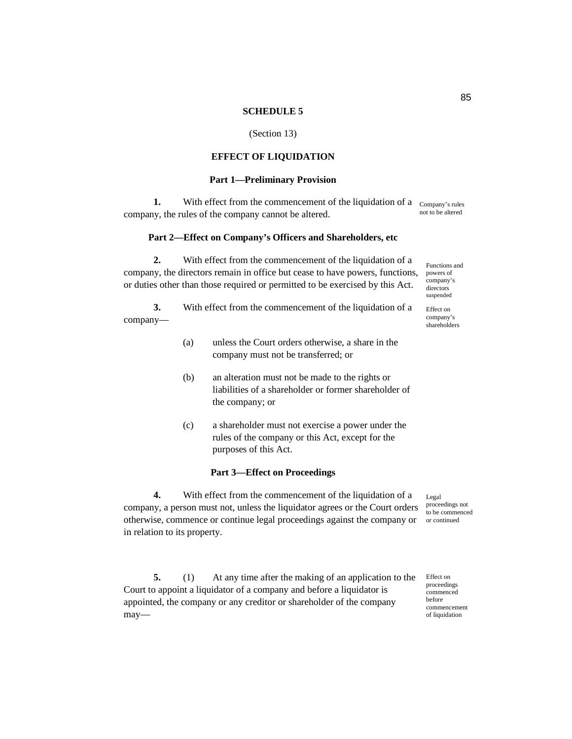# SCHEDULE 5

(Section 13)

## EFFECT OF LIQUIDATION

### Part 1—Preliminary Provision

*Company's rules not to be altered*

**1.** With effect from the commencement of the liquidation of a company, the rules of the company cannot be altered.

### Part 2—Effect on Company's Officers and Shareholders, etc

*Functions and powers of company's directors suspended*

**2.** With effect from the commencement of the liquidation of a company, the directors remain in office but cease to have powers, functions, or duties other than those required or permitted to be exercised by this Act.

*Effect on company's shareholders*

**3.** With effect from the commencement of the liquidation of a company—

(a) unless the Court orders otherwise, a share in the company must not be transferred; or

(b) an alteration must not be made to the rights or liabilities of a shareholder or former shareholder of the company; or

(c) a shareholder must not exercise a power under the rules of the company or this Act, except for the purposes of this Act.

### Part 3—Effect on Proceedings

*Legal proceedings not to be commenced or continued*

**4.** With effect from the commencement of the liquidation of a company, a person must not, unless the liquidator agrees or the Court orders otherwise, commence or continue legal proceedings against the company or in relation to its property.

*Effect on proceedings commenced before commencement of liquidation*

**5.** (1) At any time after the making of an application to the Court to appoint a liquidator of a company and before a liquidator is appointed, the company or any creditor or shareholder of the company may—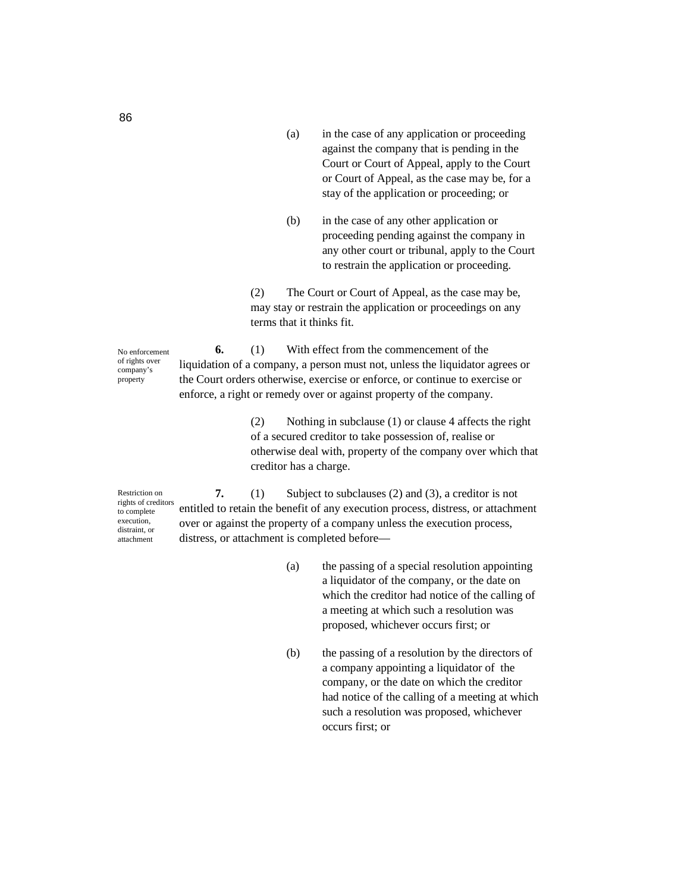(a) in the case of any application or proceeding against the company that is pending in the Court or Court of Appeal, apply to the Court or Court of Appeal, as the case may be, for a stay of the application or proceeding; or

(b) in the case of any other application or proceeding pending against the company in any other court or tribunal, apply to the Court to restrain the application or proceeding.

(2) The Court or Court of Appeal, as the case may be, may stay or restrain the application or proceedings on any terms that it thinks fit.

No enforcement of rights over company's property

**6.** (1) With effect from the commencement of the liquidation of a company, a person must not, unless the liquidator agrees or the Court orders otherwise, exercise or enforce, or continue to exercise or enforce, a right or remedy over or against property of the company.

(2) Nothing in subclause (1) or clause 4 affects the right of a secured creditor to take possession of, realise or otherwise deal with, property of the company over which that creditor has a charge.

Restriction on rights of creditors to complete execution, distraint, or attachment

**7.** (1) Subject to subclauses (2) and (3), a creditor is not entitled to retain the benefit of any execution process, distress, or attachment over or against the property of a company unless the execution process, distress, or attachment is completed before—

(a) the passing of a special resolution appointing a liquidator of the company, or the date on which the creditor had notice of the calling of a meeting at which such a resolution was proposed, whichever occurs first; or

(b) the passing of a resolution by the directors of a company appointing a liquidator of the company, or the date on which the creditor had notice of the calling of a meeting at which such a resolution was proposed, whichever occurs first; or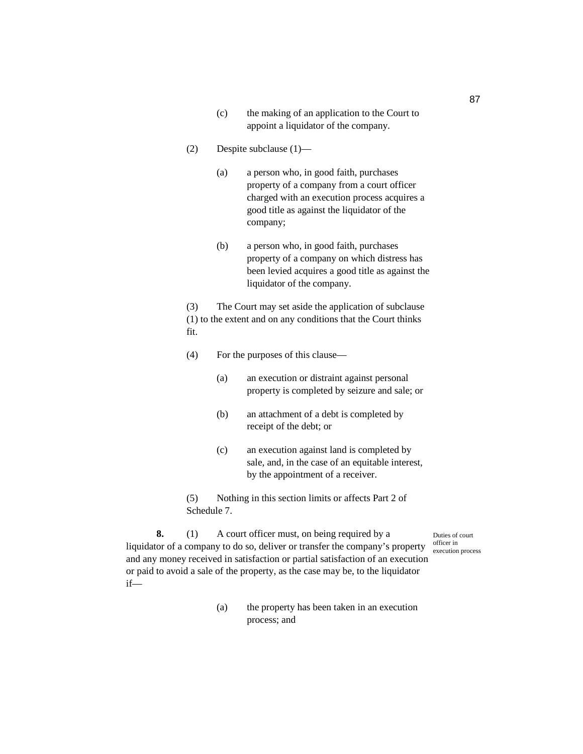(c) the making of an application to the Court to appoint a liquidator of the company.

(2) Despite subclause (1)—

(a) a person who, in good faith, purchases property of a company from a court officer charged with an execution process acquires a good title as against the liquidator of the company;

(b) a person who, in good faith, purchases property of a company on which distress has been levied acquires a good title as against the liquidator of the company.

(3) The Court may set aside the application of subclause (1) to the extent and on any conditions that the Court thinks fit.

(4) For the purposes of this clause—

(a) an execution or distraint against personal property is completed by seizure and sale; or

(b) an attachment of a debt is completed by receipt of the debt; or

(c) an execution against land is completed by sale, and, in the case of an equitable interest, by the appointment of a receiver.

(5) Nothing in this section limits or affects Part 2 of Schedule 7.

*Duties of court officer in execution process*

**8.** (1) A court officer must, on being required by a liquidator of a company to do so, deliver or transfer the company's property and any money received in satisfaction or partial satisfaction of an execution or paid to avoid a sale of the property, as the case may be, to the liquidator if—

(a) the property has been taken in an execution process; and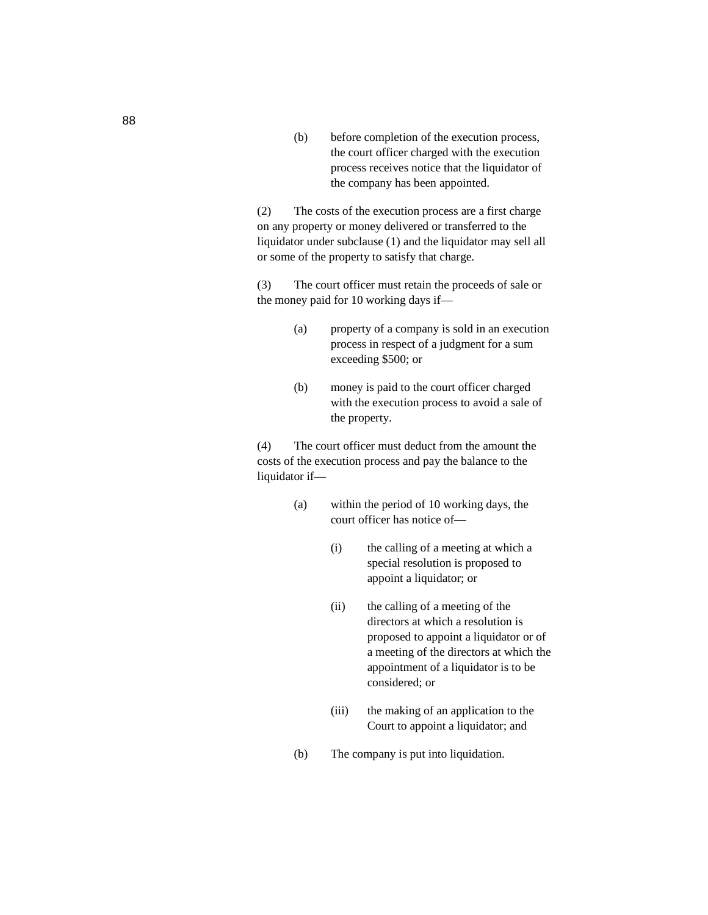(b) before completion of the execution process, the court officer charged with the execution process receives notice that the liquidator of the company has been appointed.

(2) The costs of the execution process are a first charge on any property or money delivered or transferred to the liquidator under subclause (1) and the liquidator may sell all or some of the property to satisfy that charge.

(3) The court officer must retain the proceeds of sale or the money paid for 10 working days if—

- (a) property of a company is sold in an execution process in respect of a judgment for a sum exceeding $500; or
- (b) money is paid to the court officer charged with the execution process to avoid a sale of the property.

(4) The court officer must deduct from the amount the costs of the execution process and pay the balance to the liquidator if—

- (a) within the period of 10 working days, the court officer has notice of—
  - (i) the calling of a meeting at which a special resolution is proposed to appoint a liquidator; or
  - (ii) the calling of a meeting of the directors at which a resolution is proposed to appoint a liquidator or of a meeting of the directors at which the appointment of a liquidator is to be considered; or
  - (iii) the making of an application to the Court to appoint a liquidator; and
- (b) The company is put into liquidation.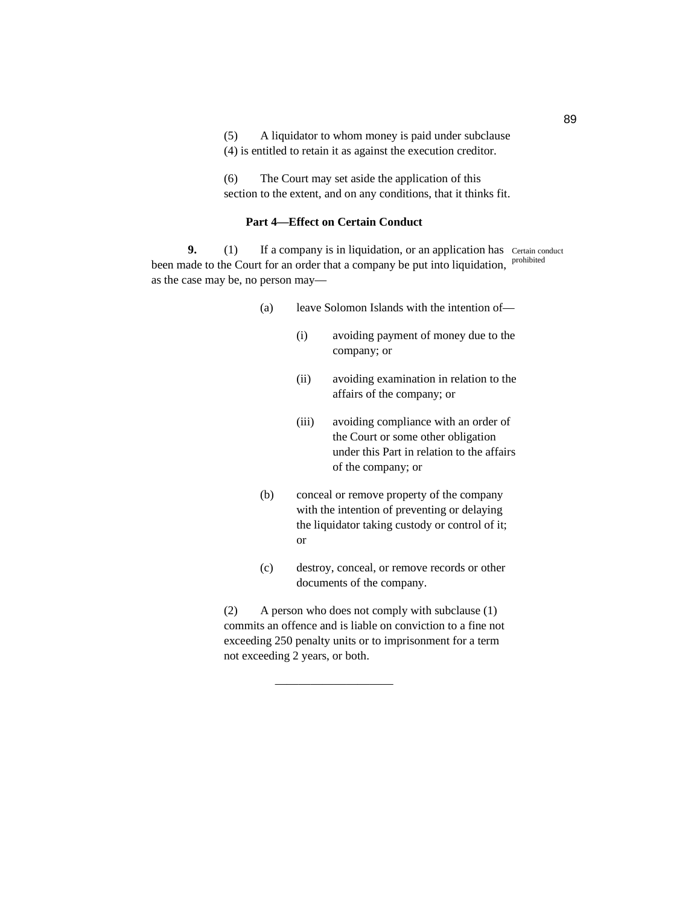(5) A liquidator to whom money is paid under subclause (4) is entitled to retain it as against the execution creditor.

(6) The Court may set aside the application of this section to the extent, and on any conditions, that it thinks fit.

### Part 4—Effect on Certain Conduct

**9.** (1) If a company is in liquidation, or an application has been made to the Court for an order that a company be put into liquidation, as the case may be, no person may—

Certain conduct prohibited

- (a) leave Solomon Islands with the intention of—
  - (i) avoiding payment of money due to the company; or
  - (ii) avoiding examination in relation to the affairs of the company; or
  - (iii) avoiding compliance with an order of the Court or some other obligation under this Part in relation to the affairs of the company; or
- (b) conceal or remove property of the company with the intention of preventing or delaying the liquidator taking custody or control of it; or
- (c) destroy, conceal, or remove records or other documents of the company.

(2) A person who does not comply with subclause (1) commits an offence and is liable on conviction to a fine not exceeding 250 penalty units or to imprisonment for a term not exceeding 2 years, or both.

---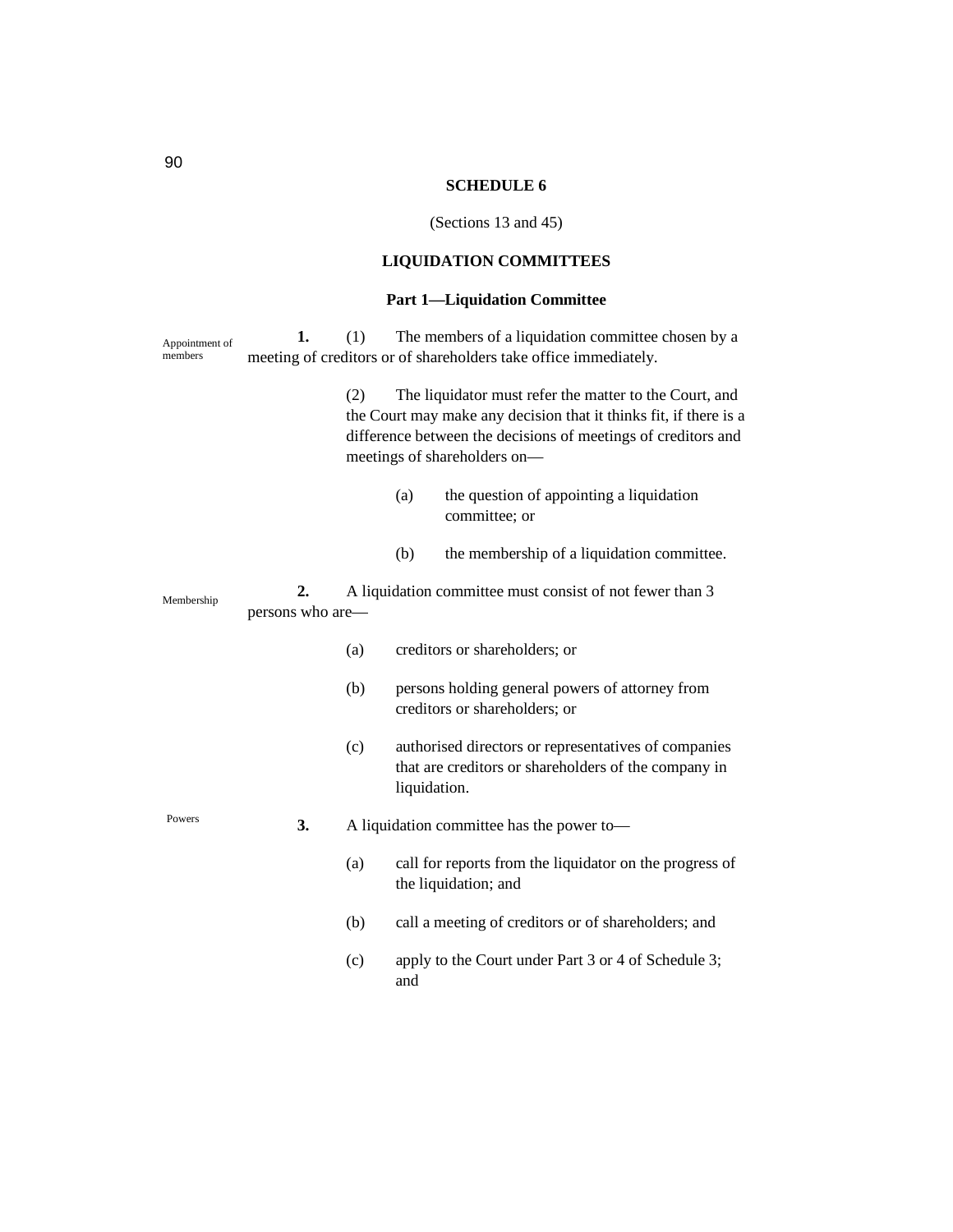## SCHEDULE 6

(Sections 13 and 45)

## LIQUIDATION COMMITTEES

### Part 1—Liquidation Committee

Appointment of members

**1.** (1) The members of a liquidation committee chosen by a meeting of creditors or of shareholders take office immediately.

(2) The liquidator must refer the matter to the Court, and the Court may make any decision that it thinks fit, if there is a difference between the decisions of meetings of creditors and meetings of shareholders on—

(a) the question of appointing a liquidation committee; or

(b) the membership of a liquidation committee.

Membership

**2.** A liquidation committee must consist of not fewer than 3 persons who are—

(a) creditors or shareholders; or

(b) persons holding general powers of attorney from creditors or shareholders; or

(c) authorised directors or representatives of companies that are creditors or shareholders of the company in liquidation.

Powers

**3.** A liquidation committee has the power to—

(a) call for reports from the liquidator on the progress of the liquidation; and

(b) call a meeting of creditors or of shareholders; and

(c) apply to the Court under Part 3 or 4 of Schedule 3; and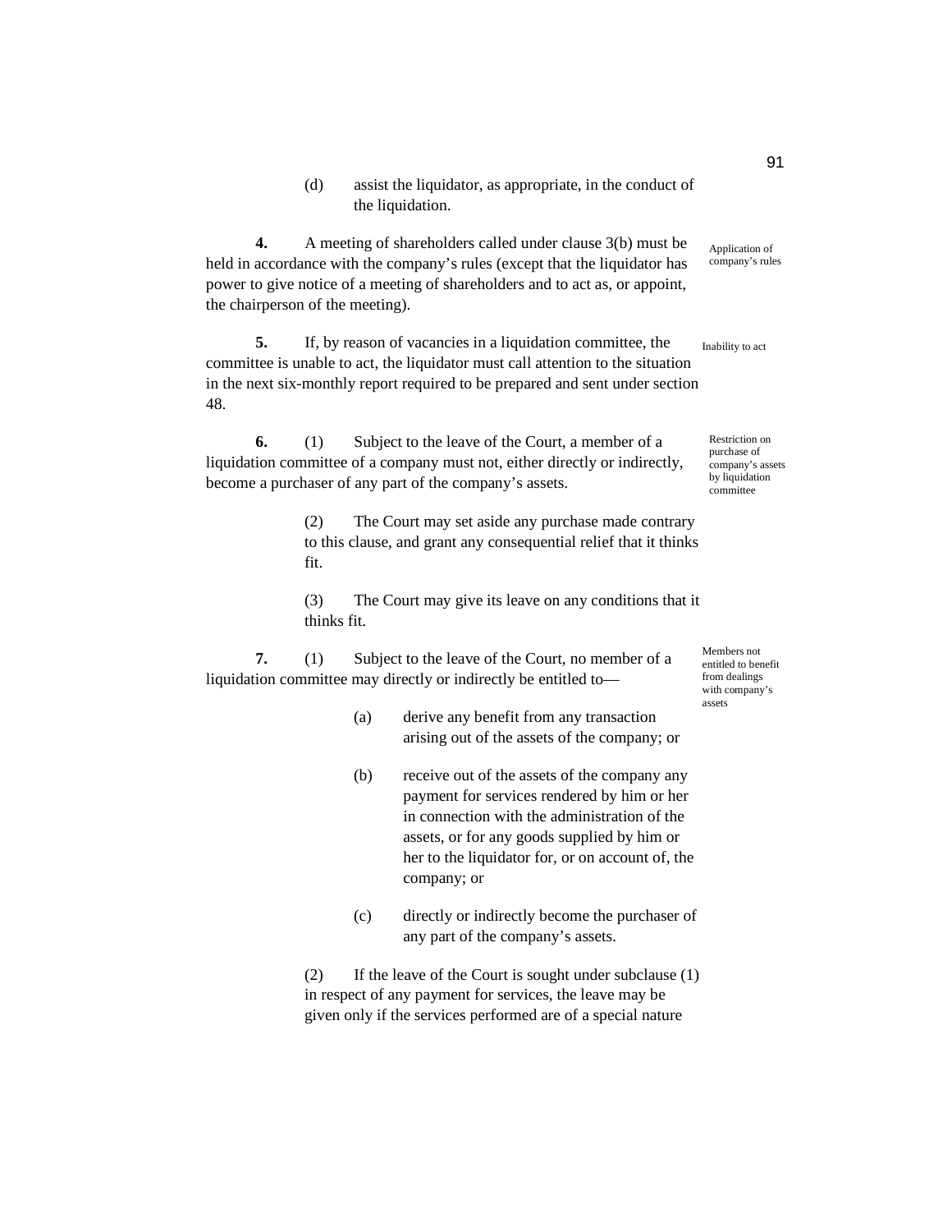(d) assist the liquidator, as appropriate, in the conduct of the liquidation.

Application of company's rules

**4.** A meeting of shareholders called under clause 3(b) must be held in accordance with the company's rules (except that the liquidator has power to give notice of a meeting of shareholders and to act as, or appoint, the chairperson of the meeting).

Inability to act

**5.** If, by reason of vacancies in a liquidation committee, the committee is unable to act, the liquidator must call attention to the situation in the next six-monthly report required to be prepared and sent under section 48.

Restriction on purchase of company's assets by liquidation committee

**6.** (1) Subject to the leave of the Court, a member of a liquidation committee of a company must not, either directly or indirectly, become a purchaser of any part of the company's assets.

(2) The Court may set aside any purchase made contrary to this clause, and grant any consequential relief that it thinks fit.

(3) The Court may give its leave on any conditions that it thinks fit.

Members not entitled to benefit from dealings with company's assets

**7.** (1) Subject to the leave of the Court, no member of a liquidation committee may directly or indirectly be entitled to—

(a) derive any benefit from any transaction arising out of the assets of the company; or

(b) receive out of the assets of the company any payment for services rendered by him or her in connection with the administration of the assets, or for any goods supplied by him or her to the liquidator for, or on account of, the company; or

(c) directly or indirectly become the purchaser of any part of the company's assets.

(2) If the leave of the Court is sought under subclause (1) in respect of any payment for services, the leave may be given only if the services performed are of a special nature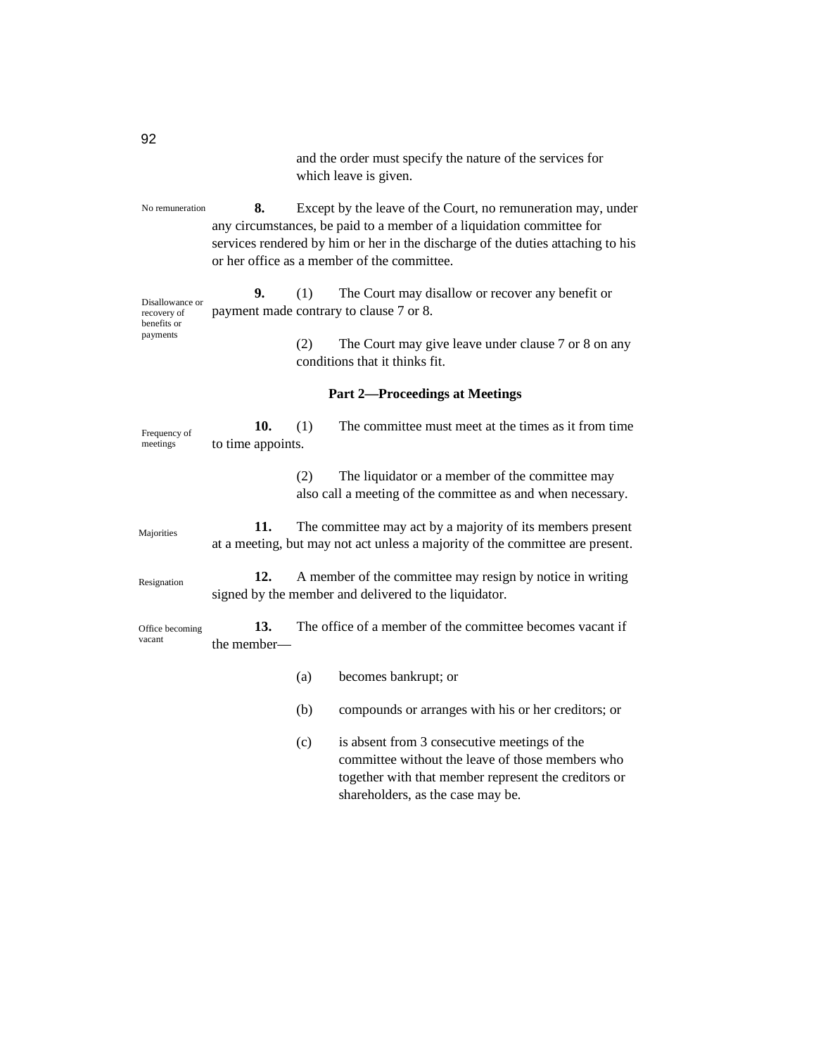and the order must specify the nature of the services for which leave is given.

No remuneration

**8.** Except by the leave of the Court, no remuneration may, under any circumstances, be paid to a member of a liquidation committee for services rendered by him or her in the discharge of the duties attaching to his or her office as a member of the committee.

Disallowance or recovery of benefits or payments

**9.** (1) The Court may disallow or recover any benefit or payment made contrary to clause 7 or 8.

(2) The Court may give leave under clause 7 or 8 on any conditions that it thinks fit.

**Part 2—Proceedings at Meetings**

Frequency of meetings

**10.** (1) The committee must meet at the times as it from time to time appoints.

(2) The liquidator or a member of the committee may also call a meeting of the committee as and when necessary.

Majorities

**11.** The committee may act by a majority of its members present at a meeting, but may not act unless a majority of the committee are present.

Resignation

**12.** A member of the committee may resign by notice in writing signed by the member and delivered to the liquidator.

Office becoming vacant

**13.** The office of a member of the committee becomes vacant if the member—

(a) becomes bankrupt; or

(b) compounds or arranges with his or her creditors; or

(c) is absent from 3 consecutive meetings of the committee without the leave of those members who together with that member represent the creditors or shareholders, as the case may be.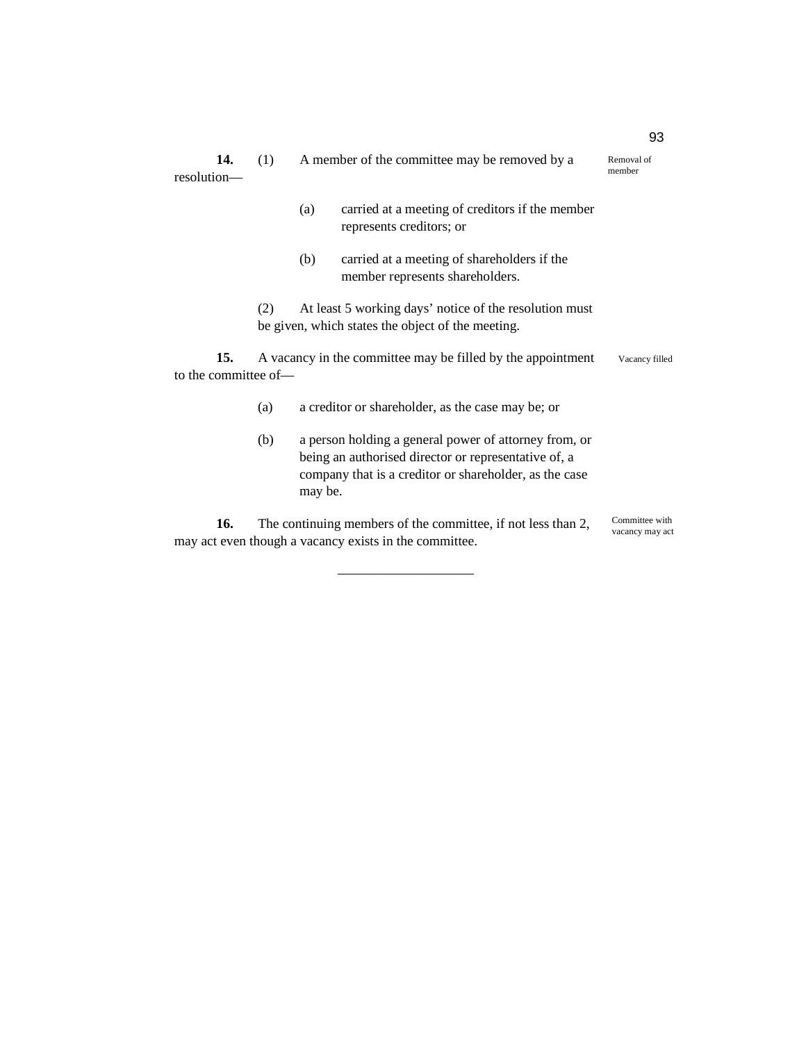**14.** (1) A member of the committee may be removed by a resolution—

Removal of member

(a) carried at a meeting of creditors if the member represents creditors; or

(b) carried at a meeting of shareholders if the member represents shareholders.

(2) At least 5 working days' notice of the resolution must be given, which states the object of the meeting.

**15.** A vacancy in the committee may be filled by the appointment to the committee of—

Vacancy filled

(a) a creditor or shareholder, as the case may be; or

(b) a person holding a general power of attorney from, or being an authorised director or representative of, a company that is a creditor or shareholder, as the case may be.

**16.** The continuing members of the committee, if not less than 2, may act even though a vacancy exists in the committee.

Committee with vacancy may act

---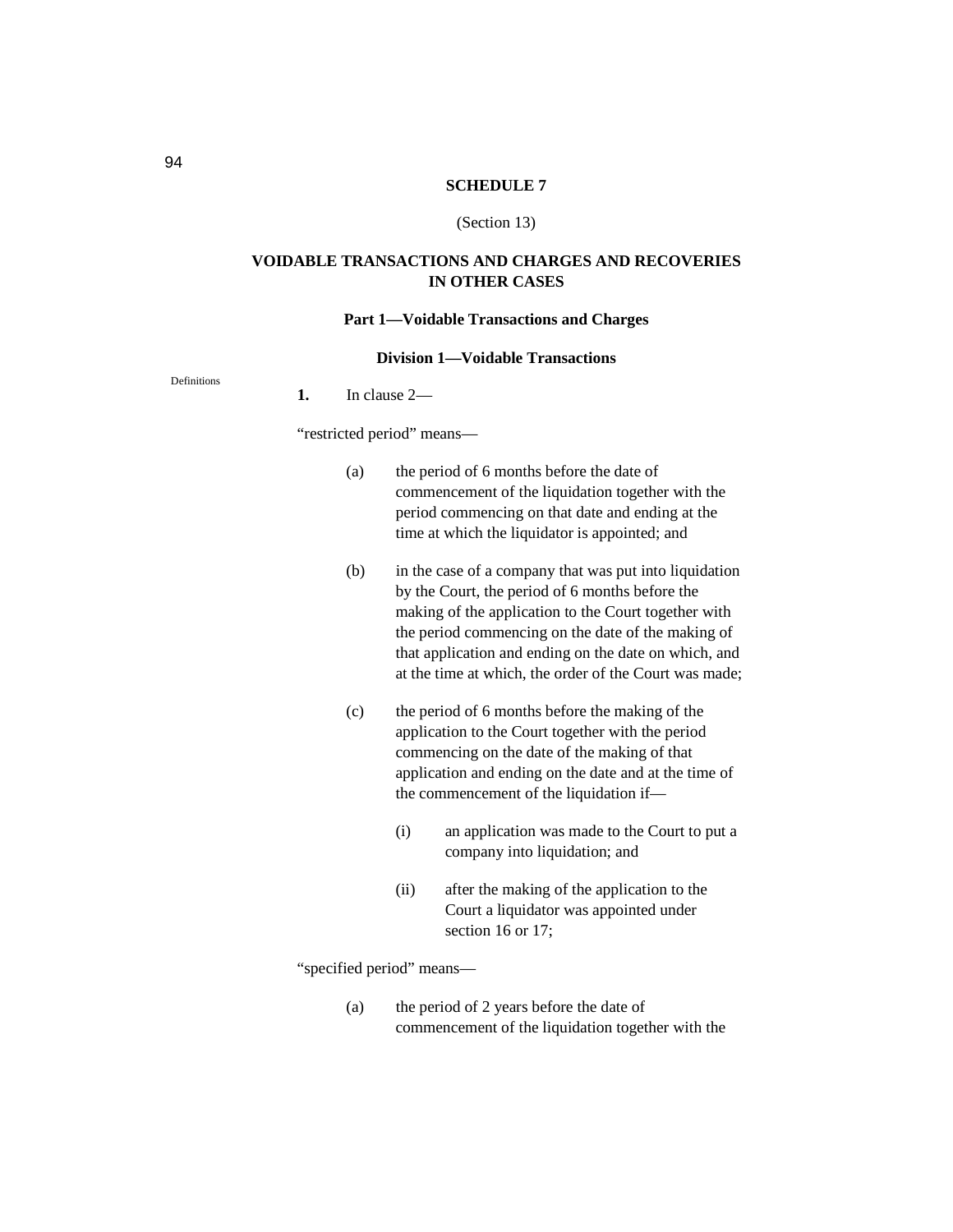## SCHEDULE 7

(Section 13)

## VOIDABLE TRANSACTIONS AND CHARGES AND RECOVERIES IN OTHER CASES

### Part 1—Voidable Transactions and Charges

#### Division 1—Voidable Transactions

Definitions

**1.** In clause 2—

"restricted period" means—

(a) the period of 6 months before the date of commencement of the liquidation together with the period commencing on that date and ending at the time at which the liquidator is appointed; and

(b) in the case of a company that was put into liquidation by the Court, the period of 6 months before the making of the application to the Court together with the period commencing on the date of the making of that application and ending on the date on which, and at the time at which, the order of the Court was made;

(c) the period of 6 months before the making of the application to the Court together with the period commencing on the date of the making of that application and ending on the date and at the time of the commencement of the liquidation if—

(i) an application was made to the Court to put a company into liquidation; and

(ii) after the making of the application to the Court a liquidator was appointed under section 16 or 17;

"specified period" means—

(a) the period of 2 years before the date of commencement of the liquidation together with the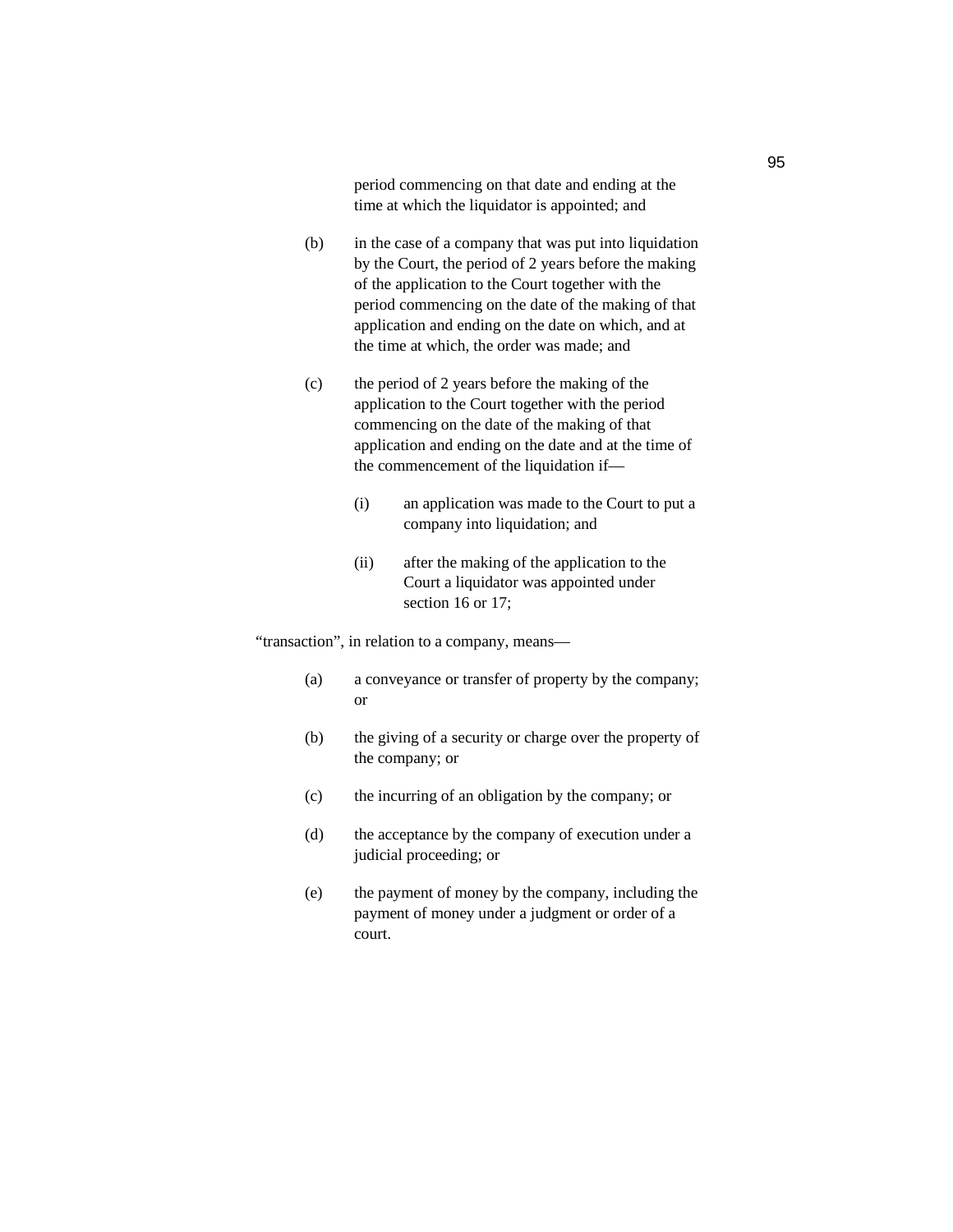period commencing on that date and ending at the time at which the liquidator is appointed; and

(b) in the case of a company that was put into liquidation by the Court, the period of 2 years before the making of the application to the Court together with the period commencing on the date of the making of that application and ending on the date on which, and at the time at which, the order was made; and

(c) the period of 2 years before the making of the application to the Court together with the period commencing on the date of the making of that application and ending on the date and at the time of the commencement of the liquidation if—

  (i) an application was made to the Court to put a company into liquidation; and

  (ii) after the making of the application to the Court a liquidator was appointed under section 16 or 17;

“transaction”, in relation to a company, means—

(a) a conveyance or transfer of property by the company; or

(b) the giving of a security or charge over the property of the company; or

(c) the incurring of an obligation by the company; or

(d) the acceptance by the company of execution under a judicial proceeding; or

(e) the payment of money by the company, including the payment of money under a judgment or order of a court.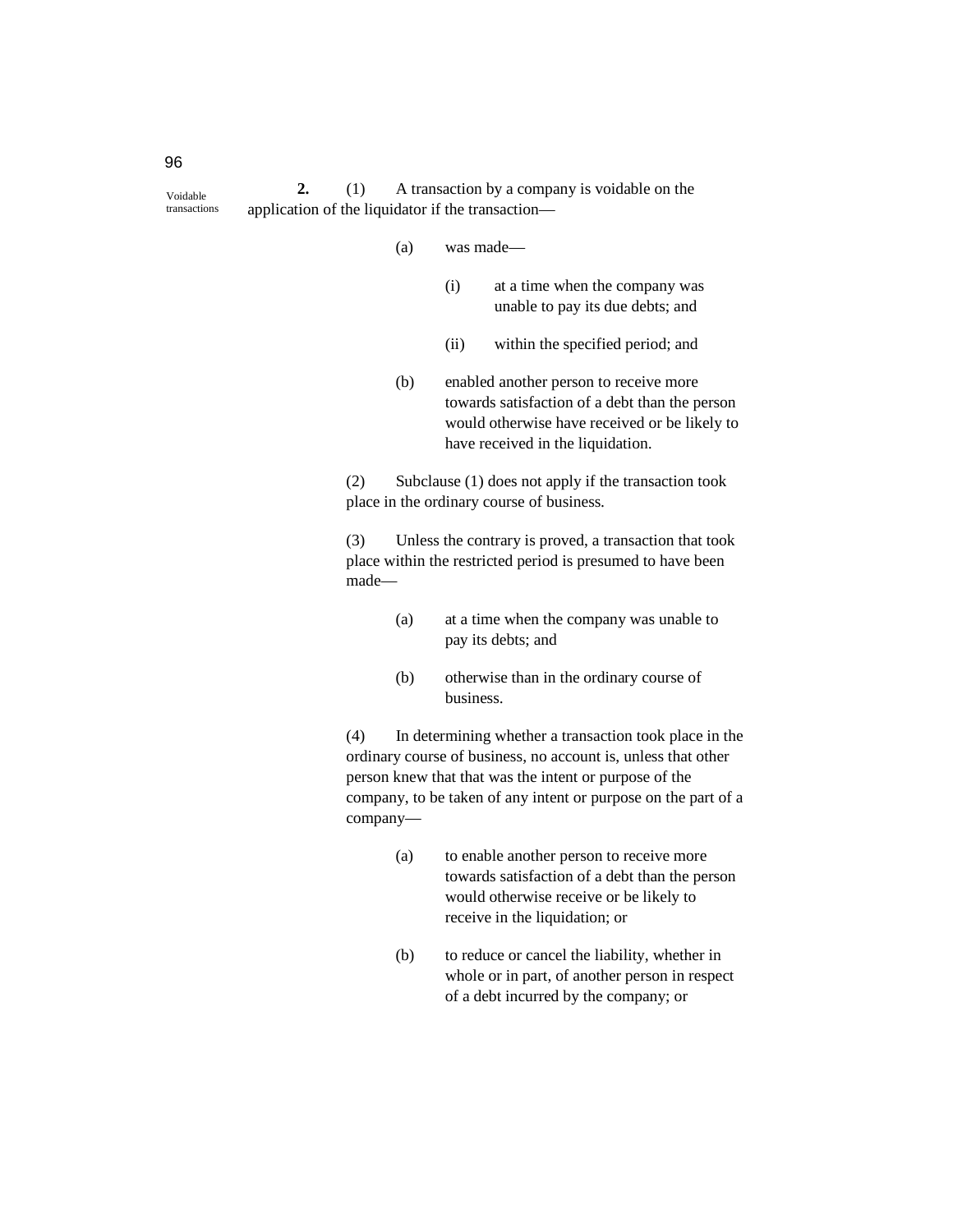Voidable transactions

**2.** (1) A transaction by a company is voidable on the application of the liquidator if the transaction—

(a) was made—

(i) at a time when the company was unable to pay its due debts; and

(ii) within the specified period; and

(b) enabled another person to receive more towards satisfaction of a debt than the person would otherwise have received or be likely to have received in the liquidation.

(2) Subclause (1) does not apply if the transaction took place in the ordinary course of business.

(3) Unless the contrary is proved, a transaction that took place within the restricted period is presumed to have been made—

(a) at a time when the company was unable to pay its debts; and

(b) otherwise than in the ordinary course of business.

(4) In determining whether a transaction took place in the ordinary course of business, no account is, unless that other person knew that that was the intent or purpose of the company, to be taken of any intent or purpose on the part of a company—

(a) to enable another person to receive more towards satisfaction of a debt than the person would otherwise receive or be likely to receive in the liquidation; or

(b) to reduce or cancel the liability, whether in whole or in part, of another person in respect of a debt incurred by the company; or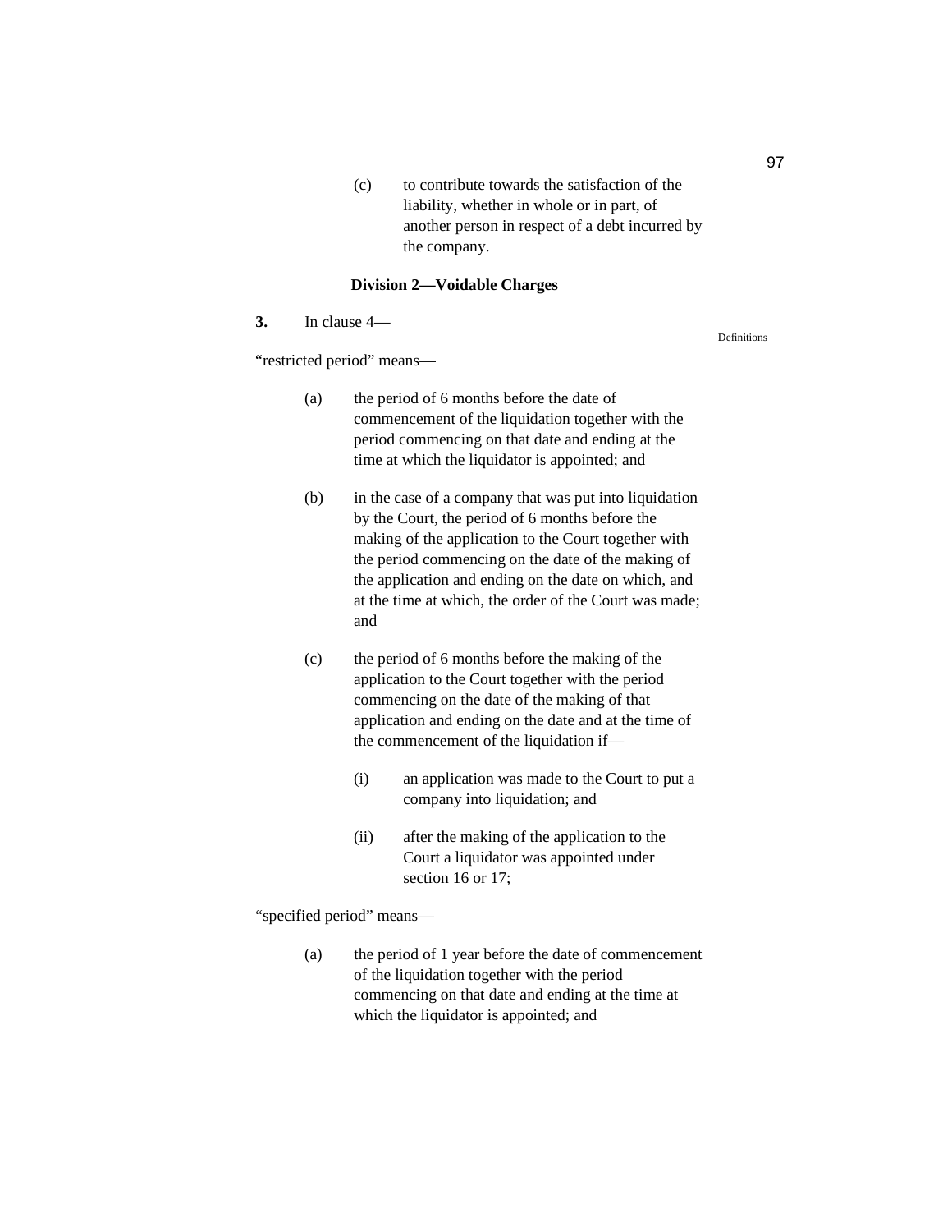(c) to contribute towards the satisfaction of the liability, whether in whole or in part, of another person in respect of a debt incurred by the company.

### Division 2—Voidable Charges

Definitions

**3.** In clause 4—

"restricted period" means—

(a) the period of 6 months before the date of commencement of the liquidation together with the period commencing on that date and ending at the time at which the liquidator is appointed; and

(b) in the case of a company that was put into liquidation by the Court, the period of 6 months before the making of the application to the Court together with the period commencing on the date of the making of the application and ending on the date on which, and at the time at which, the order of the Court was made; and

(c) the period of 6 months before the making of the application to the Court together with the period commencing on the date of the making of that application and ending on the date and at the time of the commencement of the liquidation if—

(i) an application was made to the Court to put a company into liquidation; and

(ii) after the making of the application to the Court a liquidator was appointed under section 16 or 17;

"specified period" means—

(a) the period of 1 year before the date of commencement of the liquidation together with the period commencing on that date and ending at the time at which the liquidator is appointed; and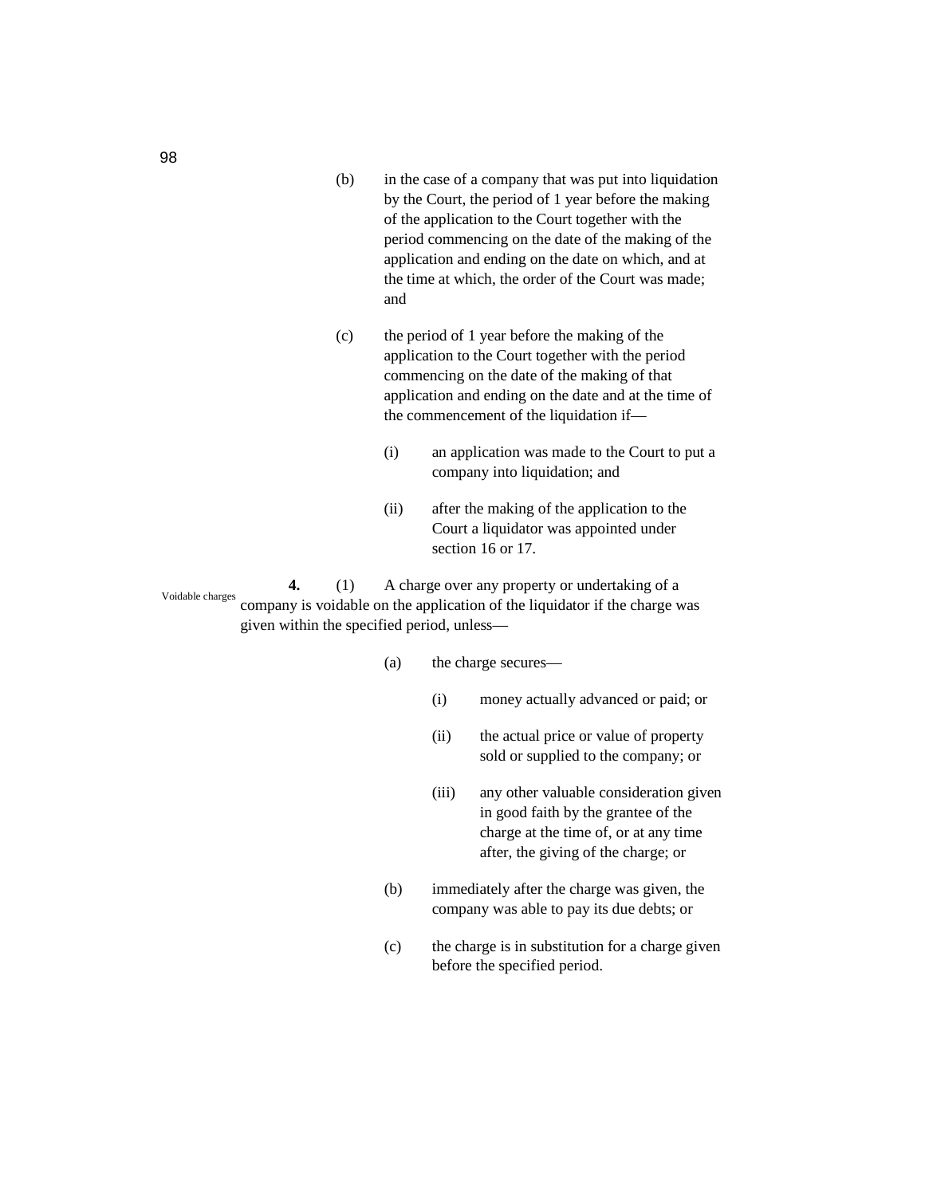(b) in the case of a company that was put into liquidation by the Court, the period of 1 year before the making of the application to the Court together with the period commencing on the date of the making of the application and ending on the date on which, and at the time at which, the order of the Court was made; and

(c) the period of 1 year before the making of the application to the Court together with the period commencing on the date of the making of that application and ending on the date and at the time of the commencement of the liquidation if—

(i) an application was made to the Court to put a company into liquidation; and

(ii) after the making of the application to the Court a liquidator was appointed under section 16 or 17.

Voidable charges

**4.** (1) A charge over any property or undertaking of a company is voidable on the application of the liquidator if the charge was given within the specified period, unless—

(a) the charge secures—

(i) money actually advanced or paid; or

(ii) the actual price or value of property sold or supplied to the company; or

(iii) any other valuable consideration given in good faith by the grantee of the charge at the time of, or at any time after, the giving of the charge; or

(b) immediately after the charge was given, the company was able to pay its due debts; or

(c) the charge is in substitution for a charge given before the specified period.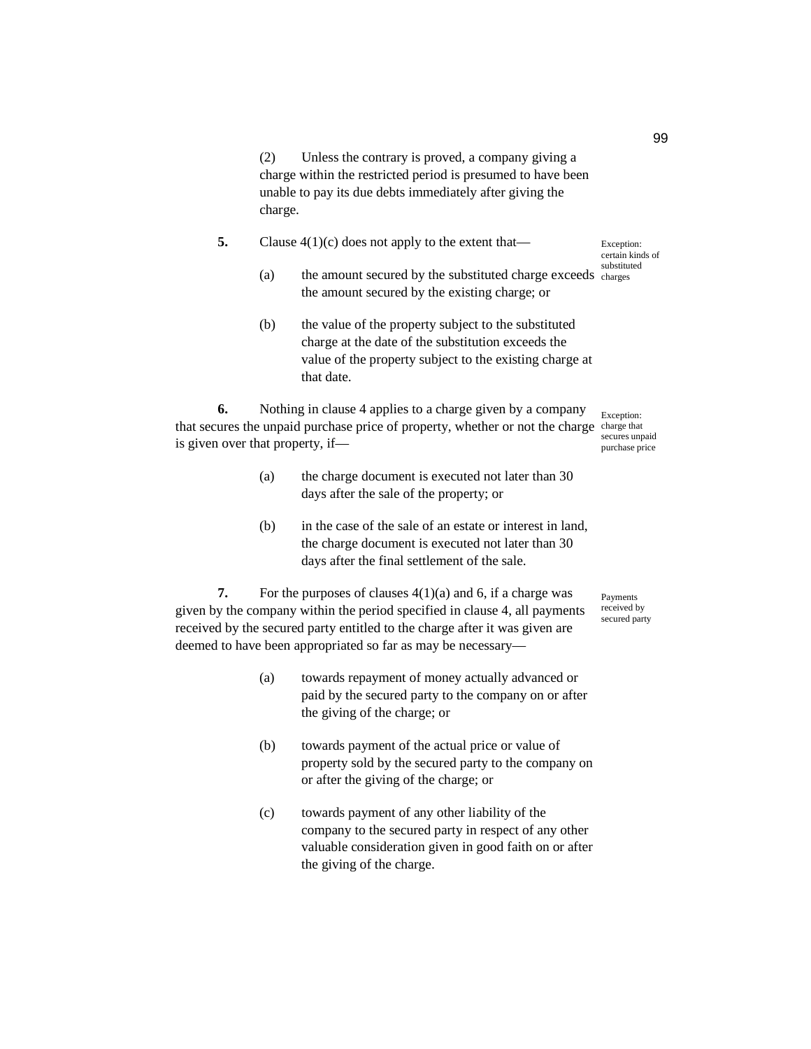(2) Unless the contrary is proved, a company giving a charge within the restricted period is presumed to have been unable to pay its due debts immediately after giving the charge.

**5.** Clause 4(1)(c) does not apply to the extent that—

*Exception: certain kinds of substituted charges*

(a) the amount secured by the substituted charge exceeds the amount secured by the existing charge; or

(b) the value of the property subject to the substituted charge at the date of the substitution exceeds the value of the property subject to the existing charge at that date.

**6.** Nothing in clause 4 applies to a charge given by a company that secures the unpaid purchase price of property, whether or not the charge is given over that property, if—

*Exception: charge that secures unpaid purchase price*

(a) the charge document is executed not later than 30 days after the sale of the property; or

(b) in the case of the sale of an estate or interest in land, the charge document is executed not later than 30 days after the final settlement of the sale.

**7.** For the purposes of clauses 4(1)(a) and 6, if a charge was given by the company within the period specified in clause 4, all payments received by the secured party entitled to the charge after it was given are deemed to have been appropriated so far as may be necessary—

*Payments received by secured party*

(a) towards repayment of money actually advanced or paid by the secured party to the company on or after the giving of the charge; or

(b) towards payment of the actual price or value of property sold by the secured party to the company on or after the giving of the charge; or

(c) towards payment of any other liability of the company to the secured party in respect of any other valuable consideration given in good faith on or after the giving of the charge.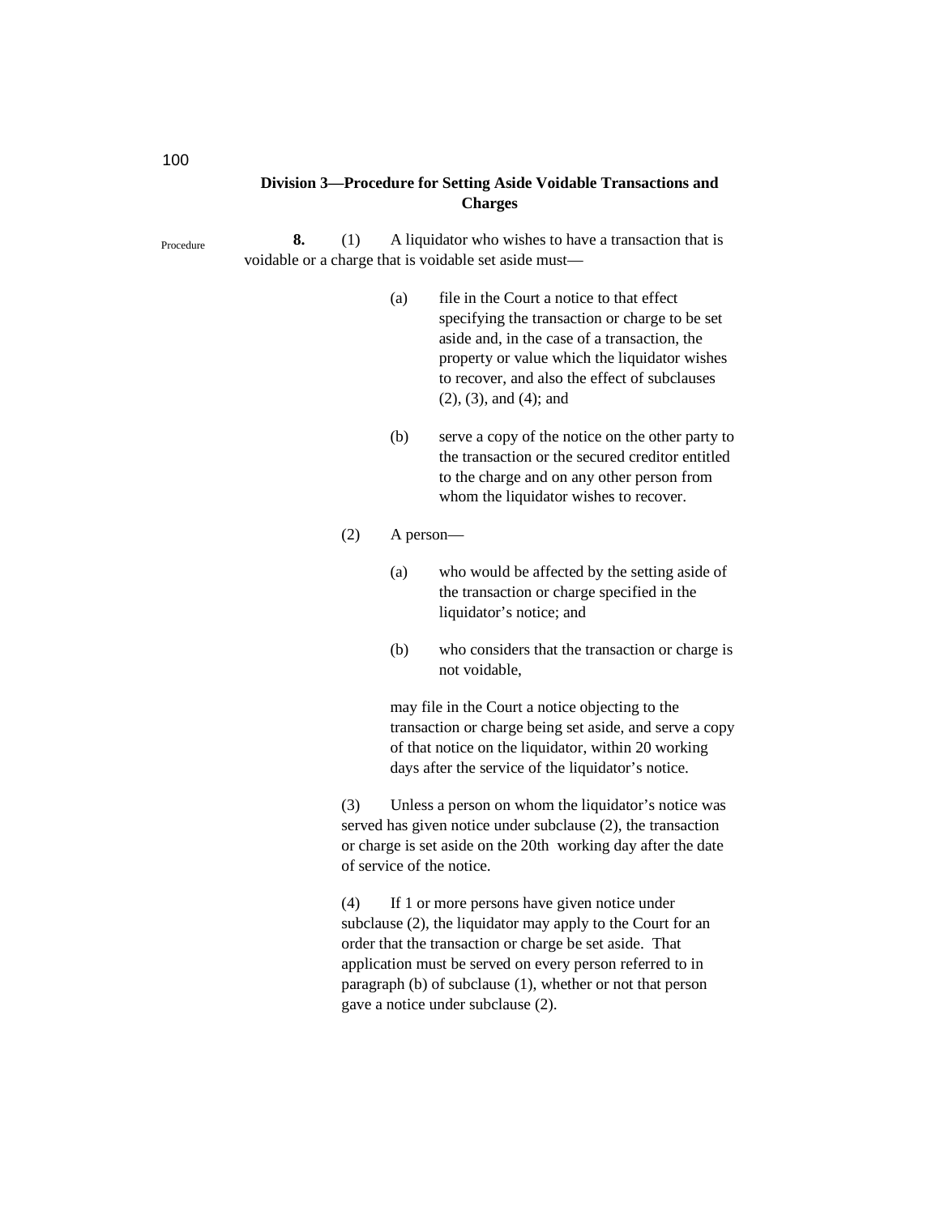## Division 3—Procedure for Setting Aside Voidable Transactions and Charges

Procedure

**8.** (1) A liquidator who wishes to have a transaction that is voidable or a charge that is voidable set aside must—

(a) file in the Court a notice to that effect specifying the transaction or charge to be set aside and, in the case of a transaction, the property or value which the liquidator wishes to recover, and also the effect of subclauses (2), (3), and (4); and

(b) serve a copy of the notice on the other party to the transaction or the secured creditor entitled to the charge and on any other person from whom the liquidator wishes to recover.

(2) A person—

(a) who would be affected by the setting aside of the transaction or charge specified in the liquidator's notice; and

(b) who considers that the transaction or charge is not voidable,

may file in the Court a notice objecting to the transaction or charge being set aside, and serve a copy of that notice on the liquidator, within 20 working days after the service of the liquidator's notice.

(3) Unless a person on whom the liquidator's notice was served has given notice under subclause (2), the transaction or charge is set aside on the 20th working day after the date of service of the notice.

(4) If 1 or more persons have given notice under subclause (2), the liquidator may apply to the Court for an order that the transaction or charge be set aside. That application must be served on every person referred to in paragraph (b) of subclause (1), whether or not that person gave a notice under subclause (2).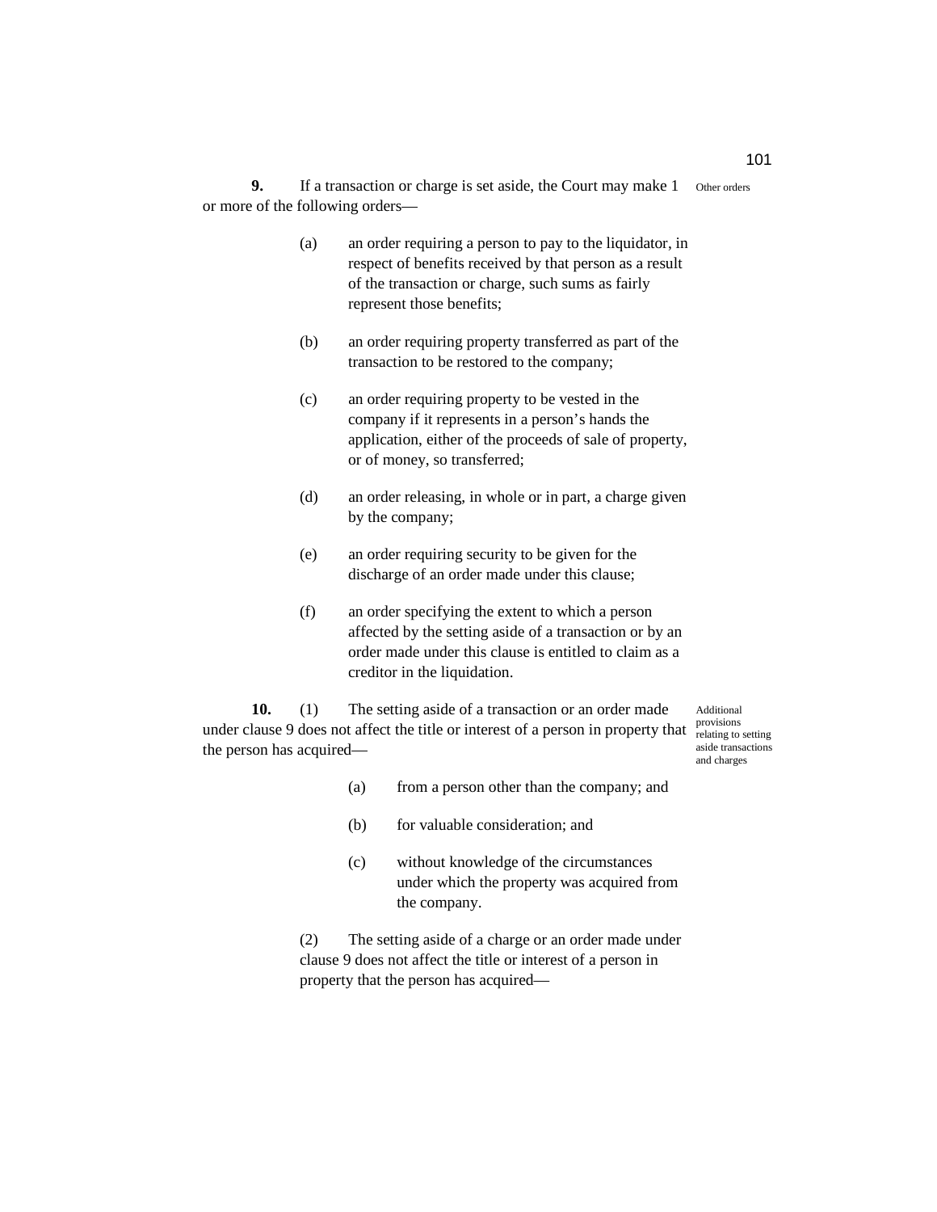**9.** If a transaction or charge is set aside, the Court may make 1 or more of the following orders—

Other orders

(a) an order requiring a person to pay to the liquidator, in respect of benefits received by that person as a result of the transaction or charge, such sums as fairly represent those benefits;

(b) an order requiring property transferred as part of the transaction to be restored to the company;

(c) an order requiring property to be vested in the company if it represents in a person's hands the application, either of the proceeds of sale of property, or of money, so transferred;

(d) an order releasing, in whole or in part, a charge given by the company;

(e) an order requiring security to be given for the discharge of an order made under this clause;

(f) an order specifying the extent to which a person affected by the setting aside of a transaction or by an order made under this clause is entitled to claim as a creditor in the liquidation.

**10.** (1) The setting aside of a transaction or an order made under clause 9 does not affect the title or interest of a person in property that the person has acquired—

Additional provisions relating to setting aside transactions and charges

(a) from a person other than the company; and

(b) for valuable consideration; and

(c) without knowledge of the circumstances under which the property was acquired from the company.

(2) The setting aside of a charge or an order made under clause 9 does not affect the title or interest of a person in property that the person has acquired—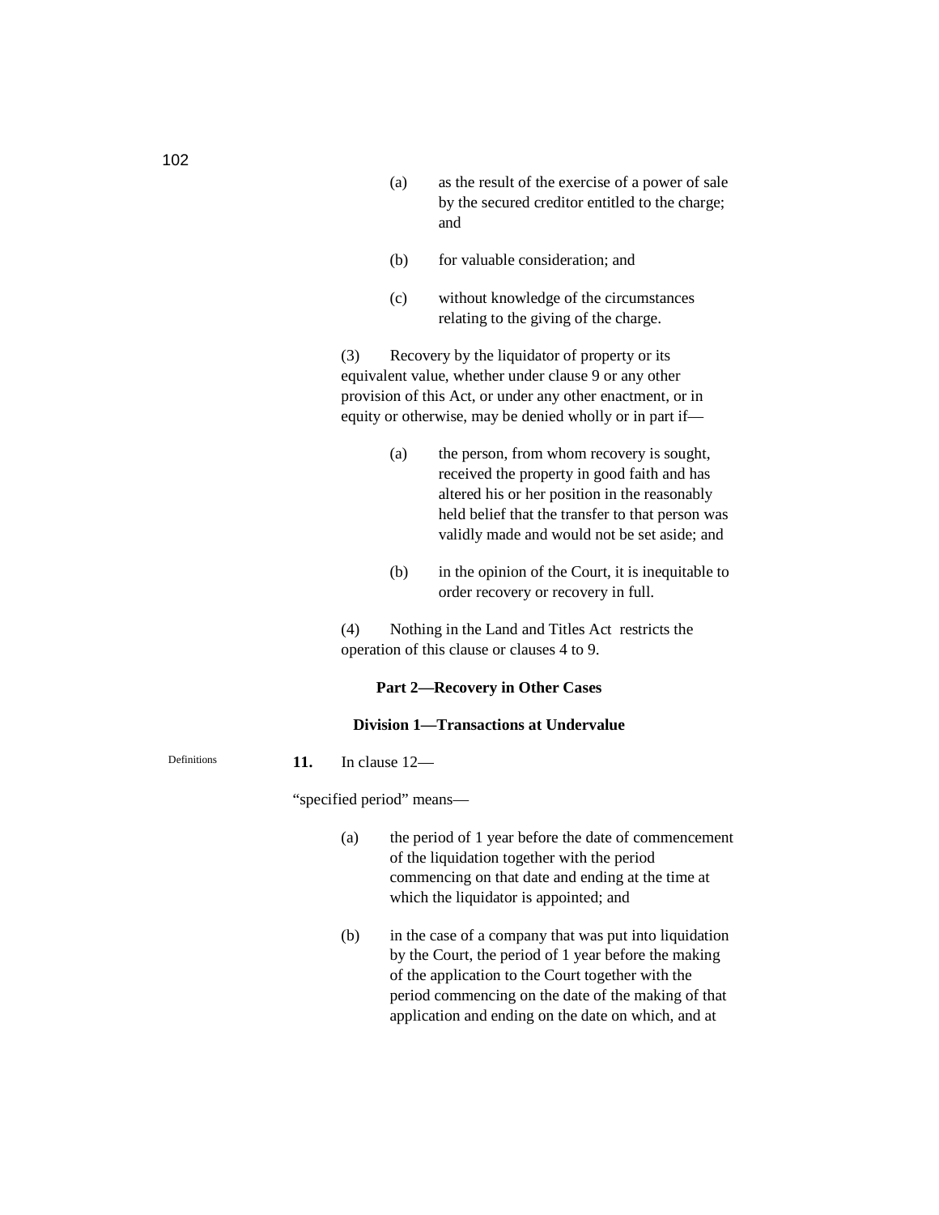(a) as the result of the exercise of a power of sale by the secured creditor entitled to the charge; and

(b) for valuable consideration; and

(c) without knowledge of the circumstances relating to the giving of the charge.

(3) Recovery by the liquidator of property or its equivalent value, whether under clause 9 or any other provision of this Act, or under any other enactment, or in equity or otherwise, may be denied wholly or in part if—

(a) the person, from whom recovery is sought, received the property in good faith and has altered his or her position in the reasonably held belief that the transfer to that person was validly made and would not be set aside; and

(b) in the opinion of the Court, it is inequitable to order recovery or recovery in full.

(4) Nothing in the Land and Titles Act restricts the operation of this clause or clauses 4 to 9.

## Part 2—Recovery in Other Cases

### Division 1—Transactions at Undervalue

Definitions

**11.** In clause 12—

"specified period" means—

(a) the period of 1 year before the date of commencement of the liquidation together with the period commencing on that date and ending at the time at which the liquidator is appointed; and

(b) in the case of a company that was put into liquidation by the Court, the period of 1 year before the making of the application to the Court together with the period commencing on the date of the making of that application and ending on the date on which, and at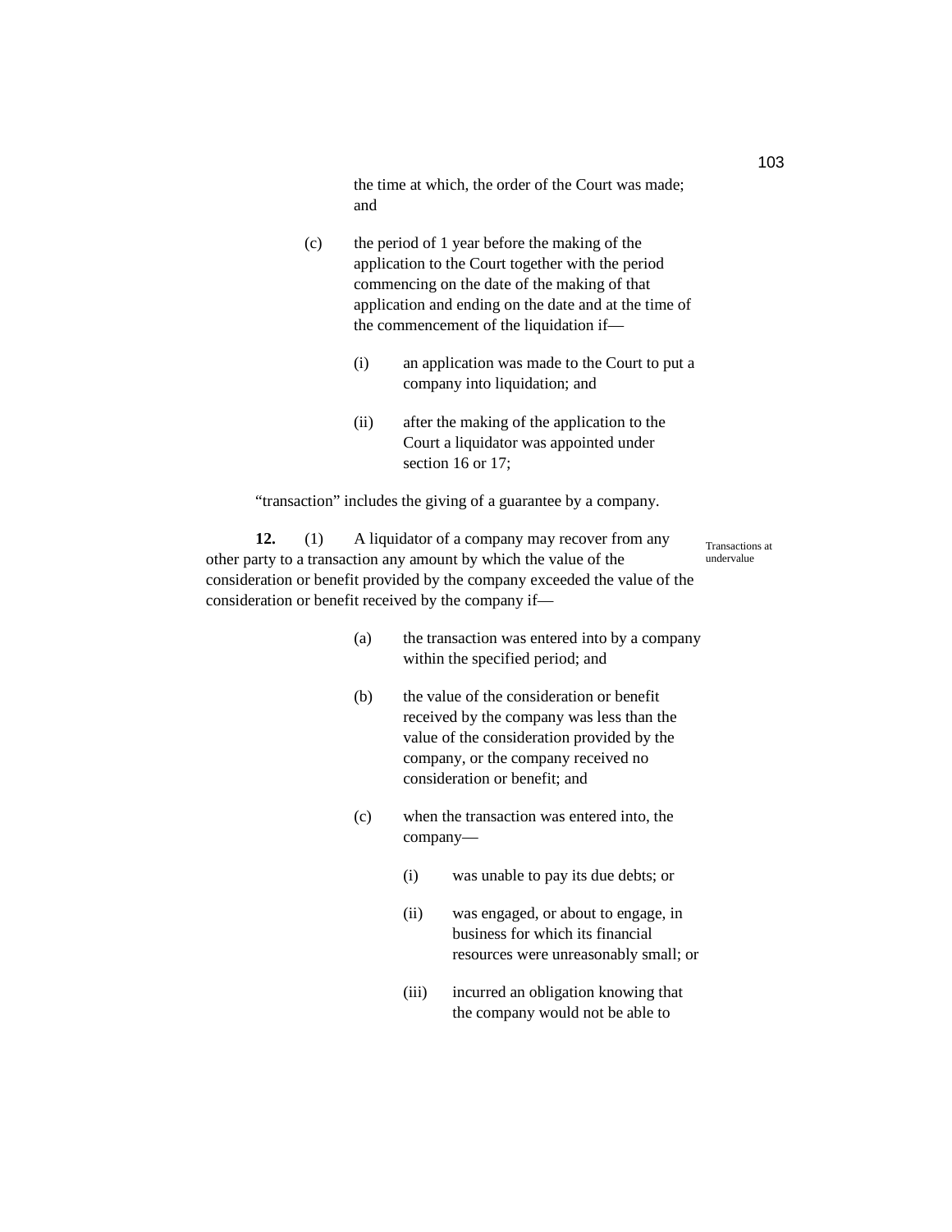the time at which, the order of the Court was made; and

(c) the period of 1 year before the making of the application to the Court together with the period commencing on the date of the making of that application and ending on the date and at the time of the commencement of the liquidation if—

  (i) an application was made to the Court to put a company into liquidation; and

  (ii) after the making of the application to the Court a liquidator was appointed under section 16 or 17;

"transaction" includes the giving of a guarantee by a company.

**12.** (1) A liquidator of a company may recover from any other party to a transaction any amount by which the value of the consideration or benefit provided by the company exceeded the value of the consideration or benefit received by the company if—

Transactions at undervalue

(a) the transaction was entered into by a company within the specified period; and

(b) the value of the consideration or benefit received by the company was less than the value of the consideration provided by the company, or the company received no consideration or benefit; and

(c) when the transaction was entered into, the company—

  (i) was unable to pay its due debts; or

  (ii) was engaged, or about to engage, in business for which its financial resources were unreasonably small; or

  (iii) incurred an obligation knowing that the company would not be able to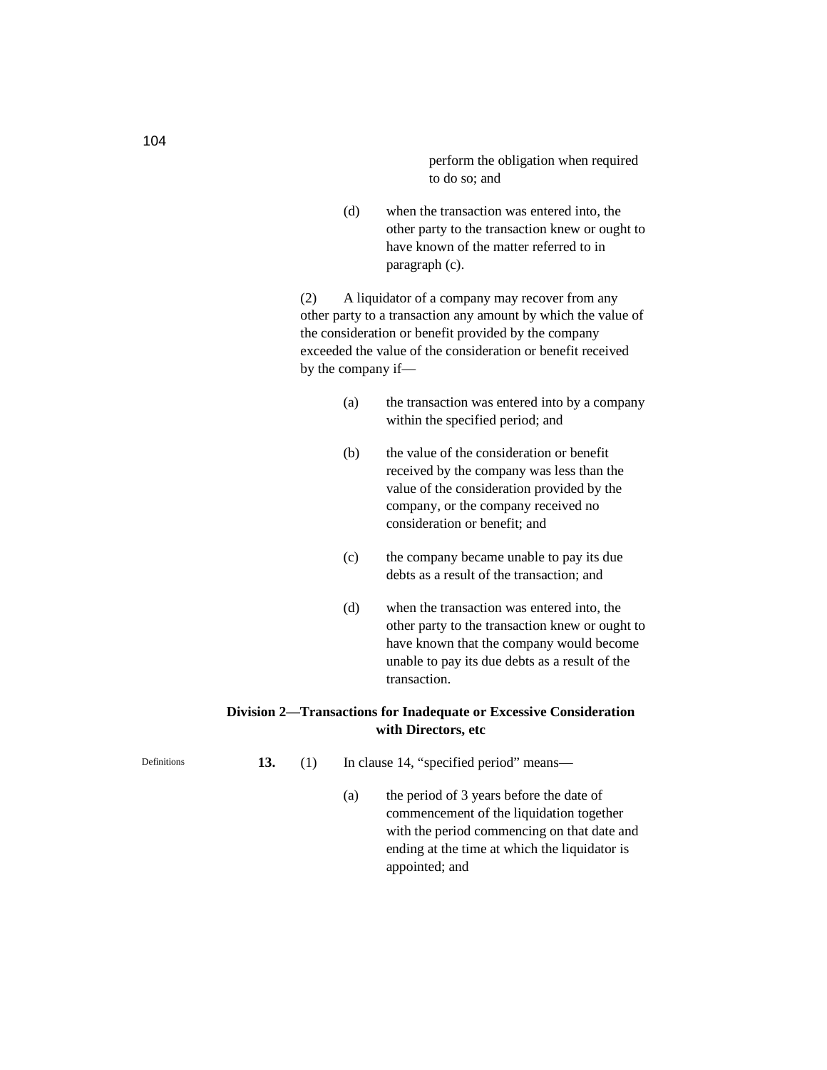perform the obligation when required to do so; and

(d) when the transaction was entered into, the other party to the transaction knew or ought to have known of the matter referred to in paragraph (c).

(2) A liquidator of a company may recover from any other party to a transaction any amount by which the value of the consideration or benefit provided by the company exceeded the value of the consideration or benefit received by the company if—

(a) the transaction was entered into by a company within the specified period; and

(b) the value of the consideration or benefit received by the company was less than the value of the consideration provided by the company, or the company received no consideration or benefit; and

(c) the company became unable to pay its due debts as a result of the transaction; and

(d) when the transaction was entered into, the other party to the transaction knew or ought to have known that the company would become unable to pay its due debts as a result of the transaction.

## Division 2—Transactions for Inadequate or Excessive Consideration with Directors, etc

Definitions

**13.** (1) In clause 14, "specified period" means—

(a) the period of 3 years before the date of commencement of the liquidation together with the period commencing on that date and ending at the time at which the liquidator is appointed; and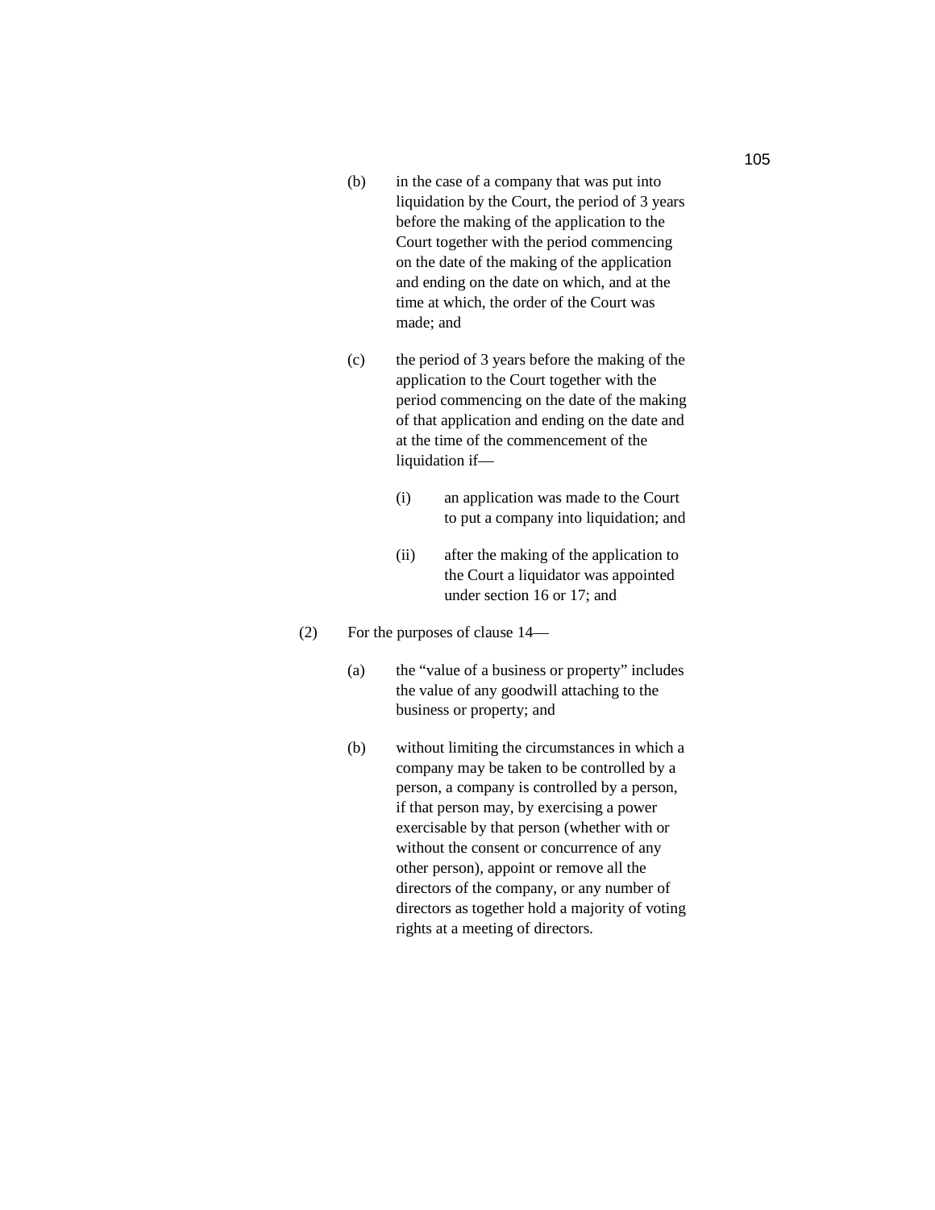(b) in the case of a company that was put into liquidation by the Court, the period of 3 years before the making of the application to the Court together with the period commencing on the date of the making of the application and ending on the date on which, and at the time at which, the order of the Court was made; and

(c) the period of 3 years before the making of the application to the Court together with the period commencing on the date of the making of that application and ending on the date and at the time of the commencement of the liquidation if—

  (i) an application was made to the Court to put a company into liquidation; and

  (ii) after the making of the application to the Court a liquidator was appointed under section 16 or 17; and

(2) For the purposes of clause 14—

  (a) the "value of a business or property" includes the value of any goodwill attaching to the business or property; and

  (b) without limiting the circumstances in which a company may be taken to be controlled by a person, a company is controlled by a person, if that person may, by exercising a power exercisable by that person (whether with or without the consent or concurrence of any other person), appoint or remove all the directors of the company, or any number of directors as together hold a majority of voting rights at a meeting of directors.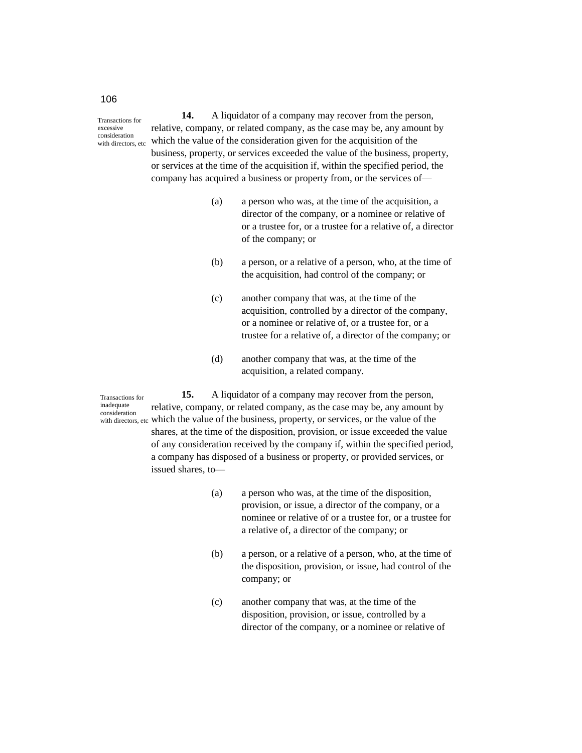**Transactions for excessive consideration with directors, etc**

**14.** A liquidator of a company may recover from the person, relative, company, or related company, as the case may be, any amount by which the value of the consideration given for the acquisition of the business, property, or services exceeded the value of the business, property, or services at the time of the acquisition if, within the specified period, the company has acquired a business or property from, or the services of—

(a) a person who was, at the time of the acquisition, a director of the company, or a nominee or relative of or a trustee for, or a trustee for a relative of, a director of the company; or

(b) a person, or a relative of a person, who, at the time of the acquisition, had control of the company; or

(c) another company that was, at the time of the acquisition, controlled by a director of the company, or a nominee or relative of, or a trustee for, or a trustee for a relative of, a director of the company; or

(d) another company that was, at the time of the acquisition, a related company.

**Transactions for inadequate consideration with directors, etc**

**15.** A liquidator of a company may recover from the person, relative, company, or related company, as the case may be, any amount by which the value of the business, property, or services, or the value of the shares, at the time of the disposition, provision, or issue exceeded the value of any consideration received by the company if, within the specified period, a company has disposed of a business or property, or provided services, or issued shares, to—

(a) a person who was, at the time of the disposition, provision, or issue, a director of the company, or a nominee or relative of or a trustee for, or a trustee for a relative of, a director of the company; or

(b) a person, or a relative of a person, who, at the time of the disposition, provision, or issue, had control of the company; or

(c) another company that was, at the time of the disposition, provision, or issue, controlled by a director of the company, or a nominee or relative of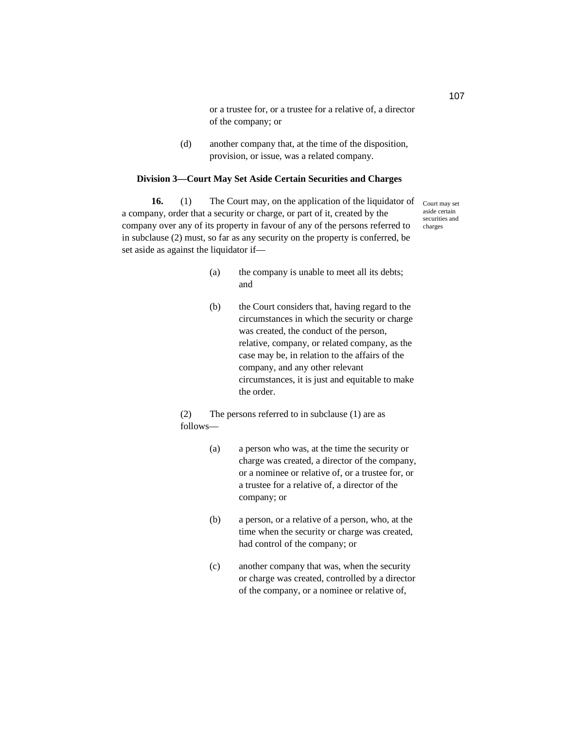or a trustee for, or a trustee for a relative of, a director of the company; or

(d) another company that, at the time of the disposition, provision, or issue, was a related company.

### Division 3—Court May Set Aside Certain Securities and Charges

*Court may set aside certain securities and charges*

**16.** (1) The Court may, on the application of the liquidator of a company, order that a security or charge, or part of it, created by the company over any of its property in favour of any of the persons referred to in subclause (2) must, so far as any security on the property is conferred, be set aside as against the liquidator if—

(a) the company is unable to meet all its debts; and

(b) the Court considers that, having regard to the circumstances in which the security or charge was created, the conduct of the person, relative, company, or related company, as the case may be, in relation to the affairs of the company, and any other relevant circumstances, it is just and equitable to make the order.

(2) The persons referred to in subclause (1) are as follows—

(a) a person who was, at the time the security or charge was created, a director of the company, or a nominee or relative of, or a trustee for, or a trustee for a relative of, a director of the company; or

(b) a person, or a relative of a person, who, at the time when the security or charge was created, had control of the company; or

(c) another company that was, when the security or charge was created, controlled by a director of the company, or a nominee or relative of,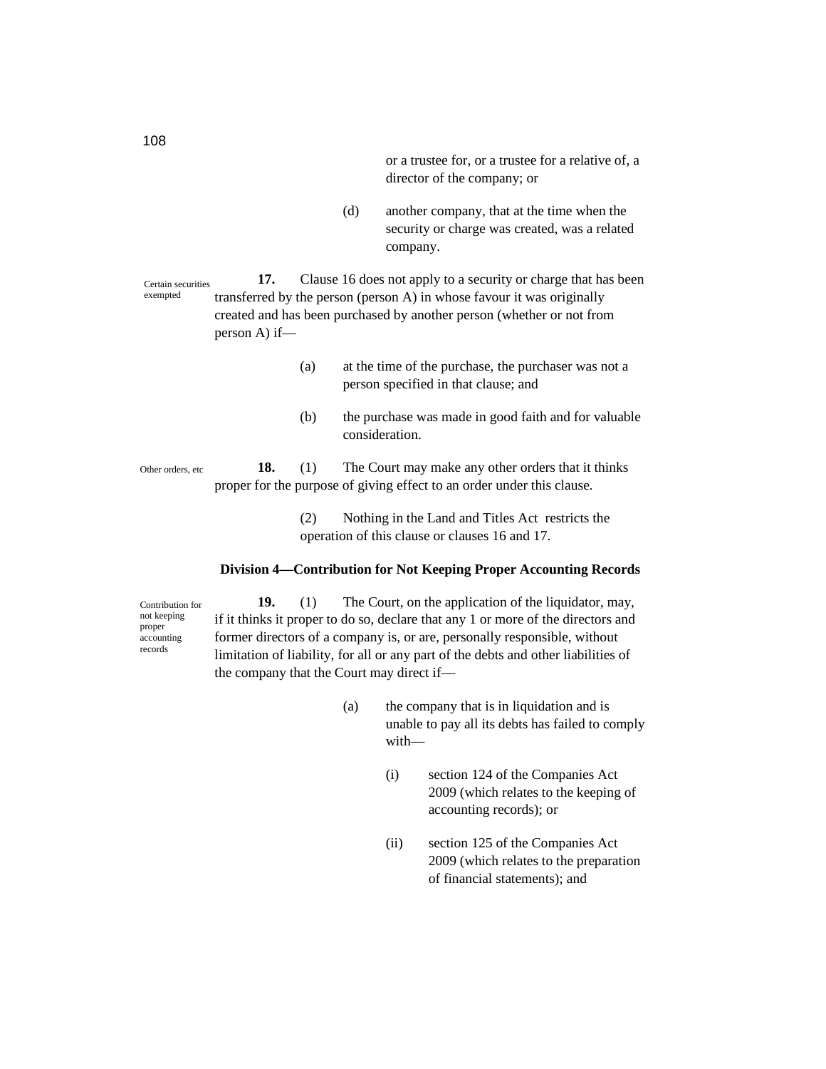or a trustee for, or a trustee for a relative of, a director of the company; or

(d) another company, that at the time when the security or charge was created, was a related company.

Certain securities exempted

**17.** Clause 16 does not apply to a security or charge that has been transferred by the person (person A) in whose favour it was originally created and has been purchased by another person (whether or not from person A) if—

(a) at the time of the purchase, the purchaser was not a person specified in that clause; and

(b) the purchase was made in good faith and for valuable consideration.

Other orders, etc

**18.** (1) The Court may make any other orders that it thinks proper for the purpose of giving effect to an order under this clause.

(2) Nothing in the Land and Titles Act restricts the operation of this clause or clauses 16 and 17.

### Division 4—Contribution for Not Keeping Proper Accounting Records

Contribution for not keeping proper accounting records

**19.** (1) The Court, on the application of the liquidator, may, if it thinks it proper to do so, declare that any 1 or more of the directors and former directors of a company is, or are, personally responsible, without limitation of liability, for all or any part of the debts and other liabilities of the company that the Court may direct if—

(a) the company that is in liquidation and is unable to pay all its debts has failed to comply with—

(i) section 124 of the Companies Act 2009 (which relates to the keeping of accounting records); or

(ii) section 125 of the Companies Act 2009 (which relates to the preparation of financial statements); and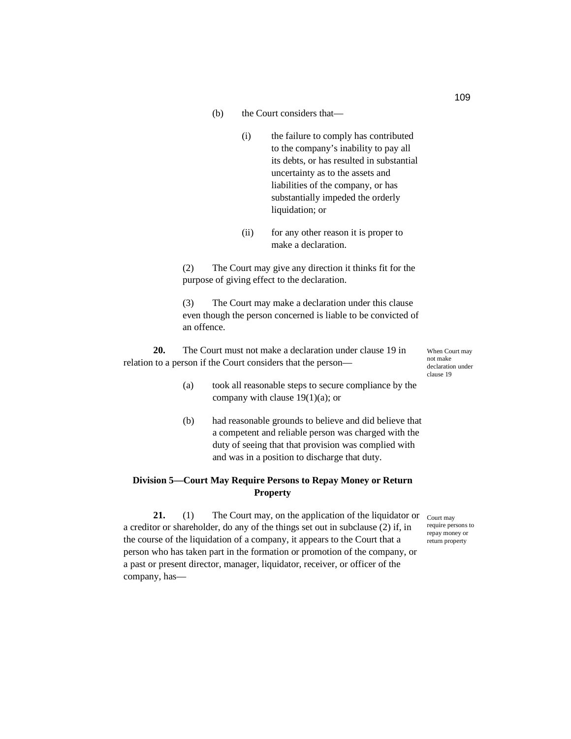(b) the Court considers that—

(i) the failure to comply has contributed to the company's inability to pay all its debts, or has resulted in substantial uncertainty as to the assets and liabilities of the company, or has substantially impeded the orderly liquidation; or

(ii) for any other reason it is proper to make a declaration.

(2) The Court may give any direction it thinks fit for the purpose of giving effect to the declaration.

(3) The Court may make a declaration under this clause even though the person concerned is liable to be convicted of an offence.

*When Court may not make declaration under clause 19*

**20.** The Court must not make a declaration under clause 19 in relation to a person if the Court considers that the person—

(a) took all reasonable steps to secure compliance by the company with clause 19(1)(a); or

(b) had reasonable grounds to believe and did believe that a competent and reliable person was charged with the duty of seeing that that provision was complied with and was in a position to discharge that duty.

### Division 5—Court May Require Persons to Repay Money or Return Property

*Court may require persons to repay money or return property*

**21.** (1) The Court may, on the application of the liquidator or a creditor or shareholder, do any of the things set out in subclause (2) if, in the course of the liquidation of a company, it appears to the Court that a person who has taken part in the formation or promotion of the company, or a past or present director, manager, liquidator, receiver, or officer of the company, has—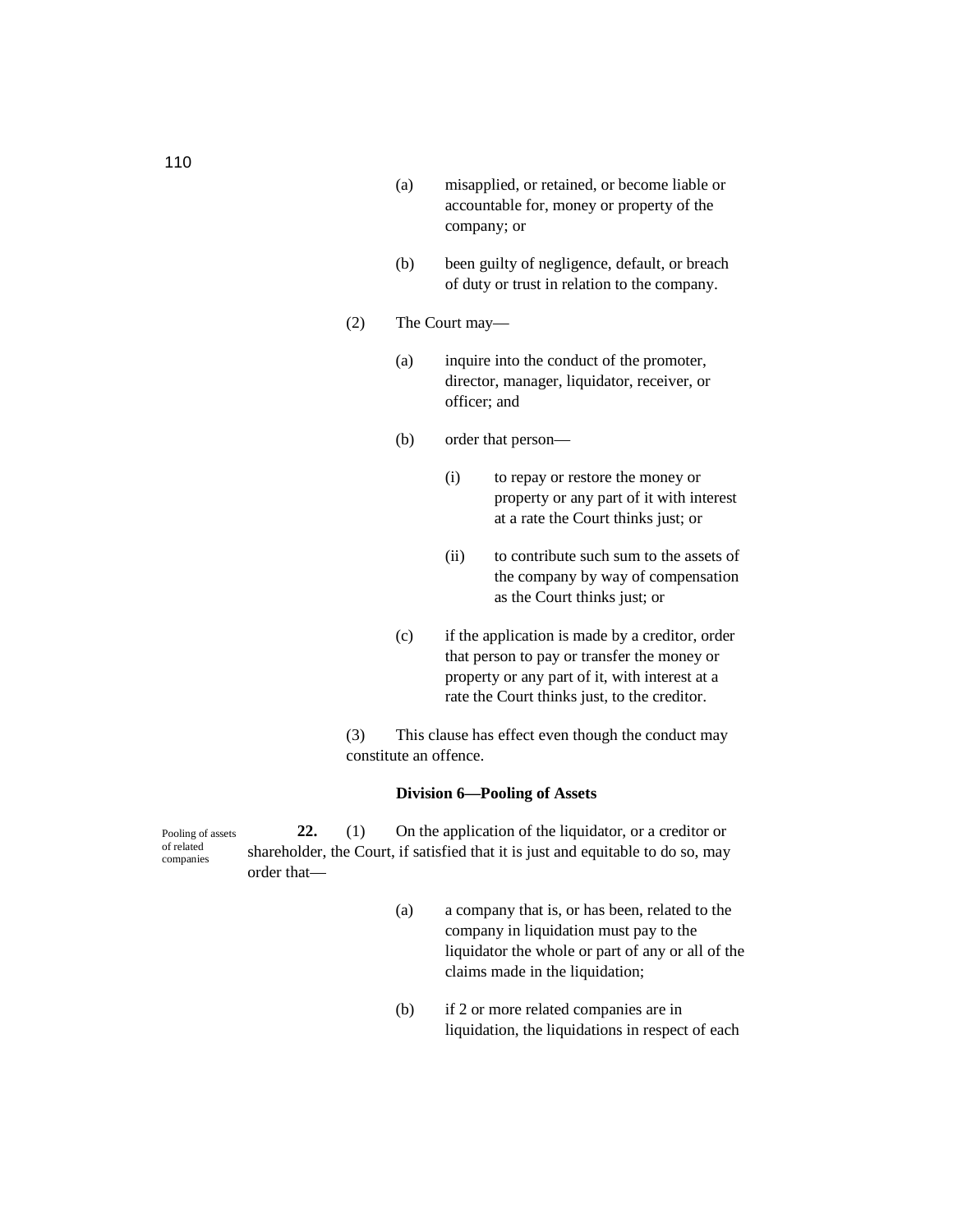(a) misapplied, or retained, or become liable or accountable for, money or property of the company; or

(b) been guilty of negligence, default, or breach of duty or trust in relation to the company.

(2) The Court may—

(a) inquire into the conduct of the promoter, director, manager, liquidator, receiver, or officer; and

(b) order that person—

(i) to repay or restore the money or property or any part of it with interest at a rate the Court thinks just; or

(ii) to contribute such sum to the assets of the company by way of compensation as the Court thinks just; or

(c) if the application is made by a creditor, order that person to pay or transfer the money or property or any part of it, with interest at a rate the Court thinks just, to the creditor.

(3) This clause has effect even though the conduct may constitute an offence.

**Division 6—Pooling of Assets**

Pooling of assets of related companies

**22.** (1) On the application of the liquidator, or a creditor or shareholder, the Court, if satisfied that it is just and equitable to do so, may order that—

(a) a company that is, or has been, related to the company in liquidation must pay to the liquidator the whole or part of any or all of the claims made in the liquidation;

(b) if 2 or more related companies are in liquidation, the liquidations in respect of each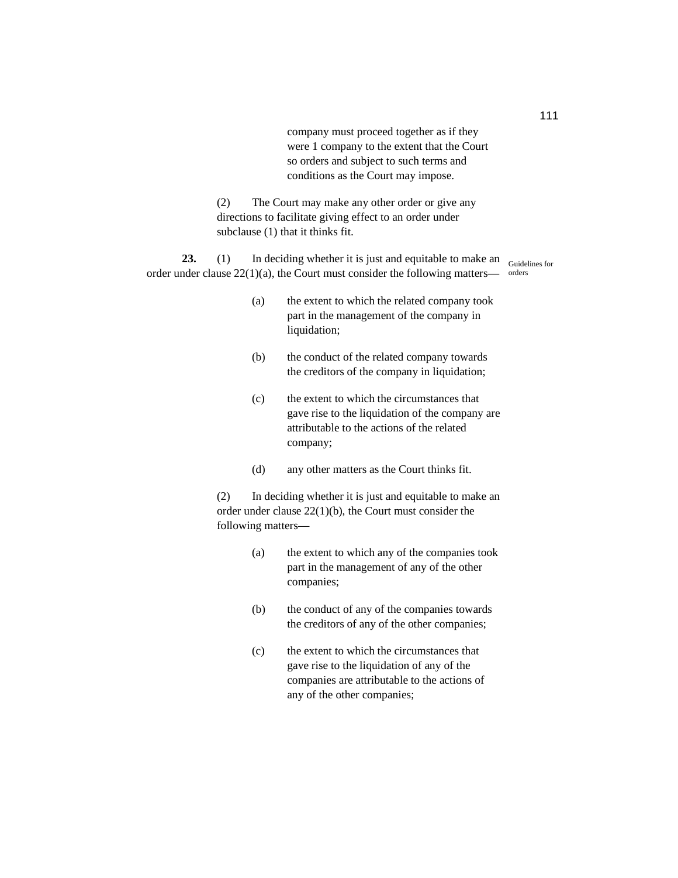company must proceed together as if they were 1 company to the extent that the Court so orders and subject to such terms and conditions as the Court may impose.

(2) The Court may make any other order or give any directions to facilitate giving effect to an order under subclause (1) that it thinks fit.

**23.** (1) In deciding whether it is just and equitable to make an order under clause 22(1)(a), the Court must consider the following matters—

Guidelines for orders

(a) the extent to which the related company took part in the management of the company in liquidation;

(b) the conduct of the related company towards the creditors of the company in liquidation;

(c) the extent to which the circumstances that gave rise to the liquidation of the company are attributable to the actions of the related company;

(d) any other matters as the Court thinks fit.

(2) In deciding whether it is just and equitable to make an order under clause 22(1)(b), the Court must consider the following matters—

(a) the extent to which any of the companies took part in the management of any of the other companies;

(b) the conduct of any of the companies towards the creditors of any of the other companies;

(c) the extent to which the circumstances that gave rise to the liquidation of any of the companies are attributable to the actions of any of the other companies;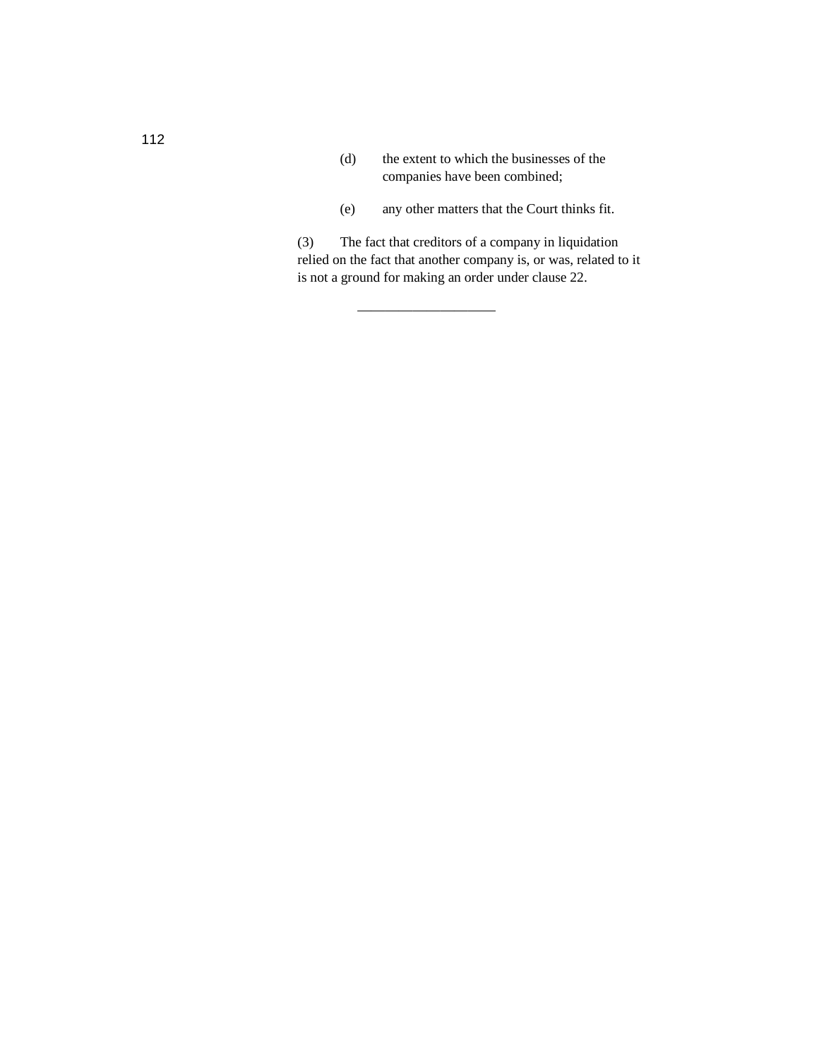(d) the extent to which the businesses of the companies have been combined;

(e) any other matters that the Court thinks fit.

(3) The fact that creditors of a company in liquidation relied on the fact that another company is, or was, related to it is not a ground for making an order under clause 22.

___________________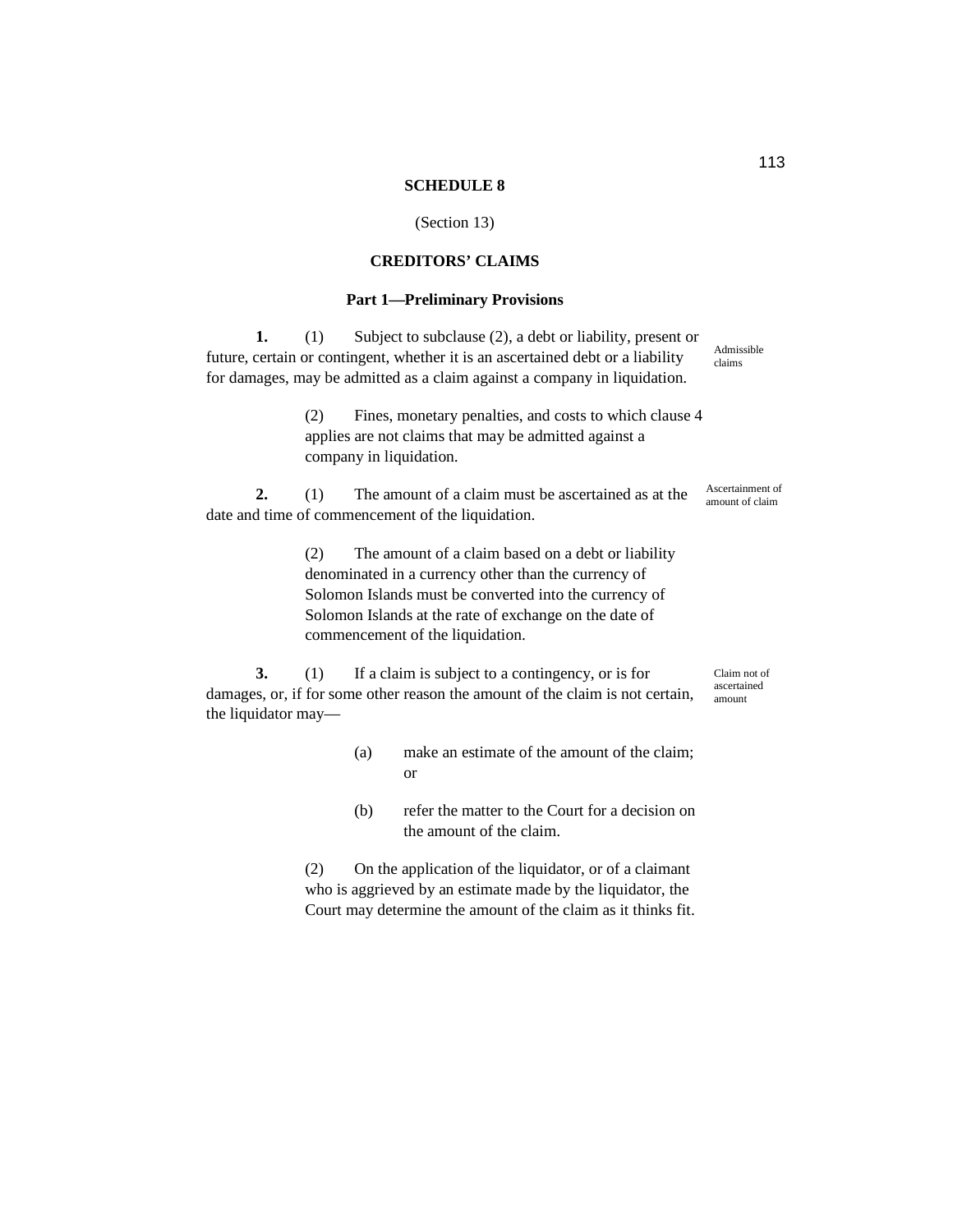## SCHEDULE 8

(Section 13)

## CREDITORS' CLAIMS

### Part 1—Preliminary Provisions

*Admissible claims*

**1.** (1) Subject to subclause (2), a debt or liability, present or future, certain or contingent, whether it is an ascertained debt or a liability for damages, may be admitted as a claim against a company in liquidation.

(2) Fines, monetary penalties, and costs to which clause 4 applies are not claims that may be admitted against a company in liquidation.

*Ascertainment of amount of claim*

**2.** (1) The amount of a claim must be ascertained as at the date and time of commencement of the liquidation.

(2) The amount of a claim based on a debt or liability denominated in a currency other than the currency of Solomon Islands must be converted into the currency of Solomon Islands at the rate of exchange on the date of commencement of the liquidation.

*Claim not of ascertained amount*

**3.** (1) If a claim is subject to a contingency, or is for damages, or, if for some other reason the amount of the claim is not certain, the liquidator may—

(a) make an estimate of the amount of the claim; or

(b) refer the matter to the Court for a decision on the amount of the claim.

(2) On the application of the liquidator, or of a claimant who is aggrieved by an estimate made by the liquidator, the Court may determine the amount of the claim as it thinks fit.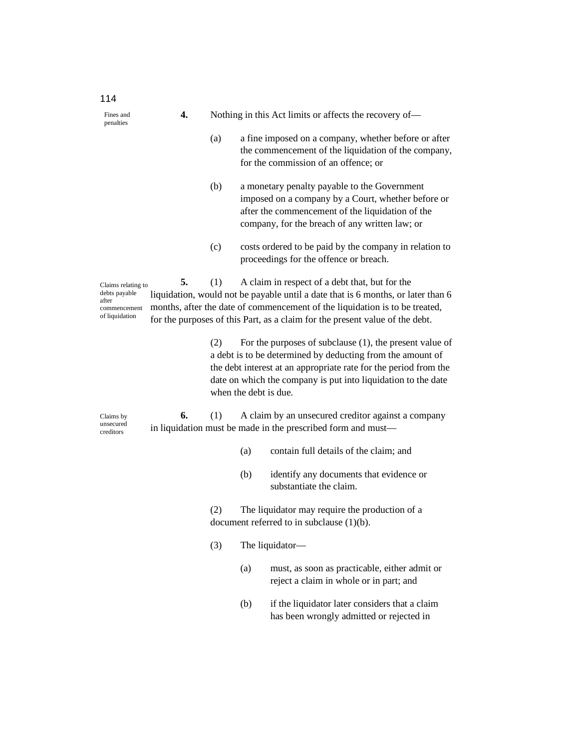**Fines and penalties**

**4.** Nothing in this Act limits or affects the recovery of—

(a) a fine imposed on a company, whether before or after the commencement of the liquidation of the company, for the commission of an offence; or

(b) a monetary penalty payable to the Government imposed on a company by a Court, whether before or after the commencement of the liquidation of the company, for the breach of any written law; or

(c) costs ordered to be paid by the company in relation to proceedings for the offence or breach.

**Claims relating to debts payable after commencement of liquidation**

**5.** (1) A claim in respect of a debt that, but for the liquidation, would not be payable until a date that is 6 months, or later than 6 months, after the date of commencement of the liquidation is to be treated, for the purposes of this Part, as a claim for the present value of the debt.

(2) For the purposes of subclause (1), the present value of a debt is to be determined by deducting from the amount of the debt interest at an appropriate rate for the period from the date on which the company is put into liquidation to the date when the debt is due.

**Claims by unsecured creditors**

**6.** (1) A claim by an unsecured creditor against a company in liquidation must be made in the prescribed form and must—

(a) contain full details of the claim; and

(b) identify any documents that evidence or substantiate the claim.

(2) The liquidator may require the production of a document referred to in subclause (1)(b).

(3) The liquidator—

(a) must, as soon as practicable, either admit or reject a claim in whole or in part; and

(b) if the liquidator later considers that a claim has been wrongly admitted or rejected in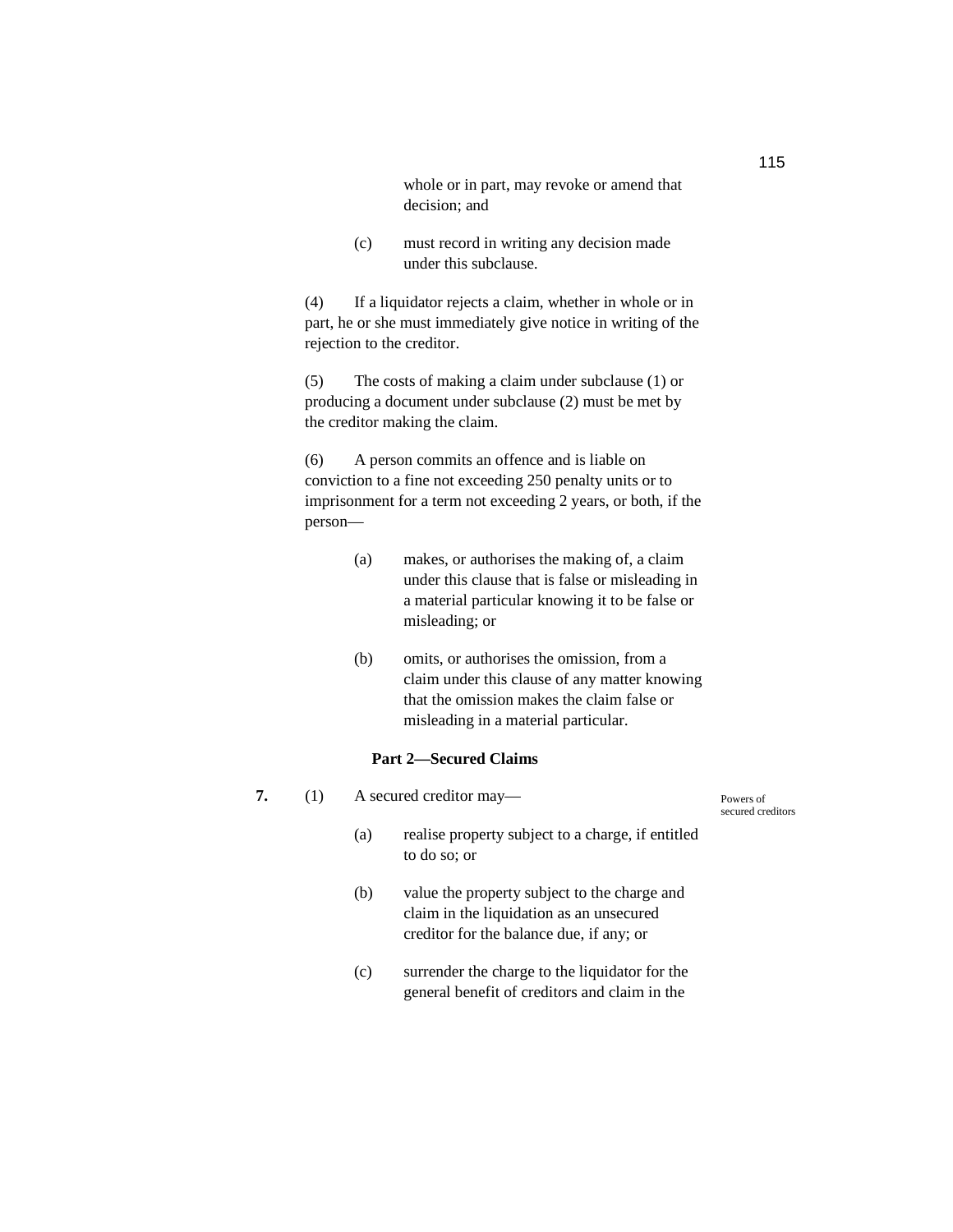whole or in part, may revoke or amend that decision; and

(c) must record in writing any decision made under this subclause.

(4) If a liquidator rejects a claim, whether in whole or in part, he or she must immediately give notice in writing of the rejection to the creditor.

(5) The costs of making a claim under subclause (1) or producing a document under subclause (2) must be met by the creditor making the claim.

(6) A person commits an offence and is liable on conviction to a fine not exceeding 250 penalty units or to imprisonment for a term not exceeding 2 years, or both, if the person—

(a) makes, or authorises the making of, a claim under this clause that is false or misleading in a material particular knowing it to be false or misleading; or

(b) omits, or authorises the omission, from a claim under this clause of any matter knowing that the omission makes the claim false or misleading in a material particular.

### Part 2—Secured Claims

*Powers of secured creditors*

**7.** (1) A secured creditor may—

(a) realise property subject to a charge, if entitled to do so; or

(b) value the property subject to the charge and claim in the liquidation as an unsecured creditor for the balance due, if any; or

(c) surrender the charge to the liquidator for the general benefit of creditors and claim in the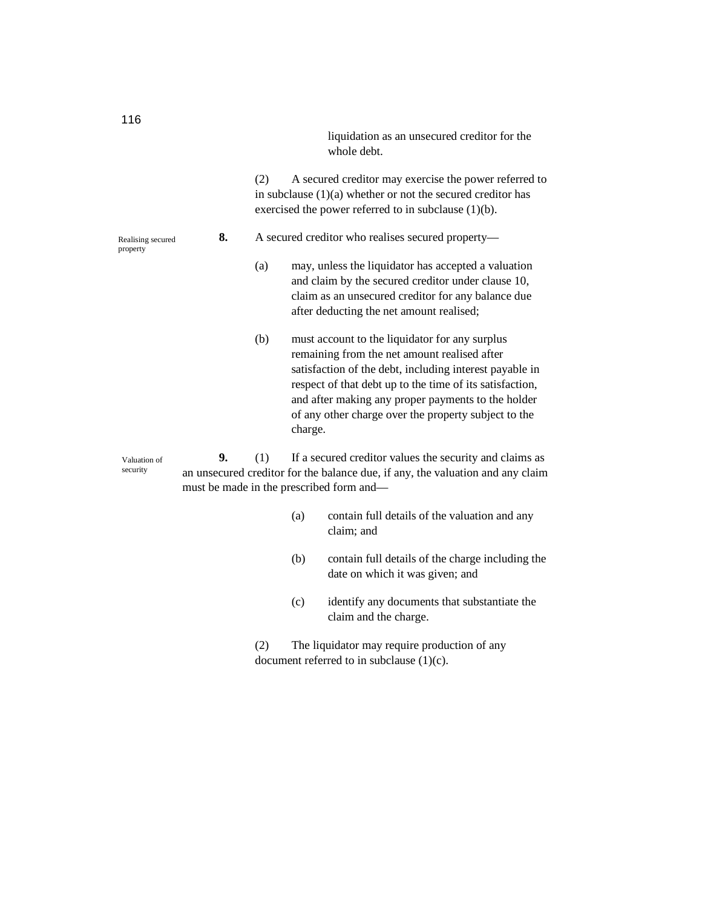liquidation as an unsecured creditor for the whole debt.

(2) A secured creditor may exercise the power referred to in subclause (1)(a) whether or not the secured creditor has exercised the power referred to in subclause (1)(b).

Realising secured property

**8.** A secured creditor who realises secured property—

(a) may, unless the liquidator has accepted a valuation and claim by the secured creditor under clause 10, claim as an unsecured creditor for any balance due after deducting the net amount realised;

(b) must account to the liquidator for any surplus remaining from the net amount realised after satisfaction of the debt, including interest payable in respect of that debt up to the time of its satisfaction, and after making any proper payments to the holder of any other charge over the property subject to the charge.

Valuation of security

**9.** (1) If a secured creditor values the security and claims as an unsecured creditor for the balance due, if any, the valuation and any claim must be made in the prescribed form and—

(a) contain full details of the valuation and any claim; and

(b) contain full details of the charge including the date on which it was given; and

(c) identify any documents that substantiate the claim and the charge.

(2) The liquidator may require production of any document referred to in subclause (1)(c).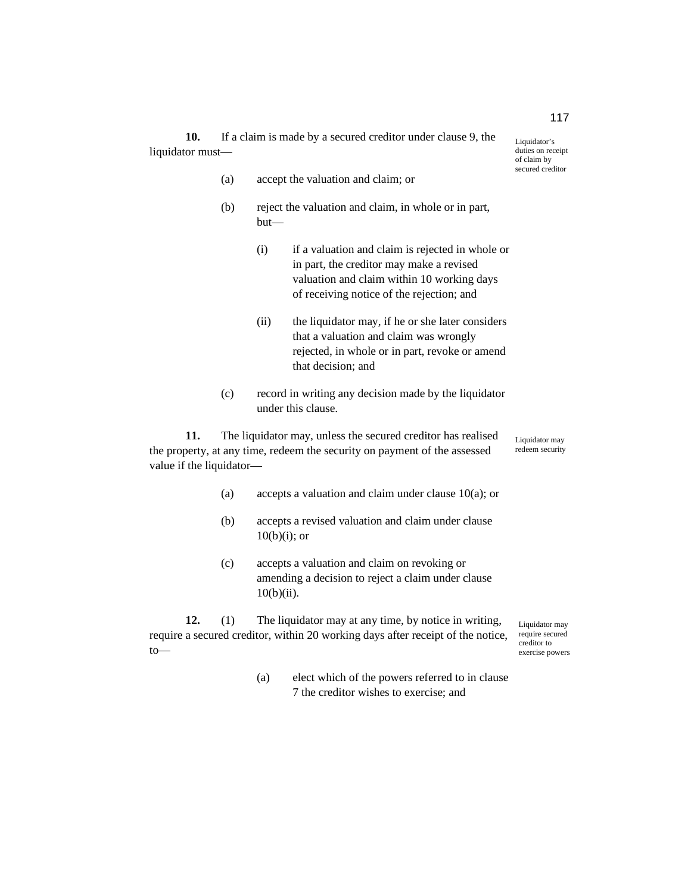**10.** If a claim is made by a secured creditor under clause 9, the liquidator must—

*Liquidator's duties on receipt of claim by secured creditor*

(a) accept the valuation and claim; or

(b) reject the valuation and claim, in whole or in part, but—

(i) if a valuation and claim is rejected in whole or in part, the creditor may make a revised valuation and claim within 10 working days of receiving notice of the rejection; and

(ii) the liquidator may, if he or she later considers that a valuation and claim was wrongly rejected, in whole or in part, revoke or amend that decision; and

(c) record in writing any decision made by the liquidator under this clause.

**11.** The liquidator may, unless the secured creditor has realised the property, at any time, redeem the security on payment of the assessed value if the liquidator—

*Liquidator may redeem security*

(a) accepts a valuation and claim under clause 10(a); or

(b) accepts a revised valuation and claim under clause 10(b)(i); or

(c) accepts a valuation and claim on revoking or amending a decision to reject a claim under clause 10(b)(ii).

**12.** (1) The liquidator may at any time, by notice in writing, require a secured creditor, within 20 working days after receipt of the notice, to—

*Liquidator may require secured creditor to exercise powers*

(a) elect which of the powers referred to in clause 7 the creditor wishes to exercise; and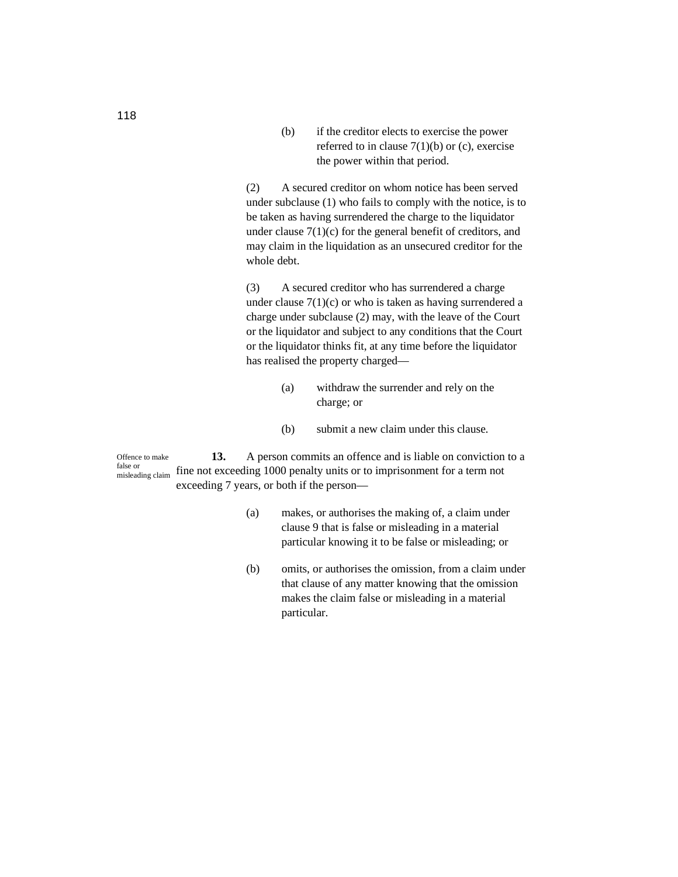(b) if the creditor elects to exercise the power referred to in clause 7(1)(b) or (c), exercise the power within that period.

(2) A secured creditor on whom notice has been served under subclause (1) who fails to comply with the notice, is to be taken as having surrendered the charge to the liquidator under clause 7(1)(c) for the general benefit of creditors, and may claim in the liquidation as an unsecured creditor for the whole debt.

(3) A secured creditor who has surrendered a charge under clause 7(1)(c) or who is taken as having surrendered a charge under subclause (2) may, with the leave of the Court or the liquidator and subject to any conditions that the Court or the liquidator thinks fit, at any time before the liquidator has realised the property charged—

(a) withdraw the surrender and rely on the charge; or

(b) submit a new claim under this clause.

*Offence to make false or misleading claim*

**13.** A person commits an offence and is liable on conviction to a fine not exceeding 1000 penalty units or to imprisonment for a term not exceeding 7 years, or both if the person—

(a) makes, or authorises the making of, a claim under clause 9 that is false or misleading in a material particular knowing it to be false or misleading; or

(b) omits, or authorises the omission, from a claim under that clause of any matter knowing that the omission makes the claim false or misleading in a material particular.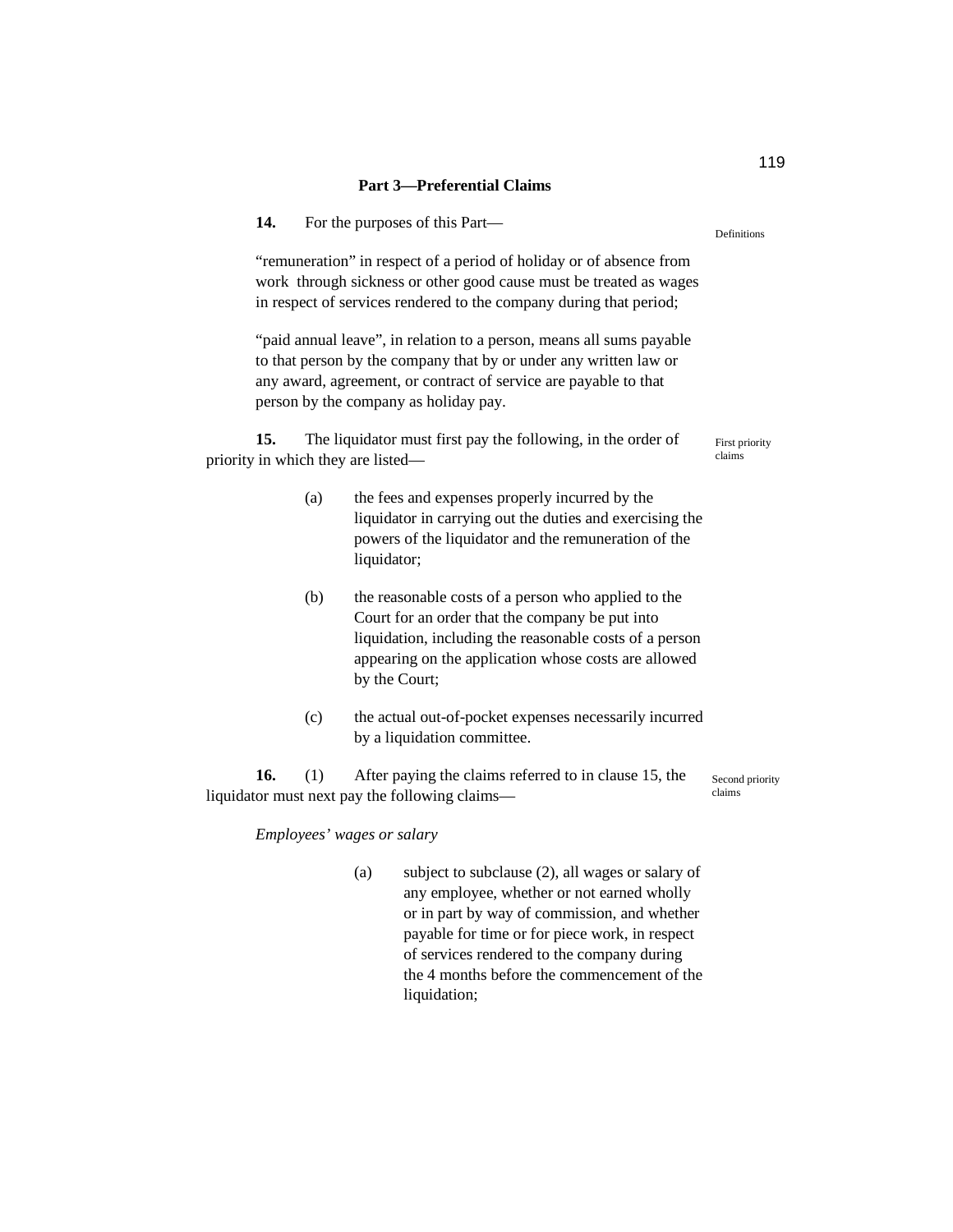## Part 3—Preferential Claims

**14.** For the purposes of this Part—

Definitions

“remuneration” in respect of a period of holiday or of absence from work through sickness or other good cause must be treated as wages in respect of services rendered to the company during that period;

“paid annual leave”, in relation to a person, means all sums payable to that person by the company that by or under any written law or any award, agreement, or contract of service are payable to that person by the company as holiday pay.

**15.** The liquidator must first pay the following, in the order of priority in which they are listed—

First priority claims

(a) the fees and expenses properly incurred by the liquidator in carrying out the duties and exercising the powers of the liquidator and the remuneration of the liquidator;

(b) the reasonable costs of a person who applied to the Court for an order that the company be put into liquidation, including the reasonable costs of a person appearing on the application whose costs are allowed by the Court;

(c) the actual out-of-pocket expenses necessarily incurred by a liquidation committee.

**16.** (1) After paying the claims referred to in clause 15, the liquidator must next pay the following claims—

Second priority claims

*Employees’ wages or salary*

(a) subject to subclause (2), all wages or salary of any employee, whether or not earned wholly or in part by way of commission, and whether payable for time or for piece work, in respect of services rendered to the company during the 4 months before the commencement of the liquidation;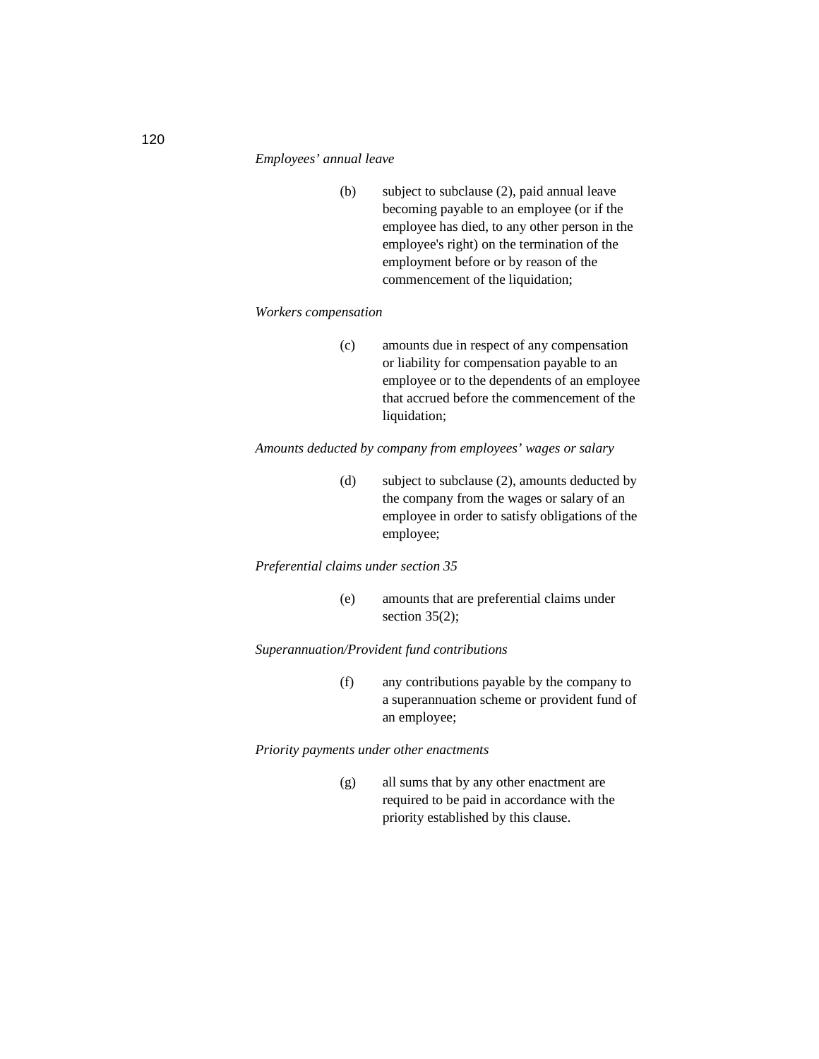*Employees' annual leave*

(b) subject to subclause (2), paid annual leave becoming payable to an employee (or if the employee has died, to any other person in the employee's right) on the termination of the employment before or by reason of the commencement of the liquidation;

*Workers compensation*

(c) amounts due in respect of any compensation or liability for compensation payable to an employee or to the dependents of an employee that accrued before the commencement of the liquidation;

*Amounts deducted by company from employees' wages or salary*

(d) subject to subclause (2), amounts deducted by the company from the wages or salary of an employee in order to satisfy obligations of the employee;

*Preferential claims under section 35*

(e) amounts that are preferential claims under section 35(2);

*Superannuation/Provident fund contributions*

(f) any contributions payable by the company to a superannuation scheme or provident fund of an employee;

*Priority payments under other enactments*

(g) all sums that by any other enactment are required to be paid in accordance with the priority established by this clause.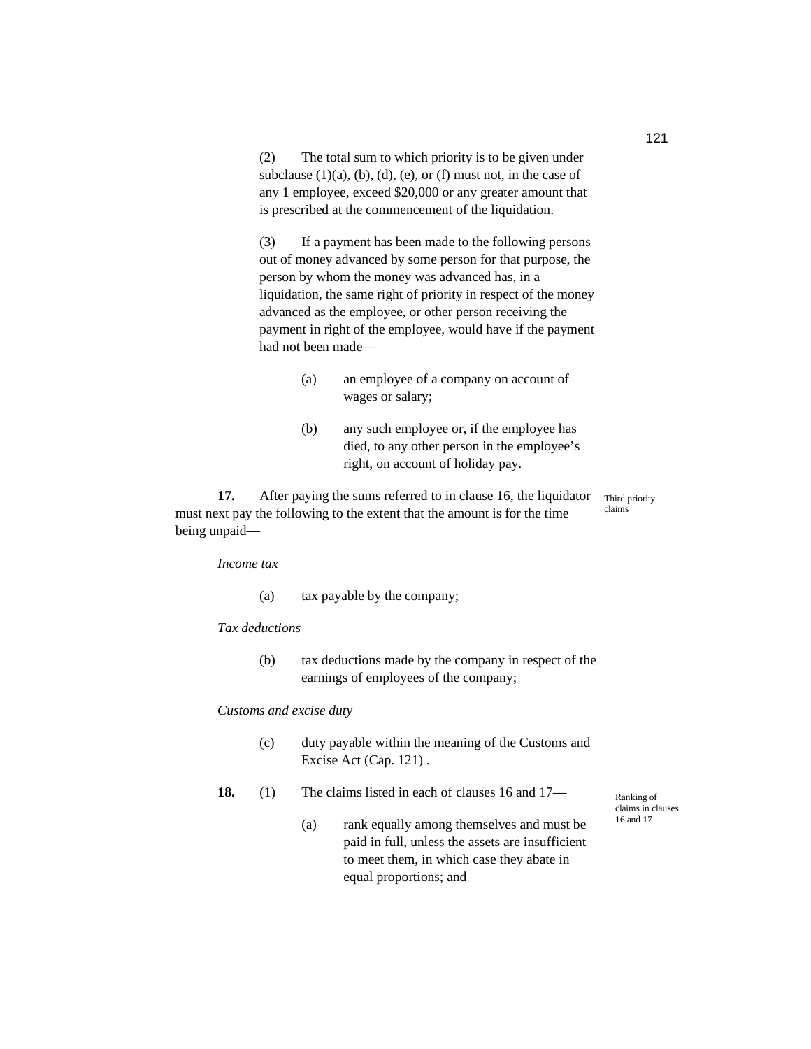(2) The total sum to which priority is to be given under subclause (1)(a), (b), (d), (e), or (f) must not, in the case of any 1 employee, exceed $20,000 or any greater amount that is prescribed at the commencement of the liquidation.

(3) If a payment has been made to the following persons out of money advanced by some person for that purpose, the person by whom the money was advanced has, in a liquidation, the same right of priority in respect of the money advanced as the employee, or other person receiving the payment in right of the employee, would have if the payment had not been made—

(a) an employee of a company on account of wages or salary;

(b) any such employee or, if the employee has died, to any other person in the employee's right, on account of holiday pay.

*Third priority claims*

**17.** After paying the sums referred to in clause 16, the liquidator must next pay the following to the extent that the amount is for the time being unpaid—

*Income tax*

(a) tax payable by the company;

*Tax deductions*

(b) tax deductions made by the company in respect of the earnings of employees of the company;

*Customs and excise duty*

(c) duty payable within the meaning of the Customs and Excise Act (Cap. 121) .

*Ranking of claims in clauses 16 and 17*

**18.** (1) The claims listed in each of clauses 16 and 17—

(a) rank equally among themselves and must be paid in full, unless the assets are insufficient to meet them, in which case they abate in equal proportions; and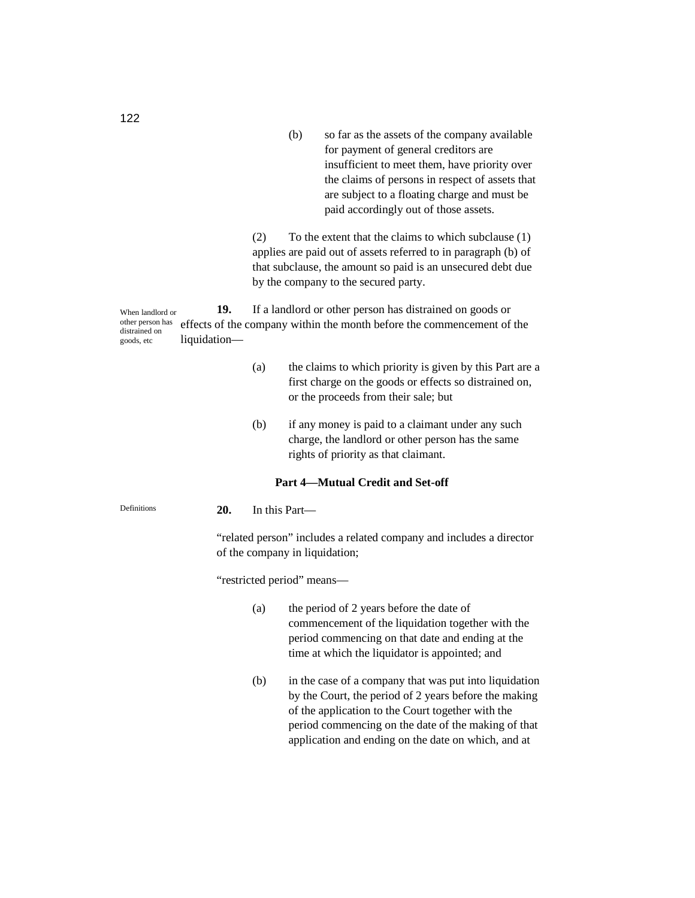(b) so far as the assets of the company available for payment of general creditors are insufficient to meet them, have priority over the claims of persons in respect of assets that are subject to a floating charge and must be paid accordingly out of those assets.

(2) To the extent that the claims to which subclause (1) applies are paid out of assets referred to in paragraph (b) of that subclause, the amount so paid is an unsecured debt due by the company to the secured party.

When landlord or other person has distrained on goods, etc

**19.** If a landlord or other person has distrained on goods or effects of the company within the month before the commencement of the liquidation—

(a) the claims to which priority is given by this Part are a first charge on the goods or effects so distrained on, or the proceeds from their sale; but

(b) if any money is paid to a claimant under any such charge, the landlord or other person has the same rights of priority as that claimant.

**Part 4—Mutual Credit and Set-off**

Definitions

**20.** In this Part—

"related person" includes a related company and includes a director of the company in liquidation;

"restricted period" means—

(a) the period of 2 years before the date of commencement of the liquidation together with the period commencing on that date and ending at the time at which the liquidator is appointed; and

(b) in the case of a company that was put into liquidation by the Court, the period of 2 years before the making of the application to the Court together with the period commencing on the date of the making of that application and ending on the date on which, and at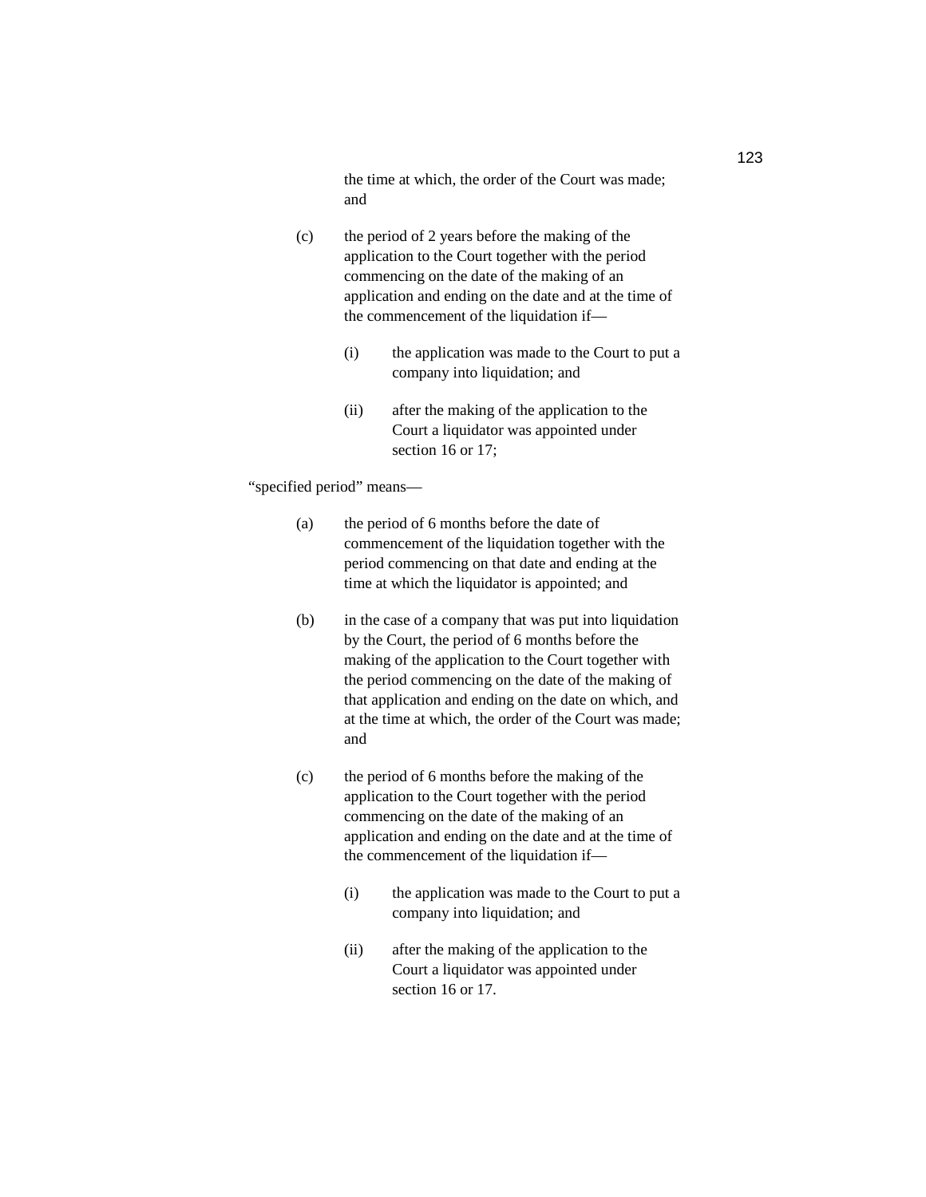the time at which, the order of the Court was made; and

(c) the period of 2 years before the making of the application to the Court together with the period commencing on the date of the making of an application and ending on the date and at the time of the commencement of the liquidation if—

(i) the application was made to the Court to put a company into liquidation; and

(ii) after the making of the application to the Court a liquidator was appointed under section 16 or 17;

“specified period” means—

(a) the period of 6 months before the date of commencement of the liquidation together with the period commencing on that date and ending at the time at which the liquidator is appointed; and

(b) in the case of a company that was put into liquidation by the Court, the period of 6 months before the making of the application to the Court together with the period commencing on the date of the making of that application and ending on the date on which, and at the time at which, the order of the Court was made; and

(c) the period of 6 months before the making of the application to the Court together with the period commencing on the date of the making of an application and ending on the date and at the time of the commencement of the liquidation if—

(i) the application was made to the Court to put a company into liquidation; and

(ii) after the making of the application to the Court a liquidator was appointed under section 16 or 17.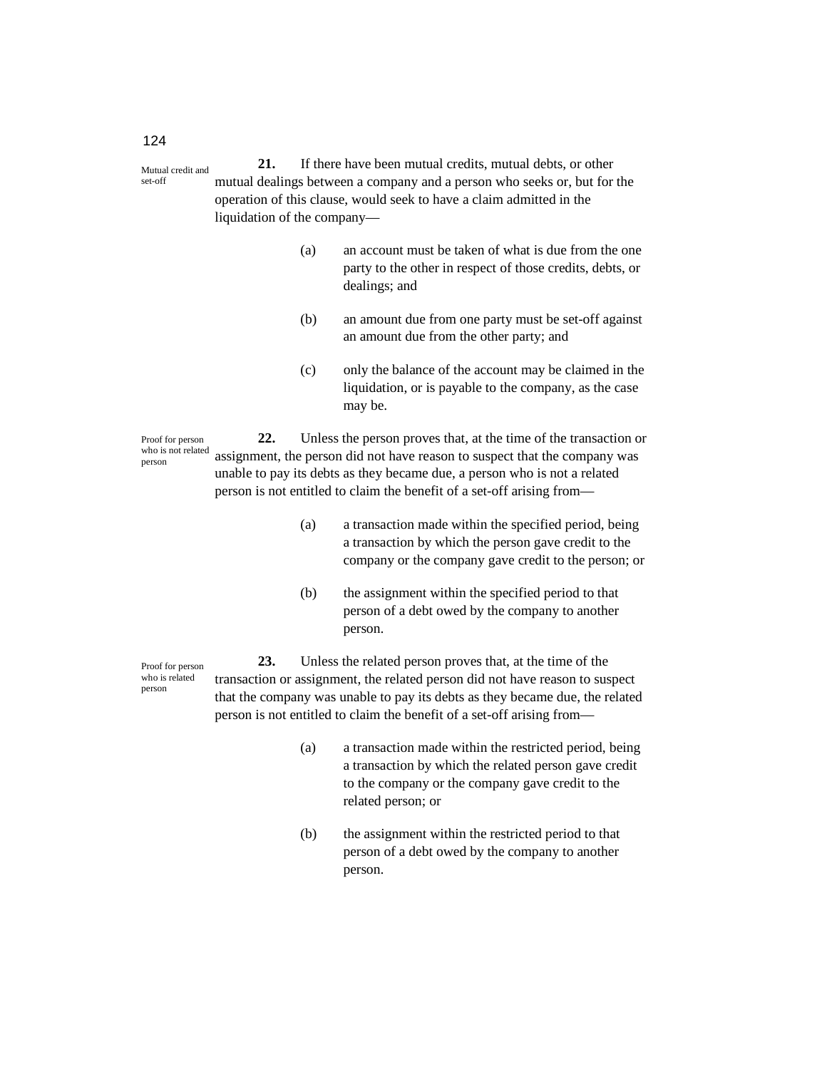Mutual credit and set-off

**21.** If there have been mutual credits, mutual debts, or other mutual dealings between a company and a person who seeks or, but for the operation of this clause, would seek to have a claim admitted in the liquidation of the company—

(a) an account must be taken of what is due from the one party to the other in respect of those credits, debts, or dealings; and

(b) an amount due from one party must be set-off against an amount due from the other party; and

(c) only the balance of the account may be claimed in the liquidation, or is payable to the company, as the case may be.

Proof for person who is not related person

**22.** Unless the person proves that, at the time of the transaction or assignment, the person did not have reason to suspect that the company was unable to pay its debts as they became due, a person who is not a related person is not entitled to claim the benefit of a set-off arising from—

(a) a transaction made within the specified period, being a transaction by which the person gave credit to the company or the company gave credit to the person; or

(b) the assignment within the specified period to that person of a debt owed by the company to another person.

Proof for person who is related person

**23.** Unless the related person proves that, at the time of the transaction or assignment, the related person did not have reason to suspect that the company was unable to pay its debts as they became due, the related person is not entitled to claim the benefit of a set-off arising from—

(a) a transaction made within the restricted period, being a transaction by which the related person gave credit to the company or the company gave credit to the related person; or

(b) the assignment within the restricted period to that person of a debt owed by the company to another person.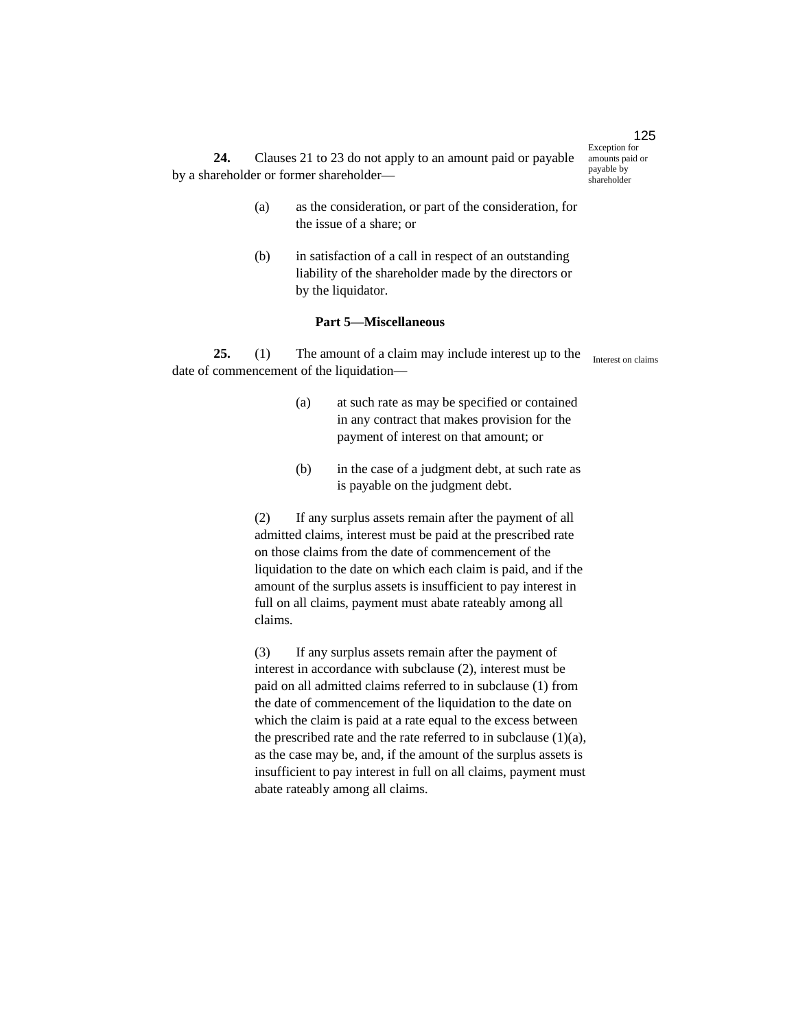**24.** Clauses 21 to 23 do not apply to an amount paid or payable by a shareholder or former shareholder—

Exception for amounts paid or payable by shareholder

(a) as the consideration, or part of the consideration, for the issue of a share; or

(b) in satisfaction of a call in respect of an outstanding liability of the shareholder made by the directors or by the liquidator.

**Part 5—Miscellaneous**

**25.** (1) The amount of a claim may include interest up to the date of commencement of the liquidation—

Interest on claims

(a) at such rate as may be specified or contained in any contract that makes provision for the payment of interest on that amount; or

(b) in the case of a judgment debt, at such rate as is payable on the judgment debt.

(2) If any surplus assets remain after the payment of all admitted claims, interest must be paid at the prescribed rate on those claims from the date of commencement of the liquidation to the date on which each claim is paid, and if the amount of the surplus assets is insufficient to pay interest in full on all claims, payment must abate rateably among all claims.

(3) If any surplus assets remain after the payment of interest in accordance with subclause (2), interest must be paid on all admitted claims referred to in subclause (1) from the date of commencement of the liquidation to the date on which the claim is paid at a rate equal to the excess between the prescribed rate and the rate referred to in subclause (1)(a), as the case may be, and, if the amount of the surplus assets is insufficient to pay interest in full on all claims, payment must abate rateably among all claims.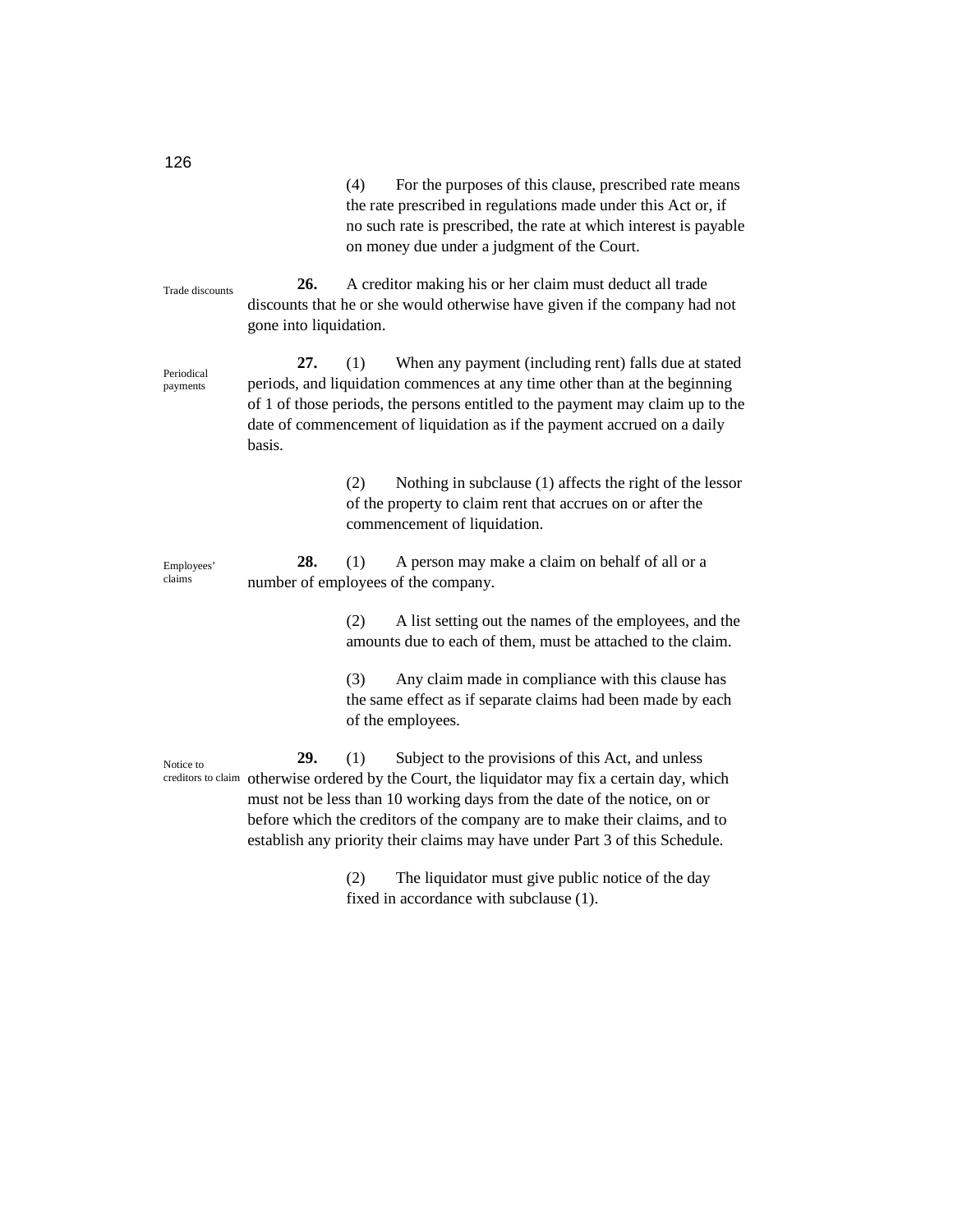(4) For the purposes of this clause, prescribed rate means the rate prescribed in regulations made under this Act or, if no such rate is prescribed, the rate at which interest is payable on money due under a judgment of the Court.

Trade discounts

**26.** A creditor making his or her claim must deduct all trade discounts that he or she would otherwise have given if the company had not gone into liquidation.

Periodical payments

**27.** (1) When any payment (including rent) falls due at stated periods, and liquidation commences at any time other than at the beginning of 1 of those periods, the persons entitled to the payment may claim up to the date of commencement of liquidation as if the payment accrued on a daily basis.

(2) Nothing in subclause (1) affects the right of the lessor of the property to claim rent that accrues on or after the commencement of liquidation.

Employees' claims

**28.** (1) A person may make a claim on behalf of all or a number of employees of the company.

(2) A list setting out the names of the employees, and the amounts due to each of them, must be attached to the claim.

(3) Any claim made in compliance with this clause has the same effect as if separate claims had been made by each of the employees.

Notice to creditors to claim

**29.** (1) Subject to the provisions of this Act, and unless otherwise ordered by the Court, the liquidator may fix a certain day, which must not be less than 10 working days from the date of the notice, on or before which the creditors of the company are to make their claims, and to establish any priority their claims may have under Part 3 of this Schedule.

(2) The liquidator must give public notice of the day fixed in accordance with subclause (1).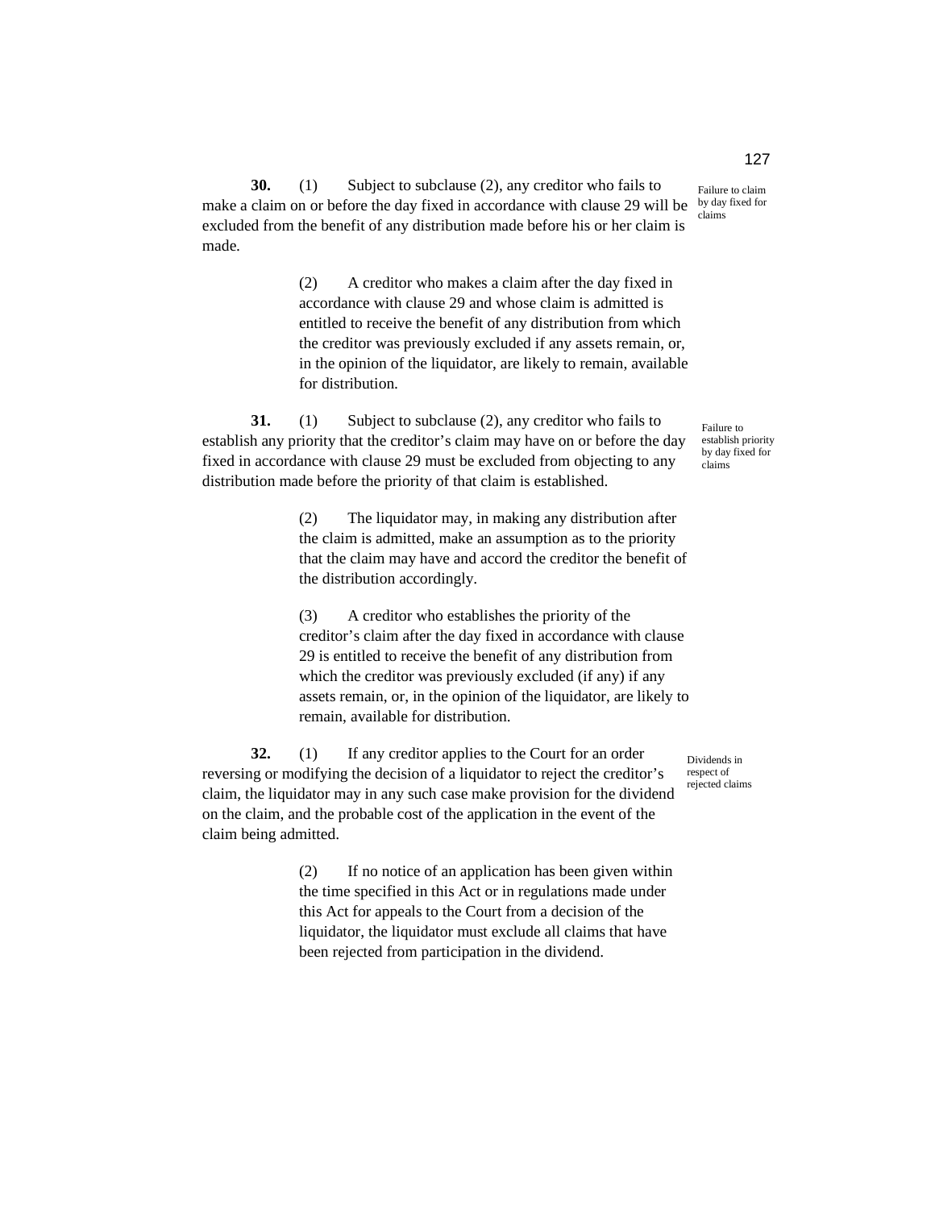**30.** (1) Subject to subclause (2), any creditor who fails to make a claim on or before the day fixed in accordance with clause 29 will be excluded from the benefit of any distribution made before his or her claim is made.

Failure to claim by day fixed for claims

(2) A creditor who makes a claim after the day fixed in accordance with clause 29 and whose claim is admitted is entitled to receive the benefit of any distribution from which the creditor was previously excluded if any assets remain, or, in the opinion of the liquidator, are likely to remain, available for distribution.

**31.** (1) Subject to subclause (2), any creditor who fails to establish any priority that the creditor's claim may have on or before the day fixed in accordance with clause 29 must be excluded from objecting to any distribution made before the priority of that claim is established.

Failure to establish priority by day fixed for claims

(2) The liquidator may, in making any distribution after the claim is admitted, make an assumption as to the priority that the claim may have and accord the creditor the benefit of the distribution accordingly.

(3) A creditor who establishes the priority of the creditor's claim after the day fixed in accordance with clause 29 is entitled to receive the benefit of any distribution from which the creditor was previously excluded (if any) if any assets remain, or, in the opinion of the liquidator, are likely to remain, available for distribution.

**32.** (1) If any creditor applies to the Court for an order reversing or modifying the decision of a liquidator to reject the creditor's claim, the liquidator may in any such case make provision for the dividend on the claim, and the probable cost of the application in the event of the claim being admitted.

Dividends in respect of rejected claims

(2) If no notice of an application has been given within the time specified in this Act or in regulations made under this Act for appeals to the Court from a decision of the liquidator, the liquidator must exclude all claims that have been rejected from participation in the dividend.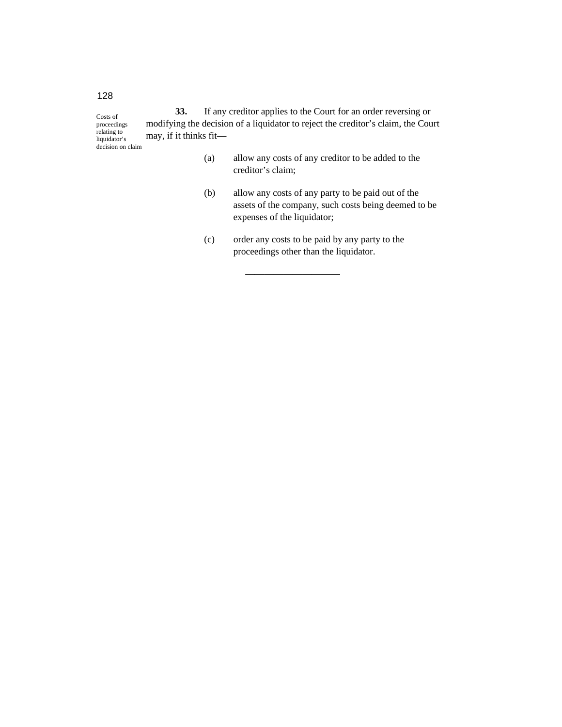Costs of proceedings relating to liquidator's decision on claim

**33.** If any creditor applies to the Court for an order reversing or modifying the decision of a liquidator to reject the creditor's claim, the Court may, if it thinks fit—

(a) allow any costs of any creditor to be added to the creditor's claim;

(b) allow any costs of any party to be paid out of the assets of the company, such costs being deemed to be expenses of the liquidator;

(c) order any costs to be paid by any party to the proceedings other than the liquidator.

---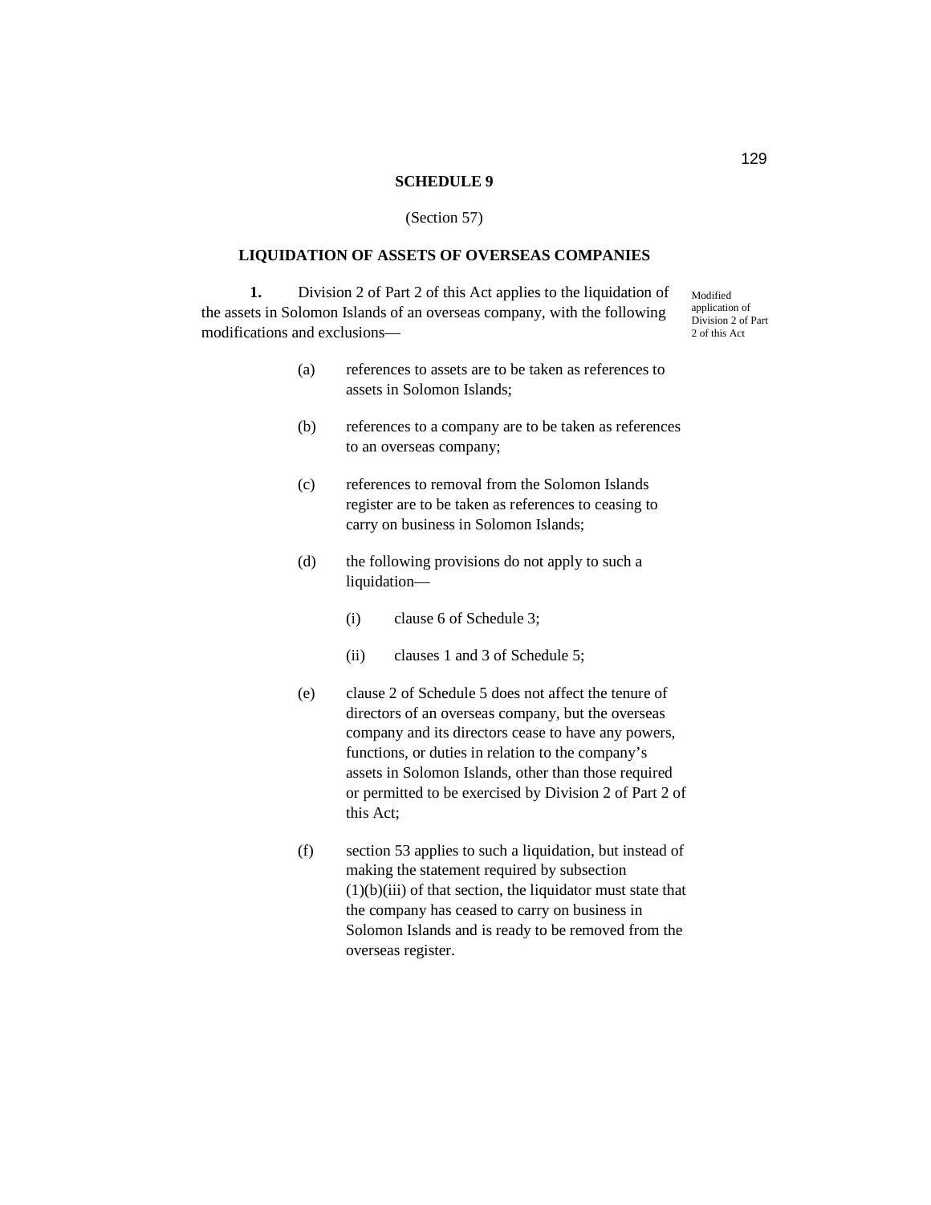## SCHEDULE 9

(Section 57)

## LIQUIDATION OF ASSETS OF OVERSEAS COMPANIES

**1.** Division 2 of Part 2 of this Act applies to the liquidation of the assets in Solomon Islands of an overseas company, with the following modifications and exclusions—

Modified application of Division 2 of Part 2 of this Act

(a) references to assets are to be taken as references to assets in Solomon Islands;

(b) references to a company are to be taken as references to an overseas company;

(c) references to removal from the Solomon Islands register are to be taken as references to ceasing to carry on business in Solomon Islands;

(d) the following provisions do not apply to such a liquidation—

(i) clause 6 of Schedule 3;

(ii) clauses 1 and 3 of Schedule 5;

(e) clause 2 of Schedule 5 does not affect the tenure of directors of an overseas company, but the overseas company and its directors cease to have any powers, functions, or duties in relation to the company's assets in Solomon Islands, other than those required or permitted to be exercised by Division 2 of Part 2 of this Act;

(f) section 53 applies to such a liquidation, but instead of making the statement required by subsection (1)(b)(iii) of that section, the liquidator must state that the company has ceased to carry on business in Solomon Islands and is ready to be removed from the overseas register.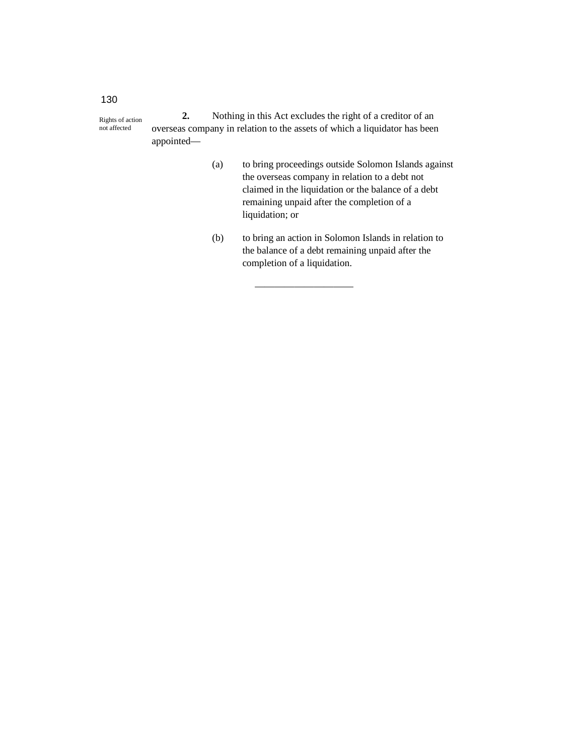Rights of action not affected

**2.** Nothing in this Act excludes the right of a creditor of an overseas company in relation to the assets of which a liquidator has been appointed—

(a) to bring proceedings outside Solomon Islands against the overseas company in relation to a debt not claimed in the liquidation or the balance of a debt remaining unpaid after the completion of a liquidation; or

(b) to bring an action in Solomon Islands in relation to the balance of a debt remaining unpaid after the completion of a liquidation.

___________________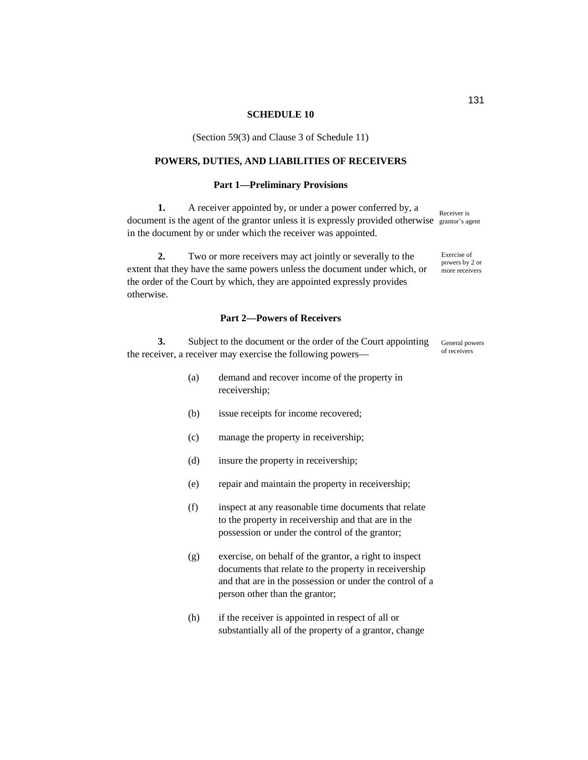# SCHEDULE 10

(Section 59(3) and Clause 3 of Schedule 11)

## POWERS, DUTIES, AND LIABILITIES OF RECEIVERS

### Part 1—Preliminary Provisions

*Receiver is grantor's agent*

**1.** A receiver appointed by, or under a power conferred by, a document is the agent of the grantor unless it is expressly provided otherwise in the document by or under which the receiver was appointed.

*Exercise of powers by 2 or more receivers*

**2.** Two or more receivers may act jointly or severally to the extent that they have the same powers unless the document under which, or the order of the Court by which, they are appointed expressly provides otherwise.

### Part 2—Powers of Receivers

*General powers of receivers*

**3.** Subject to the document or the order of the Court appointing the receiver, a receiver may exercise the following powers—

(a) demand and recover income of the property in receivership;

(b) issue receipts for income recovered;

(c) manage the property in receivership;

(d) insure the property in receivership;

(e) repair and maintain the property in receivership;

(f) inspect at any reasonable time documents that relate to the property in receivership and that are in the possession or under the control of the grantor;

(g) exercise, on behalf of the grantor, a right to inspect documents that relate to the property in receivership and that are in the possession or under the control of a person other than the grantor;

(h) if the receiver is appointed in respect of all or substantially all of the property of a grantor, change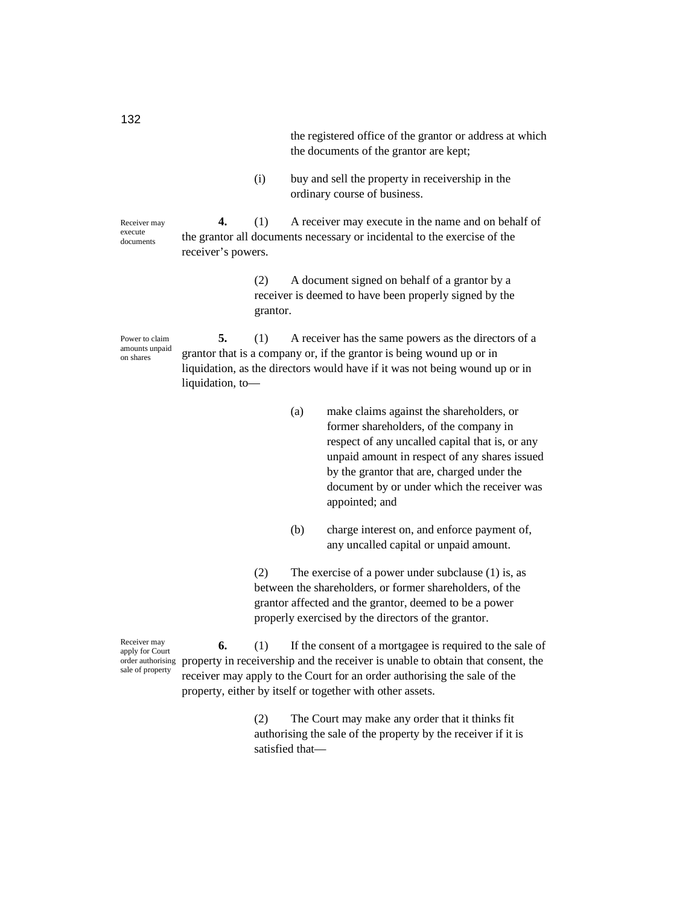the registered office of the grantor or address at which the documents of the grantor are kept;

(i) buy and sell the property in receivership in the ordinary course of business.

Receiver may execute documents

**4.** (1) A receiver may execute in the name and on behalf of the grantor all documents necessary or incidental to the exercise of the receiver's powers.

(2) A document signed on behalf of a grantor by a receiver is deemed to have been properly signed by the grantor.

Power to claim amounts unpaid on shares

**5.** (1) A receiver has the same powers as the directors of a grantor that is a company or, if the grantor is being wound up or in liquidation, as the directors would have if it was not being wound up or in liquidation, to—

(a) make claims against the shareholders, or former shareholders, of the company in respect of any uncalled capital that is, or any unpaid amount in respect of any shares issued by the grantor that are, charged under the document by or under which the receiver was appointed; and

(b) charge interest on, and enforce payment of, any uncalled capital or unpaid amount.

(2) The exercise of a power under subclause (1) is, as between the shareholders, or former shareholders, of the grantor affected and the grantor, deemed to be a power properly exercised by the directors of the grantor.

Receiver may apply for Court order authorising sale of property

**6.** (1) If the consent of a mortgagee is required to the sale of property in receivership and the receiver is unable to obtain that consent, the receiver may apply to the Court for an order authorising the sale of the property, either by itself or together with other assets.

(2) The Court may make any order that it thinks fit authorising the sale of the property by the receiver if it is satisfied that—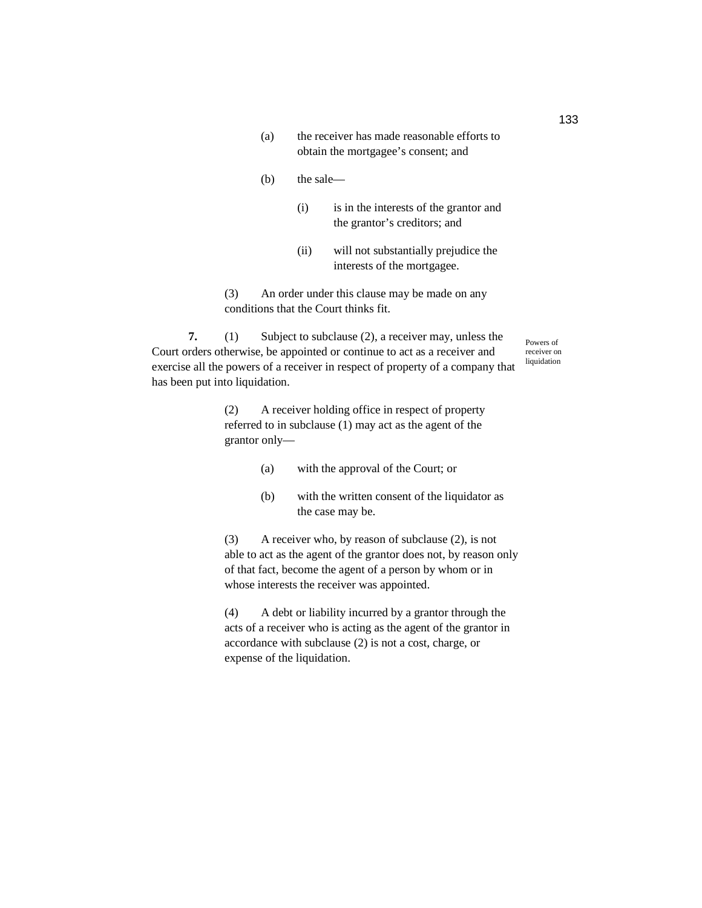(a) the receiver has made reasonable efforts to obtain the mortgagee's consent; and

(b) the sale—

(i) is in the interests of the grantor and the grantor's creditors; and

(ii) will not substantially prejudice the interests of the mortgagee.

(3) An order under this clause may be made on any conditions that the Court thinks fit.

**7.** (1) Subject to subclause (2), a receiver may, unless the Court orders otherwise, be appointed or continue to act as a receiver and exercise all the powers of a receiver in respect of property of a company that has been put into liquidation.

Powers of receiver on liquidation

(2) A receiver holding office in respect of property referred to in subclause (1) may act as the agent of the grantor only—

(a) with the approval of the Court; or

(b) with the written consent of the liquidator as the case may be.

(3) A receiver who, by reason of subclause (2), is not able to act as the agent of the grantor does not, by reason only of that fact, become the agent of a person by whom or in whose interests the receiver was appointed.

(4) A debt or liability incurred by a grantor through the acts of a receiver who is acting as the agent of the grantor in accordance with subclause (2) is not a cost, charge, or expense of the liquidation.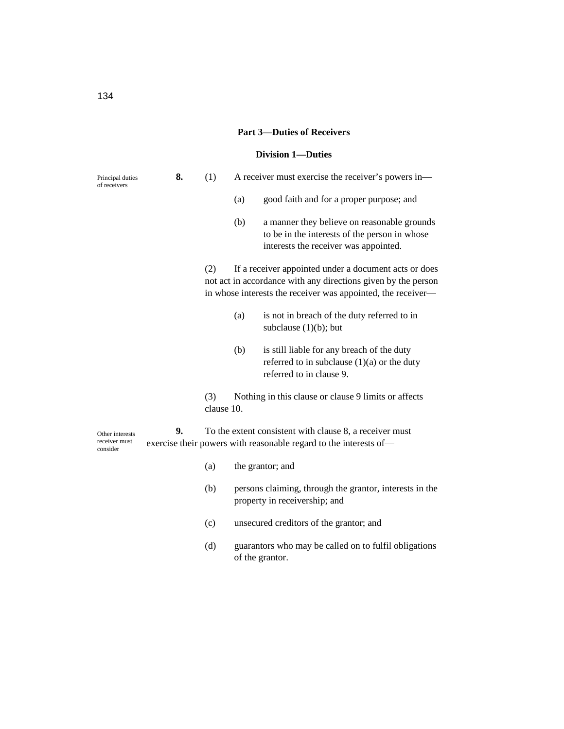## Part 3—Duties of Receivers

### Division 1—Duties

Principal duties of receivers

**8.** (1) A receiver must exercise the receiver's powers in—

(a) good faith and for a proper purpose; and

(b) a manner they believe on reasonable grounds to be in the interests of the person in whose interests the receiver was appointed.

(2) If a receiver appointed under a document acts or does not act in accordance with any directions given by the person in whose interests the receiver was appointed, the receiver—

(a) is not in breach of the duty referred to in subclause (1)(b); but

(b) is still liable for any breach of the duty referred to in subclause (1)(a) or the duty referred to in clause 9.

(3) Nothing in this clause or clause 9 limits or affects clause 10.

Other interests receiver must consider

**9.** To the extent consistent with clause 8, a receiver must exercise their powers with reasonable regard to the interests of—

(a) the grantor; and

(b) persons claiming, through the grantor, interests in the property in receivership; and

(c) unsecured creditors of the grantor; and

(d) guarantors who may be called on to fulfil obligations of the grantor.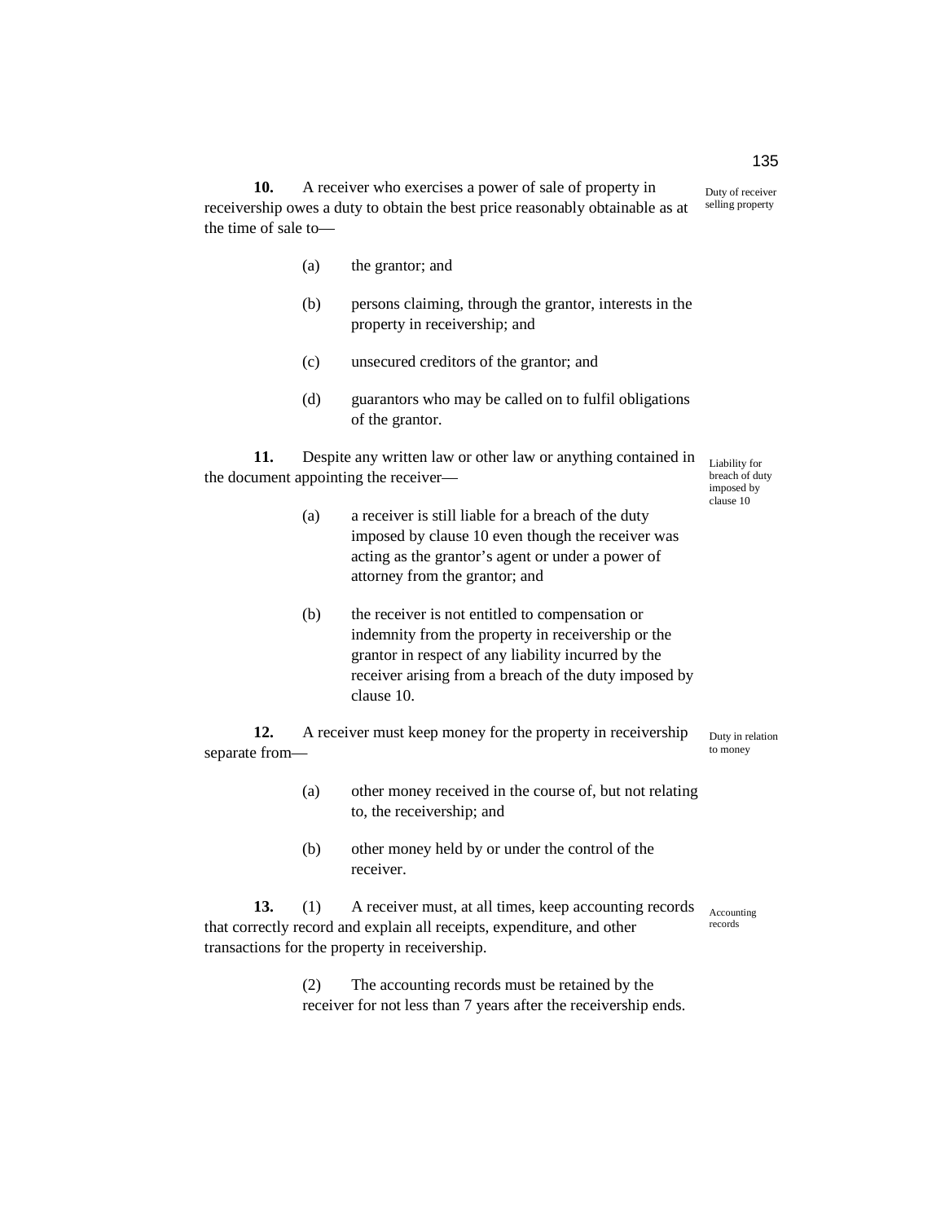**10.** A receiver who exercises a power of sale of property in receivership owes a duty to obtain the best price reasonably obtainable as at the time of sale to—

Duty of receiver selling property

(a) the grantor; and

(b) persons claiming, through the grantor, interests in the property in receivership; and

(c) unsecured creditors of the grantor; and

(d) guarantors who may be called on to fulfil obligations of the grantor.

**11.** Despite any written law or other law or anything contained in the document appointing the receiver—

Liability for breach of duty imposed by clause 10

(a) a receiver is still liable for a breach of the duty imposed by clause 10 even though the receiver was acting as the grantor's agent or under a power of attorney from the grantor; and

(b) the receiver is not entitled to compensation or indemnity from the property in receivership or the grantor in respect of any liability incurred by the receiver arising from a breach of the duty imposed by clause 10.

**12.** A receiver must keep money for the property in receivership separate from—

Duty in relation to money

(a) other money received in the course of, but not relating to, the receivership; and

(b) other money held by or under the control of the receiver.

**13.** (1) A receiver must, at all times, keep accounting records that correctly record and explain all receipts, expenditure, and other transactions for the property in receivership.

Accounting records

(2) The accounting records must be retained by the receiver for not less than 7 years after the receivership ends.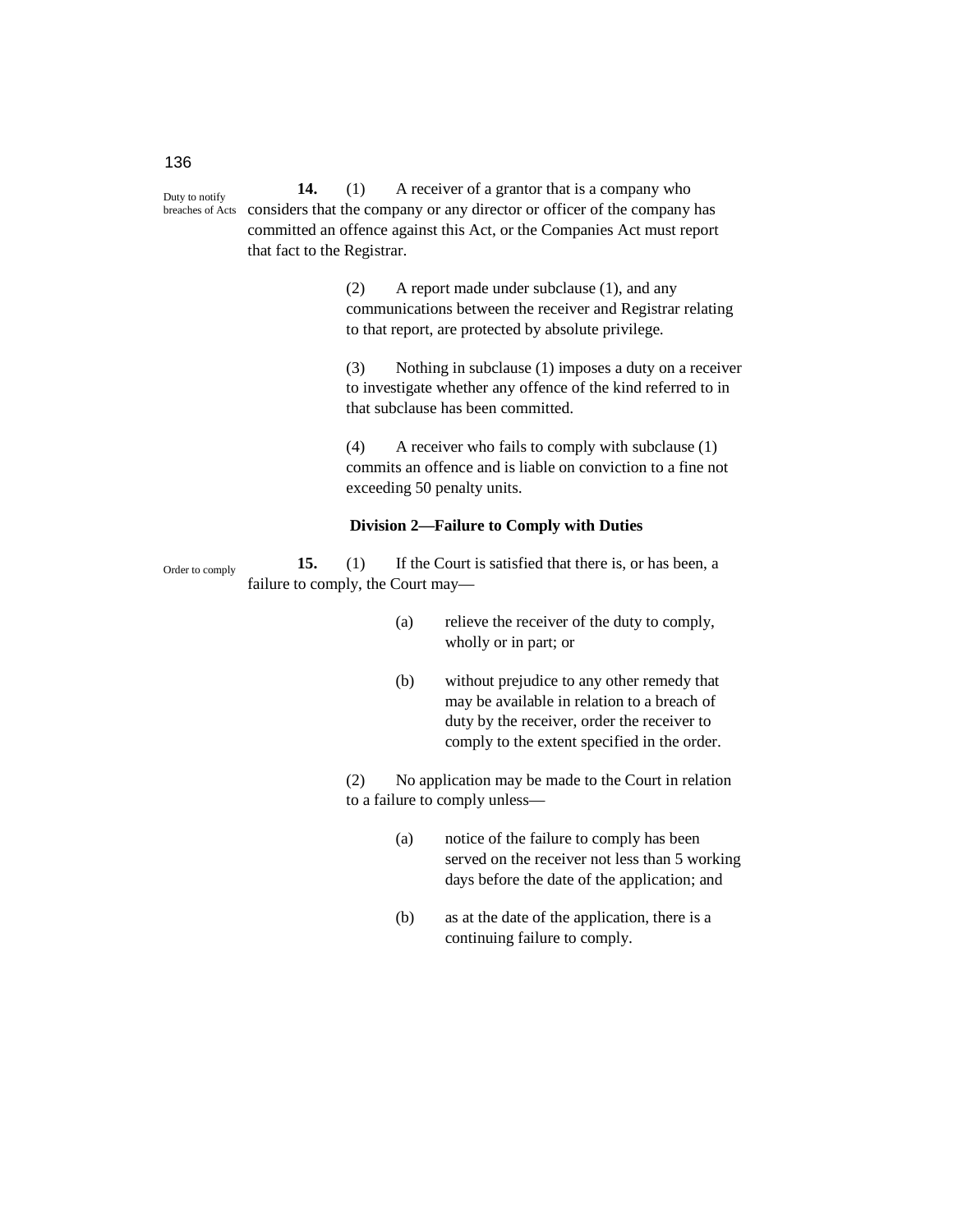Duty to notify breaches of Acts

**14.** (1) A receiver of a grantor that is a company who considers that the company or any director or officer of the company has committed an offence against this Act, or the Companies Act must report that fact to the Registrar.

(2) A report made under subclause (1), and any communications between the receiver and Registrar relating to that report, are protected by absolute privilege.

(3) Nothing in subclause (1) imposes a duty on a receiver to investigate whether any offence of the kind referred to in that subclause has been committed.

(4) A receiver who fails to comply with subclause (1) commits an offence and is liable on conviction to a fine not exceeding 50 penalty units.

### Division 2—Failure to Comply with Duties

Order to comply

**15.** (1) If the Court is satisfied that there is, or has been, a failure to comply, the Court may—

(a) relieve the receiver of the duty to comply, wholly or in part; or

(b) without prejudice to any other remedy that may be available in relation to a breach of duty by the receiver, order the receiver to comply to the extent specified in the order.

(2) No application may be made to the Court in relation to a failure to comply unless—

(a) notice of the failure to comply has been served on the receiver not less than 5 working days before the date of the application; and

(b) as at the date of the application, there is a continuing failure to comply.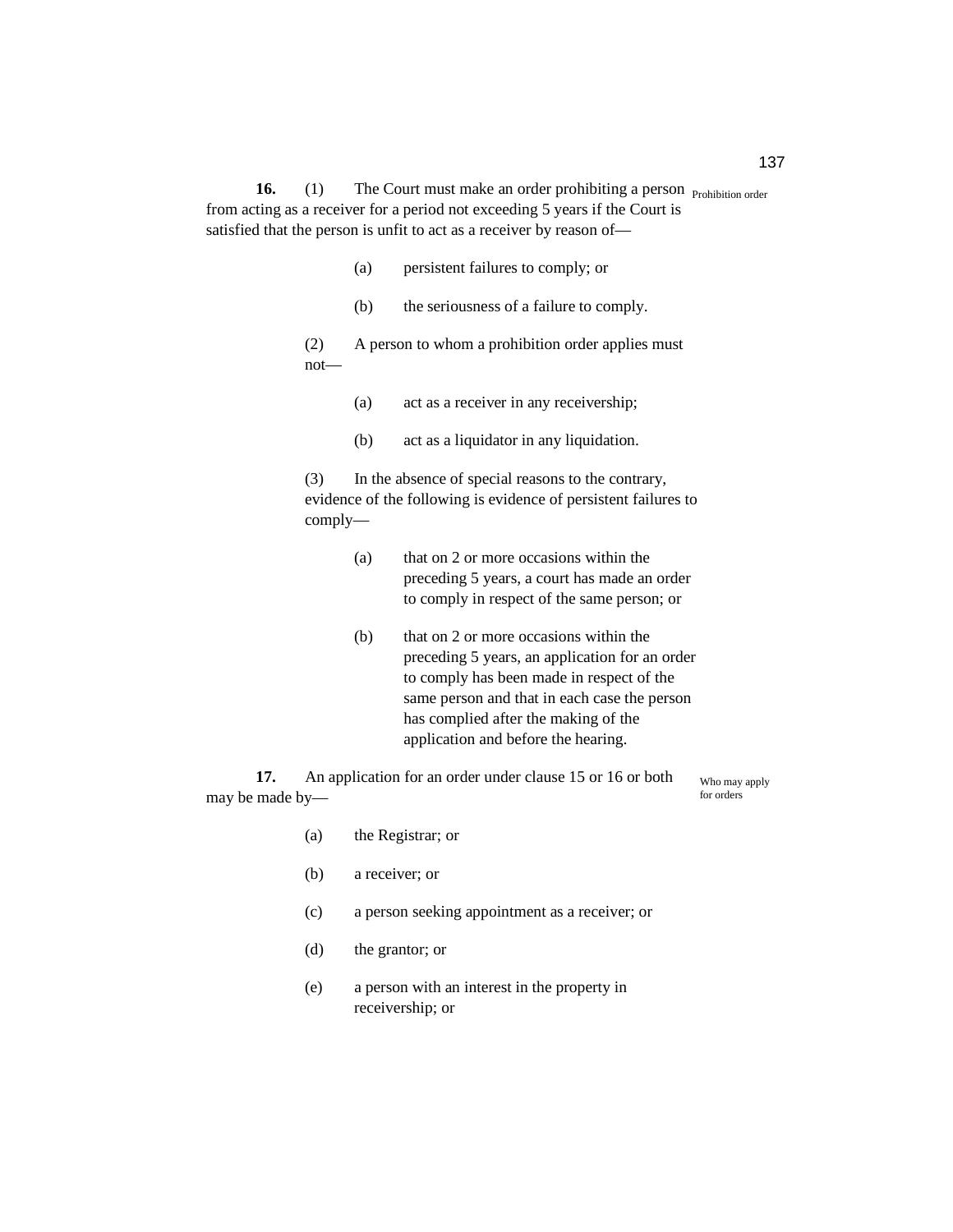**16.** (1) The Court must make an order prohibiting a person from acting as a receiver for a period not exceeding 5 years if the Court is satisfied that the person is unfit to act as a receiver by reason of—

Prohibition order

(a) persistent failures to comply; or

(b) the seriousness of a failure to comply.

(2) A person to whom a prohibition order applies must not—

(a) act as a receiver in any receivership;

(b) act as a liquidator in any liquidation.

(3) In the absence of special reasons to the contrary, evidence of the following is evidence of persistent failures to comply—

(a) that on 2 or more occasions within the preceding 5 years, a court has made an order to comply in respect of the same person; or

(b) that on 2 or more occasions within the preceding 5 years, an application for an order to comply has been made in respect of the same person and that in each case the person has complied after the making of the application and before the hearing.

**17.** An application for an order under clause 15 or 16 or both may be made by—

Who may apply for orders

(a) the Registrar; or

(b) a receiver; or

(c) a person seeking appointment as a receiver; or

(d) the grantor; or

(e) a person with an interest in the property in receivership; or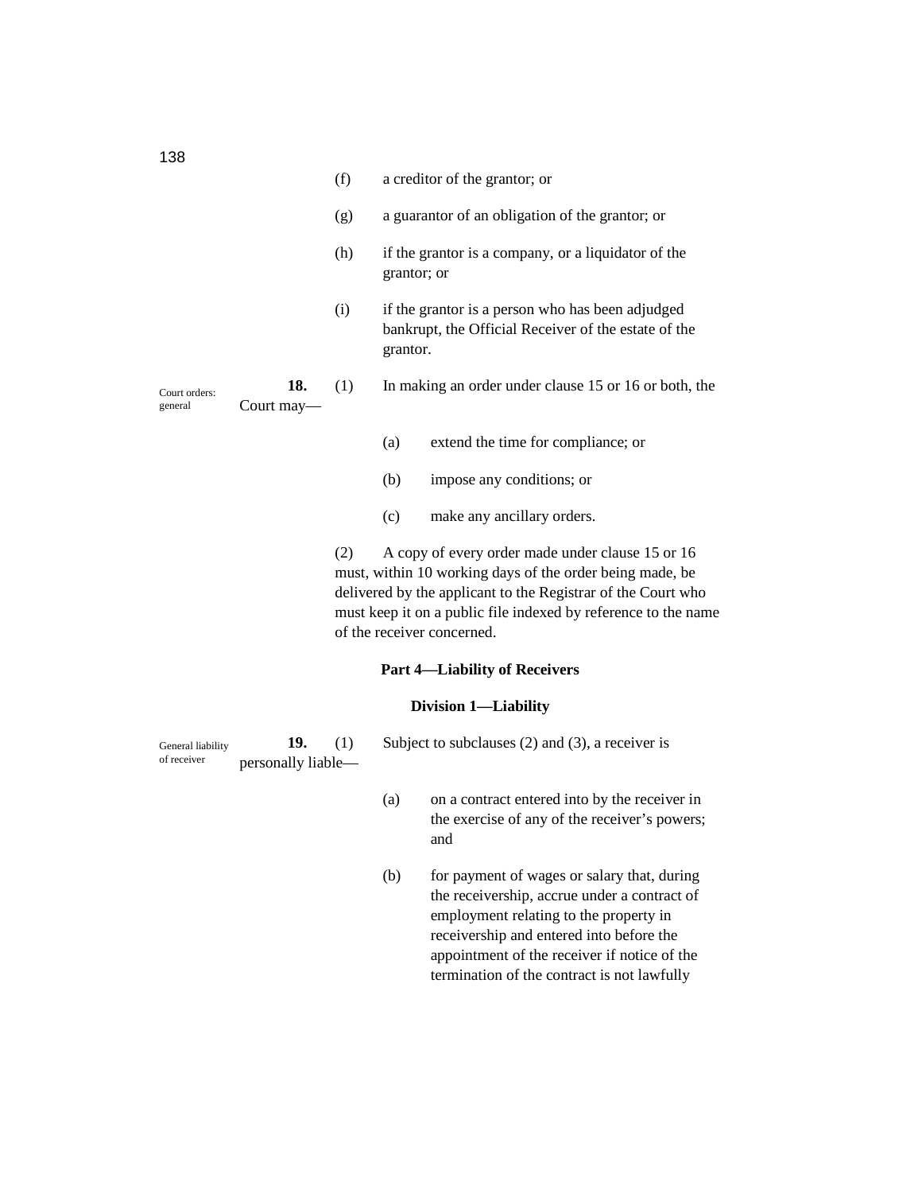(f) a creditor of the grantor; or

(g) a guarantor of an obligation of the grantor; or

(h) if the grantor is a company, or a liquidator of the grantor; or

(i) if the grantor is a person who has been adjudged bankrupt, the Official Receiver of the estate of the grantor.

Court orders: general

**18.** (1) In making an order under clause 15 or 16 or both, the Court may—

(a) extend the time for compliance; or

(b) impose any conditions; or

(c) make any ancillary orders.

(2) A copy of every order made under clause 15 or 16 must, within 10 working days of the order being made, be delivered by the applicant to the Registrar of the Court who must keep it on a public file indexed by reference to the name of the receiver concerned.

## Part 4—Liability of Receivers

### Division 1—Liability

General liability of receiver

**19.** (1) Subject to subclauses (2) and (3), a receiver is personally liable—

(a) on a contract entered into by the receiver in the exercise of any of the receiver's powers; and

(b) for payment of wages or salary that, during the receivership, accrue under a contract of employment relating to the property in receivership and entered into before the appointment of the receiver if notice of the termination of the contract is not lawfully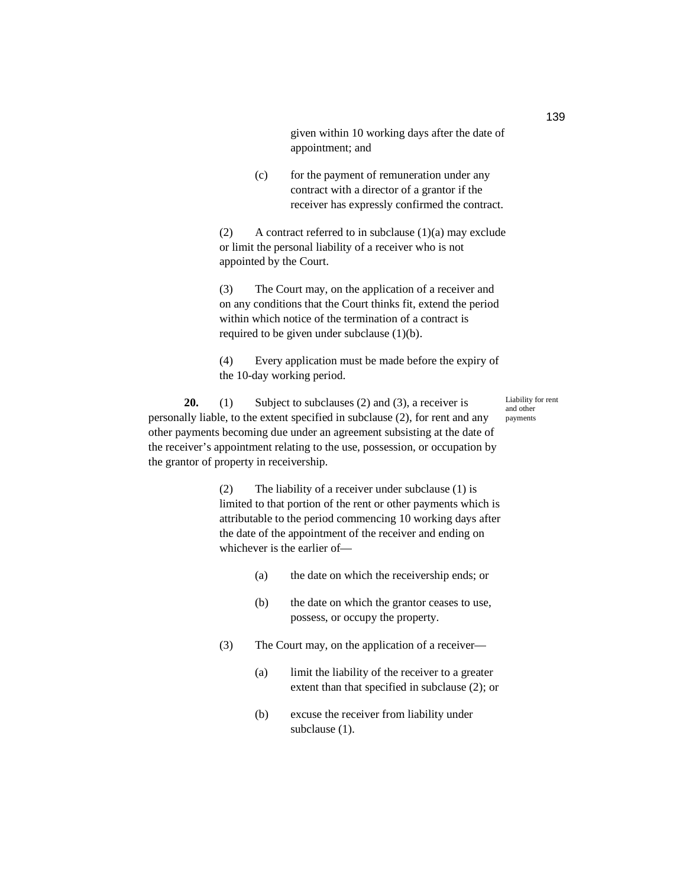given within 10 working days after the date of appointment; and

(c) for the payment of remuneration under any contract with a director of a grantor if the receiver has expressly confirmed the contract.

(2) A contract referred to in subclause (1)(a) may exclude or limit the personal liability of a receiver who is not appointed by the Court.

(3) The Court may, on the application of a receiver and on any conditions that the Court thinks fit, extend the period within which notice of the termination of a contract is required to be given under subclause (1)(b).

(4) Every application must be made before the expiry of the 10-day working period.

Liability for rent and other payments

**20.** (1) Subject to subclauses (2) and (3), a receiver is personally liable, to the extent specified in subclause (2), for rent and any other payments becoming due under an agreement subsisting at the date of the receiver's appointment relating to the use, possession, or occupation by the grantor of property in receivership.

(2) The liability of a receiver under subclause (1) is limited to that portion of the rent or other payments which is attributable to the period commencing 10 working days after the date of the appointment of the receiver and ending on whichever is the earlier of—

(a) the date on which the receivership ends; or

(b) the date on which the grantor ceases to use, possess, or occupy the property.

(3) The Court may, on the application of a receiver—

(a) limit the liability of the receiver to a greater extent than that specified in subclause (2); or

(b) excuse the receiver from liability under subclause (1).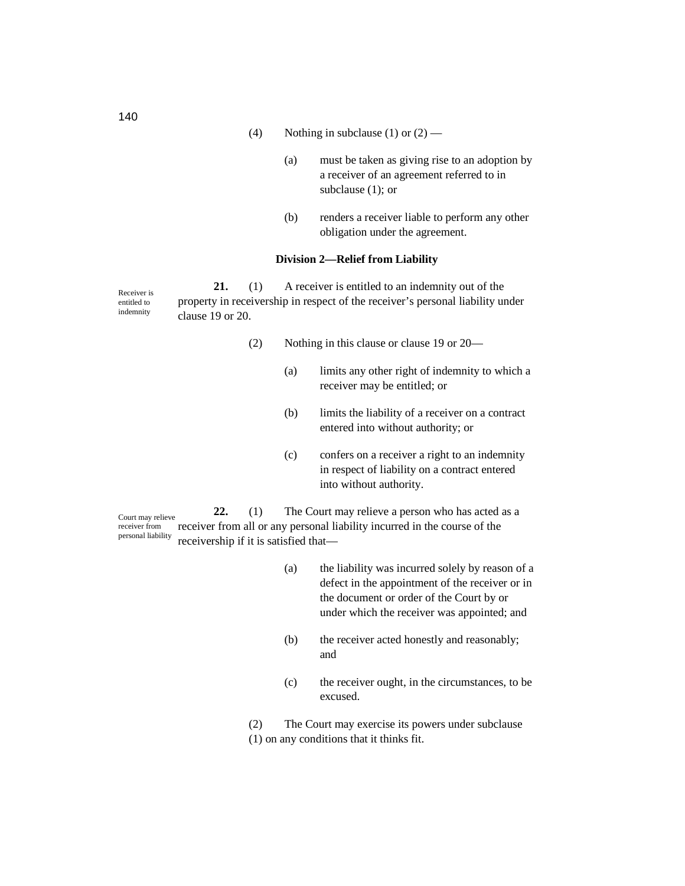(4) Nothing in subclause (1) or (2) —

(a) must be taken as giving rise to an adoption by a receiver of an agreement referred to in subclause (1); or

(b) renders a receiver liable to perform any other obligation under the agreement.

### Division 2—Relief from Liability

*Receiver is entitled to indemnity*

**21.** (1) A receiver is entitled to an indemnity out of the property in receivership in respect of the receiver's personal liability under clause 19 or 20.

(2) Nothing in this clause or clause 19 or 20—

(a) limits any other right of indemnity to which a receiver may be entitled; or

(b) limits the liability of a receiver on a contract entered into without authority; or

(c) confers on a receiver a right to an indemnity in respect of liability on a contract entered into without authority.

*Court may relieve receiver from personal liability*

**22.** (1) The Court may relieve a person who has acted as a receiver from all or any personal liability incurred in the course of the receivership if it is satisfied that—

(a) the liability was incurred solely by reason of a defect in the appointment of the receiver or in the document or order of the Court by or under which the receiver was appointed; and

(b) the receiver acted honestly and reasonably; and

(c) the receiver ought, in the circumstances, to be excused.

(2) The Court may exercise its powers under subclause (1) on any conditions that it thinks fit.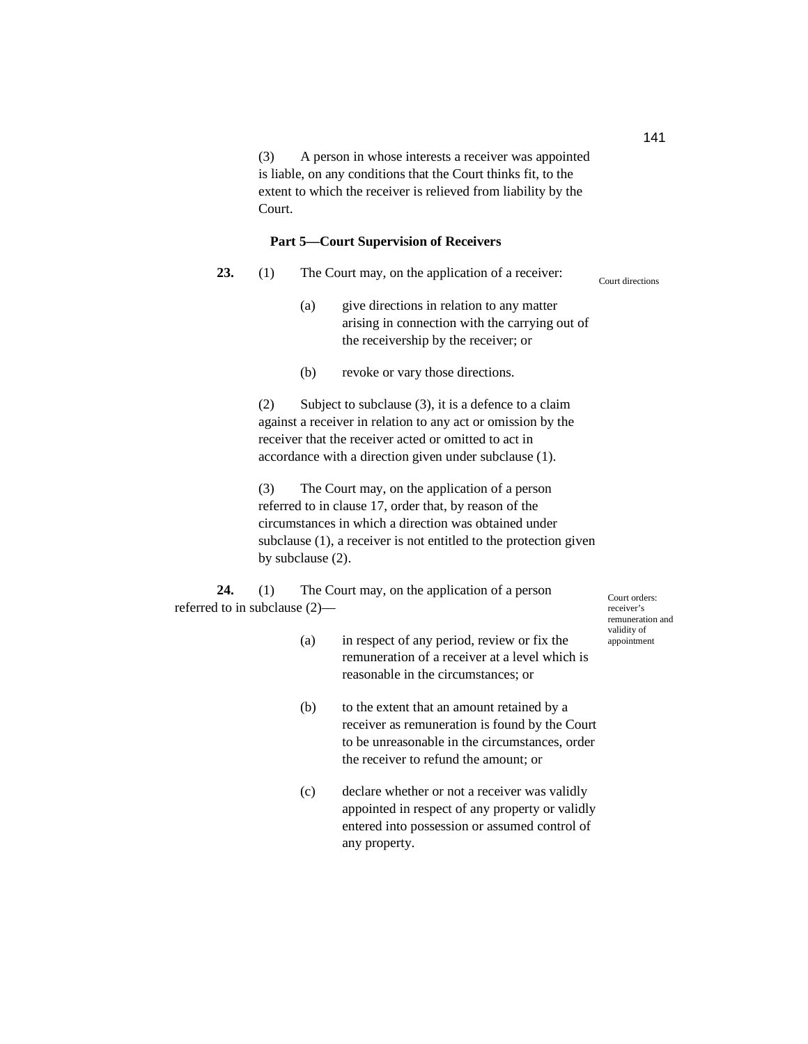(3) A person in whose interests a receiver was appointed is liable, on any conditions that the Court thinks fit, to the extent to which the receiver is relieved from liability by the Court.

### Part 5—Court Supervision of Receivers

*Court directions*

**23.** (1) The Court may, on the application of a receiver:

(a) give directions in relation to any matter arising in connection with the carrying out of the receivership by the receiver; or

(b) revoke or vary those directions.

(2) Subject to subclause (3), it is a defence to a claim against a receiver in relation to any act or omission by the receiver that the receiver acted or omitted to act in accordance with a direction given under subclause (1).

(3) The Court may, on the application of a person referred to in clause 17, order that, by reason of the circumstances in which a direction was obtained under subclause (1), a receiver is not entitled to the protection given by subclause (2).

*Court orders: receiver's remuneration and validity of appointment*

**24.** (1) The Court may, on the application of a person referred to in subclause (2)—

(a) in respect of any period, review or fix the remuneration of a receiver at a level which is reasonable in the circumstances; or

(b) to the extent that an amount retained by a receiver as remuneration is found by the Court to be unreasonable in the circumstances, order the receiver to refund the amount; or

(c) declare whether or not a receiver was validly appointed in respect of any property or validly entered into possession or assumed control of any property.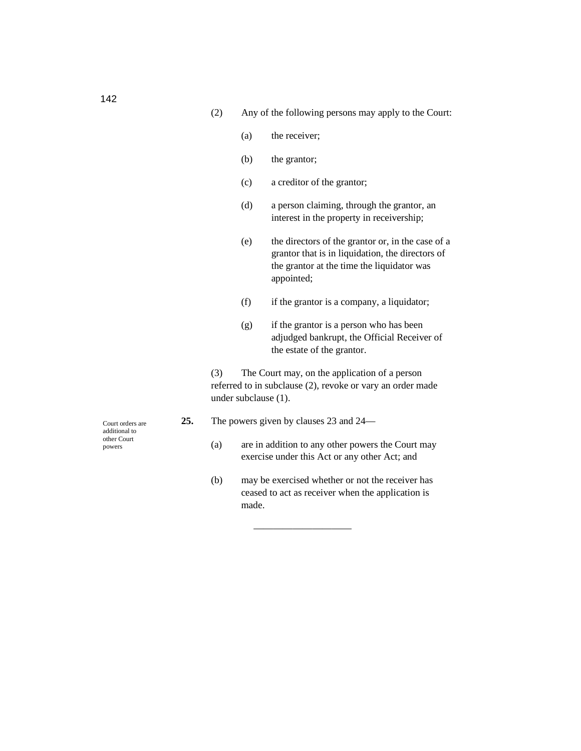(2) Any of the following persons may apply to the Court:

(a) the receiver;

(b) the grantor;

(c) a creditor of the grantor;

(d) a person claiming, through the grantor, an interest in the property in receivership;

(e) the directors of the grantor or, in the case of a grantor that is in liquidation, the directors of the grantor at the time the liquidator was appointed;

(f) if the grantor is a company, a liquidator;

(g) if the grantor is a person who has been adjudged bankrupt, the Official Receiver of the estate of the grantor.

(3) The Court may, on the application of a person referred to in subclause (2), revoke or vary an order made under subclause (1).

Court orders are additional to other Court powers

**25.** The powers given by clauses 23 and 24—

(a) are in addition to any other powers the Court may exercise under this Act or any other Act; and

(b) may be exercised whether or not the receiver has ceased to act as receiver when the application is made.

___________________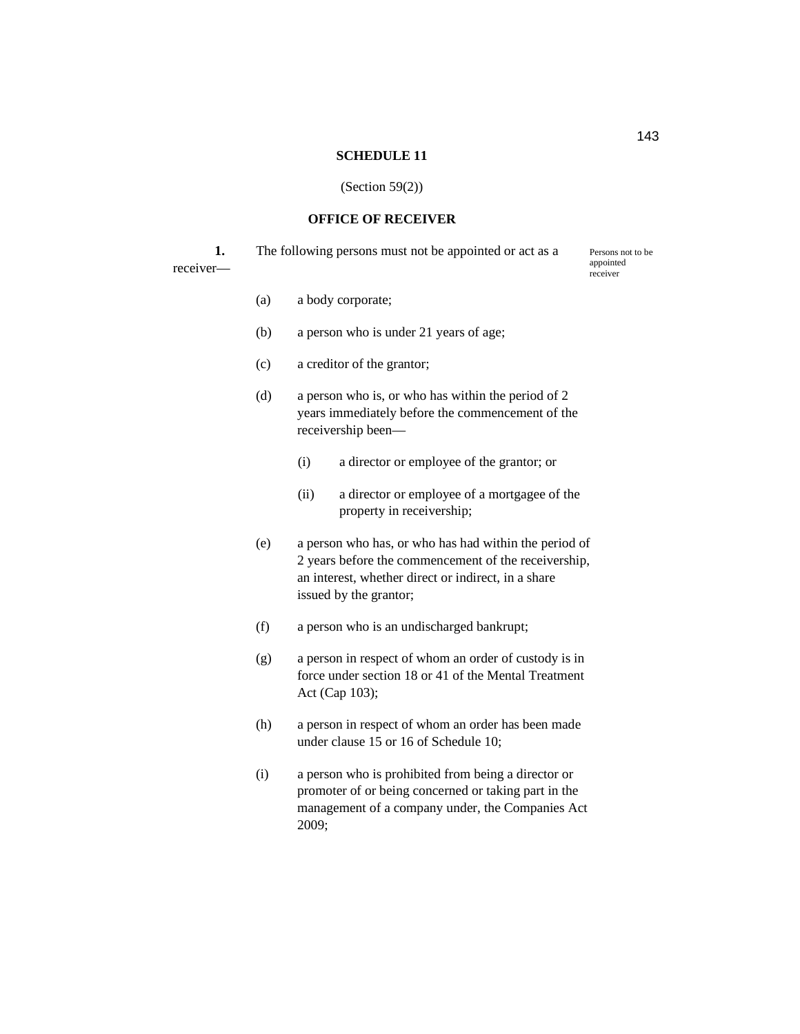## SCHEDULE 11

(Section 59(2))

## OFFICE OF RECEIVER

*Persons not to be appointed receiver*

**1.** The following persons must not be appointed or act as a receiver—

(a) a body corporate;

(b) a person who is under 21 years of age;

(c) a creditor of the grantor;

(d) a person who is, or who has within the period of 2 years immediately before the commencement of the receivership been—

(i) a director or employee of the grantor; or

(ii) a director or employee of a mortgagee of the property in receivership;

(e) a person who has, or who has had within the period of 2 years before the commencement of the receivership, an interest, whether direct or indirect, in a share issued by the grantor;

(f) a person who is an undischarged bankrupt;

(g) a person in respect of whom an order of custody is in force under section 18 or 41 of the Mental Treatment Act (Cap 103);

(h) a person in respect of whom an order has been made under clause 15 or 16 of Schedule 10;

(i) a person who is prohibited from being a director or promoter of or being concerned or taking part in the management of a company under, the Companies Act 2009;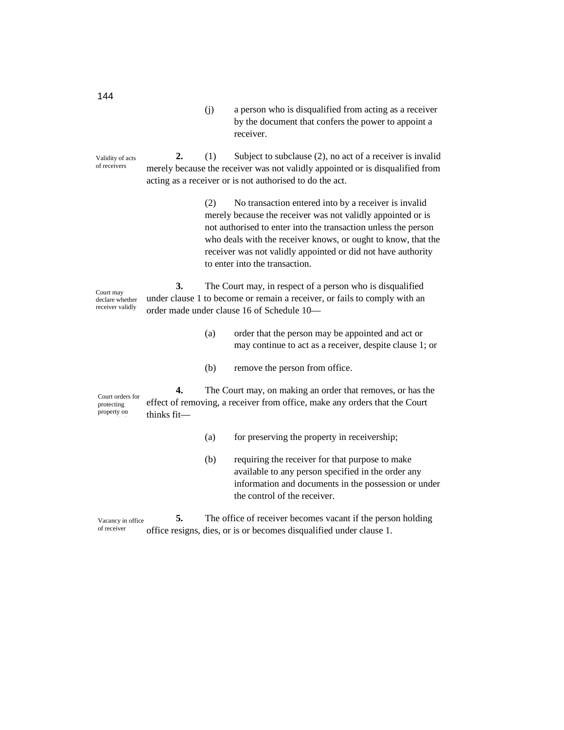(j) a person who is disqualified from acting as a receiver by the document that confers the power to appoint a receiver.

*Validity of acts of receivers*

**2.** (1) Subject to subclause (2), no act of a receiver is invalid merely because the receiver was not validly appointed or is disqualified from acting as a receiver or is not authorised to do the act.

(2) No transaction entered into by a receiver is invalid merely because the receiver was not validly appointed or is not authorised to enter into the transaction unless the person who deals with the receiver knows, or ought to know, that the receiver was not validly appointed or did not have authority to enter into the transaction.

*Court may declare whether receiver validly*

**3.** The Court may, in respect of a person who is disqualified under clause 1 to become or remain a receiver, or fails to comply with an order made under clause 16 of Schedule 10—

(a) order that the person may be appointed and act or may continue to act as a receiver, despite clause 1; or

(b) remove the person from office.

*Court orders for protecting property on*

**4.** The Court may, on making an order that removes, or has the effect of removing, a receiver from office, make any orders that the Court thinks fit—

(a) for preserving the property in receivership;

(b) requiring the receiver for that purpose to make available to any person specified in the order any information and documents in the possession or under the control of the receiver.

*Vacancy in office of receiver*

**5.** The office of receiver becomes vacant if the person holding office resigns, dies, or is or becomes disqualified under clause 1.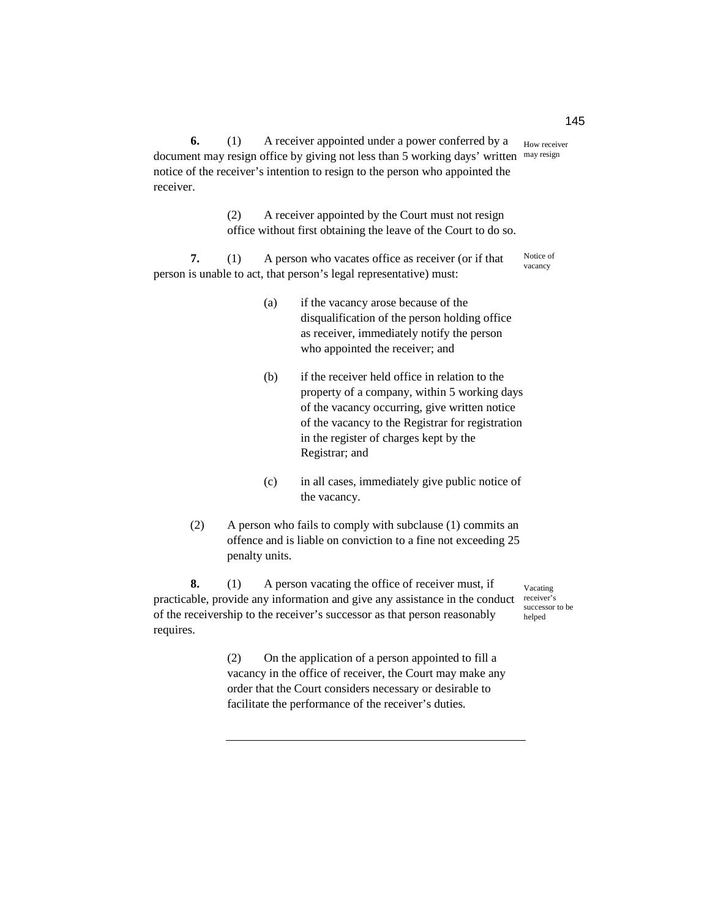**6.** (1) A receiver appointed under a power conferred by a document may resign office by giving not less than 5 working days' written notice of the receiver's intention to resign to the person who appointed the receiver.

*How receiver may resign*

(2) A receiver appointed by the Court must not resign office without first obtaining the leave of the Court to do so.

**7.** (1) A person who vacates office as receiver (or if that person is unable to act, that person's legal representative) must:

*Notice of vacancy*

(a) if the vacancy arose because of the disqualification of the person holding office as receiver, immediately notify the person who appointed the receiver; and

(b) if the receiver held office in relation to the property of a company, within 5 working days of the vacancy occurring, give written notice of the vacancy to the Registrar for registration in the register of charges kept by the Registrar; and

(c) in all cases, immediately give public notice of the vacancy.

(2) A person who fails to comply with subclause (1) commits an offence and is liable on conviction to a fine not exceeding 25 penalty units.

**8.** (1) A person vacating the office of receiver must, if practicable, provide any information and give any assistance in the conduct of the receivership to the receiver's successor as that person reasonably requires.

*Vacating receiver's successor to be helped*

(2) On the application of a person appointed to fill a vacancy in the office of receiver, the Court may make any order that the Court considers necessary or desirable to facilitate the performance of the receiver's duties.

---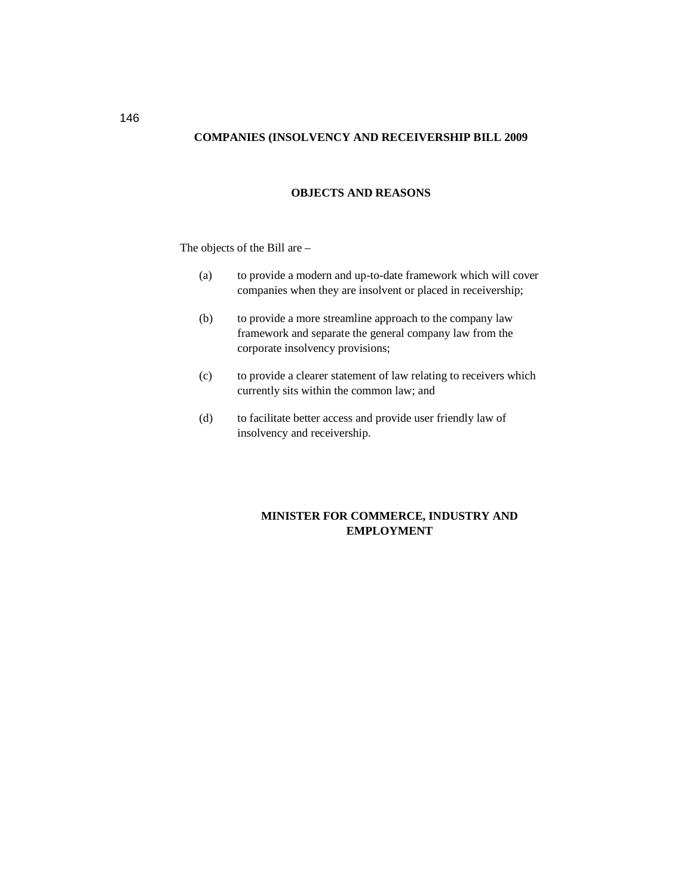**COMPANIES (INSOLVENCY AND RECEIVERSHIP BILL 2009**

**OBJECTS AND REASONS**

The objects of the Bill are –

(a) to provide a modern and up-to-date framework which will cover companies when they are insolvent or placed in receivership;

(b) to provide a more streamline approach to the company law framework and separate the general company law from the corporate insolvency provisions;

(c) to provide a clearer statement of law relating to receivers which currently sits within the common law; and

(d) to facilitate better access and provide user friendly law of insolvency and receivership.

**MINISTER FOR COMMERCE, INDUSTRY AND EMPLOYMENT**